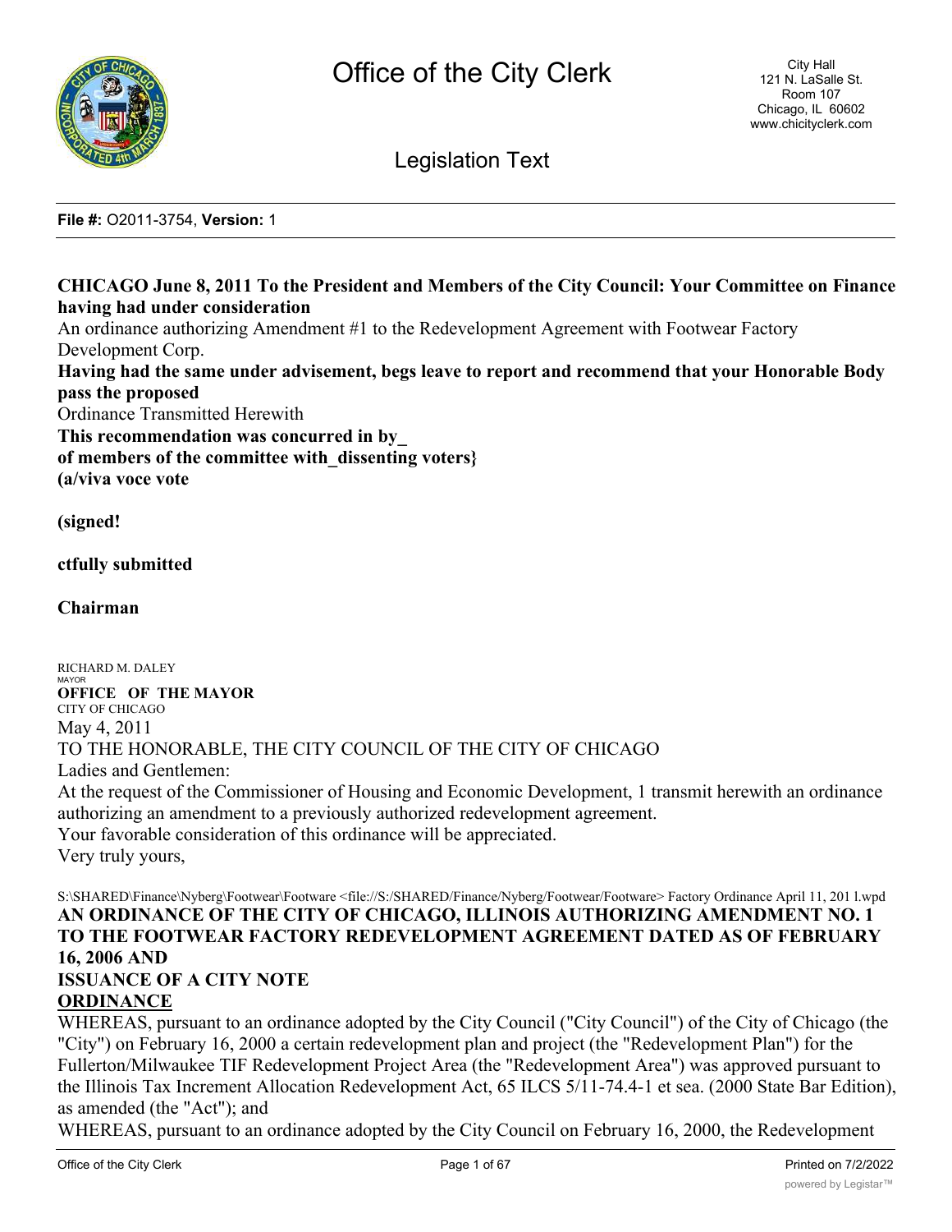# Office of the City Clerk

City Hall
121 N. LaSalle St.
Room 107
Chicago, IL 60602
www.chicityclerk.com

## Legislation Text

**File #:** O2011-3754, **Version:** 1

**CHICAGO June 8, 2011 To the President and Members of the City Council: Your Committee on Finance having had under consideration**

An ordinance authorizing Amendment #1 to the Redevelopment Agreement with Footwear Factory Development Corp.

**Having had the same under advisement, begs leave to report and recommend that your Honorable Body pass the proposed**

Ordinance Transmitted Herewith

**This recommendation was concurred in by_**
**of members of the committee with_dissenting voters}**
**(a/viva voce vote**

**(signed!**

**ctfully submitted**

**Chairman**

RICHARD M. DALEY
MAYOR
**OFFICE OF THE MAYOR**
CITY OF CHICAGO

May 4, 2011

TO THE HONORABLE, THE CITY COUNCIL OF THE CITY OF CHICAGO

Ladies and Gentlemen:

At the request of the Commissioner of Housing and Economic Development, 1 transmit herewith an ordinance authorizing an amendment to a previously authorized redevelopment agreement.

Your favorable consideration of this ordinance will be appreciated.

Very truly yours,

S:\SHARED\Finance\Nyberg\Footwear\Footware <file://S:/SHARED/Finance/Nyberg/Footwear/Footware> Factory Ordinance April 11, 201 l.wpd

**AN ORDINANCE OF THE CITY OF CHICAGO, ILLINOIS AUTHORIZING AMENDMENT NO. 1 TO THE FOOTWEAR FACTORY REDEVELOPMENT AGREEMENT DATED AS OF FEBRUARY 16, 2006 AND**
**ISSUANCE OF A CITY NOTE**

**ORDINANCE**

WHEREAS, pursuant to an ordinance adopted by the City Council ("City Council") of the City of Chicago (the "City") on February 16, 2000 a certain redevelopment plan and project (the "Redevelopment Plan") for the Fullerton/Milwaukee TIF Redevelopment Project Area (the "Redevelopment Area") was approved pursuant to the Illinois Tax Increment Allocation Redevelopment Act, 65 ILCS 5/11-74.4-1 et sea. (2000 State Bar Edition), as amended (the "Act"); and

WHEREAS, pursuant to an ordinance adopted by the City Council on February 16, 2000, the Redevelopment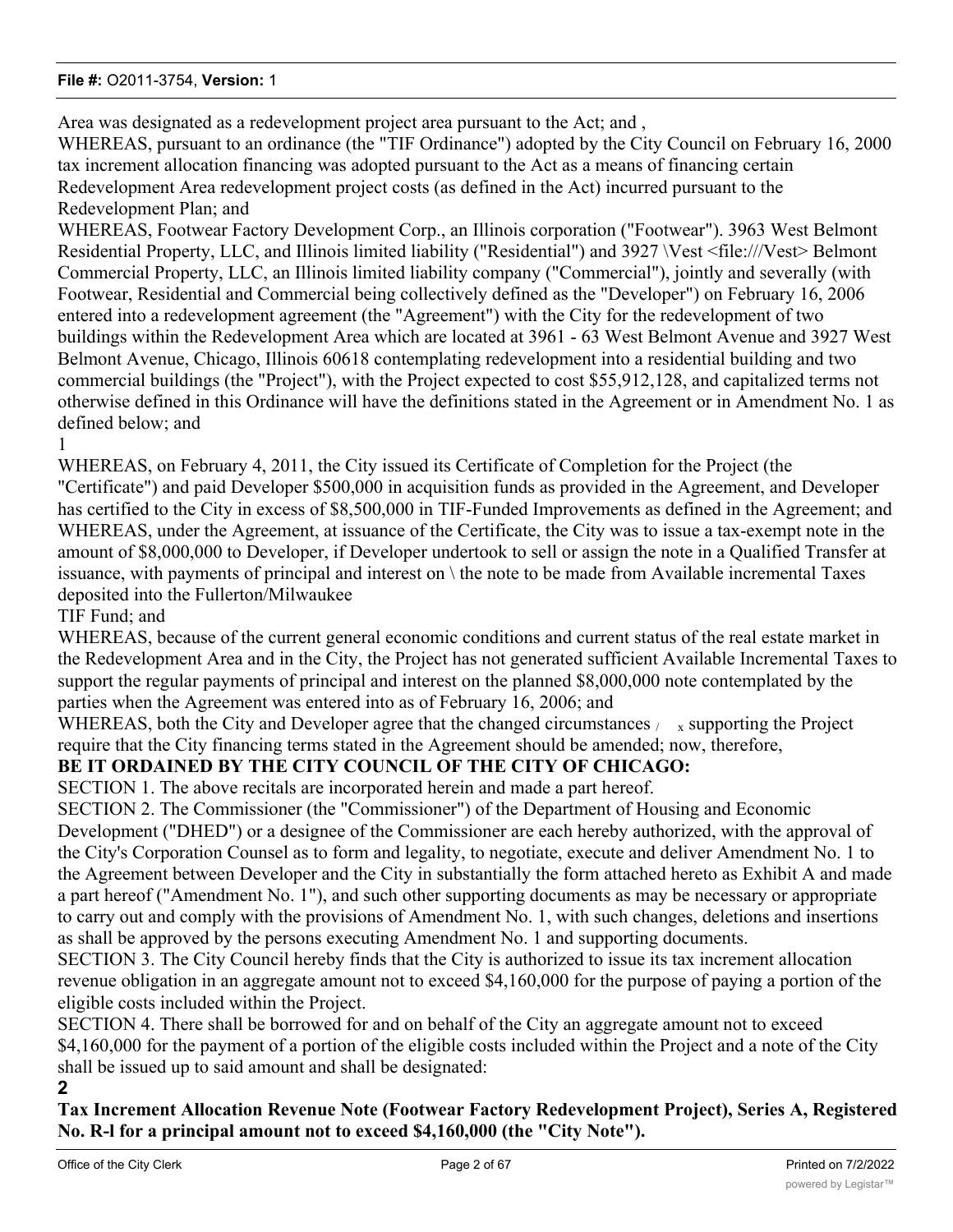Area was designated as a redevelopment project area pursuant to the Act; and ,

WHEREAS, pursuant to an ordinance (the "TIF Ordinance") adopted by the City Council on February 16, 2000 tax increment allocation financing was adopted pursuant to the Act as a means of financing certain Redevelopment Area redevelopment project costs (as defined in the Act) incurred pursuant to the Redevelopment Plan; and

WHEREAS, Footwear Factory Development Corp., an Illinois corporation ("Footwear"). 3963 West Belmont Residential Property, LLC, and Illinois limited liability ("Residential") and 3927 \Vest <file:///Vest> Belmont Commercial Property, LLC, an Illinois limited liability company ("Commercial"), jointly and severally (with Footwear, Residential and Commercial being collectively defined as the "Developer") on February 16, 2006 entered into a redevelopment agreement (the "Agreement") with the City for the redevelopment of two buildings within the Redevelopment Area which are located at 3961 - 63 West Belmont Avenue and 3927 West Belmont Avenue, Chicago, Illinois 60618 contemplating redevelopment into a residential building and two commercial buildings (the "Project"), with the Project expected to cost $55,912,128, and capitalized terms not otherwise defined in this Ordinance will have the definitions stated in the Agreement or in Amendment No. 1 as defined below; and

1

WHEREAS, on February 4, 2011, the City issued its Certificate of Completion for the Project (the "Certificate") and paid Developer $500,000 in acquisition funds as provided in the Agreement, and Developer has certified to the City in excess of $8,500,000 in TIF-Funded Improvements as defined in the Agreement; and

WHEREAS, under the Agreement, at issuance of the Certificate, the City was to issue a tax-exempt note in the amount of $8,000,000 to Developer, if Developer undertook to sell or assign the note in a Qualified Transfer at issuance, with payments of principal and interest on \ the note to be made from Available incremental Taxes deposited into the Fullerton/Milwaukee TIF Fund; and

WHEREAS, because of the current general economic conditions and current status of the real estate market in the Redevelopment Area and in the City, the Project has not generated sufficient Available Incremental Taxes to support the regular payments of principal and interest on the planned $8,000,000 note contemplated by the parties when the Agreement was entered into as of February 16, 2006; and

WHEREAS, both the City and Developer agree that the changed circumstances / x supporting the Project require that the City financing terms stated in the Agreement should be amended; now, therefore,

**BE IT ORDAINED BY THE CITY COUNCIL OF THE CITY OF CHICAGO:**

SECTION 1. The above recitals are incorporated herein and made a part hereof.

SECTION 2. The Commissioner (the "Commissioner") of the Department of Housing and Economic Development ("DHED") or a designee of the Commissioner are each hereby authorized, with the approval of the City's Corporation Counsel as to form and legality, to negotiate, execute and deliver Amendment No. 1 to the Agreement between Developer and the City in substantially the form attached hereto as Exhibit A and made a part hereof ("Amendment No. 1"), and such other supporting documents as may be necessary or appropriate to carry out and comply with the provisions of Amendment No. 1, with such changes, deletions and insertions as shall be approved by the persons executing Amendment No. 1 and supporting documents.

SECTION 3. The City Council hereby finds that the City is authorized to issue its tax increment allocation revenue obligation in an aggregate amount not to exceed $4,160,000 for the purpose of paying a portion of the eligible costs included within the Project.

SECTION 4. There shall be borrowed for and on behalf of the City an aggregate amount not to exceed $4,160,000 for the payment of a portion of the eligible costs included within the Project and a note of the City shall be issued up to said amount and shall be designated:

**2**

**Tax Increment Allocation Revenue Note (Footwear Factory Redevelopment Project), Series A, Registered No. R-l for a principal amount not to exceed $4,160,000 (the "City Note").**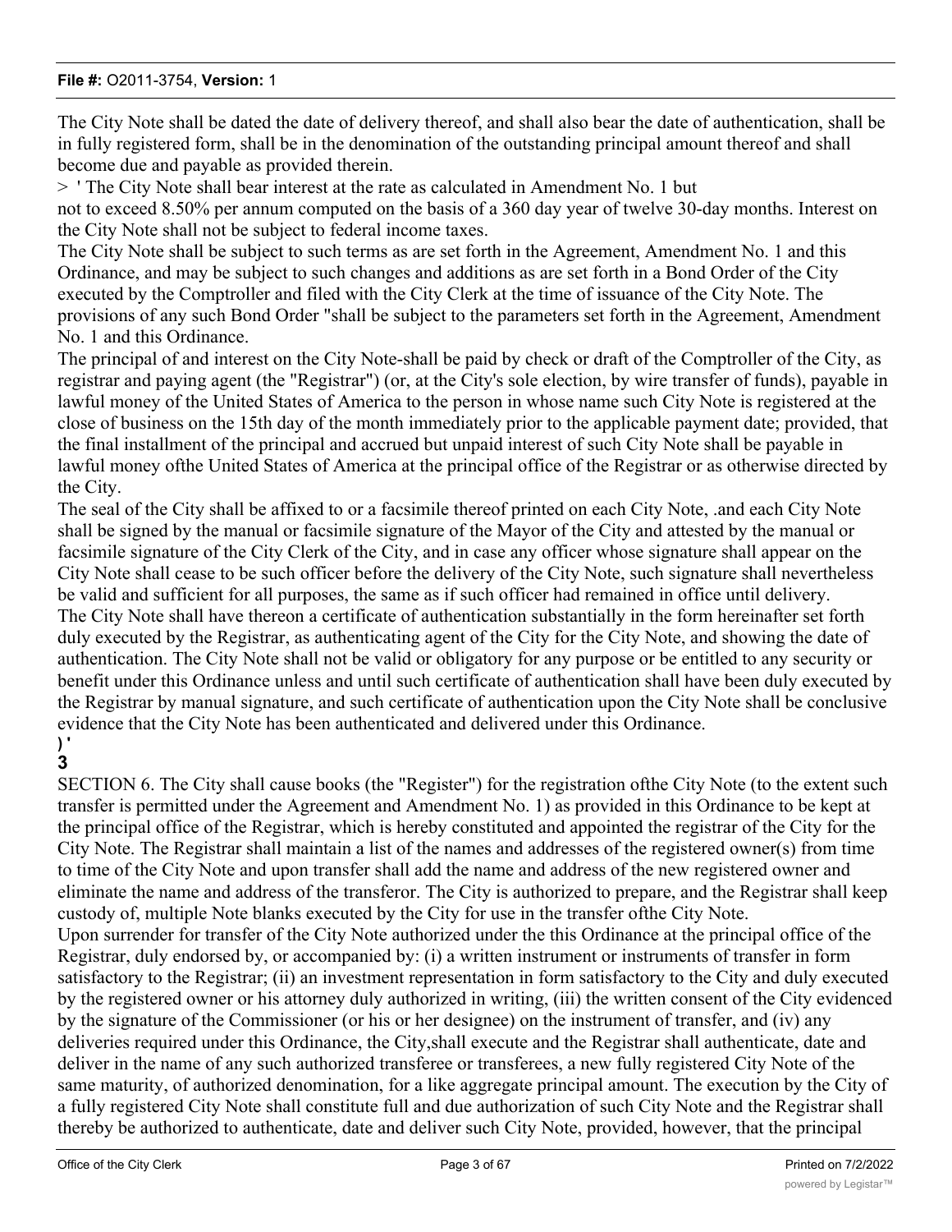The City Note shall be dated the date of delivery thereof, and shall also bear the date of authentication, shall be in fully registered form, shall be in the denomination of the outstanding principal amount thereof and shall become due and payable as provided therein.

> ' The City Note shall bear interest at the rate as calculated in Amendment No. 1 but not to exceed 8.50% per annum computed on the basis of a 360 day year of twelve 30-day months. Interest on the City Note shall not be subject to federal income taxes.

The City Note shall be subject to such terms as are set forth in the Agreement, Amendment No. 1 and this Ordinance, and may be subject to such changes and additions as are set forth in a Bond Order of the City executed by the Comptroller and filed with the City Clerk at the time of issuance of the City Note. The provisions of any such Bond Order "shall be subject to the parameters set forth in the Agreement, Amendment No. 1 and this Ordinance.

The principal of and interest on the City Note-shall be paid by check or draft of the Comptroller of the City, as registrar and paying agent (the "Registrar") (or, at the City's sole election, by wire transfer of funds), payable in lawful money of the United States of America to the person in whose name such City Note is registered at the close of business on the 15th day of the month immediately prior to the applicable payment date; provided, that the final installment of the principal and accrued but unpaid interest of such City Note shall be payable in lawful money ofthe United States of America at the principal office of the Registrar or as otherwise directed by the City.

The seal of the City shall be affixed to or a facsimile thereof printed on each City Note, .and each City Note shall be signed by the manual or facsimile signature of the Mayor of the City and attested by the manual or facsimile signature of the City Clerk of the City, and in case any officer whose signature shall appear on the City Note shall cease to be such officer before the delivery of the City Note, such signature shall nevertheless be valid and sufficient for all purposes, the same as if such officer had remained in office until delivery.

The City Note shall have thereon a certificate of authentication substantially in the form hereinafter set forth duly executed by the Registrar, as authenticating agent of the City for the City Note, and showing the date of authentication. The City Note shall not be valid or obligatory for any purpose or be entitled to any security or benefit under this Ordinance unless and until such certificate of authentication shall have been duly executed by the Registrar by manual signature, and such certificate of authentication upon the City Note shall be conclusive evidence that the City Note has been authenticated and delivered under this Ordinance.

) '

3

SECTION 6. The City shall cause books (the "Register") for the registration ofthe City Note (to the extent such transfer is permitted under the Agreement and Amendment No. 1) as provided in this Ordinance to be kept at the principal office of the Registrar, which is hereby constituted and appointed the registrar of the City for the City Note. The Registrar shall maintain a list of the names and addresses of the registered owner(s) from time to time of the City Note and upon transfer shall add the name and address of the new registered owner and eliminate the name and address of the transferor. The City is authorized to prepare, and the Registrar shall keep custody of, multiple Note blanks executed by the City for use in the transfer ofthe City Note.

Upon surrender for transfer of the City Note authorized under the this Ordinance at the principal office of the Registrar, duly endorsed by, or accompanied by: (i) a written instrument or instruments of transfer in form satisfactory to the Registrar; (ii) an investment representation in form satisfactory to the City and duly executed by the registered owner or his attorney duly authorized in writing, (iii) the written consent of the City evidenced by the signature of the Commissioner (or his or her designee) on the instrument of transfer, and (iv) any deliveries required under this Ordinance, the City,shall execute and the Registrar shall authenticate, date and deliver in the name of any such authorized transferee or transferees, a new fully registered City Note of the same maturity, of authorized denomination, for a like aggregate principal amount. The execution by the City of a fully registered City Note shall constitute full and due authorization of such City Note and the Registrar shall thereby be authorized to authenticate, date and deliver such City Note, provided, however, that the principal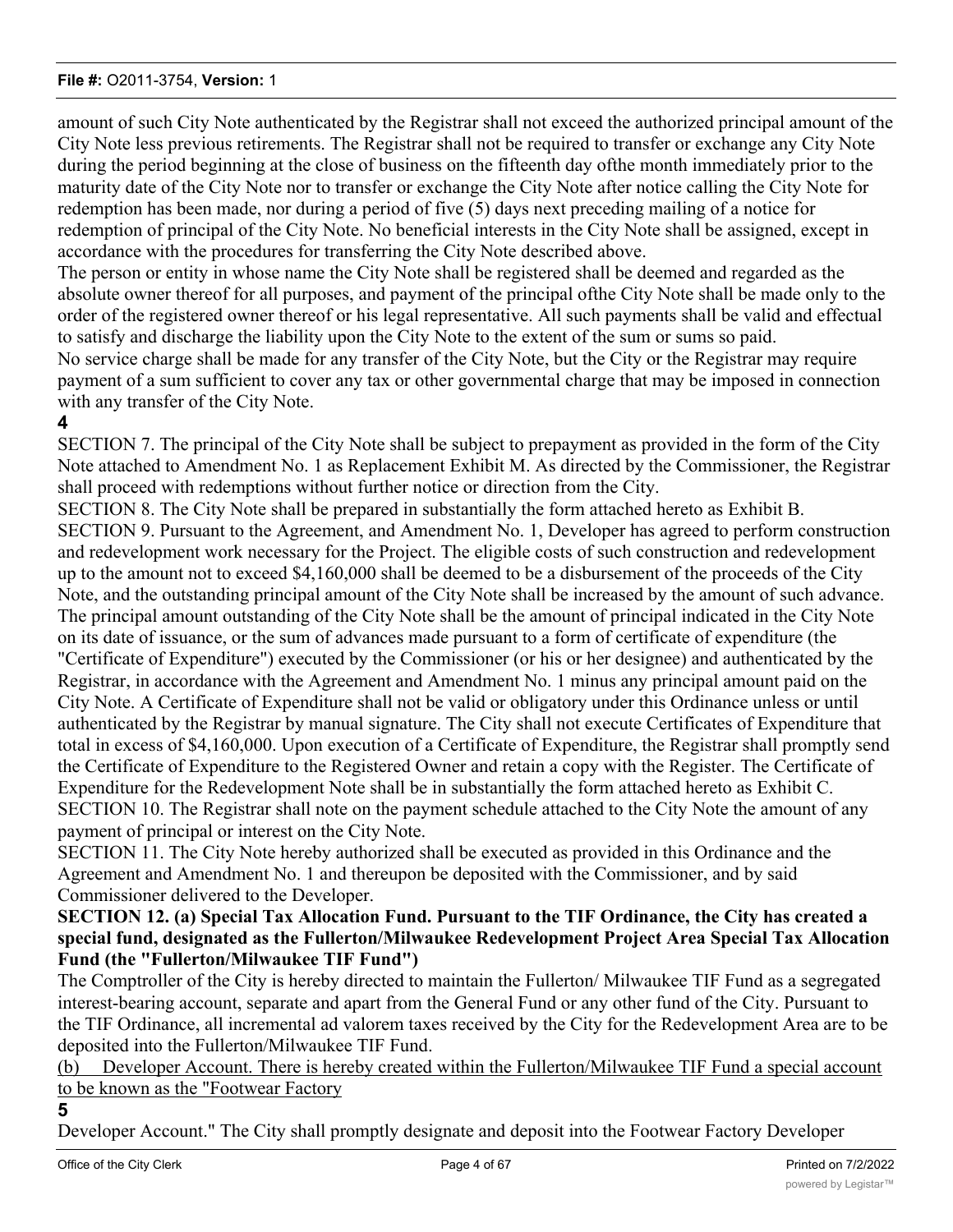amount of such City Note authenticated by the Registrar shall not exceed the authorized principal amount of the City Note less previous retirements. The Registrar shall not be required to transfer or exchange any City Note during the period beginning at the close of business on the fifteenth day ofthe month immediately prior to the maturity date of the City Note nor to transfer or exchange the City Note after notice calling the City Note for redemption has been made, nor during a period of five (5) days next preceding mailing of a notice for redemption of principal of the City Note. No beneficial interests in the City Note shall be assigned, except in accordance with the procedures for transferring the City Note described above.

The person or entity in whose name the City Note shall be registered shall be deemed and regarded as the absolute owner thereof for all purposes, and payment of the principal ofthe City Note shall be made only to the order of the registered owner thereof or his legal representative. All such payments shall be valid and effectual to satisfy and discharge the liability upon the City Note to the extent of the sum or sums so paid.

No service charge shall be made for any transfer of the City Note, but the City or the Registrar may require payment of a sum sufficient to cover any tax or other governmental charge that may be imposed in connection with any transfer of the City Note.

**4**

SECTION 7. The principal of the City Note shall be subject to prepayment as provided in the form of the City Note attached to Amendment No. 1 as Replacement Exhibit M. As directed by the Commissioner, the Registrar shall proceed with redemptions without further notice or direction from the City.

SECTION 8. The City Note shall be prepared in substantially the form attached hereto as Exhibit B.

SECTION 9. Pursuant to the Agreement, and Amendment No. 1, Developer has agreed to perform construction and redevelopment work necessary for the Project. The eligible costs of such construction and redevelopment up to the amount not to exceed $4,160,000 shall be deemed to be a disbursement of the proceeds of the City Note, and the outstanding principal amount of the City Note shall be increased by the amount of such advance. The principal amount outstanding of the City Note shall be the amount of principal indicated in the City Note on its date of issuance, or the sum of advances made pursuant to a form of certificate of expenditure (the "Certificate of Expenditure") executed by the Commissioner (or his or her designee) and authenticated by the Registrar, in accordance with the Agreement and Amendment No. 1 minus any principal amount paid on the City Note. A Certificate of Expenditure shall not be valid or obligatory under this Ordinance unless or until authenticated by the Registrar by manual signature. The City shall not execute Certificates of Expenditure that total in excess of $4,160,000. Upon execution of a Certificate of Expenditure, the Registrar shall promptly send the Certificate of Expenditure to the Registered Owner and retain a copy with the Register. The Certificate of Expenditure for the Redevelopment Note shall be in substantially the form attached hereto as Exhibit C.

SECTION 10. The Registrar shall note on the payment schedule attached to the City Note the amount of any payment of principal or interest on the City Note.

SECTION 11. The City Note hereby authorized shall be executed as provided in this Ordinance and the Agreement and Amendment No. 1 and thereupon be deposited with the Commissioner, and by said Commissioner delivered to the Developer.

**SECTION 12. (a) Special Tax Allocation Fund. Pursuant to the TIF Ordinance, the City has created a special fund, designated as the Fullerton/Milwaukee Redevelopment Project Area Special Tax Allocation Fund (the "Fullerton/Milwaukee TIF Fund")**

The Comptroller of the City is hereby directed to maintain the Fullerton/ Milwaukee TIF Fund as a segregated interest-bearing account, separate and apart from the General Fund or any other fund of the City. Pursuant to the TIF Ordinance, all incremental ad valorem taxes received by the City for the Redevelopment Area are to be deposited into the Fullerton/Milwaukee TIF Fund.

(b) Developer Account. There is hereby created within the Fullerton/Milwaukee TIF Fund a special account to be known as the "Footwear Factory

**5**

Developer Account." The City shall promptly designate and deposit into the Footwear Factory Developer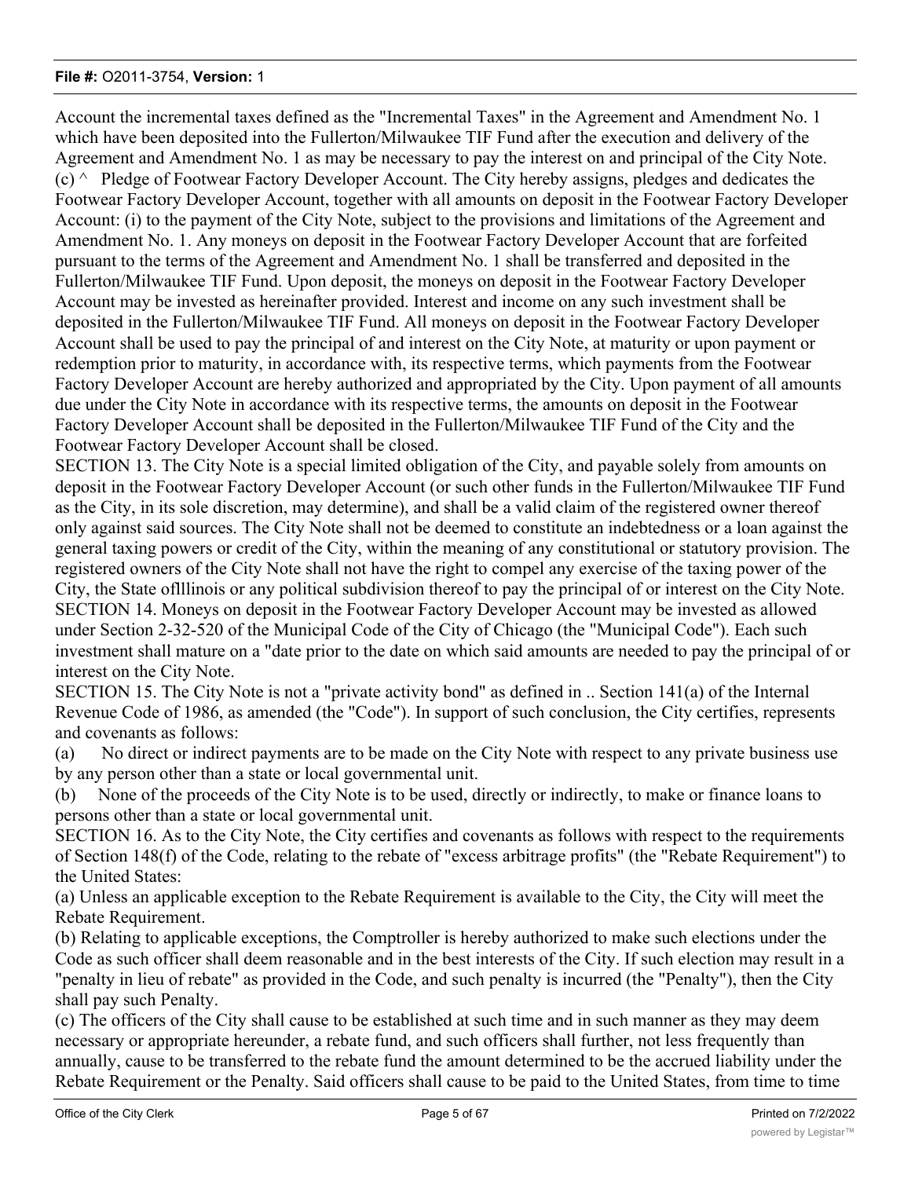Account the incremental taxes defined as the "Incremental Taxes" in the Agreement and Amendment No. 1 which have been deposited into the Fullerton/Milwaukee TIF Fund after the execution and delivery of the Agreement and Amendment No. 1 as may be necessary to pay the interest on and principal of the City Note.

(c) ^ Pledge of Footwear Factory Developer Account. The City hereby assigns, pledges and dedicates the Footwear Factory Developer Account, together with all amounts on deposit in the Footwear Factory Developer Account: (i) to the payment of the City Note, subject to the provisions and limitations of the Agreement and Amendment No. 1. Any moneys on deposit in the Footwear Factory Developer Account that are forfeited pursuant to the terms of the Agreement and Amendment No. 1 shall be transferred and deposited in the Fullerton/Milwaukee TIF Fund. Upon deposit, the moneys on deposit in the Footwear Factory Developer Account may be invested as hereinafter provided. Interest and income on any such investment shall be deposited in the Fullerton/Milwaukee TIF Fund. All moneys on deposit in the Footwear Factory Developer Account shall be used to pay the principal of and interest on the City Note, at maturity or upon payment or redemption prior to maturity, in accordance with, its respective terms, which payments from the Footwear Factory Developer Account are hereby authorized and appropriated by the City. Upon payment of all amounts due under the City Note in accordance with its respective terms, the amounts on deposit in the Footwear Factory Developer Account shall be deposited in the Fullerton/Milwaukee TIF Fund of the City and the Footwear Factory Developer Account shall be closed.

SECTION 13. The City Note is a special limited obligation of the City, and payable solely from amounts on deposit in the Footwear Factory Developer Account (or such other funds in the Fullerton/Milwaukee TIF Fund as the City, in its sole discretion, may determine), and shall be a valid claim of the registered owner thereof only against said sources. The City Note shall not be deemed to constitute an indebtedness or a loan against the general taxing powers or credit of the City, within the meaning of any constitutional or statutory provision. The registered owners of the City Note shall not have the right to compel any exercise of the taxing power of the City, the State oflllinois or any political subdivision thereof to pay the principal of or interest on the City Note.

SECTION 14. Moneys on deposit in the Footwear Factory Developer Account may be invested as allowed under Section 2-32-520 of the Municipal Code of the City of Chicago (the "Municipal Code"). Each such investment shall mature on a "date prior to the date on which said amounts are needed to pay the principal of or interest on the City Note.

SECTION 15. The City Note is not a "private activity bond" as defined in .. Section 141(a) of the Internal Revenue Code of 1986, as amended (the "Code"). In support of such conclusion, the City certifies, represents and covenants as follows:

(a) No direct or indirect payments are to be made on the City Note with respect to any private business use by any person other than a state or local governmental unit.

(b) None of the proceeds of the City Note is to be used, directly or indirectly, to make or finance loans to persons other than a state or local governmental unit.

SECTION 16. As to the City Note, the City certifies and covenants as follows with respect to the requirements of Section 148(f) of the Code, relating to the rebate of "excess arbitrage profits" (the "Rebate Requirement") to the United States:

(a) Unless an applicable exception to the Rebate Requirement is available to the City, the City will meet the Rebate Requirement.

(b) Relating to applicable exceptions, the Comptroller is hereby authorized to make such elections under the Code as such officer shall deem reasonable and in the best interests of the City. If such election may result in a "penalty in lieu of rebate" as provided in the Code, and such penalty is incurred (the "Penalty"), then the City shall pay such Penalty.

(c) The officers of the City shall cause to be established at such time and in such manner as they may deem necessary or appropriate hereunder, a rebate fund, and such officers shall further, not less frequently than annually, cause to be transferred to the rebate fund the amount determined to be the accrued liability under the Rebate Requirement or the Penalty. Said officers shall cause to be paid to the United States, from time to time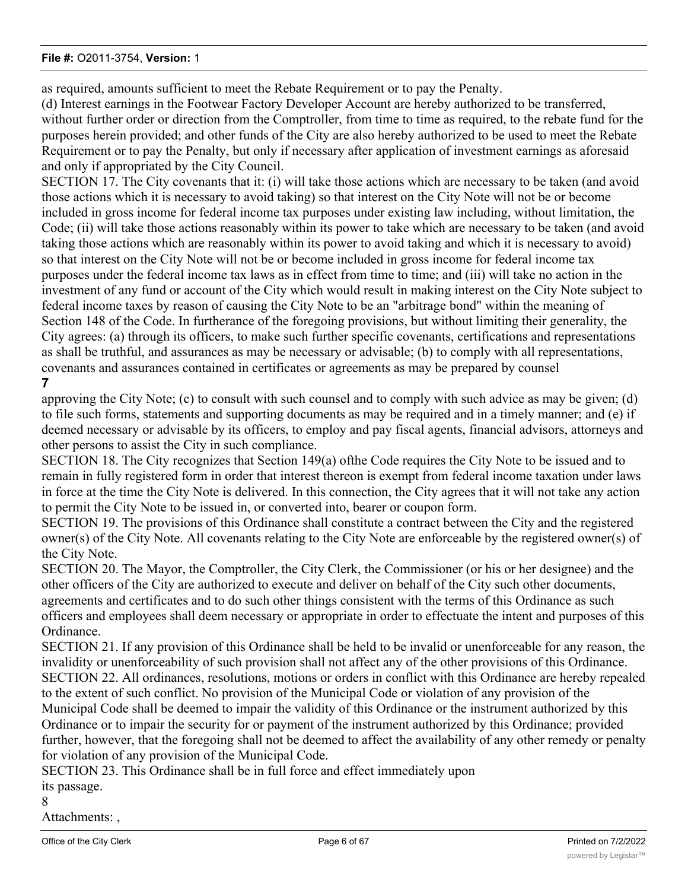as required, amounts sufficient to meet the Rebate Requirement or to pay the Penalty.

(d) Interest earnings in the Footwear Factory Developer Account are hereby authorized to be transferred, without further order or direction from the Comptroller, from time to time as required, to the rebate fund for the purposes herein provided; and other funds of the City are also hereby authorized to be used to meet the Rebate Requirement or to pay the Penalty, but only if necessary after application of investment earnings as aforesaid and only if appropriated by the City Council.

SECTION 17. The City covenants that it: (i) will take those actions which are necessary to be taken (and avoid those actions which it is necessary to avoid taking) so that interest on the City Note will not be or become included in gross income for federal income tax purposes under existing law including, without limitation, the Code; (ii) will take those actions reasonably within its power to take which are necessary to be taken (and avoid taking those actions which are reasonably within its power to avoid taking and which it is necessary to avoid) so that interest on the City Note will not be or become included in gross income for federal income tax purposes under the federal income tax laws as in effect from time to time; and (iii) will take no action in the investment of any fund or account of the City which would result in making interest on the City Note subject to federal income taxes by reason of causing the City Note to be an "arbitrage bond" within the meaning of Section 148 of the Code. In furtherance of the foregoing provisions, but without limiting their generality, the City agrees: (a) through its officers, to make such further specific covenants, certifications and representations as shall be truthful, and assurances as may be necessary or advisable; (b) to comply with all representations, covenants and assurances contained in certificates or agreements as may be prepared by counsel approving the City Note; (c) to consult with such counsel and to comply with such advice as may be given; (d) to file such forms, statements and supporting documents as may be required and in a timely manner; and (e) if deemed necessary or advisable by its officers, to employ and pay fiscal agents, financial advisors, attorneys and other persons to assist the City in such compliance.

SECTION 18. The City recognizes that Section 149(a) ofthe Code requires the City Note to be issued and to remain in fully registered form in order that interest thereon is exempt from federal income taxation under laws in force at the time the City Note is delivered. In this connection, the City agrees that it will not take any action to permit the City Note to be issued in, or converted into, bearer or coupon form.

SECTION 19. The provisions of this Ordinance shall constitute a contract between the City and the registered owner(s) of the City Note. All covenants relating to the City Note are enforceable by the registered owner(s) of the City Note.

SECTION 20. The Mayor, the Comptroller, the City Clerk, the Commissioner (or his or her designee) and the other officers of the City are authorized to execute and deliver on behalf of the City such other documents, agreements and certificates and to do such other things consistent with the terms of this Ordinance as such officers and employees shall deem necessary or appropriate in order to effectuate the intent and purposes of this Ordinance.

SECTION 21. If any provision of this Ordinance shall be held to be invalid or unenforceable for any reason, the invalidity or unenforceability of such provision shall not affect any of the other provisions of this Ordinance.

SECTION 22. All ordinances, resolutions, motions or orders in conflict with this Ordinance are hereby repealed to the extent of such conflict. No provision of the Municipal Code or violation of any provision of the Municipal Code shall be deemed to impair the validity of this Ordinance or the instrument authorized by this Ordinance or to impair the security for or payment of the instrument authorized by this Ordinance; provided further, however, that the foregoing shall not be deemed to affect the availability of any other remedy or penalty for violation of any provision of the Municipal Code.

SECTION 23. This Ordinance shall be in full force and effect immediately upon its passage.

Attachments: ,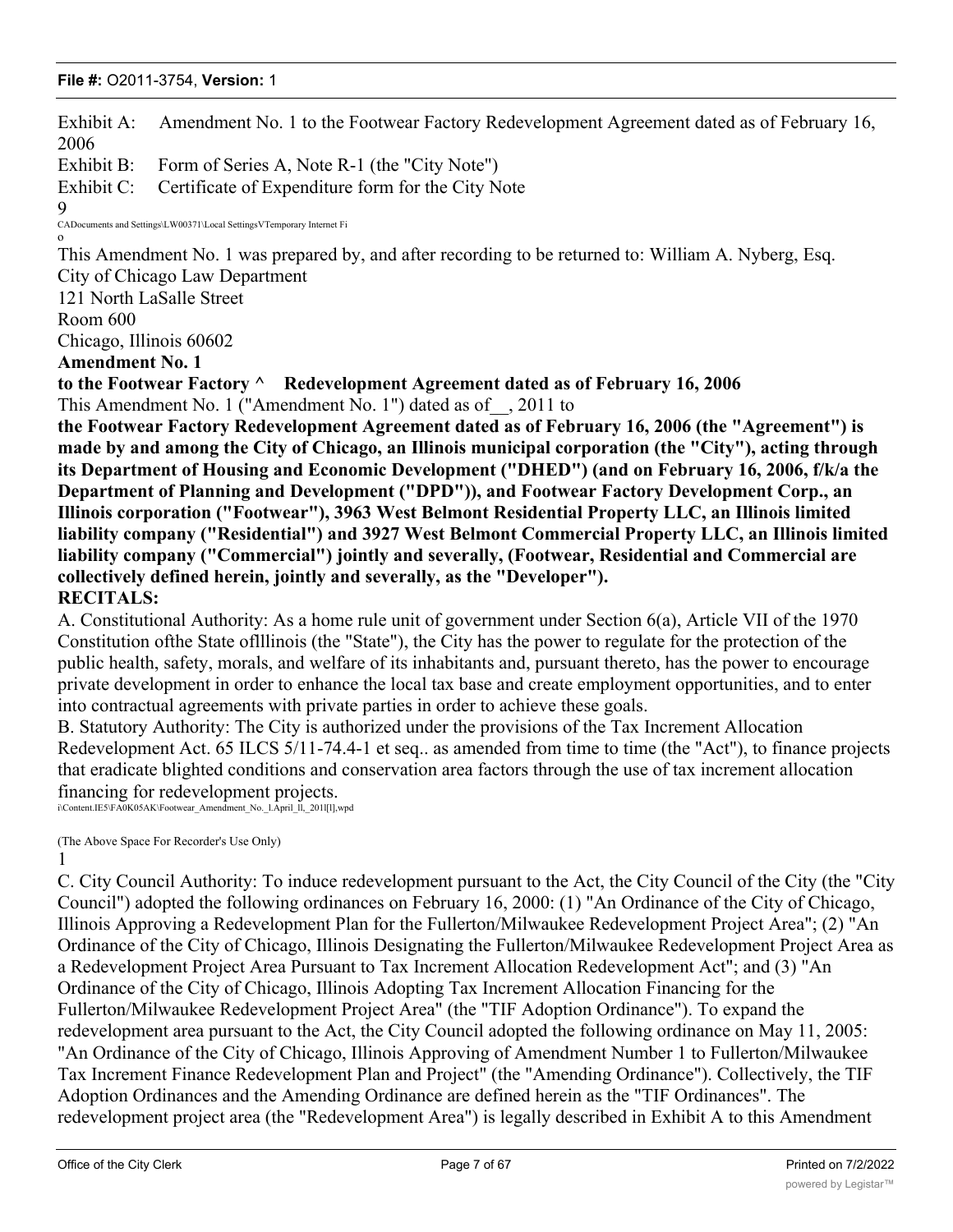Exhibit A: Amendment No. 1 to the Footwear Factory Redevelopment Agreement dated as of February 16, 2006

Exhibit B: Form of Series A, Note R-1 (the "City Note")

Exhibit C: Certificate of Expenditure form for the City Note

9

CADocuments and Settings\LW00371\Local SettingsVTemporary Internet Fi

o

This Amendment No. 1 was prepared by, and after recording to be returned to: William A. Nyberg, Esq.
City of Chicago Law Department
121 North LaSalle Street
Room 600
Chicago, Illinois 60602

**Amendment No. 1**

**to the Footwear Factory ^ Redevelopment Agreement dated as of February 16, 2006**

This Amendment No. 1 ("Amendment No. 1") dated as of__, 2011 to **the Footwear Factory Redevelopment Agreement dated as of February 16, 2006 (the "Agreement") is made by and among the City of Chicago, an Illinois municipal corporation (the "City"), acting through its Department of Housing and Economic Development ("DHED") (and on February 16, 2006, f/k/a the Department of Planning and Development ("DPD")), and Footwear Factory Development Corp., an Illinois corporation ("Footwear"), 3963 West Belmont Residential Property LLC, an Illinois limited liability company ("Residential") and 3927 West Belmont Commercial Property LLC, an Illinois limited liability company ("Commercial") jointly and severally, (Footwear, Residential and Commercial are collectively defined herein, jointly and severally, as the "Developer").**

**RECITALS:**

A. Constitutional Authority: As a home rule unit of government under Section 6(a), Article VII of the 1970 Constitution ofthe State oflllinois (the "State"), the City has the power to regulate for the protection of the public health, safety, morals, and welfare of its inhabitants and, pursuant thereto, has the power to encourage private development in order to enhance the local tax base and create employment opportunities, and to enter into contractual agreements with private parties in order to achieve these goals.

B. Statutory Authority: The City is authorized under the provisions of the Tax Increment Allocation Redevelopment Act. 65 ILCS 5/11-74.4-1 et seq.. as amended from time to time (the "Act"), to finance projects that eradicate blighted conditions and conservation area factors through the use of tax increment allocation financing for redevelopment projects.

i\Content.IE5\FA0K05AK\Footwear_Amendment_No._l.April_ll,_201l[l],wpd

(The Above Space For Recorder's Use Only)

1

C. City Council Authority: To induce redevelopment pursuant to the Act, the City Council of the City (the "City Council") adopted the following ordinances on February 16, 2000: (1) "An Ordinance of the City of Chicago, Illinois Approving a Redevelopment Plan for the Fullerton/Milwaukee Redevelopment Project Area"; (2) "An Ordinance of the City of Chicago, Illinois Designating the Fullerton/Milwaukee Redevelopment Project Area as a Redevelopment Project Area Pursuant to Tax Increment Allocation Redevelopment Act"; and (3) "An Ordinance of the City of Chicago, Illinois Adopting Tax Increment Allocation Financing for the Fullerton/Milwaukee Redevelopment Project Area" (the "TIF Adoption Ordinance"). To expand the redevelopment area pursuant to the Act, the City Council adopted the following ordinance on May 11, 2005: "An Ordinance of the City of Chicago, Illinois Approving of Amendment Number 1 to Fullerton/Milwaukee Tax Increment Finance Redevelopment Plan and Project" (the "Amending Ordinance"). Collectively, the TIF Adoption Ordinances and the Amending Ordinance are defined herein as the "TIF Ordinances". The redevelopment project area (the "Redevelopment Area") is legally described in Exhibit A to this Amendment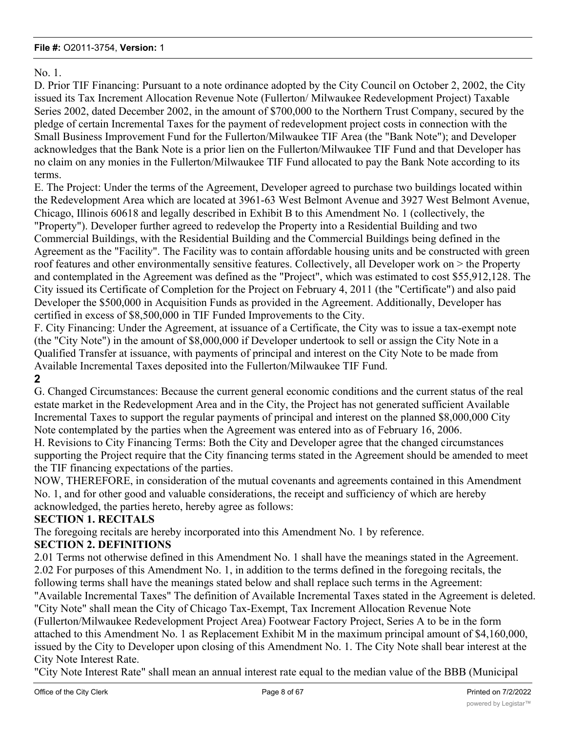No. 1.

D. Prior TIF Financing: Pursuant to a note ordinance adopted by the City Council on October 2, 2002, the City issued its Tax Increment Allocation Revenue Note (Fullerton/ Milwaukee Redevelopment Project) Taxable Series 2002, dated December 2002, in the amount of $700,000 to the Northern Trust Company, secured by the pledge of certain Incremental Taxes for the payment of redevelopment project costs in connection with the Small Business Improvement Fund for the Fullerton/Milwaukee TIF Area (the "Bank Note"); and Developer acknowledges that the Bank Note is a prior lien on the Fullerton/Milwaukee TIF Fund and that Developer has no claim on any monies in the Fullerton/Milwaukee TIF Fund allocated to pay the Bank Note according to its terms.

E. The Project: Under the terms of the Agreement, Developer agreed to purchase two buildings located within the Redevelopment Area which are located at 3961-63 West Belmont Avenue and 3927 West Belmont Avenue, Chicago, Illinois 60618 and legally described in Exhibit B to this Amendment No. 1 (collectively, the "Property"). Developer further agreed to redevelop the Property into a Residential Building and two Commercial Buildings, with the Residential Building and the Commercial Buildings being defined in the Agreement as the "Facility". The Facility was to contain affordable housing units and be constructed with green roof features and other environmentally sensitive features. Collectively, all Developer work on > the Property and contemplated in the Agreement was defined as the "Project", which was estimated to cost $55,912,128. The City issued its Certificate of Completion for the Project on February 4, 2011 (the "Certificate") and also paid Developer the $500,000 in Acquisition Funds as provided in the Agreement. Additionally, Developer has certified in excess of $8,500,000 in TIF Funded Improvements to the City.

F. City Financing: Under the Agreement, at issuance of a Certificate, the City was to issue a tax-exempt note (the "City Note") in the amount of $8,000,000 if Developer undertook to sell or assign the City Note in a Qualified Transfer at issuance, with payments of principal and interest on the City Note to be made from Available Incremental Taxes deposited into the Fullerton/Milwaukee TIF Fund.

**2**

G. Changed Circumstances: Because the current general economic conditions and the current status of the real estate market in the Redevelopment Area and in the City, the Project has not generated sufficient Available Incremental Taxes to support the regular payments of principal and interest on the planned $8,000,000 City Note contemplated by the parties when the Agreement was entered into as of February 16, 2006.

H. Revisions to City Financing Terms: Both the City and Developer agree that the changed circumstances supporting the Project require that the City financing terms stated in the Agreement should be amended to meet the TIF financing expectations of the parties.

NOW, THEREFORE, in consideration of the mutual covenants and agreements contained in this Amendment No. 1, and for other good and valuable considerations, the receipt and sufficiency of which are hereby acknowledged, the parties hereto, hereby agree as follows:

## SECTION 1. RECITALS

The foregoing recitals are hereby incorporated into this Amendment No. 1 by reference.

## SECTION 2. DEFINITIONS

2.01 Terms not otherwise defined in this Amendment No. 1 shall have the meanings stated in the Agreement.

2.02 For purposes of this Amendment No. 1, in addition to the terms defined in the foregoing recitals, the following terms shall have the meanings stated below and shall replace such terms in the Agreement:

"Available Incremental Taxes" The definition of Available Incremental Taxes stated in the Agreement is deleted.

"City Note" shall mean the City of Chicago Tax-Exempt, Tax Increment Allocation Revenue Note (Fullerton/Milwaukee Redevelopment Project Area) Footwear Factory Project, Series A to be in the form attached to this Amendment No. 1 as Replacement Exhibit M in the maximum principal amount of $4,160,000, issued by the City to Developer upon closing of this Amendment No. 1. The City Note shall bear interest at the City Note Interest Rate.

"City Note Interest Rate" shall mean an annual interest rate equal to the median value of the BBB (Municipal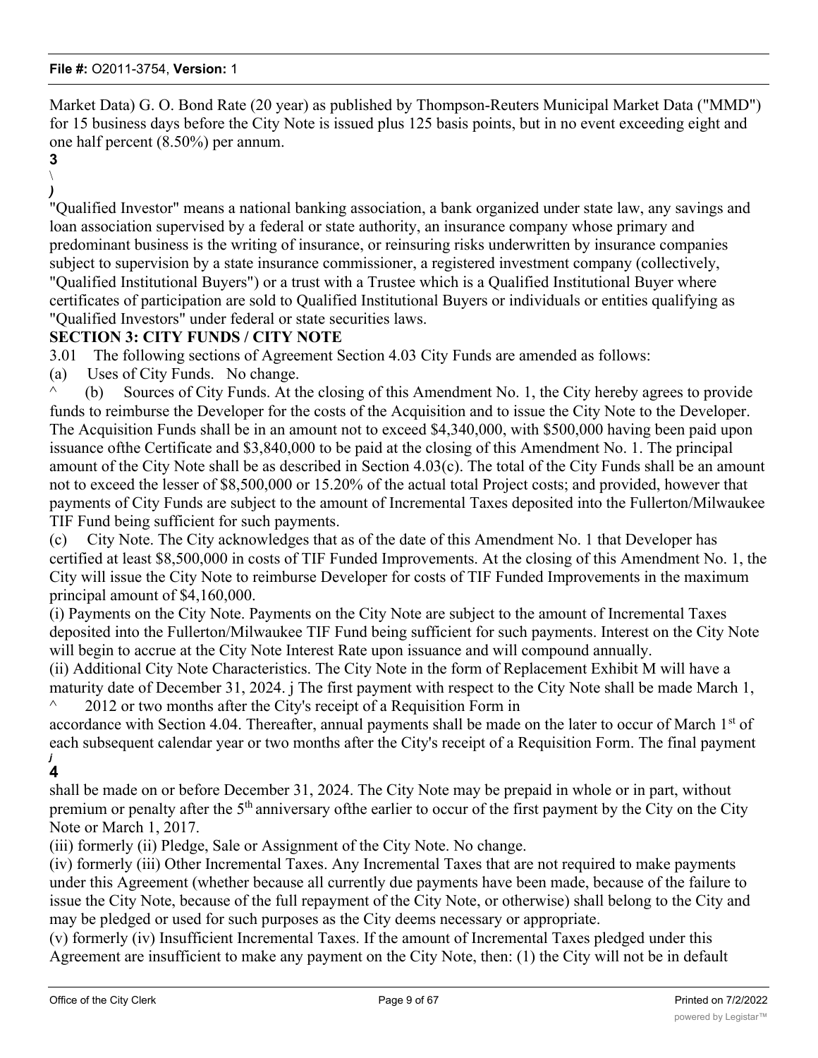Market Data) G. O. Bond Rate (20 year) as published by Thompson-Reuters Municipal Market Data ("MMD") for 15 business days before the City Note is issued plus 125 basis points, but in no event exceeding eight and one half percent (8.50%) per annum.

"Qualified Investor" means a national banking association, a bank organized under state law, any savings and loan association supervised by a federal or state authority, an insurance company whose primary and predominant business is the writing of insurance, or reinsuring risks underwritten by insurance companies subject to supervision by a state insurance commissioner, a registered investment company (collectively, "Qualified Institutional Buyers") or a trust with a Trustee which is a Qualified Institutional Buyer where certificates of participation are sold to Qualified Institutional Buyers or individuals or entities qualifying as "Qualified Investors" under federal or state securities laws.

**SECTION 3: CITY FUNDS / CITY NOTE**

3.01 The following sections of Agreement Section 4.03 City Funds are amended as follows:

(a) Uses of City Funds. No change.

(b) Sources of City Funds. At the closing of this Amendment No. 1, the City hereby agrees to provide funds to reimburse the Developer for the costs of the Acquisition and to issue the City Note to the Developer. The Acquisition Funds shall be in an amount not to exceed $4,340,000, with $500,000 having been paid upon issuance ofthe Certificate and $3,840,000 to be paid at the closing of this Amendment No. 1. The principal amount of the City Note shall be as described in Section 4.03(c). The total of the City Funds shall be an amount not to exceed the lesser of $8,500,000 or 15.20% of the actual total Project costs; and provided, however that payments of City Funds are subject to the amount of Incremental Taxes deposited into the Fullerton/Milwaukee TIF Fund being sufficient for such payments.

(c) City Note. The City acknowledges that as of the date of this Amendment No. 1 that Developer has certified at least $8,500,000 in costs of TIF Funded Improvements. At the closing of this Amendment No. 1, the City will issue the City Note to reimburse Developer for costs of TIF Funded Improvements in the maximum principal amount of $4,160,000.

(i) Payments on the City Note. Payments on the City Note are subject to the amount of Incremental Taxes deposited into the Fullerton/Milwaukee TIF Fund being sufficient for such payments. Interest on the City Note will begin to accrue at the City Note Interest Rate upon issuance and will compound annually.

(ii) Additional City Note Characteristics. The City Note in the form of Replacement Exhibit M will have a maturity date of December 31, 2024. The first payment with respect to the City Note shall be made March 1, 2012 or two months after the City's receipt of a Requisition Form in accordance with Section 4.04. Thereafter, annual payments shall be made on the later to occur of March 1st of each subsequent calendar year or two months after the City's receipt of a Requisition Form. The final payment shall be made on or before December 31, 2024. The City Note may be prepaid in whole or in part, without premium or penalty after the 5th anniversary ofthe earlier to occur of the first payment by the City on the City Note or March 1, 2017.

(iii) formerly (ii) Pledge, Sale or Assignment of the City Note. No change.

(iv) formerly (iii) Other Incremental Taxes. Any Incremental Taxes that are not required to make payments under this Agreement (whether because all currently due payments have been made, because of the failure to issue the City Note, because of the full repayment of the City Note, or otherwise) shall belong to the City and may be pledged or used for such purposes as the City deems necessary or appropriate.

(v) formerly (iv) Insufficient Incremental Taxes. If the amount of Incremental Taxes pledged under this Agreement are insufficient to make any payment on the City Note, then: (1) the City will not be in default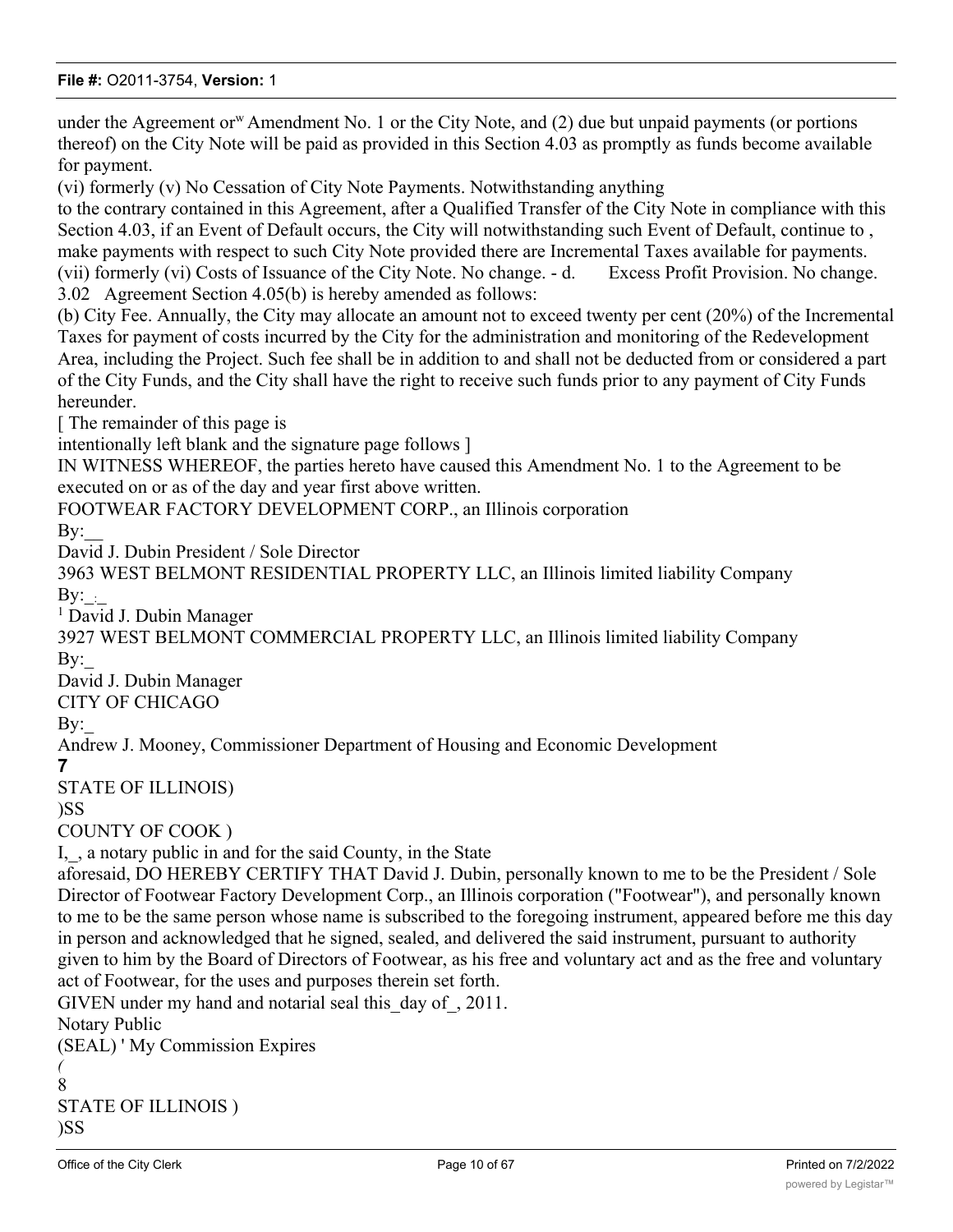under the Agreement or[w] Amendment No. 1 or the City Note, and (2) due but unpaid payments (or portions thereof) on the City Note will be paid as provided in this Section 4.03 as promptly as funds become available for payment.

(vi) formerly (v) No Cessation of City Note Payments. Notwithstanding anything to the contrary contained in this Agreement, after a Qualified Transfer of the City Note in compliance with this Section 4.03, if an Event of Default occurs, the City will notwithstanding such Event of Default, continue to , make payments with respect to such City Note provided there are Incremental Taxes available for payments.

(vii) formerly (vi) Costs of Issuance of the City Note. No change. - d. Excess Profit Provision. No change.

3.02 Agreement Section 4.05(b) is hereby amended as follows:

(b) City Fee. Annually, the City may allocate an amount not to exceed twenty per cent (20%) of the Incremental Taxes for payment of costs incurred by the City for the administration and monitoring of the Redevelopment Area, including the Project. Such fee shall be in addition to and shall not be deducted from or considered a part of the City Funds, and the City shall have the right to receive such funds prior to any payment of City Funds hereunder.

[ The remainder of this page is intentionally left blank and the signature page follows ]

IN WITNESS WHEREOF, the parties hereto have caused this Amendment No. 1 to the Agreement to be executed on or as of the day and year first above written.

FOOTWEAR FACTORY DEVELOPMENT CORP., an Illinois corporation

By:__

David J. Dubin President / Sole Director

3963 WEST BELMONT RESIDENTIAL PROPERTY LLC, an Illinois limited liability Company

By:_:_

[1] David J. Dubin Manager

3927 WEST BELMONT COMMERCIAL PROPERTY LLC, an Illinois limited liability Company

By:_

David J. Dubin Manager

CITY OF CHICAGO

By:_

Andrew J. Mooney, Commissioner Department of Housing and Economic Development

**7**

STATE OF ILLINOIS)
)SS
COUNTY OF COOK )

I,_, a notary public in and for the said County, in the State aforesaid, DO HEREBY CERTIFY THAT David J. Dubin, personally known to me to be the President / Sole Director of Footwear Factory Development Corp., an Illinois corporation ("Footwear"), and personally known to me to be the same person whose name is subscribed to the foregoing instrument, appeared before me this day in person and acknowledged that he signed, sealed, and delivered the said instrument, pursuant to authority given to him by the Board of Directors of Footwear, as his free and voluntary act and as the free and voluntary act of Footwear, for the uses and purposes therein set forth.

GIVEN under my hand and notarial seal this_day of_, 2011.

Notary Public

(SEAL) ' My Commission Expires

(

8

STATE OF ILLINOIS )
)SS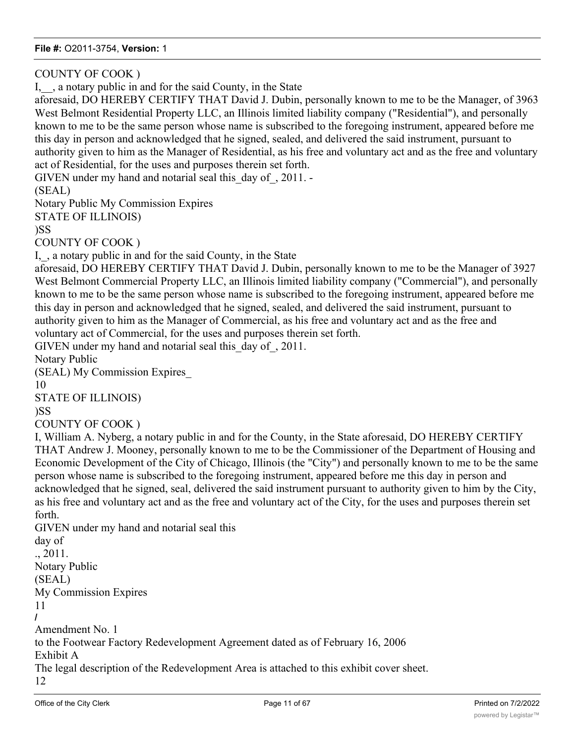COUNTY OF COOK )

I,__, a notary public in and for the said County, in the State aforesaid, DO HEREBY CERTIFY THAT David J. Dubin, personally known to me to be the Manager, of 3963 West Belmont Residential Property LLC, an Illinois limited liability company ("Residential"), and personally known to me to be the same person whose name is subscribed to the foregoing instrument, appeared before me this day in person and acknowledged that he signed, sealed, and delivered the said instrument, pursuant to authority given to him as the Manager of Residential, as his free and voluntary act and as the free and voluntary act of Residential, for the uses and purposes therein set forth.

GIVEN under my hand and notarial seal this_day of_, 2011. -

(SEAL)

Notary Public My Commission Expires

STATE OF ILLINOIS)

)SS

COUNTY OF COOK )

I,_, a notary public in and for the said County, in the State aforesaid, DO HEREBY CERTIFY THAT David J. Dubin, personally known to me to be the Manager of 3927 West Belmont Commercial Property LLC, an Illinois limited liability company ("Commercial"), and personally known to me to be the same person whose name is subscribed to the foregoing instrument, appeared before me this day in person and acknowledged that he signed, sealed, and delivered the said instrument, pursuant to authority given to him as the Manager of Commercial, as his free and voluntary act and as the free and voluntary act of Commercial, for the uses and purposes therein set forth.

GIVEN under my hand and notarial seal this_day of_, 2011.

Notary Public

(SEAL) My Commission Expires_

10

STATE OF ILLINOIS)

)SS

COUNTY OF COOK )

I, William A. Nyberg, a notary public in and for the County, in the State aforesaid, DO HEREBY CERTIFY THAT Andrew J. Mooney, personally known to me to be the Commissioner of the Department of Housing and Economic Development of the City of Chicago, Illinois (the "City") and personally known to me to be the same person whose name is subscribed to the foregoing instrument, appeared before me this day in person and acknowledged that he signed, seal, delivered the said instrument pursuant to authority given to him by the City, as his free and voluntary act and as the free and voluntary act of the City, for the uses and purposes therein set forth.

GIVEN under my hand and notarial seal this

day of

., 2011.

Notary Public

(SEAL)

My Commission Expires

11

/

Amendment No. 1

to the Footwear Factory Redevelopment Agreement dated as of February 16, 2006

Exhibit A

The legal description of the Redevelopment Area is attached to this exhibit cover sheet.

12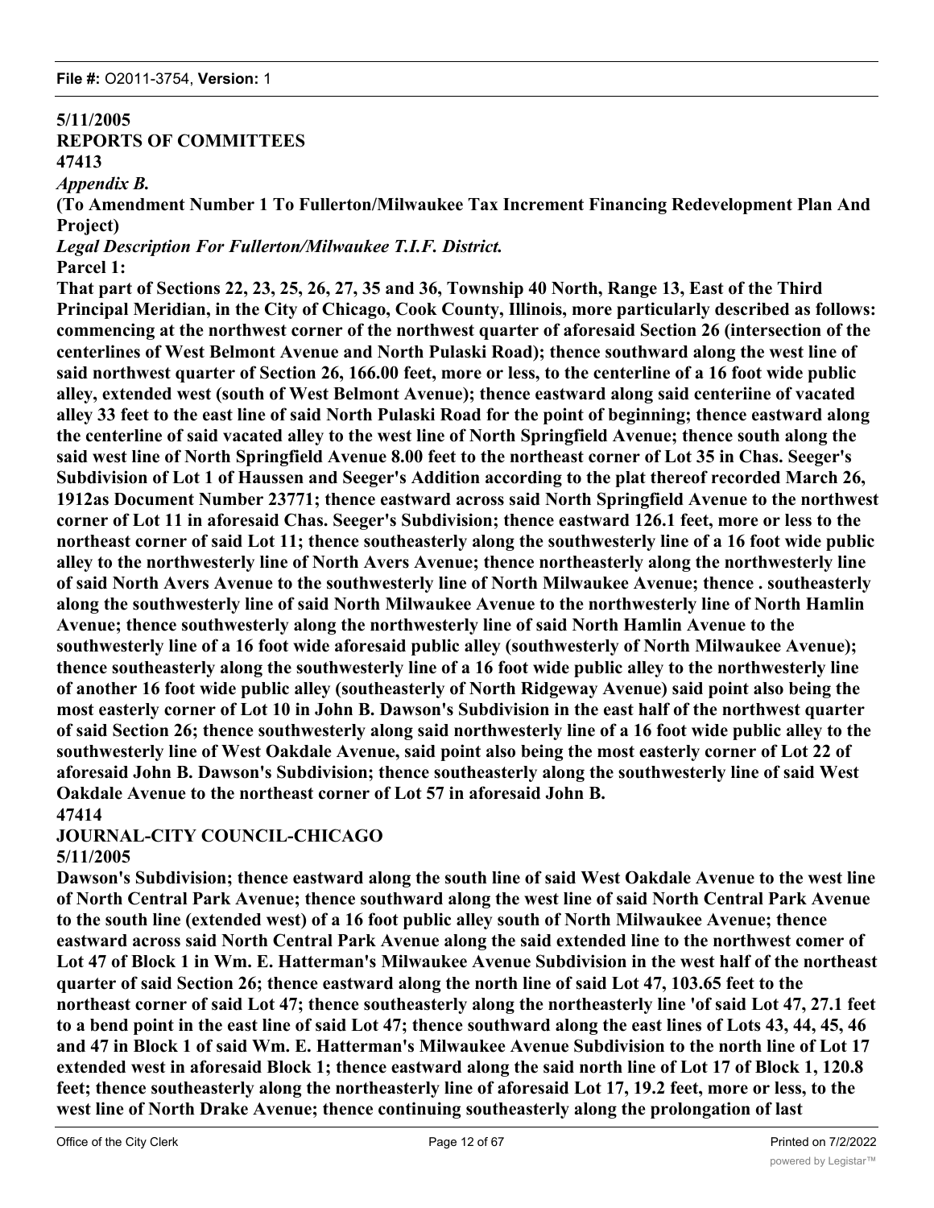**5/11/2005**
**REPORTS OF COMMITTEES**
**47413**

***Appendix B.***

**(To Amendment Number 1 To Fullerton/Milwaukee Tax Increment Financing Redevelopment Plan And Project)**

***Legal Description For Fullerton/Milwaukee T.I.F. District.***

**Parcel 1:**

**That part of Sections 22, 23, 25, 26, 27, 35 and 36, Township 40 North, Range 13, East of the Third Principal Meridian, in the City of Chicago, Cook County, Illinois, more particularly described as follows: commencing at the northwest corner of the northwest quarter of aforesaid Section 26 (intersection of the centerlines of West Belmont Avenue and North Pulaski Road); thence southward along the west line of said northwest quarter of Section 26, 166.00 feet, more or less, to the centerline of a 16 foot wide public alley, extended west (south of West Belmont Avenue); thence eastward along said centeriine of vacated alley 33 feet to the east line of said North Pulaski Road for the point of beginning; thence eastward along the centerline of said vacated alley to the west line of North Springfield Avenue; thence south along the said west line of North Springfield Avenue 8.00 feet to the northeast corner of Lot 35 in Chas. Seeger's Subdivision of Lot 1 of Haussen and Seeger's Addition according to the plat thereof recorded March 26, 1912as Document Number 23771; thence eastward across said North Springfield Avenue to the northwest corner of Lot 11 in aforesaid Chas. Seeger's Subdivision; thence eastward 126.1 feet, more or less to the northeast corner of said Lot 11; thence southeasterly along the southwesterly line of a 16 foot wide public alley to the northwesterly line of North Avers Avenue; thence northeasterly along the northwesterly line of said North Avers Avenue to the southwesterly line of North Milwaukee Avenue; thence . southeasterly along the southwesterly line of said North Milwaukee Avenue to the northwesterly line of North Hamlin Avenue; thence southwesterly along the northwesterly line of said North Hamlin Avenue to the southwesterly line of a 16 foot wide aforesaid public alley (southwesterly of North Milwaukee Avenue); thence southeasterly along the southwesterly line of a 16 foot wide public alley to the northwesterly line of another 16 foot wide public alley (southeasterly of North Ridgeway Avenue) said point also being the most easterly corner of Lot 10 in John B. Dawson's Subdivision in the east half of the northwest quarter of said Section 26; thence southwesterly along said northwesterly line of a 16 foot wide public alley to the southwesterly line of West Oakdale Avenue, said point also being the most easterly corner of Lot 22 of aforesaid John B. Dawson's Subdivision; thence southeasterly along the southwesterly line of said West Oakdale Avenue to the northeast corner of Lot 57 in aforesaid John B.**

**47414**
**JOURNAL-CITY COUNCIL-CHICAGO**
**5/11/2005**

**Dawson's Subdivision; thence eastward along the south line of said West Oakdale Avenue to the west line of North Central Park Avenue; thence southward along the west line of said North Central Park Avenue to the south line (extended west) of a 16 foot public alley south of North Milwaukee Avenue; thence eastward across said North Central Park Avenue along the said extended line to the northwest comer of Lot 47 of Block 1 in Wm. E. Hatterman's Milwaukee Avenue Subdivision in the west half of the northeast quarter of said Section 26; thence eastward along the north line of said Lot 47, 103.65 feet to the northeast corner of said Lot 47; thence southeasterly along the northeasterly line 'of said Lot 47, 27.1 feet to a bend point in the east line of said Lot 47; thence southward along the east lines of Lots 43, 44, 45, 46 and 47 in Block 1 of said Wm. E. Hatterman's Milwaukee Avenue Subdivision to the north line of Lot 17 extended west in aforesaid Block 1; thence eastward along the said north line of Lot 17 of Block 1, 120.8 feet; thence southeasterly along the northeasterly line of aforesaid Lot 17, 19.2 feet, more or less, to the west line of North Drake Avenue; thence continuing southeasterly along the prolongation of last**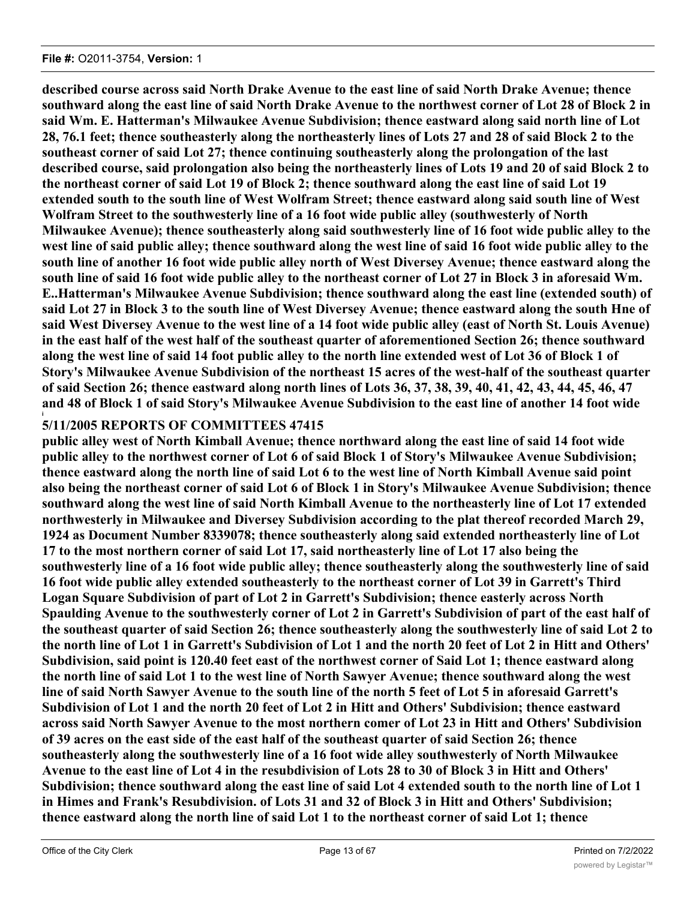**described course across said North Drake Avenue to the east line of said North Drake Avenue; thence southward along the east line of said North Drake Avenue to the northwest corner of Lot 28 of Block 2 in said Wm. E. Hatterman's Milwaukee Avenue Subdivision; thence eastward along said north line of Lot 28, 76.1 feet; thence southeasterly along the northeasterly lines of Lots 27 and 28 of said Block 2 to the southeast corner of said Lot 27; thence continuing southeasterly along the prolongation of the last described course, said prolongation also being the northeasterly lines of Lots 19 and 20 of said Block 2 to the northeast corner of said Lot 19 of Block 2; thence southward along the east line of said Lot 19 extended south to the south line of West Wolfram Street; thence eastward along said south line of West Wolfram Street to the southwesterly line of a 16 foot wide public alley (southwesterly of North Milwaukee Avenue); thence southeasterly along said southwesterly line of 16 foot wide public alley to the west line of said public alley; thence southward along the west line of said 16 foot wide public alley to the south line of another 16 foot wide public alley north of West Diversey Avenue; thence eastward along the south line of said 16 foot wide public alley to the northeast corner of Lot 27 in Block 3 in aforesaid Wm. E..Hatterman's Milwaukee Avenue Subdivision; thence southward along the east line (extended south) of said Lot 27 in Block 3 to the south line of West Diversey Avenue; thence eastward along the south Hne of said West Diversey Avenue to the west line of a 14 foot wide public alley (east of North St. Louis Avenue) in the east half of the west half of the southeast quarter of aforementioned Section 26; thence southward along the west line of said 14 foot public alley to the north line extended west of Lot 36 of Block 1 of Story's Milwaukee Avenue Subdivision of the northeast 15 acres of the west-half of the southeast quarter of said Section 26; thence eastward along north lines of Lots 36, 37, 38, 39, 40, 41, 42, 43, 44, 45, 46, 47 and 48 of Block 1 of said Story's Milwaukee Avenue Subdivision to the east line of another 14 foot wide**

**5/11/2005 REPORTS OF COMMITTEES 47415**

**public alley west of North Kimball Avenue; thence northward along the east line of said 14 foot wide public alley to the northwest corner of Lot 6 of said Block 1 of Story's Milwaukee Avenue Subdivision; thence eastward along the north line of said Lot 6 to the west line of North Kimball Avenue said point also being the northeast corner of said Lot 6 of Block 1 in Story's Milwaukee Avenue Subdivision; thence southward along the west line of said North Kimball Avenue to the northeasterly line of Lot 17 extended northwesterly in Milwaukee and Diversey Subdivision according to the plat thereof recorded March 29, 1924 as Document Number 8339078; thence southeasterly along said extended northeasterly line of Lot 17 to the most northern corner of said Lot 17, said northeasterly line of Lot 17 also being the southwesterly line of a 16 foot wide public alley; thence southeasterly along the southwesterly line of said 16 foot wide public alley extended southeasterly to the northeast corner of Lot 39 in Garrett's Third Logan Square Subdivision of part of Lot 2 in Garrett's Subdivision; thence easterly across North Spaulding Avenue to the southwesterly corner of Lot 2 in Garrett's Subdivision of part of the east half of the southeast quarter of said Section 26; thence southeasterly along the southwesterly line of said Lot 2 to the north line of Lot 1 in Garrett's Subdivision of Lot 1 and the north 20 feet of Lot 2 in Hitt and Others' Subdivision, said point is 120.40 feet east of the northwest corner of Said Lot 1; thence eastward along the north line of said Lot 1 to the west line of North Sawyer Avenue; thence southward along the west line of said North Sawyer Avenue to the south line of the north 5 feet of Lot 5 in aforesaid Garrett's Subdivision of Lot 1 and the north 20 feet of Lot 2 in Hitt and Others' Subdivision; thence eastward across said North Sawyer Avenue to the most northern comer of Lot 23 in Hitt and Others' Subdivision of 39 acres on the east side of the east half of the southeast quarter of said Section 26; thence southeasterly along the southwesterly line of a 16 foot wide alley southwesterly of North Milwaukee Avenue to the east line of Lot 4 in the resubdivision of Lots 28 to 30 of Block 3 in Hitt and Others' Subdivision; thence southward along the east line of said Lot 4 extended south to the north line of Lot 1 in Himes and Frank's Resubdivision. of Lots 31 and 32 of Block 3 in Hitt and Others' Subdivision; thence eastward along the north line of said Lot 1 to the northeast corner of said Lot 1; thence**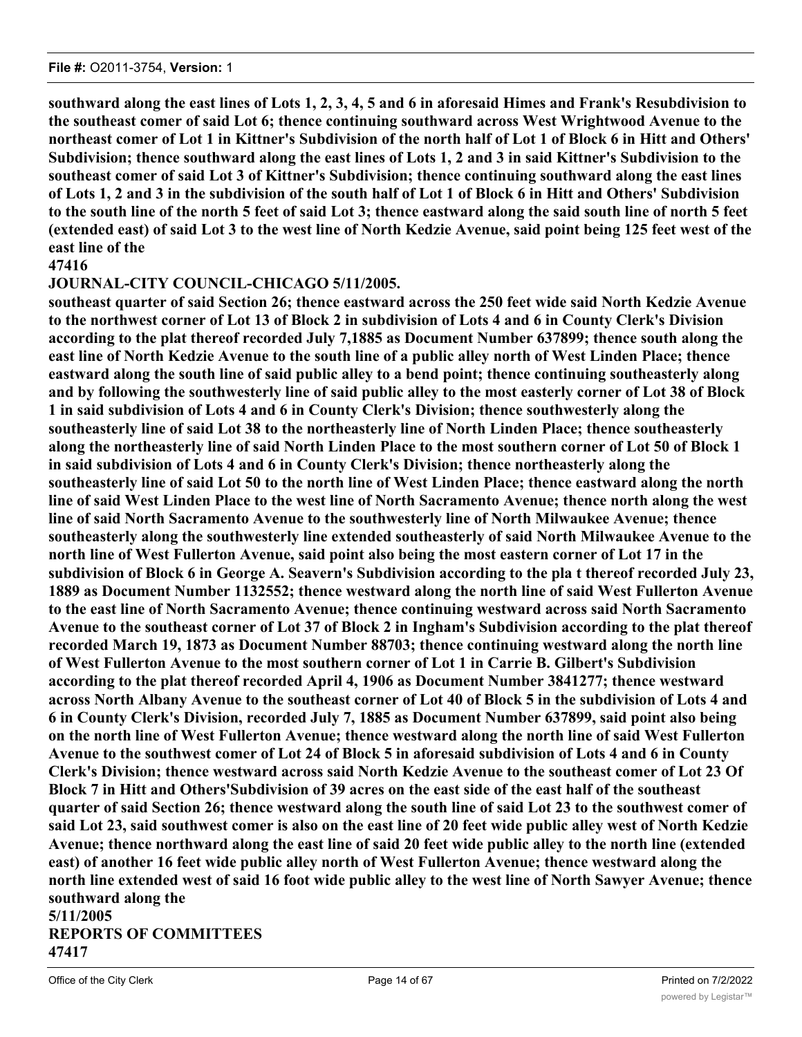**southward along the east lines of Lots 1, 2, 3, 4, 5 and 6 in aforesaid Himes and Frank's Resubdivision to the southeast comer of said Lot 6; thence continuing southward across West Wrightwood Avenue to the northeast comer of Lot 1 in Kittner's Subdivision of the north half of Lot 1 of Block 6 in Hitt and Others' Subdivision; thence southward along the east lines of Lots 1, 2 and 3 in said Kittner's Subdivision to the southeast comer of said Lot 3 of Kittner's Subdivision; thence continuing southward along the east lines of Lots 1, 2 and 3 in the subdivision of the south half of Lot 1 of Block 6 in Hitt and Others' Subdivision to the south line of the north 5 feet of said Lot 3; thence eastward along the said south line of north 5 feet (extended east) of said Lot 3 to the west line of North Kedzie Avenue, said point being 125 feet west of the east line of the**

**47416**

**JOURNAL-CITY COUNCIL-CHICAGO 5/11/2005.**

**southeast quarter of said Section 26; thence eastward across the 250 feet wide said North Kedzie Avenue to the northwest corner of Lot 13 of Block 2 in subdivision of Lots 4 and 6 in County Clerk's Division according to the plat thereof recorded July 7,1885 as Document Number 637899; thence south along the east line of North Kedzie Avenue to the south line of a public alley north of West Linden Place; thence eastward along the south line of said public alley to a bend point; thence continuing southeasterly along and by following the southwesterly line of said public alley to the most easterly corner of Lot 38 of Block 1 in said subdivision of Lots 4 and 6 in County Clerk's Division; thence southwesterly along the southeasterly line of said Lot 38 to the northeasterly line of North Linden Place; thence southeasterly along the northeasterly line of said North Linden Place to the most southern corner of Lot 50 of Block 1 in said subdivision of Lots 4 and 6 in County Clerk's Division; thence northeasterly along the southeasterly line of said Lot 50 to the north line of West Linden Place; thence eastward along the north line of said West Linden Place to the west line of North Sacramento Avenue; thence north along the west line of said North Sacramento Avenue to the southwesterly line of North Milwaukee Avenue; thence southeasterly along the southwesterly line extended southeasterly of said North Milwaukee Avenue to the north line of West Fullerton Avenue, said point also being the most eastern corner of Lot 17 in the subdivision of Block 6 in George A. Seavern's Subdivision according to the pla t thereof recorded July 23, 1889 as Document Number 1132552; thence westward along the north line of said West Fullerton Avenue to the east line of North Sacramento Avenue; thence continuing westward across said North Sacramento Avenue to the southeast corner of Lot 37 of Block 2 in Ingham's Subdivision according to the plat thereof recorded March 19, 1873 as Document Number 88703; thence continuing westward along the north line of West Fullerton Avenue to the most southern corner of Lot 1 in Carrie B. Gilbert's Subdivision according to the plat thereof recorded April 4, 1906 as Document Number 3841277; thence westward across North Albany Avenue to the southeast corner of Lot 40 of Block 5 in the subdivision of Lots 4 and 6 in County Clerk's Division, recorded July 7, 1885 as Document Number 637899, said point also being on the north line of West Fullerton Avenue; thence westward along the north line of said West Fullerton Avenue to the southwest comer of Lot 24 of Block 5 in aforesaid subdivision of Lots 4 and 6 in County Clerk's Division; thence westward across said North Kedzie Avenue to the southeast comer of Lot 23 Of Block 7 in Hitt and Others'Subdivision of 39 acres on the east side of the east half of the southeast quarter of said Section 26; thence westward along the south line of said Lot 23 to the southwest comer of said Lot 23, said southwest comer is also on the east line of 20 feet wide public alley west of North Kedzie Avenue; thence northward along the east line of said 20 feet wide public alley to the north line (extended east) of another 16 feet wide public alley north of West Fullerton Avenue; thence westward along the north line extended west of said 16 foot wide public alley to the west line of North Sawyer Avenue; thence southward along the**

**5/11/2005**

**REPORTS OF COMMITTEES**

**47417**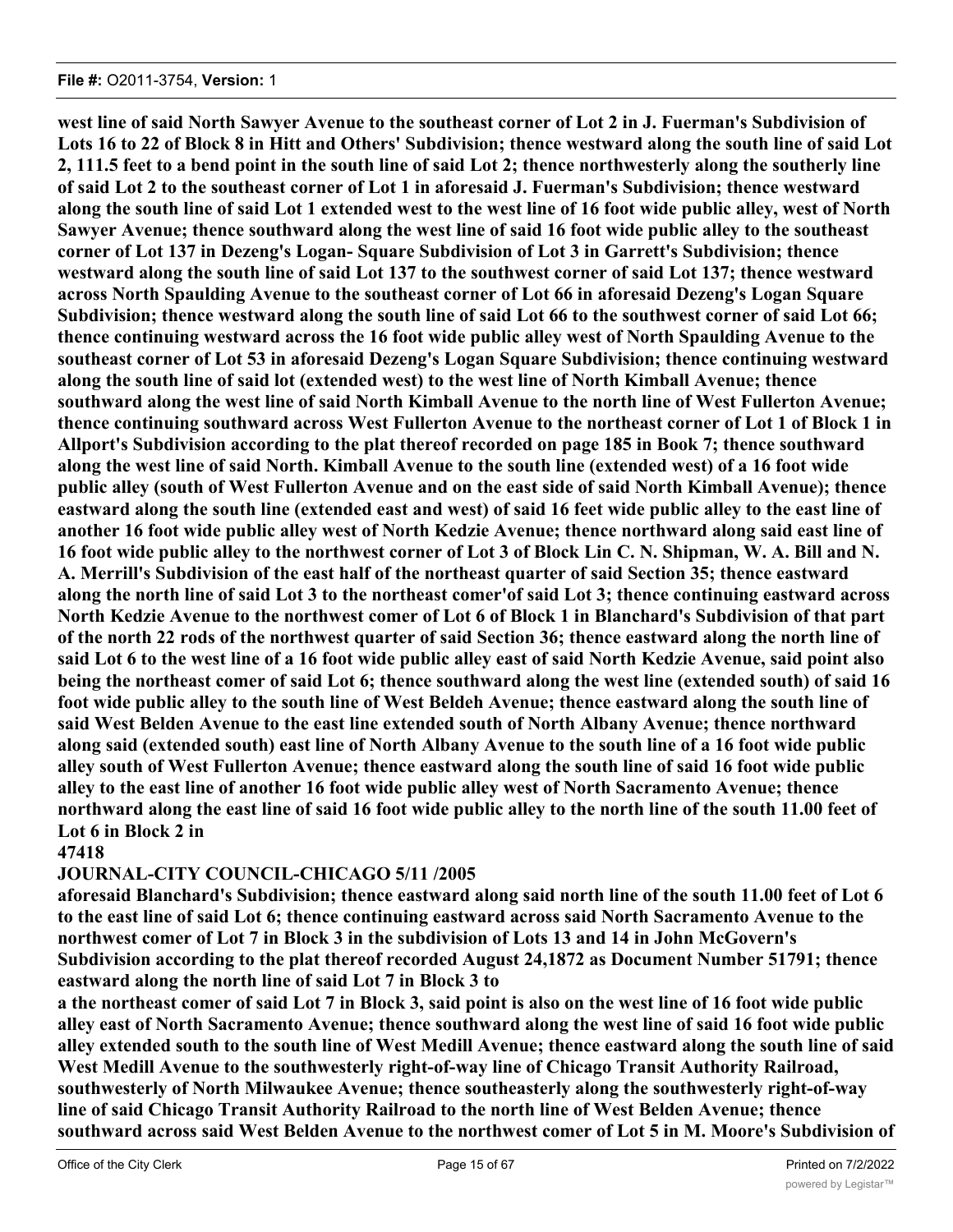**west line of said North Sawyer Avenue to the southeast corner of Lot 2 in J. Fuerman's Subdivision of Lots 16 to 22 of Block 8 in Hitt and Others' Subdivision; thence westward along the south line of said Lot 2, 111.5 feet to a bend point in the south line of said Lot 2; thence northwesterly along the southerly line of said Lot 2 to the southeast corner of Lot 1 in aforesaid J. Fuerman's Subdivision; thence westward along the south line of said Lot 1 extended west to the west line of 16 foot wide public alley, west of North Sawyer Avenue; thence southward along the west line of said 16 foot wide public alley to the southeast corner of Lot 137 in Dezeng's Logan- Square Subdivision of Lot 3 in Garrett's Subdivision; thence westward along the south line of said Lot 137 to the southwest corner of said Lot 137; thence westward across North Spaulding Avenue to the southeast corner of Lot 66 in aforesaid Dezeng's Logan Square Subdivision; thence westward along the south line of said Lot 66 to the southwest corner of said Lot 66; thence continuing westward across the 16 foot wide public alley west of North Spaulding Avenue to the southeast corner of Lot 53 in aforesaid Dezeng's Logan Square Subdivision; thence continuing westward along the south line of said lot (extended west) to the west line of North Kimball Avenue; thence southward along the west line of said North Kimball Avenue to the north line of West Fullerton Avenue; thence continuing southward across West Fullerton Avenue to the northeast corner of Lot 1 of Block 1 in Allport's Subdivision according to the plat thereof recorded on page 185 in Book 7; thence southward along the west line of said North. Kimball Avenue to the south line (extended west) of a 16 foot wide public alley (south of West Fullerton Avenue and on the east side of said North Kimball Avenue); thence eastward along the south line (extended east and west) of said 16 feet wide public alley to the east line of another 16 foot wide public alley west of North Kedzie Avenue; thence northward along said east line of 16 foot wide public alley to the northwest corner of Lot 3 of Block Lin C. N. Shipman, W. A. Bill and N. A. Merrill's Subdivision of the east half of the northeast quarter of said Section 35; thence eastward along the north line of said Lot 3 to the northeast comer'of said Lot 3; thence continuing eastward across North Kedzie Avenue to the northwest comer of Lot 6 of Block 1 in Blanchard's Subdivision of that part of the north 22 rods of the northwest quarter of said Section 36; thence eastward along the north line of said Lot 6 to the west line of a 16 foot wide public alley east of said North Kedzie Avenue, said point also being the northeast comer of said Lot 6; thence southward along the west line (extended south) of said 16 foot wide public alley to the south line of West Beldeh Avenue; thence eastward along the south line of said West Belden Avenue to the east line extended south of North Albany Avenue; thence northward along said (extended south) east line of North Albany Avenue to the south line of a 16 foot wide public alley south of West Fullerton Avenue; thence eastward along the south line of said 16 foot wide public alley to the east line of another 16 foot wide public alley west of North Sacramento Avenue; thence northward along the east line of said 16 foot wide public alley to the north line of the south 11.00 feet of Lot 6 in Block 2 in**

**47418**

**JOURNAL-CITY COUNCIL-CHICAGO 5/11 /2005**

**aforesaid Blanchard's Subdivision; thence eastward along said north line of the south 11.00 feet of Lot 6 to the east line of said Lot 6; thence continuing eastward across said North Sacramento Avenue to the northwest comer of Lot 7 in Block 3 in the subdivision of Lots 13 and 14 in John McGovern's Subdivision according to the plat thereof recorded August 24,1872 as Document Number 51791; thence eastward along the north line of said Lot 7 in Block 3 to**

**a the northeast comer of said Lot 7 in Block 3, said point is also on the west line of 16 foot wide public alley east of North Sacramento Avenue; thence southward along the west line of said 16 foot wide public alley extended south to the south line of West Medill Avenue; thence eastward along the south line of said West Medill Avenue to the southwesterly right-of-way line of Chicago Transit Authority Railroad, southwesterly of North Milwaukee Avenue; thence southeasterly along the southwesterly right-of-way line of said Chicago Transit Authority Railroad to the north line of West Belden Avenue; thence southward across said West Belden Avenue to the northwest comer of Lot 5 in M. Moore's Subdivision of**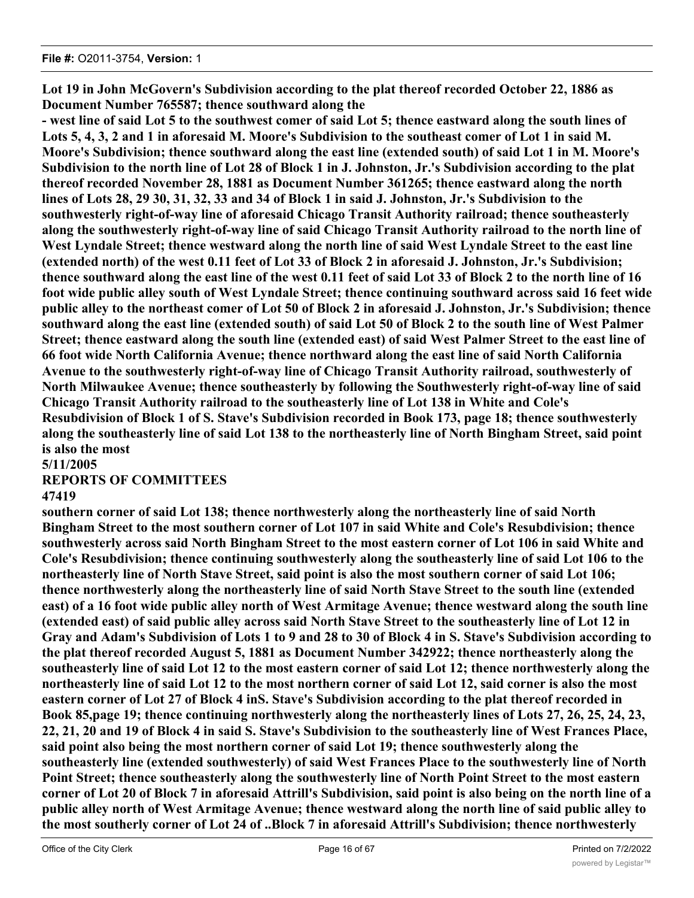**Lot 19 in John McGovern's Subdivision according to the plat thereof recorded October 22, 1886 as Document Number 765587; thence southward along the**

**- west line of said Lot 5 to the southwest comer of said Lot 5; thence eastward along the south lines of Lots 5, 4, 3, 2 and 1 in aforesaid M. Moore's Subdivision to the southeast comer of Lot 1 in said M. Moore's Subdivision; thence southward along the east line (extended south) of said Lot 1 in M. Moore's Subdivision to the north line of Lot 28 of Block 1 in J. Johnston, Jr.'s Subdivision according to the plat thereof recorded November 28, 1881 as Document Number 361265; thence eastward along the north lines of Lots 28, 29 30, 31, 32, 33 and 34 of Block 1 in said J. Johnston, Jr.'s Subdivision to the southwesterly right-of-way line of aforesaid Chicago Transit Authority railroad; thence southeasterly along the southwesterly right-of-way line of said Chicago Transit Authority railroad to the north line of West Lyndale Street; thence westward along the north line of said West Lyndale Street to the east line (extended north) of the west 0.11 feet of Lot 33 of Block 2 in aforesaid J. Johnston, Jr.'s Subdivision; thence southward along the east line of the west 0.11 feet of said Lot 33 of Block 2 to the north line of 16 foot wide public alley south of West Lyndale Street; thence continuing southward across said 16 feet wide public alley to the northeast comer of Lot 50 of Block 2 in aforesaid J. Johnston, Jr.'s Subdivision; thence southward along the east line (extended south) of said Lot 50 of Block 2 to the south line of West Palmer Street; thence eastward along the south line (extended east) of said West Palmer Street to the east line of 66 foot wide North California Avenue; thence northward along the east line of said North California Avenue to the southwesterly right-of-way line of Chicago Transit Authority railroad, southwesterly of North Milwaukee Avenue; thence southeasterly by following the Southwesterly right-of-way line of said Chicago Transit Authority railroad to the southeasterly line of Lot 138 in White and Cole's Resubdivision of Block 1 of S. Stave's Subdivision recorded in Book 173, page 18; thence southwesterly along the southeasterly line of said Lot 138 to the northeasterly line of North Bingham Street, said point is also the most**

**5/11/2005**

**REPORTS OF COMMITTEES**

**47419**

**southern corner of said Lot 138; thence northwesterly along the northeasterly line of said North Bingham Street to the most southern corner of Lot 107 in said White and Cole's Resubdivision; thence southwesterly across said North Bingham Street to the most eastern corner of Lot 106 in said White and Cole's Resubdivision; thence continuing southwesterly along the southeasterly line of said Lot 106 to the northeasterly line of North Stave Street, said point is also the most southern corner of said Lot 106; thence northwesterly along the northeasterly line of said North Stave Street to the south line (extended east) of a 16 foot wide public alley north of West Armitage Avenue; thence westward along the south line (extended east) of said public alley across said North Stave Street to the southeasterly line of Lot 12 in Gray and Adam's Subdivision of Lots 1 to 9 and 28 to 30 of Block 4 in S. Stave's Subdivision according to the plat thereof recorded August 5, 1881 as Document Number 342922; thence northeasterly along the southeasterly line of said Lot 12 to the most eastern corner of said Lot 12; thence northwesterly along the northeasterly line of said Lot 12 to the most northern corner of said Lot 12, said corner is also the most eastern corner of Lot 27 of Block 4 inS. Stave's Subdivision according to the plat thereof recorded in Book 85,page 19; thence continuing northwesterly along the northeasterly lines of Lots 27, 26, 25, 24, 23, 22, 21, 20 and 19 of Block 4 in said S. Stave's Subdivision to the southeasterly line of West Frances Place, said point also being the most northern corner of said Lot 19; thence southwesterly along the southeasterly line (extended southwesterly) of said West Frances Place to the southwesterly line of North Point Street; thence southeasterly along the southwesterly line of North Point Street to the most eastern corner of Lot 20 of Block 7 in aforesaid Attrill's Subdivision, said point is also being on the north line of a public alley north of West Armitage Avenue; thence westward along the north line of said public alley to the most southerly corner of Lot 24 of ..Block 7 in aforesaid Attrill's Subdivision; thence northwesterly**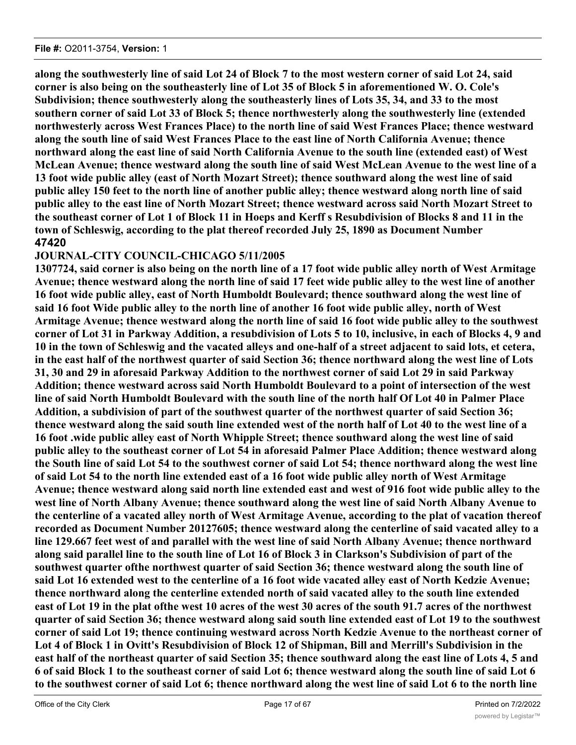**along the southwesterly line of said Lot 24 of Block 7 to the most western corner of said Lot 24, said corner is also being on the southeasterly line of Lot 35 of Block 5 in aforementioned W. O. Cole's Subdivision; thence southwesterly along the southeasterly lines of Lots 35, 34, and 33 to the most southern corner of said Lot 33 of Block 5; thence northwesterly along the southwesterly line (extended northwesterly across West Frances Place) to the north line of said West Frances Place; thence westward along the south line of said West Frances Place to the east line of North California Avenue; thence northward along the east line of said North California Avenue to the south line (extended east) of West McLean Avenue; thence westward along the south line of said West McLean Avenue to the west line of a 13 foot wide public alley (east of North Mozart Street); thence southward along the west line of said public alley 150 feet to the north line of another public alley; thence westward along north line of said public alley to the east line of North Mozart Street; thence westward across said North Mozart Street to the southeast corner of Lot 1 of Block 11 in Hoeps and Kerff s Resubdivision of Blocks 8 and 11 in the town of Schleswig, according to the plat thereof recorded July 25, 1890 as Document Number**

**47420**

**JOURNAL-CITY COUNCIL-CHICAGO 5/11/2005**

**1307724, said corner is also being on the north line of a 17 foot wide public alley north of West Armitage Avenue; thence westward along the north line of said 17 feet wide public alley to the west line of another 16 foot wide public alley, east of North Humboldt Boulevard; thence southward along the west line of said 16 foot Wide public alley to the north line of another 16 foot wide public alley, north of West Armitage Avenue; thence westward along the north line of said 16 foot wide public alley to the southwest corner of Lot 31 in Parkway Addition, a resubdivision of Lots 5 to 10, inclusive, in each of Blocks 4, 9 and 10 in the town of Schleswig and the vacated alleys and one-half of a street adjacent to said lots, et cetera, in the east half of the northwest quarter of said Section 36; thence northward along the west line of Lots 31, 30 and 29 in aforesaid Parkway Addition to the northwest corner of said Lot 29 in said Parkway Addition; thence westward across said North Humboldt Boulevard to a point of intersection of the west line of said North Humboldt Boulevard with the south line of the north half Of Lot 40 in Palmer Place Addition, a subdivision of part of the southwest quarter of the northwest quarter of said Section 36; thence westward along the said south line extended west of the north half of Lot 40 to the west line of a 16 foot .wide public alley east of North Whipple Street; thence southward along the west line of said public alley to the southeast corner of Lot 54 in aforesaid Palmer Place Addition; thence westward along the South line of said Lot 54 to the southwest corner of said Lot 54; thence northward along the west line of said Lot 54 to the north line extended east of a 16 foot wide public alley north of West Armitage Avenue; thence westward along said north line extended east and west of 916 foot wide public alley to the west line of North Albany Avenue; thence southward along the west line of said North Albany Avenue to the centerline of a vacated alley north of West Armitage Avenue, according to the plat of vacation thereof recorded as Document Number 20127605; thence westward along the centerline of said vacated alley to a line 129.667 feet west of and parallel with the west line of said North Albany Avenue; thence northward along said parallel line to the south line of Lot 16 of Block 3 in Clarkson's Subdivision of part of the southwest quarter ofthe northwest quarter of said Section 36; thence westward along the south line of said Lot 16 extended west to the centerline of a 16 foot wide vacated alley east of North Kedzie Avenue; thence northward along the centerline extended north of said vacated alley to the south line extended east of Lot 19 in the plat ofthe west 10 acres of the west 30 acres of the south 91.7 acres of the northwest quarter of said Section 36; thence westward along said south line extended east of Lot 19 to the southwest corner of said Lot 19; thence continuing westward across North Kedzie Avenue to the northeast corner of Lot 4 of Block 1 in Ovitt's Resubdivision of Block 12 of Shipman, Bill and Merrill's Subdivision in the east half of the northeast quarter of said Section 35; thence southward along the east line of Lots 4, 5 and 6 of said Block 1 to the southeast corner of said Lot 6; thence westward along the south line of said Lot 6 to the southwest corner of said Lot 6; thence northward along the west line of said Lot 6 to the north line**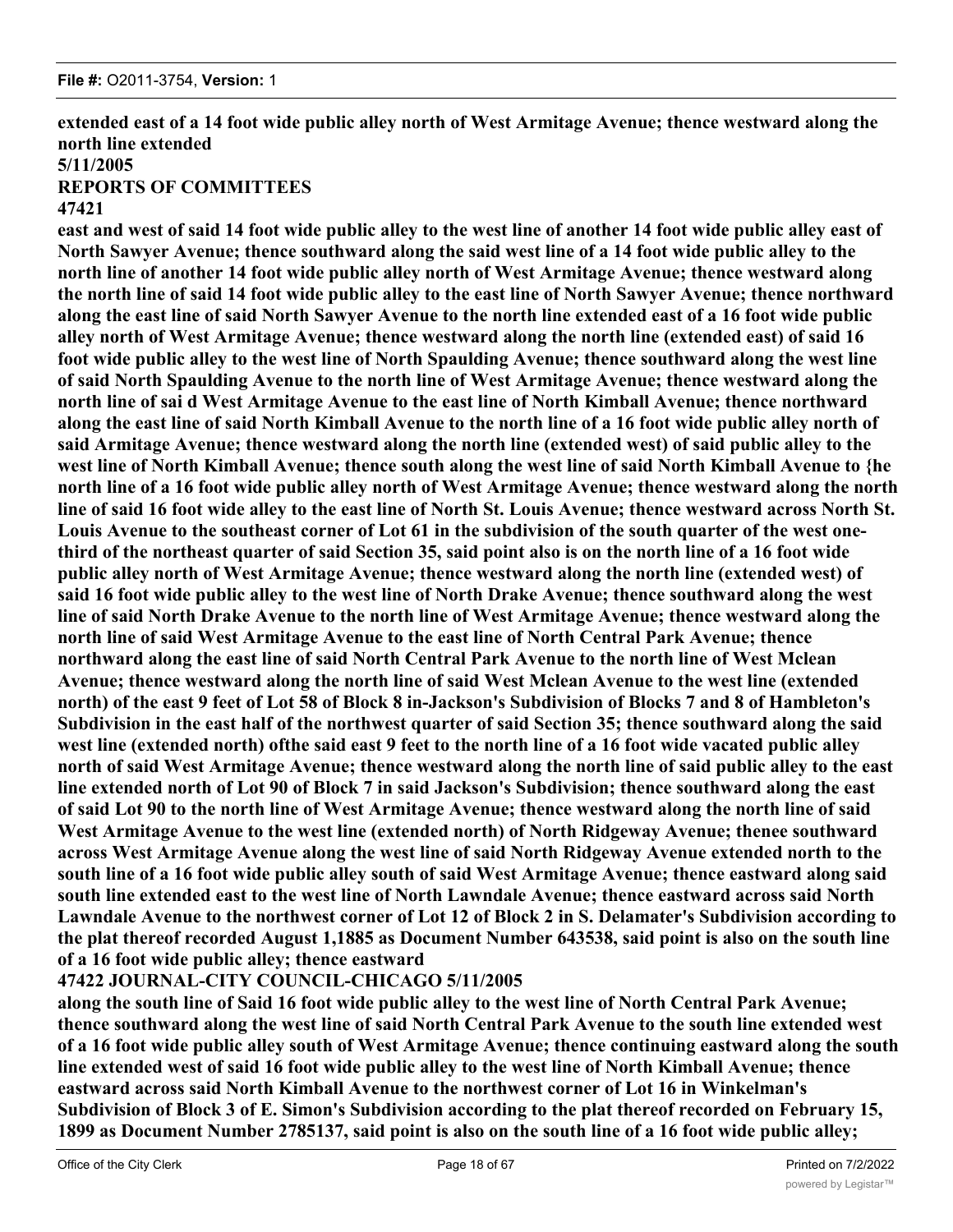**extended east of a 14 foot wide public alley north of West Armitage Avenue; thence westward along the north line extended**

**5/11/2005**

**REPORTS OF COMMITTEES**

**47421**

**east and west of said 14 foot wide public alley to the west line of another 14 foot wide public alley east of North Sawyer Avenue; thence southward along the said west line of a 14 foot wide public alley to the north line of another 14 foot wide public alley north of West Armitage Avenue; thence westward along the north line of said 14 foot wide public alley to the east line of North Sawyer Avenue; thence northward along the east line of said North Sawyer Avenue to the north line extended east of a 16 foot wide public alley north of West Armitage Avenue; thence westward along the north line (extended east) of said 16 foot wide public alley to the west line of North Spaulding Avenue; thence southward along the west line of said North Spaulding Avenue to the north line of West Armitage Avenue; thence westward along the north line of sai d West Armitage Avenue to the east line of North Kimball Avenue; thence northward along the east line of said North Kimball Avenue to the north line of a 16 foot wide public alley north of said Armitage Avenue; thence westward along the north line (extended west) of said public alley to the west line of North Kimball Avenue; thence south along the west line of said North Kimball Avenue to {he north line of a 16 foot wide public alley north of West Armitage Avenue; thence westward along the north line of said 16 foot wide alley to the east line of North St. Louis Avenue; thence westward across North St. Louis Avenue to the southeast corner of Lot 61 in the subdivision of the south quarter of the west one-third of the northeast quarter of said Section 35, said point also is on the north line of a 16 foot wide public alley north of West Armitage Avenue; thence westward along the north line (extended west) of said 16 foot wide public alley to the west line of North Drake Avenue; thence southward along the west line of said North Drake Avenue to the north line of West Armitage Avenue; thence westward along the north line of said West Armitage Avenue to the east line of North Central Park Avenue; thence northward along the east line of said North Central Park Avenue to the north line of West Mclean Avenue; thence westward along the north line of said West Mclean Avenue to the west line (extended north) of the east 9 feet of Lot 58 of Block 8 in-Jackson's Subdivision of Blocks 7 and 8 of Hambleton's Subdivision in the east half of the northwest quarter of said Section 35; thence southward along the said west line (extended north) ofthe said east 9 feet to the north line of a 16 foot wide vacated public alley north of said West Armitage Avenue; thence westward along the north line of said public alley to the east line extended north of Lot 90 of Block 7 in said Jackson's Subdivision; thence southward along the east of said Lot 90 to the north line of West Armitage Avenue; thence westward along the north line of said West Armitage Avenue to the west line (extended north) of North Ridgeway Avenue; thenee southward across West Armitage Avenue along the west line of said North Ridgeway Avenue extended north to the south line of a 16 foot wide public alley south of said West Armitage Avenue; thence eastward along said south line extended east to the west line of North Lawndale Avenue; thence eastward across said North Lawndale Avenue to the northwest corner of Lot 12 of Block 2 in S. Delamater's Subdivision according to the plat thereof recorded August 1,1885 as Document Number 643538, said point is also on the south line of a 16 foot wide public alley; thence eastward**

**47422 JOURNAL-CITY COUNCIL-CHICAGO 5/11/2005**

**along the south line of Said 16 foot wide public alley to the west line of North Central Park Avenue; thence southward along the west line of said North Central Park Avenue to the south line extended west of a 16 foot wide public alley south of West Armitage Avenue; thence continuing eastward along the south line extended west of said 16 foot wide public alley to the west line of North Kimball Avenue; thence eastward across said North Kimball Avenue to the northwest corner of Lot 16 in Winkelman's Subdivision of Block 3 of E. Simon's Subdivision according to the plat thereof recorded on February 15, 1899 as Document Number 2785137, said point is also on the south line of a 16 foot wide public alley;**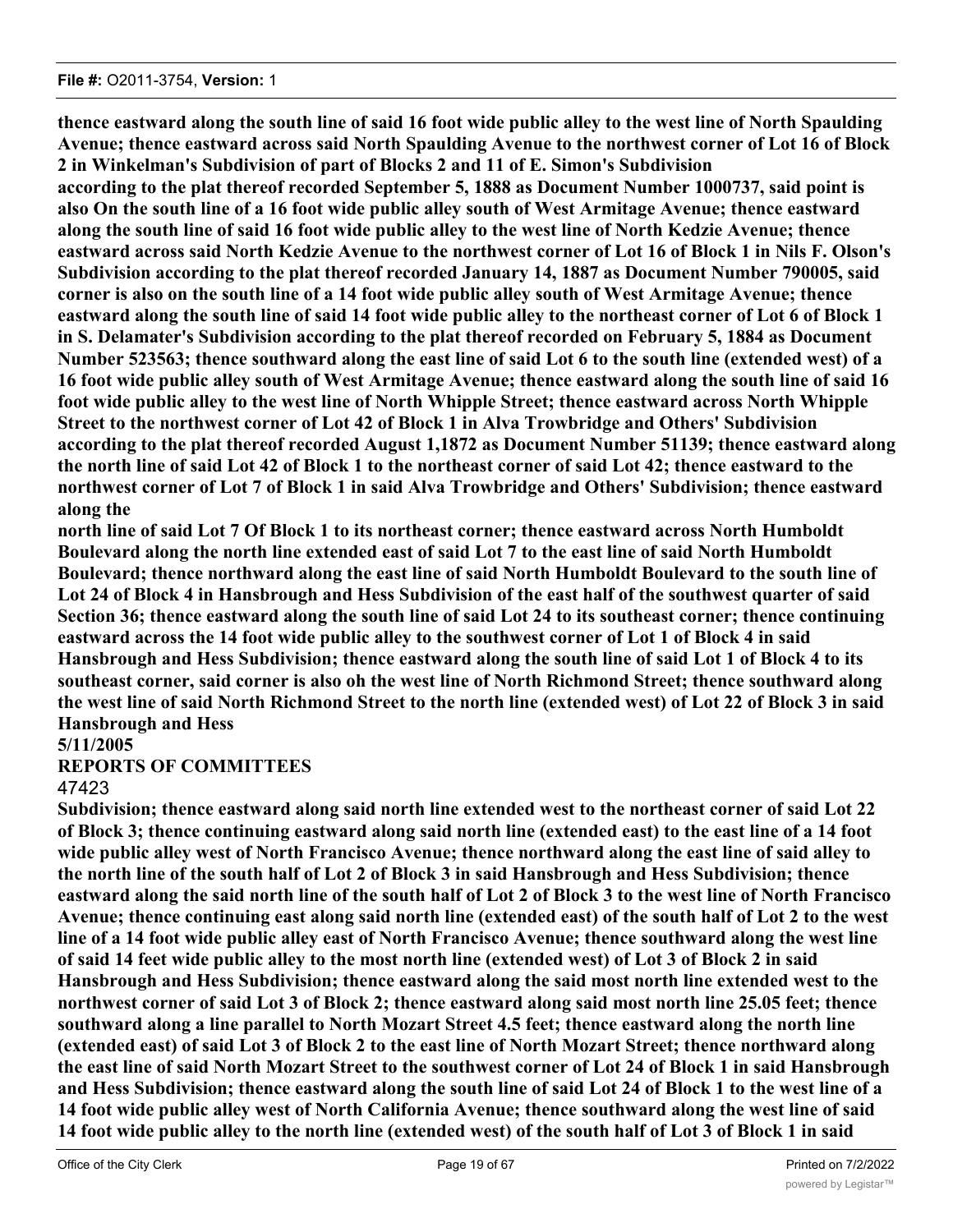**thence eastward along the south line of said 16 foot wide public alley to the west line of North Spaulding Avenue; thence eastward across said North Spaulding Avenue to the northwest corner of Lot 16 of Block 2 in Winkelman's Subdivision of part of Blocks 2 and 11 of E. Simon's Subdivision according to the plat thereof recorded September 5, 1888 as Document Number 1000737, said point is also On the south line of a 16 foot wide public alley south of West Armitage Avenue; thence eastward along the south line of said 16 foot wide public alley to the west line of North Kedzie Avenue; thence eastward across said North Kedzie Avenue to the northwest corner of Lot 16 of Block 1 in Nils F. Olson's Subdivision according to the plat thereof recorded January 14, 1887 as Document Number 790005, said corner is also on the south line of a 14 foot wide public alley south of West Armitage Avenue; thence eastward along the south line of said 14 foot wide public alley to the northeast corner of Lot 6 of Block 1 in S. Delamater's Subdivision according to the plat thereof recorded on February 5, 1884 as Document Number 523563; thence southward along the east line of said Lot 6 to the south line (extended west) of a 16 foot wide public alley south of West Armitage Avenue; thence eastward along the south line of said 16 foot wide public alley to the west line of North Whipple Street; thence eastward across North Whipple Street to the northwest corner of Lot 42 of Block 1 in Alva Trowbridge and Others' Subdivision according to the plat thereof recorded August 1,1872 as Document Number 51139; thence eastward along the north line of said Lot 42 of Block 1 to the northeast corner of said Lot 42; thence eastward to the northwest corner of Lot 7 of Block 1 in said Alva Trowbridge and Others' Subdivision; thence eastward along the north line of said Lot 7 Of Block 1 to its northeast corner; thence eastward across North Humboldt Boulevard along the north line extended east of said Lot 7 to the east line of said North Humboldt Boulevard; thence northward along the east line of said North Humboldt Boulevard to the south line of Lot 24 of Block 4 in Hansbrough and Hess Subdivision of the east half of the southwest quarter of said Section 36; thence eastward along the south line of said Lot 24 to its southeast corner; thence continuing eastward across the 14 foot wide public alley to the southwest corner of Lot 1 of Block 4 in said Hansbrough and Hess Subdivision; thence eastward along the south line of said Lot 1 of Block 4 to its southeast corner, said corner is also oh the west line of North Richmond Street; thence southward along the west line of said North Richmond Street to the north line (extended west) of Lot 22 of Block 3 in said Hansbrough and Hess**

**5/11/2005**

**REPORTS OF COMMITTEES**

47423

**Subdivision; thence eastward along said north line extended west to the northeast corner of said Lot 22 of Block 3; thence continuing eastward along said north line (extended east) to the east line of a 14 foot wide public alley west of North Francisco Avenue; thence northward along the east line of said alley to the north line of the south half of Lot 2 of Block 3 in said Hansbrough and Hess Subdivision; thence eastward along the said north line of the south half of Lot 2 of Block 3 to the west line of North Francisco Avenue; thence continuing east along said north line (extended east) of the south half of Lot 2 to the west line of a 14 foot wide public alley east of North Francisco Avenue; thence southward along the west line of said 14 feet wide public alley to the most north line (extended west) of Lot 3 of Block 2 in said Hansbrough and Hess Subdivision; thence eastward along the said most north line extended west to the northwest corner of said Lot 3 of Block 2; thence eastward along said most north line 25.05 feet; thence southward along a line parallel to North Mozart Street 4.5 feet; thence eastward along the north line (extended east) of said Lot 3 of Block 2 to the east line of North Mozart Street; thence northward along the east line of said North Mozart Street to the southwest corner of Lot 24 of Block 1 in said Hansbrough and Hess Subdivision; thence eastward along the south line of said Lot 24 of Block 1 to the west line of a 14 foot wide public alley west of North California Avenue; thence southward along the west line of said 14 foot wide public alley to the north line (extended west) of the south half of Lot 3 of Block 1 in said**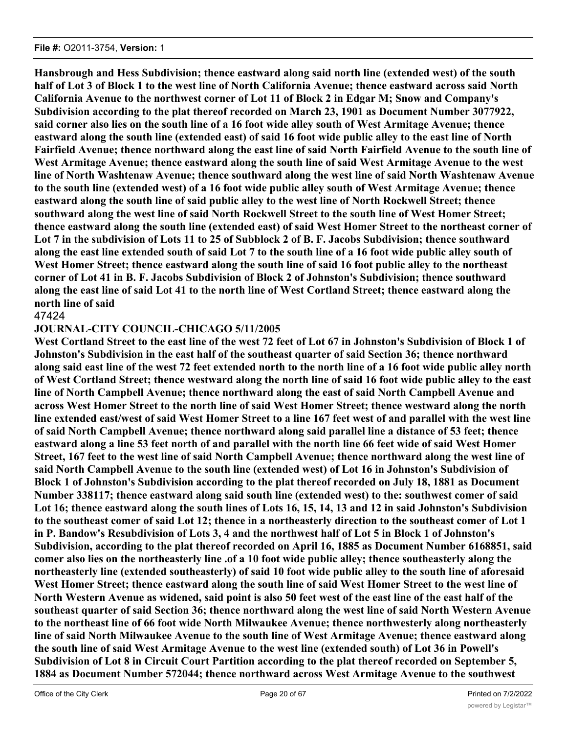**Hansbrough and Hess Subdivision; thence eastward along said north line (extended west) of the south half of Lot 3 of Block 1 to the west line of North California Avenue; thence eastward across said North California Avenue to the northwest corner of Lot 11 of Block 2 in Edgar M; Snow and Company's Subdivision according to the plat thereof recorded on March 23, 1901 as Document Number 3077922, said corner also lies on the south line of a 16 foot wide alley south of West Armitage Avenue; thence eastward along the south line (extended east) of said 16 foot wide public alley to the east line of North Fairfield Avenue; thence northward along the east line of said North Fairfield Avenue to the south line of West Armitage Avenue; thence eastward along the south line of said West Armitage Avenue to the west line of North Washtenaw Avenue; thence southward along the west line of said North Washtenaw Avenue to the south line (extended west) of a 16 foot wide public alley south of West Armitage Avenue; thence eastward along the south line of said public alley to the west line of North Rockwell Street; thence southward along the west line of said North Rockwell Street to the south line of West Homer Street; thence eastward along the south line (extended east) of said West Homer Street to the northeast corner of Lot 7 in the subdivision of Lots 11 to 25 of Subblock 2 of B. F. Jacobs Subdivision; thence southward along the east line extended south of said Lot 7 to the south line of a 16 foot wide public alley south of West Homer Street; thence eastward along the south line of said 16 foot public alley to the northeast corner of Lot 41 in B. F. Jacobs Subdivision of Block 2 of Johnston's Subdivision; thence southward along the east line of said Lot 41 to the north line of West Cortland Street; thence eastward along the north line of said**

47424

**JOURNAL-CITY COUNCIL-CHICAGO 5/11/2005**

**West Cortland Street to the east line of the west 72 feet of Lot 67 in Johnston's Subdivision of Block 1 of Johnston's Subdivision in the east half of the southeast quarter of said Section 36; thence northward along said east line of the west 72 feet extended north to the north line of a 16 foot wide public alley north of West Cortland Street; thence westward along the north line of said 16 foot wide public alley to the east line of North Campbell Avenue; thence northward along the east of said North Campbell Avenue and across West Homer Street to the north line of said West Homer Street; thence westward along the north line extended east/west of said West Homer Street to a line 167 feet west of and parallel with the west line of said North Campbell Avenue; thence northward along said parallel line a distance of 53 feet; thence eastward along a line 53 feet north of and parallel with the north line 66 feet wide of said West Homer Street, 167 feet to the west line of said North Campbell Avenue; thence northward along the west line of said North Campbell Avenue to the south line (extended west) of Lot 16 in Johnston's Subdivision of Block 1 of Johnston's Subdivision according to the plat thereof recorded on July 18, 1881 as Document Number 338117; thence eastward along said south line (extended west) to the: southwest comer of said Lot 16; thence eastward along the south lines of Lots 16, 15, 14, 13 and 12 in said Johnston's Subdivision to the southeast comer of said Lot 12; thence in a northeasterly direction to the southeast comer of Lot 1 in P. Bandow's Resubdivision of Lots 3, 4 and the northwest half of Lot 5 in Block 1 of Johnston's Subdivision, according to the plat thereof recorded on April 16, 1885 as Document Number 6168851, said comer also lies on the northeasterly line .of a 10 foot wide public alley; thence southeasterly along the northeasterly line (extended southeasterly) of said 10 foot wide public alley to the south line of aforesaid West Homer Street; thence eastward along the south line of said West Homer Street to the west line of North Western Avenue as widened, said point is also 50 feet west of the east line of the east half of the southeast quarter of said Section 36; thence northward along the west line of said North Western Avenue to the northeast line of 66 foot wide North Milwaukee Avenue; thence northwesterly along northeasterly line of said North Milwaukee Avenue to the south line of West Armitage Avenue; thence eastward along the south line of said West Armitage Avenue to the west line (extended south) of Lot 36 in Powell's Subdivision of Lot 8 in Circuit Court Partition according to the plat thereof recorded on September 5, 1884 as Document Number 572044; thence northward across West Armitage Avenue to the southwest**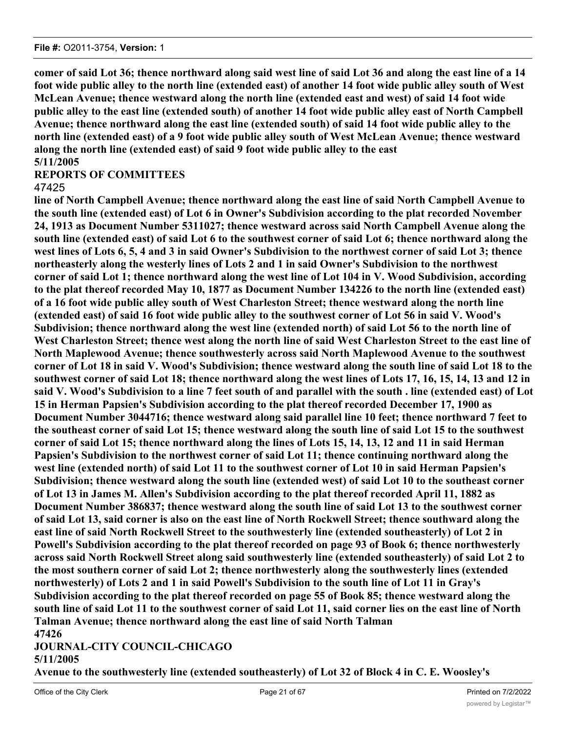**comer of said Lot 36; thence northward along said west line of said Lot 36 and along the east line of a 14 foot wide public alley to the north line (extended east) of another 14 foot wide public alley south of West McLean Avenue; thence westward along the north line (extended east and west) of said 14 foot wide public alley to the east line (extended south) of another 14 foot wide public alley east of North Campbell Avenue; thence northward along the east line (extended south) of said 14 foot wide public alley to the north line (extended east) of a 9 foot wide public alley south of West McLean Avenue; thence westward along the north line (extended east) of said 9 foot wide public alley to the east**

**5/11/2005**

**REPORTS OF COMMITTEES**

47425

**line of North Campbell Avenue; thence northward along the east line of said North Campbell Avenue to the south line (extended east) of Lot 6 in Owner's Subdivision according to the plat recorded November 24, 1913 as Document Number 5311027; thence westward across said North Campbell Avenue along the south line (extended east) of said Lot 6 to the southwest corner of said Lot 6; thence northward along the west lines of Lots 6, 5, 4 and 3 in said Owner's Subdivision to the northwest corner of said Lot 3; thence northeasterly along the westerly lines of Lots 2 and 1 in said Owner's Subdivision to the northwest corner of said Lot 1; thence northward along the west line of Lot 104 in V. Wood Subdivision, according to the plat thereof recorded May 10, 1877 as Document Number 134226 to the north line (extended east) of a 16 foot wide public alley south of West Charleston Street; thence westward along the north line (extended east) of said 16 foot wide public alley to the southwest corner of Lot 56 in said V. Wood's Subdivision; thence northward along the west line (extended north) of said Lot 56 to the north line of West Charleston Street; thence west along the north line of said West Charleston Street to the east line of North Maplewood Avenue; thence southwesterly across said North Maplewood Avenue to the southwest corner of Lot 18 in said V. Wood's Subdivision; thence westward along the south line of said Lot 18 to the southwest corner of said Lot 18; thence northward along the west lines of Lots 17, 16, 15, 14, 13 and 12 in said V. Wood's Subdivision to a line 7 feet south of and parallel with the south . line (extended east) of Lot 15 in Herman Papsien's Subdivision according to the plat thereof recorded December 17, 1900 as Document Number 3044716; thence westward along said parallel line 10 feet; thence northward 7 feet to the southeast corner of said Lot 15; thence westward along the south line of said Lot 15 to the southwest corner of said Lot 15; thence northward along the lines of Lots 15, 14, 13, 12 and 11 in said Herman Papsien's Subdivision to the northwest corner of said Lot 11; thence continuing northward along the west line (extended north) of said Lot 11 to the southwest corner of Lot 10 in said Herman Papsien's Subdivision; thence westward along the south line (extended west) of said Lot 10 to the southeast corner of Lot 13 in James M. Allen's Subdivision according to the plat thereof recorded April 11, 1882 as Document Number 386837; thence westward along the south line of said Lot 13 to the southwest corner of said Lot 13, said corner is also on the east line of North Rockwell Street; thence southward along the east line of said North Rockwell Street to the southwesterly line (extended southeasterly) of Lot 2 in Powell's Subdivision according to the plat thereof recorded on page 93 of Book 6; thence northwesterly across said North Rockwell Street along said southwesterly line (extended southeasterly) of said Lot 2 to the most southern corner of said Lot 2; thence northwesterly along the southwesterly lines (extended northwesterly) of Lots 2 and 1 in said Powell's Subdivision to the south line of Lot 11 in Gray's Subdivision according to the plat thereof recorded on page 55 of Book 85; thence westward along the south line of said Lot 11 to the southwest corner of said Lot 11, said corner lies on the east line of North Talman Avenue; thence northward along the east line of said North Talman**

**47426**

**JOURNAL-CITY COUNCIL-CHICAGO**

**5/11/2005**

**Avenue to the southwesterly line (extended southeasterly) of Lot 32 of Block 4 in C. E. Woosley's**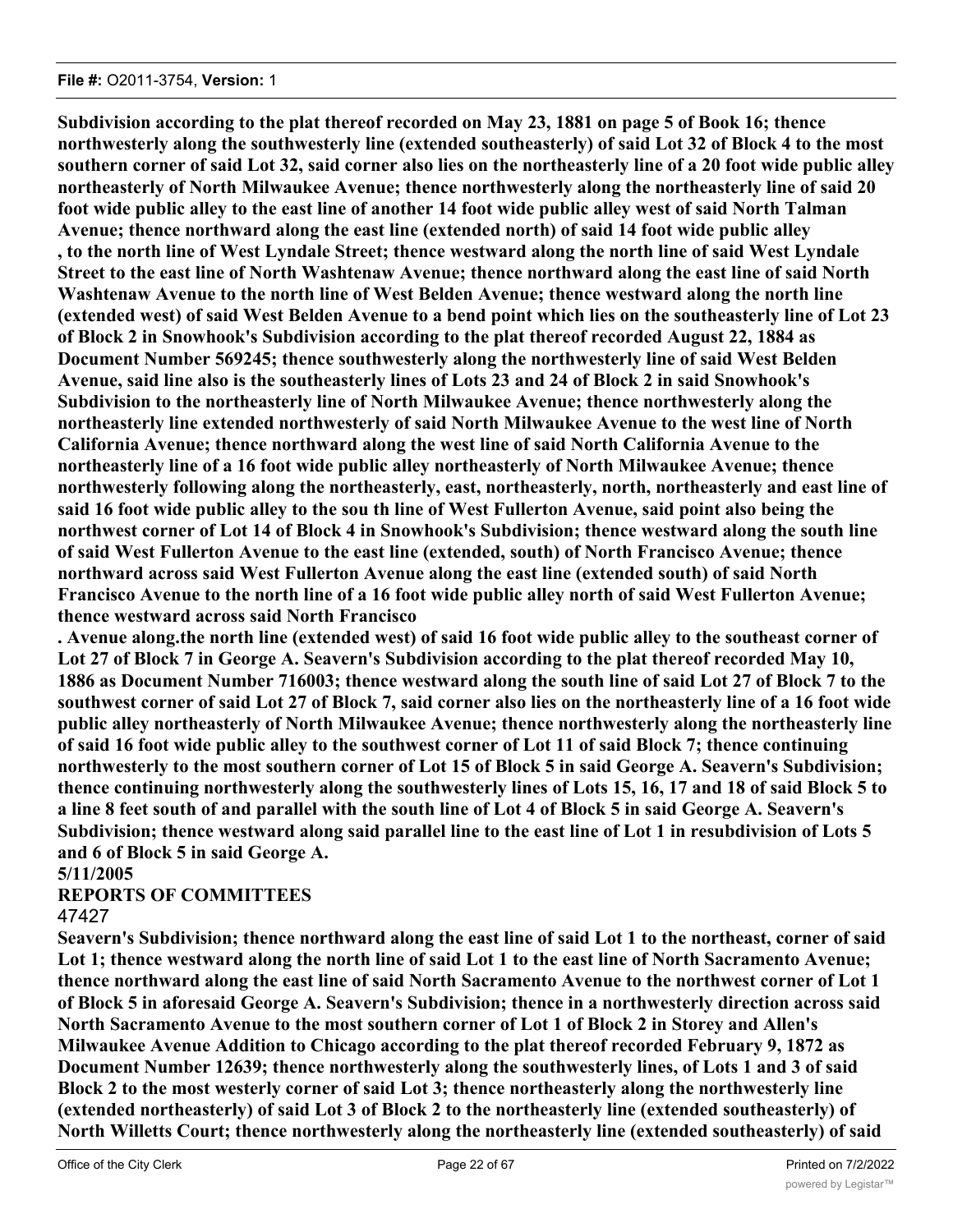**Subdivision according to the plat thereof recorded on May 23, 1881 on page 5 of Book 16; thence northwesterly along the southwesterly line (extended southeasterly) of said Lot 32 of Block 4 to the most southern corner of said Lot 32, said corner also lies on the northeasterly line of a 20 foot wide public alley northeasterly of North Milwaukee Avenue; thence northwesterly along the northeasterly line of said 20 foot wide public alley to the east line of another 14 foot wide public alley west of said North Talman Avenue; thence northward along the east line (extended north) of said 14 foot wide public alley , to the north line of West Lyndale Street; thence westward along the north line of said West Lyndale Street to the east line of North Washtenaw Avenue; thence northward along the east line of said North Washtenaw Avenue to the north line of West Belden Avenue; thence westward along the north line (extended west) of said West Belden Avenue to a bend point which lies on the southeasterly line of Lot 23 of Block 2 in Snowhook's Subdivision according to the plat thereof recorded August 22, 1884 as Document Number 569245; thence southwesterly along the northwesterly line of said West Belden Avenue, said line also is the southeasterly lines of Lots 23 and 24 of Block 2 in said Snowhook's Subdivision to the northeasterly line of North Milwaukee Avenue; thence northwesterly along the northeasterly line extended northwesterly of said North Milwaukee Avenue to the west line of North California Avenue; thence northward along the west line of said North California Avenue to the northeasterly line of a 16 foot wide public alley northeasterly of North Milwaukee Avenue; thence northwesterly following along the northeasterly, east, northeasterly, north, northeasterly and east line of said 16 foot wide public alley to the sou th line of West Fullerton Avenue, said point also being the northwest corner of Lot 14 of Block 4 in Snowhook's Subdivision; thence westward along the south line of said West Fullerton Avenue to the east line (extended, south) of North Francisco Avenue; thence northward across said West Fullerton Avenue along the east line (extended south) of said North Francisco Avenue to the north line of a 16 foot wide public alley north of said West Fullerton Avenue; thence westward across said North Francisco**

**. Avenue along.the north line (extended west) of said 16 foot wide public alley to the southeast corner of Lot 27 of Block 7 in George A. Seavern's Subdivision according to the plat thereof recorded May 10, 1886 as Document Number 716003; thence westward along the south line of said Lot 27 of Block 7 to the southwest corner of said Lot 27 of Block 7, said corner also lies on the northeasterly line of a 16 foot wide public alley northeasterly of North Milwaukee Avenue; thence northwesterly along the northeasterly line of said 16 foot wide public alley to the southwest corner of Lot 11 of said Block 7; thence continuing northwesterly to the most southern corner of Lot 15 of Block 5 in said George A. Seavern's Subdivision; thence continuing northwesterly along the southwesterly lines of Lots 15, 16, 17 and 18 of said Block 5 to a line 8 feet south of and parallel with the south line of Lot 4 of Block 5 in said George A. Seavern's Subdivision; thence westward along said parallel line to the east line of Lot 1 in resubdivision of Lots 5 and 6 of Block 5 in said George A.**

**5/11/2005**

**REPORTS OF COMMITTEES**

47427

**Seavern's Subdivision; thence northward along the east line of said Lot 1 to the northeast, corner of said Lot 1; thence westward along the north line of said Lot 1 to the east line of North Sacramento Avenue; thence northward along the east line of said North Sacramento Avenue to the northwest corner of Lot 1 of Block 5 in aforesaid George A. Seavern's Subdivision; thence in a northwesterly direction across said North Sacramento Avenue to the most southern corner of Lot 1 of Block 2 in Storey and Allen's Milwaukee Avenue Addition to Chicago according to the plat thereof recorded February 9, 1872 as Document Number 12639; thence northwesterly along the southwesterly lines, of Lots 1 and 3 of said Block 2 to the most westerly corner of said Lot 3; thence northeasterly along the northwesterly line (extended northeasterly) of said Lot 3 of Block 2 to the northeasterly line (extended southeasterly) of North Willetts Court; thence northwesterly along the northeasterly line (extended southeasterly) of said**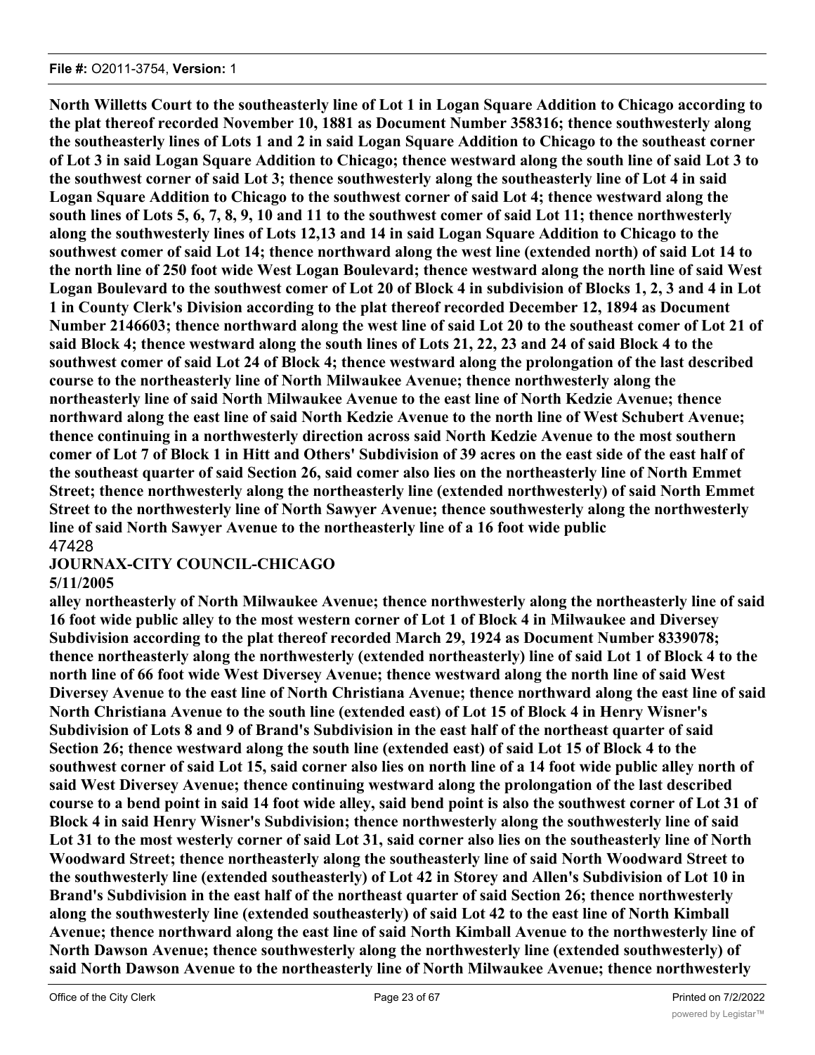**North Willetts Court to the southeasterly line of Lot 1 in Logan Square Addition to Chicago according to the plat thereof recorded November 10, 1881 as Document Number 358316; thence southwesterly along the southeasterly lines of Lots 1 and 2 in said Logan Square Addition to Chicago to the southeast corner of Lot 3 in said Logan Square Addition to Chicago; thence westward along the south line of said Lot 3 to the southwest corner of said Lot 3; thence southwesterly along the southeasterly line of Lot 4 in said Logan Square Addition to Chicago to the southwest corner of said Lot 4; thence westward along the south lines of Lots 5, 6, 7, 8, 9, 10 and 11 to the southwest comer of said Lot 11; thence northwesterly along the southwesterly lines of Lots 12,13 and 14 in said Logan Square Addition to Chicago to the southwest comer of said Lot 14; thence northward along the west line (extended north) of said Lot 14 to the north line of 250 foot wide West Logan Boulevard; thence westward along the north line of said West Logan Boulevard to the southwest comer of Lot 20 of Block 4 in subdivision of Blocks 1, 2, 3 and 4 in Lot 1 in County Clerk's Division according to the plat thereof recorded December 12, 1894 as Document Number 2146603; thence northward along the west line of said Lot 20 to the southeast comer of Lot 21 of said Block 4; thence westward along the south lines of Lots 21, 22, 23 and 24 of said Block 4 to the southwest comer of said Lot 24 of Block 4; thence westward along the prolongation of the last described course to the northeasterly line of North Milwaukee Avenue; thence northwesterly along the northeasterly line of said North Milwaukee Avenue to the east line of North Kedzie Avenue; thence northward along the east line of said North Kedzie Avenue to the north line of West Schubert Avenue; thence continuing in a northwesterly direction across said North Kedzie Avenue to the most southern comer of Lot 7 of Block 1 in Hitt and Others' Subdivision of 39 acres on the east side of the east half of the southeast quarter of said Section 26, said comer also lies on the northeasterly line of North Emmet Street; thence northwesterly along the northeasterly line (extended northwesterly) of said North Emmet Street to the northwesterly line of North Sawyer Avenue; thence southwesterly along the northwesterly line of said North Sawyer Avenue to the northeasterly line of a 16 foot wide public**

47428

**JOURNAX-CITY COUNCIL-CHICAGO**

**5/11/2005**

**alley northeasterly of North Milwaukee Avenue; thence northwesterly along the northeasterly line of said 16 foot wide public alley to the most western corner of Lot 1 of Block 4 in Milwaukee and Diversey Subdivision according to the plat thereof recorded March 29, 1924 as Document Number 8339078; thence northeasterly along the northwesterly (extended northeasterly) line of said Lot 1 of Block 4 to the north line of 66 foot wide West Diversey Avenue; thence westward along the north line of said West Diversey Avenue to the east line of North Christiana Avenue; thence northward along the east line of said North Christiana Avenue to the south line (extended east) of Lot 15 of Block 4 in Henry Wisner's Subdivision of Lots 8 and 9 of Brand's Subdivision in the east half of the northeast quarter of said Section 26; thence westward along the south line (extended east) of said Lot 15 of Block 4 to the southwest corner of said Lot 15, said corner also lies on north line of a 14 foot wide public alley north of said West Diversey Avenue; thence continuing westward along the prolongation of the last described course to a bend point in said 14 foot wide alley, said bend point is also the southwest corner of Lot 31 of Block 4 in said Henry Wisner's Subdivision; thence northwesterly along the southwesterly line of said Lot 31 to the most westerly corner of said Lot 31, said corner also lies on the southeasterly line of North Woodward Street; thence northeasterly along the southeasterly line of said North Woodward Street to the southwesterly line (extended southeasterly) of Lot 42 in Storey and Allen's Subdivision of Lot 10 in Brand's Subdivision in the east half of the northeast quarter of said Section 26; thence northwesterly along the southwesterly line (extended southeasterly) of said Lot 42 to the east line of North Kimball Avenue; thence northward along the east line of said North Kimball Avenue to the northwesterly line of North Dawson Avenue; thence southwesterly along the northwesterly line (extended southwesterly) of said North Dawson Avenue to the northeasterly line of North Milwaukee Avenue; thence northwesterly**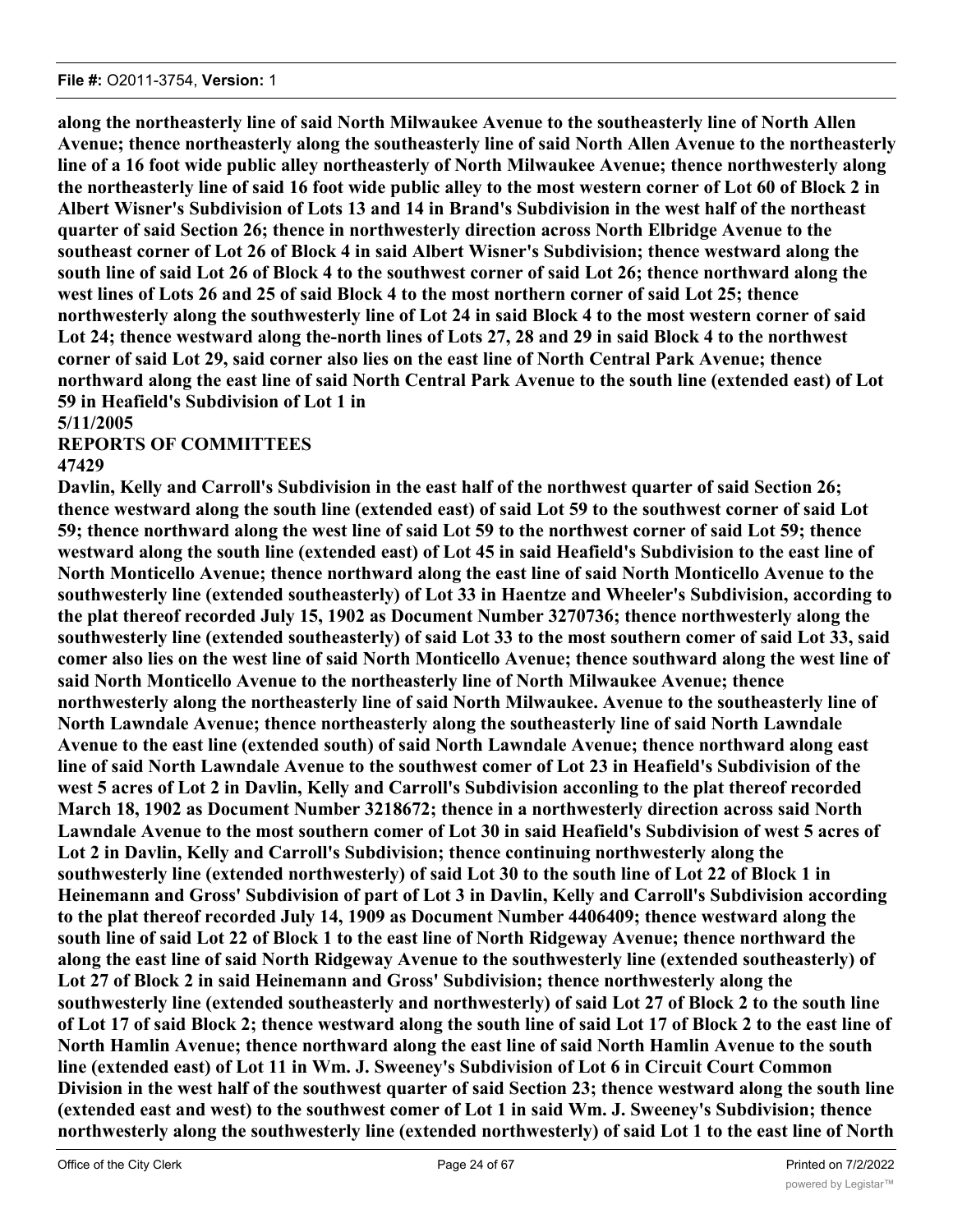**along the northeasterly line of said North Milwaukee Avenue to the southeasterly line of North Allen Avenue; thence northeasterly along the southeasterly line of said North Allen Avenue to the northeasterly line of a 16 foot wide public alley northeasterly of North Milwaukee Avenue; thence northwesterly along the northeasterly line of said 16 foot wide public alley to the most western corner of Lot 60 of Block 2 in Albert Wisner's Subdivision of Lots 13 and 14 in Brand's Subdivision in the west half of the northeast quarter of said Section 26; thence in northwesterly direction across North Elbridge Avenue to the southeast corner of Lot 26 of Block 4 in said Albert Wisner's Subdivision; thence westward along the south line of said Lot 26 of Block 4 to the southwest corner of said Lot 26; thence northward along the west lines of Lots 26 and 25 of said Block 4 to the most northern corner of said Lot 25; thence northwesterly along the southwesterly line of Lot 24 in said Block 4 to the most western corner of said Lot 24; thence westward along the-north lines of Lots 27, 28 and 29 in said Block 4 to the northwest corner of said Lot 29, said corner also lies on the east line of North Central Park Avenue; thence northward along the east line of said North Central Park Avenue to the south line (extended east) of Lot 59 in Heafield's Subdivision of Lot 1 in**

**5/11/2005**

**REPORTS OF COMMITTEES**

**47429**

**Davlin, Kelly and Carroll's Subdivision in the east half of the northwest quarter of said Section 26; thence westward along the south line (extended east) of said Lot 59 to the southwest corner of said Lot 59; thence northward along the west line of said Lot 59 to the northwest corner of said Lot 59; thence westward along the south line (extended east) of Lot 45 in said Heafield's Subdivision to the east line of North Monticello Avenue; thence northward along the east line of said North Monticello Avenue to the southwesterly line (extended southeasterly) of Lot 33 in Haentze and Wheeler's Subdivision, according to the plat thereof recorded July 15, 1902 as Document Number 3270736; thence northwesterly along the southwesterly line (extended southeasterly) of said Lot 33 to the most southern comer of said Lot 33, said comer also lies on the west line of said North Monticello Avenue; thence southward along the west line of said North Monticello Avenue to the northeasterly line of North Milwaukee Avenue; thence northwesterly along the northeasterly line of said North Milwaukee. Avenue to the southeasterly line of North Lawndale Avenue; thence northeasterly along the southeasterly line of said North Lawndale Avenue to the east line (extended south) of said North Lawndale Avenue; thence northward along east line of said North Lawndale Avenue to the southwest comer of Lot 23 in Heafield's Subdivision of the west 5 acres of Lot 2 in Davlin, Kelly and Carroll's Subdivision acconling to the plat thereof recorded March 18, 1902 as Document Number 3218672; thence in a northwesterly direction across said North Lawndale Avenue to the most southern comer of Lot 30 in said Heafield's Subdivision of west 5 acres of Lot 2 in Davlin, Kelly and Carroll's Subdivision; thence continuing northwesterly along the southwesterly line (extended northwesterly) of said Lot 30 to the south line of Lot 22 of Block 1 in Heinemann and Gross' Subdivision of part of Lot 3 in Davlin, Kelly and Carroll's Subdivision according to the plat thereof recorded July 14, 1909 as Document Number 4406409; thence westward along the south line of said Lot 22 of Block 1 to the east line of North Ridgeway Avenue; thence northward the along the east line of said North Ridgeway Avenue to the southwesterly line (extended southeasterly) of Lot 27 of Block 2 in said Heinemann and Gross' Subdivision; thence northwesterly along the southwesterly line (extended southeasterly and northwesterly) of said Lot 27 of Block 2 to the south line of Lot 17 of said Block 2; thence westward along the south line of said Lot 17 of Block 2 to the east line of North Hamlin Avenue; thence northward along the east line of said North Hamlin Avenue to the south line (extended east) of Lot 11 in Wm. J. Sweeney's Subdivision of Lot 6 in Circuit Court Common Division in the west half of the southwest quarter of said Section 23; thence westward along the south line (extended east and west) to the southwest comer of Lot 1 in said Wm. J. Sweeney's Subdivision; thence northwesterly along the southwesterly line (extended northwesterly) of said Lot 1 to the east line of North**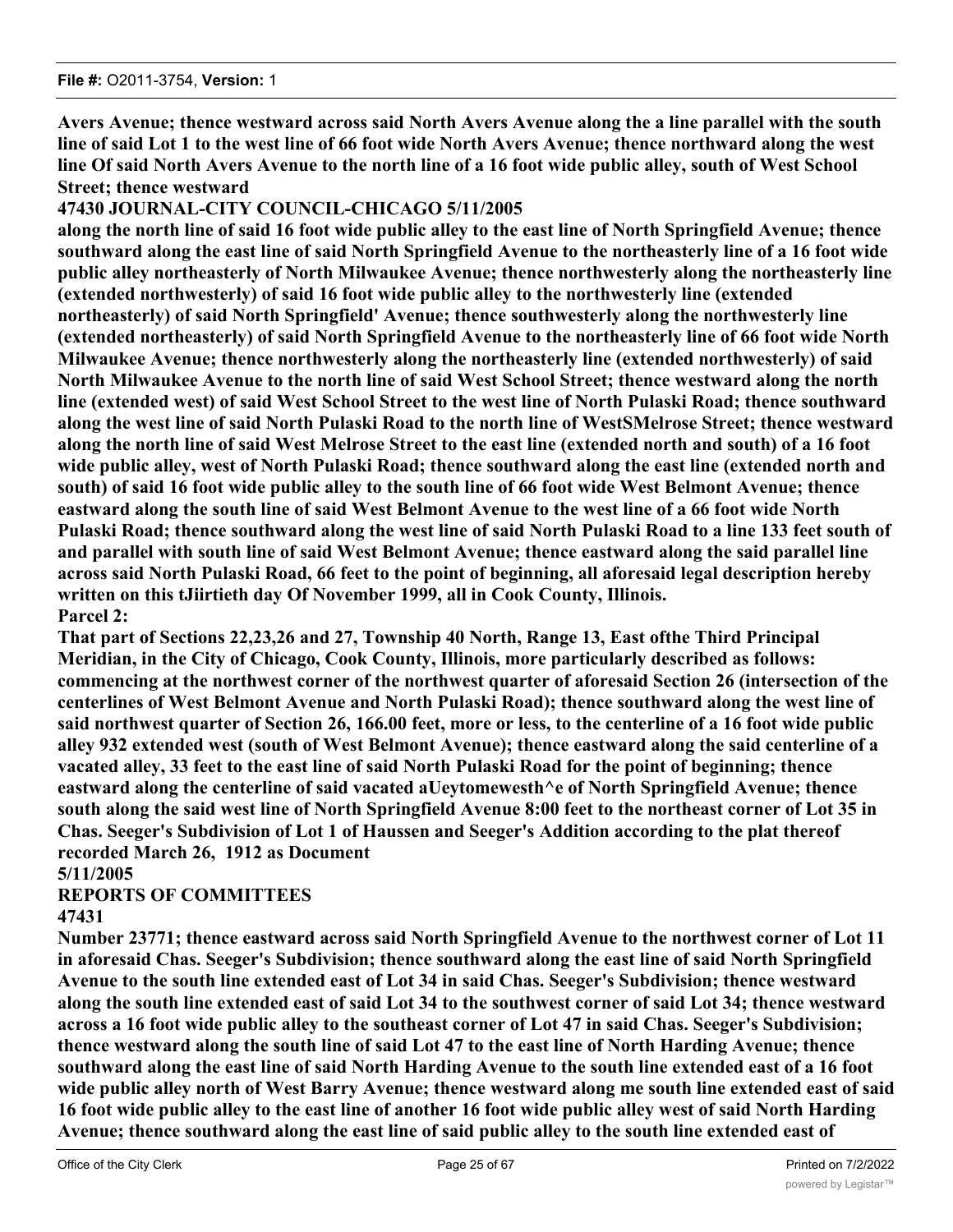**Avers Avenue; thence westward across said North Avers Avenue along the a line parallel with the south line of said Lot 1 to the west line of 66 foot wide North Avers Avenue; thence northward along the west line Of said North Avers Avenue to the north line of a 16 foot wide public alley, south of West School Street; thence westward**

**47430 JOURNAL-CITY COUNCIL-CHICAGO 5/11/2005**

**along the north line of said 16 foot wide public alley to the east line of North Springfield Avenue; thence southward along the east line of said North Springfield Avenue to the northeasterly line of a 16 foot wide public alley northeasterly of North Milwaukee Avenue; thence northwesterly along the northeasterly line (extended northwesterly) of said 16 foot wide public alley to the northwesterly line (extended northeasterly) of said North Springfield' Avenue; thence southwesterly along the northwesterly line (extended northeasterly) of said North Springfield Avenue to the northeasterly line of 66 foot wide North Milwaukee Avenue; thence northwesterly along the northeasterly line (extended northwesterly) of said North Milwaukee Avenue to the north line of said West School Street; thence westward along the north line (extended west) of said West School Street to the west line of North Pulaski Road; thence southward along the west line of said North Pulaski Road to the north line of WestSMelrose Street; thence westward along the north line of said West Melrose Street to the east line (extended north and south) of a 16 foot wide public alley, west of North Pulaski Road; thence southward along the east line (extended north and south) of said 16 foot wide public alley to the south line of 66 foot wide West Belmont Avenue; thence eastward along the south line of said West Belmont Avenue to the west line of a 66 foot wide North Pulaski Road; thence southward along the west line of said North Pulaski Road to a line 133 feet south of and parallel with south line of said West Belmont Avenue; thence eastward along the said parallel line across said North Pulaski Road, 66 feet to the point of beginning, all aforesaid legal description hereby written on this tJiirtieth day Of November 1999, all in Cook County, Illinois.**

**Parcel 2:**

**That part of Sections 22,23,26 and 27, Township 40 North, Range 13, East ofthe Third Principal Meridian, in the City of Chicago, Cook County, Illinois, more particularly described as follows: commencing at the northwest corner of the northwest quarter of aforesaid Section 26 (intersection of the centerlines of West Belmont Avenue and North Pulaski Road); thence southward along the west line of said northwest quarter of Section 26, 166.00 feet, more or less, to the centerline of a 16 foot wide public alley 932 extended west (south of West Belmont Avenue); thence eastward along the said centerline of a vacated alley, 33 feet to the east line of said North Pulaski Road for the point of beginning; thence eastward along the centerline of said vacated aUeytomewesth^e of North Springfield Avenue; thence south along the said west line of North Springfield Avenue 8:00 feet to the northeast corner of Lot 35 in Chas. Seeger's Subdivision of Lot 1 of Haussen and Seeger's Addition according to the plat thereof recorded March 26, 1912 as Document**

**5/11/2005**

**REPORTS OF COMMITTEES**

**47431**

**Number 23771; thence eastward across said North Springfield Avenue to the northwest corner of Lot 11 in aforesaid Chas. Seeger's Subdivision; thence southward along the east line of said North Springfield Avenue to the south line extended east of Lot 34 in said Chas. Seeger's Subdivision; thence westward along the south line extended east of said Lot 34 to the southwest corner of said Lot 34; thence westward across a 16 foot wide public alley to the southeast corner of Lot 47 in said Chas. Seeger's Subdivision; thence westward along the south line of said Lot 47 to the east line of North Harding Avenue; thence southward along the east line of said North Harding Avenue to the south line extended east of a 16 foot wide public alley north of West Barry Avenue; thence westward along me south line extended east of said 16 foot wide public alley to the east line of another 16 foot wide public alley west of said North Harding Avenue; thence southward along the east line of said public alley to the south line extended east of**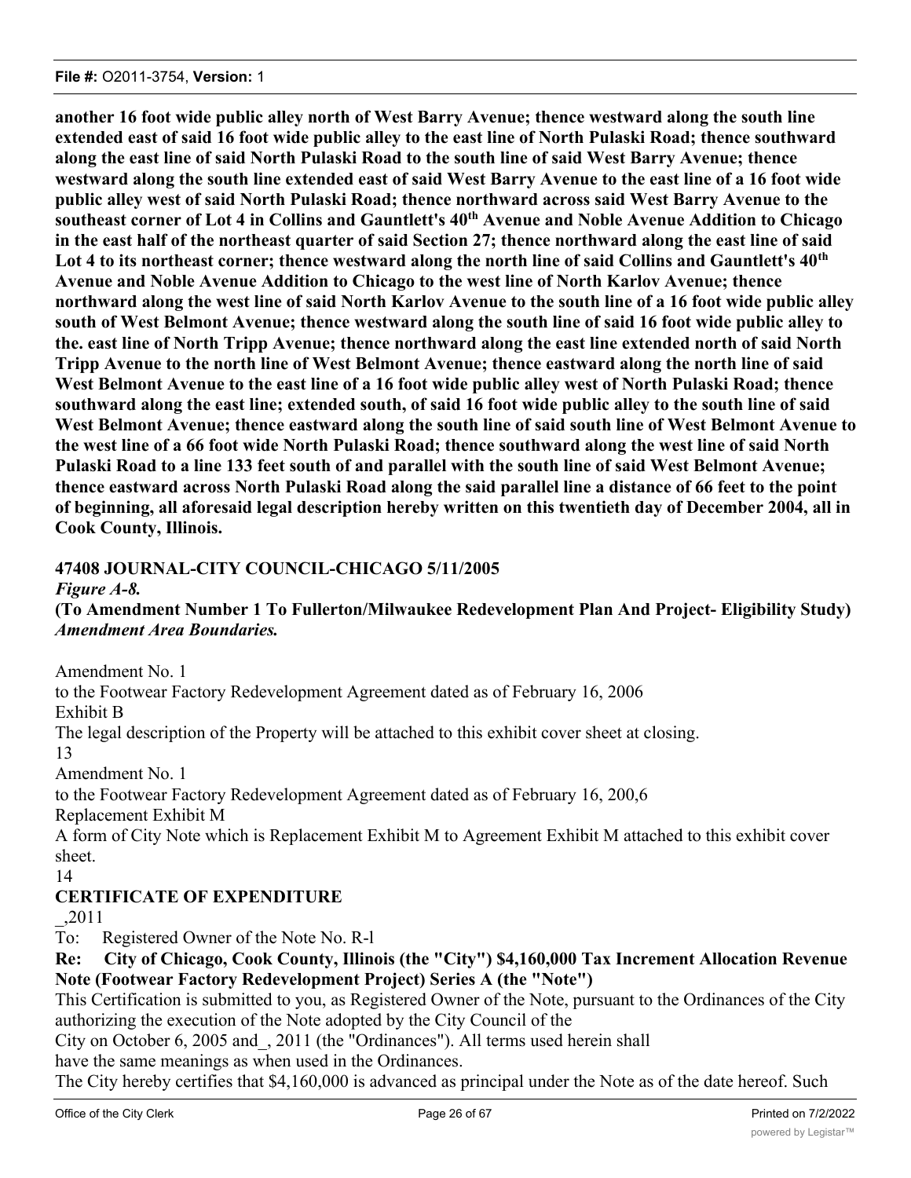**another 16 foot wide public alley north of West Barry Avenue; thence westward along the south line extended east of said 16 foot wide public alley to the east line of North Pulaski Road; thence southward along the east line of said North Pulaski Road to the south line of said West Barry Avenue; thence westward along the south line extended east of said West Barry Avenue to the east line of a 16 foot wide public alley west of said North Pulaski Road; thence northward across said West Barry Avenue to the southeast corner of Lot 4 in Collins and Gauntlett's 40th Avenue and Noble Avenue Addition to Chicago in the east half of the northeast quarter of said Section 27; thence northward along the east line of said Lot 4 to its northeast corner; thence westward along the north line of said Collins and Gauntlett's 40th Avenue and Noble Avenue Addition to Chicago to the west line of North Karlov Avenue; thence northward along the west line of said North Karlov Avenue to the south line of a 16 foot wide public alley south of West Belmont Avenue; thence westward along the south line of said 16 foot wide public alley to the. east line of North Tripp Avenue; thence northward along the east line extended north of said North Tripp Avenue to the north line of West Belmont Avenue; thence eastward along the north line of said West Belmont Avenue to the east line of a 16 foot wide public alley west of North Pulaski Road; thence southward along the east line; extended south, of said 16 foot wide public alley to the south line of said West Belmont Avenue; thence eastward along the south line of said south line of West Belmont Avenue to the west line of a 66 foot wide North Pulaski Road; thence southward along the west line of said North Pulaski Road to a line 133 feet south of and parallel with the south line of said West Belmont Avenue; thence eastward across North Pulaski Road along the said parallel line a distance of 66 feet to the point of beginning, all aforesaid legal description hereby written on this twentieth day of December 2004, all in Cook County, Illinois.**

**47408 JOURNAL-CITY COUNCIL-CHICAGO 5/11/2005**

***Figure A-8.***

**(To Amendment Number 1 To Fullerton/Milwaukee Redevelopment Plan And Project- Eligibility Study)** ***Amendment Area Boundaries.***

Amendment No. 1

to the Footwear Factory Redevelopment Agreement dated as of February 16, 2006

Exhibit B

The legal description of the Property will be attached to this exhibit cover sheet at closing.

13

Amendment No. 1

to the Footwear Factory Redevelopment Agreement dated as of February 16, 200,6

Replacement Exhibit M

A form of City Note which is Replacement Exhibit M to Agreement Exhibit M attached to this exhibit cover sheet.

14

**CERTIFICATE OF EXPENDITURE**

_,2011

To: Registered Owner of the Note No. R-l

**Re: City of Chicago, Cook County, Illinois (the "City") $4,160,000 Tax Increment Allocation Revenue Note (Footwear Factory Redevelopment Project) Series A (the "Note")**

This Certification is submitted to you, as Registered Owner of the Note, pursuant to the Ordinances of the City authorizing the execution of the Note adopted by the City Council of the City on October 6, 2005 and_, 2011 (the "Ordinances"). All terms used herein shall have the same meanings as when used in the Ordinances.

The City hereby certifies that $4,160,000 is advanced as principal under the Note as of the date hereof. Such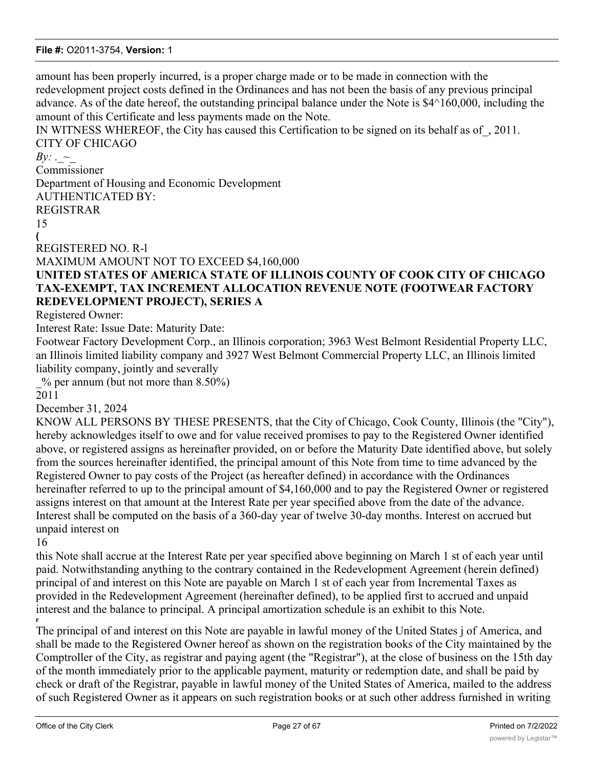amount has been properly incurred, is a proper charge made or to be made in connection with the redevelopment project costs defined in the Ordinances and has not been the basis of any previous principal advance. As of the date hereof, the outstanding principal balance under the Note is $4^160,000, including the amount of this Certificate and less payments made on the Note.

IN WITNESS WHEREOF, the City has caused this Certification to be signed on its behalf as of_, 2011.

CITY OF CHICAGO

*By:* ._~_

Commissioner

Department of Housing and Economic Development

AUTHENTICATED BY:

REGISTRAR

15

(

REGISTERED NO. R-l

MAXIMUM AMOUNT NOT TO EXCEED $4,160,000

**UNITED STATES OF AMERICA STATE OF ILLINOIS COUNTY OF COOK CITY OF CHICAGO TAX-EXEMPT, TAX INCREMENT ALLOCATION REVENUE NOTE (FOOTWEAR FACTORY REDEVELOPMENT PROJECT), SERIES A**

Registered Owner:

Interest Rate: Issue Date: Maturity Date:

Footwear Factory Development Corp., an Illinois corporation; 3963 West Belmont Residential Property LLC, an Illinois limited liability company and 3927 West Belmont Commercial Property LLC, an Illinois limited liability company, jointly and severally

_% per annum (but not more than 8.50%)

2011

December 31, 2024

KNOW ALL PERSONS BY THESE PRESENTS, that the City of Chicago, Cook County, Illinois (the "City"), hereby acknowledges itself to owe and for value received promises to pay to the Registered Owner identified above, or registered assigns as hereinafter provided, on or before the Maturity Date identified above, but solely from the sources hereinafter identified, the principal amount of this Note from time to time advanced by the Registered Owner to pay costs of the Project (as hereafter defined) in accordance with the Ordinances hereinafter referred to up to the principal amount of $4,160,000 and to pay the Registered Owner or registered assigns interest on that amount at the Interest Rate per year specified above from the date of the advance. Interest shall be computed on the basis of a 360-day year of twelve 30-day months. Interest on accrued but unpaid interest on

16

this Note shall accrue at the Interest Rate per year specified above beginning on March 1 st of each year until paid. Notwithstanding anything to the contrary contained in the Redevelopment Agreement (herein defined) principal of and interest on this Note are payable on March 1 st of each year from Incremental Taxes as provided in the Redevelopment Agreement (hereinafter defined), to be applied first to accrued and unpaid interest and the balance to principal. A principal amortization schedule is an exhibit to this Note.

The principal of and interest on this Note are payable in lawful money of the United States j of America, and shall be made to the Registered Owner hereof as shown on the registration books of the City maintained by the Comptroller of the City, as registrar and paying agent (the "Registrar"), at the close of business on the 15th day of the month immediately prior to the applicable payment, maturity or redemption date, and shall be paid by check or draft of the Registrar, payable in lawful money of the United States of America, mailed to the address of such Registered Owner as it appears on such registration books or at such other address furnished in writing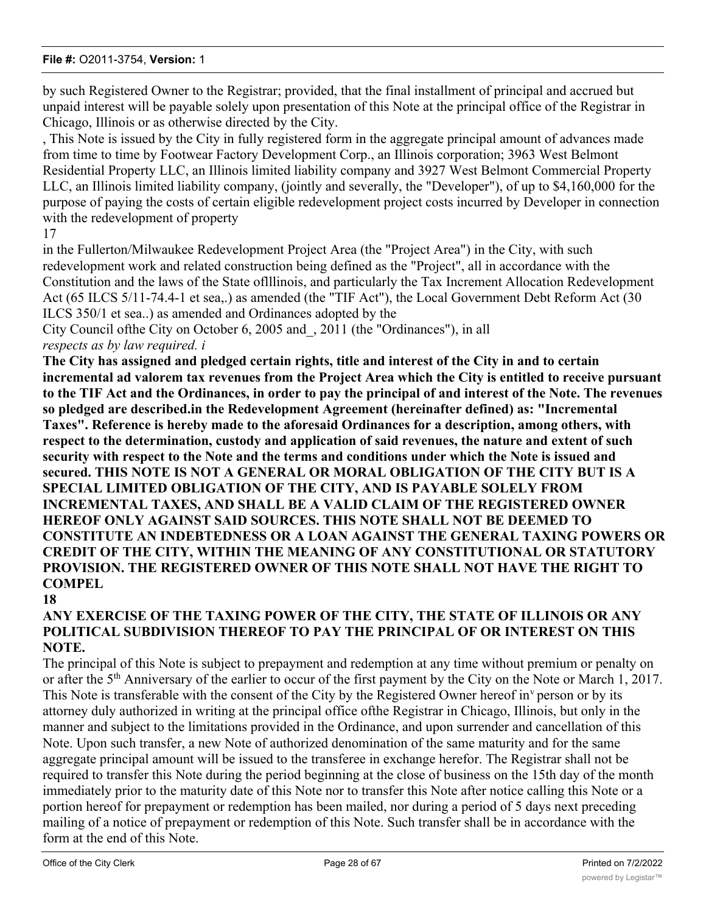by such Registered Owner to the Registrar; provided, that the final installment of principal and accrued but unpaid interest will be payable solely upon presentation of this Note at the principal office of the Registrar in Chicago, Illinois or as otherwise directed by the City.

, This Note is issued by the City in fully registered form in the aggregate principal amount of advances made from time to time by Footwear Factory Development Corp., an Illinois corporation; 3963 West Belmont Residential Property LLC, an Illinois limited liability company and 3927 West Belmont Commercial Property LLC, an Illinois limited liability company, (jointly and severally, the "Developer"), of up to $4,160,000 for the purpose of paying the costs of certain eligible redevelopment project costs incurred by Developer in connection with the redevelopment of property

17

in the Fullerton/Milwaukee Redevelopment Project Area (the "Project Area") in the City, with such redevelopment work and related construction being defined as the "Project", all in accordance with the Constitution and the laws of the State oflllinois, and particularly the Tax Increment Allocation Redevelopment Act (65 ILCS 5/11-74.4-1 et sea,.) as amended (the "TIF Act"), the Local Government Debt Reform Act (30 ILCS 350/1 et sea..) as amended and Ordinances adopted by the

City Council ofthe City on October 6, 2005 and_, 2011 (the "Ordinances"), in all

*respects as by law required. i*

**The City has assigned and pledged certain rights, title and interest of the City in and to certain incremental ad valorem tax revenues from the Project Area which the City is entitled to receive pursuant to the TIF Act and the Ordinances, in order to pay the principal of and interest of the Note. The revenues so pledged are described.in the Redevelopment Agreement (hereinafter defined) as: "Incremental Taxes". Reference is hereby made to the aforesaid Ordinances for a description, among others, with respect to the determination, custody and application of said revenues, the nature and extent of such security with respect to the Note and the terms and conditions under which the Note is issued and secured. THIS NOTE IS NOT A GENERAL OR MORAL OBLIGATION OF THE CITY BUT IS A SPECIAL LIMITED OBLIGATION OF THE CITY, AND IS PAYABLE SOLELY FROM INCREMENTAL TAXES, AND SHALL BE A VALID CLAIM OF THE REGISTERED OWNER HEREOF ONLY AGAINST SAID SOURCES. THIS NOTE SHALL NOT BE DEEMED TO CONSTITUTE AN INDEBTEDNESS OR A LOAN AGAINST THE GENERAL TAXING POWERS OR CREDIT OF THE CITY, WITHIN THE MEANING OF ANY CONSTITUTIONAL OR STATUTORY PROVISION. THE REGISTERED OWNER OF THIS NOTE SHALL NOT HAVE THE RIGHT TO COMPEL**

**18**

**ANY EXERCISE OF THE TAXING POWER OF THE CITY, THE STATE OF ILLINOIS OR ANY POLITICAL SUBDIVISION THEREOF TO PAY THE PRINCIPAL OF OR INTEREST ON THIS NOTE.**

The principal of this Note is subject to prepayment and redemption at any time without premium or penalty on or after the 5th Anniversary of the earlier to occur of the first payment by the City on the Note or March 1, 2017. This Note is transferable with the consent of the City by the Registered Owner hereof inv person or by its attorney duly authorized in writing at the principal office ofthe Registrar in Chicago, Illinois, but only in the manner and subject to the limitations provided in the Ordinance, and upon surrender and cancellation of this Note. Upon such transfer, a new Note of authorized denomination of the same maturity and for the same aggregate principal amount will be issued to the transferee in exchange herefor. The Registrar shall not be required to transfer this Note during the period beginning at the close of business on the 15th day of the month immediately prior to the maturity date of this Note nor to transfer this Note after notice calling this Note or a portion hereof for prepayment or redemption has been mailed, nor during a period of 5 days next preceding mailing of a notice of prepayment or redemption of this Note. Such transfer shall be in accordance with the form at the end of this Note.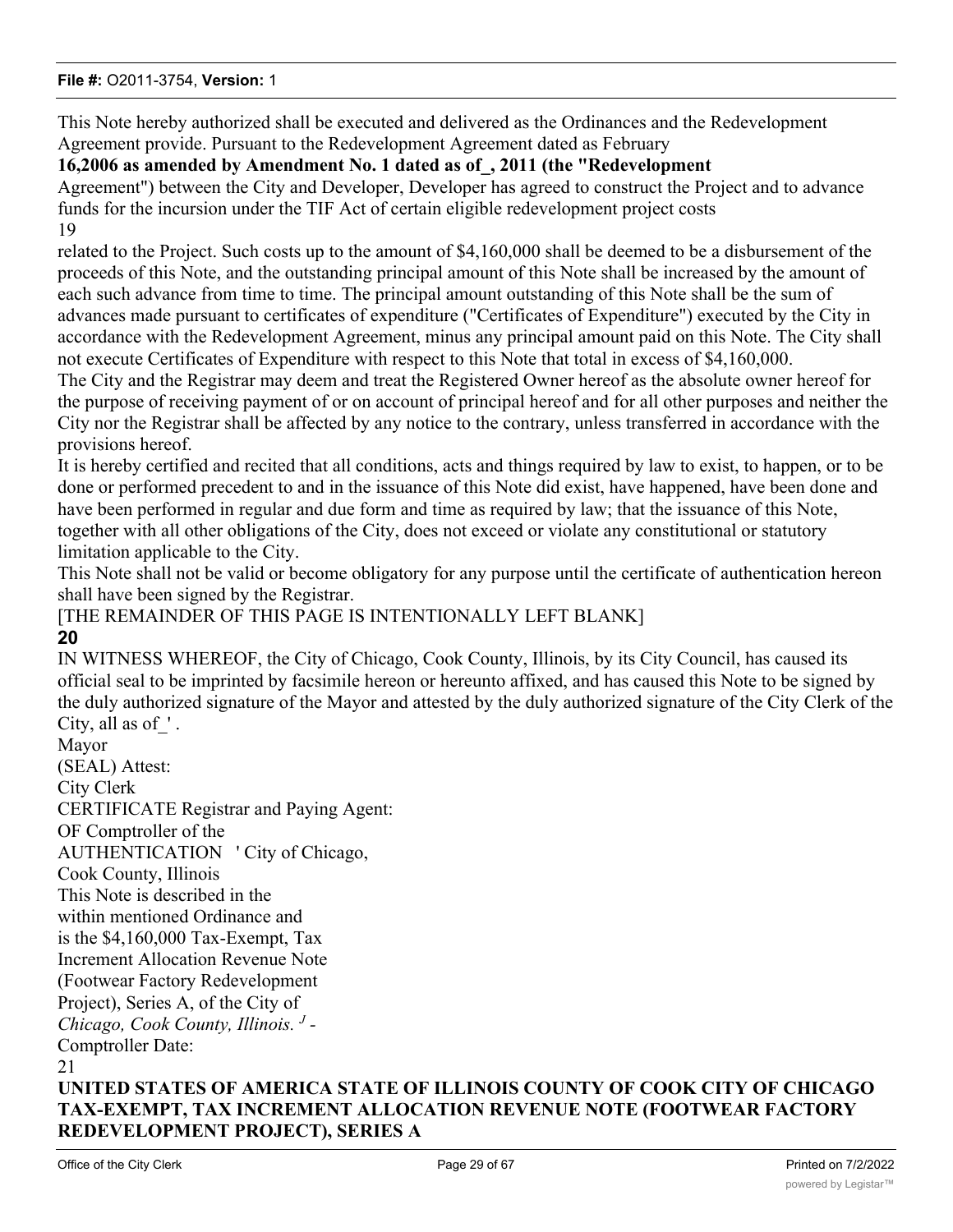This Note hereby authorized shall be executed and delivered as the Ordinances and the Redevelopment Agreement provide. Pursuant to the Redevelopment Agreement dated as February **16,2006 as amended by Amendment No. 1 dated as of_, 2011 (the "Redevelopment** Agreement") between the City and Developer, Developer has agreed to construct the Project and to advance funds for the incursion under the TIF Act of certain eligible redevelopment project costs

19

related to the Project. Such costs up to the amount of $4,160,000 shall be deemed to be a disbursement of the proceeds of this Note, and the outstanding principal amount of this Note shall be increased by the amount of each such advance from time to time. The principal amount outstanding of this Note shall be the sum of advances made pursuant to certificates of expenditure ("Certificates of Expenditure") executed by the City in accordance with the Redevelopment Agreement, minus any principal amount paid on this Note. The City shall not execute Certificates of Expenditure with respect to this Note that total in excess of $4,160,000.

The City and the Registrar may deem and treat the Registered Owner hereof as the absolute owner hereof for the purpose of receiving payment of or on account of principal hereof and for all other purposes and neither the City nor the Registrar shall be affected by any notice to the contrary, unless transferred in accordance with the provisions hereof.

It is hereby certified and recited that all conditions, acts and things required by law to exist, to happen, or to be done or performed precedent to and in the issuance of this Note did exist, have happened, have been done and have been performed in regular and due form and time as required by law; that the issuance of this Note, together with all other obligations of the City, does not exceed or violate any constitutional or statutory limitation applicable to the City.

This Note shall not be valid or become obligatory for any purpose until the certificate of authentication hereon shall have been signed by the Registrar.

[THE REMAINDER OF THIS PAGE IS INTENTIONALLY LEFT BLANK]

**20**

IN WITNESS WHEREOF, the City of Chicago, Cook County, Illinois, by its City Council, has caused its official seal to be imprinted by facsimile hereon or hereunto affixed, and has caused this Note to be signed by the duly authorized signature of the Mayor and attested by the duly authorized signature of the City Clerk of the City, all as of_' .

Mayor

(SEAL) Attest:

City Clerk

CERTIFICATE Registrar and Paying Agent:
OF Comptroller of the
AUTHENTICATION ' City of Chicago,
Cook County, Illinois

This Note is described in the within mentioned Ordinance and is the $4,160,000 Tax-Exempt, Tax Increment Allocation Revenue Note (Footwear Factory Redevelopment Project), Series A, of the City of *Chicago, Cook County, Illinois. J -*

Comptroller Date:

21

**UNITED STATES OF AMERICA STATE OF ILLINOIS COUNTY OF COOK CITY OF CHICAGO TAX-EXEMPT, TAX INCREMENT ALLOCATION REVENUE NOTE (FOOTWEAR FACTORY REDEVELOPMENT PROJECT), SERIES A**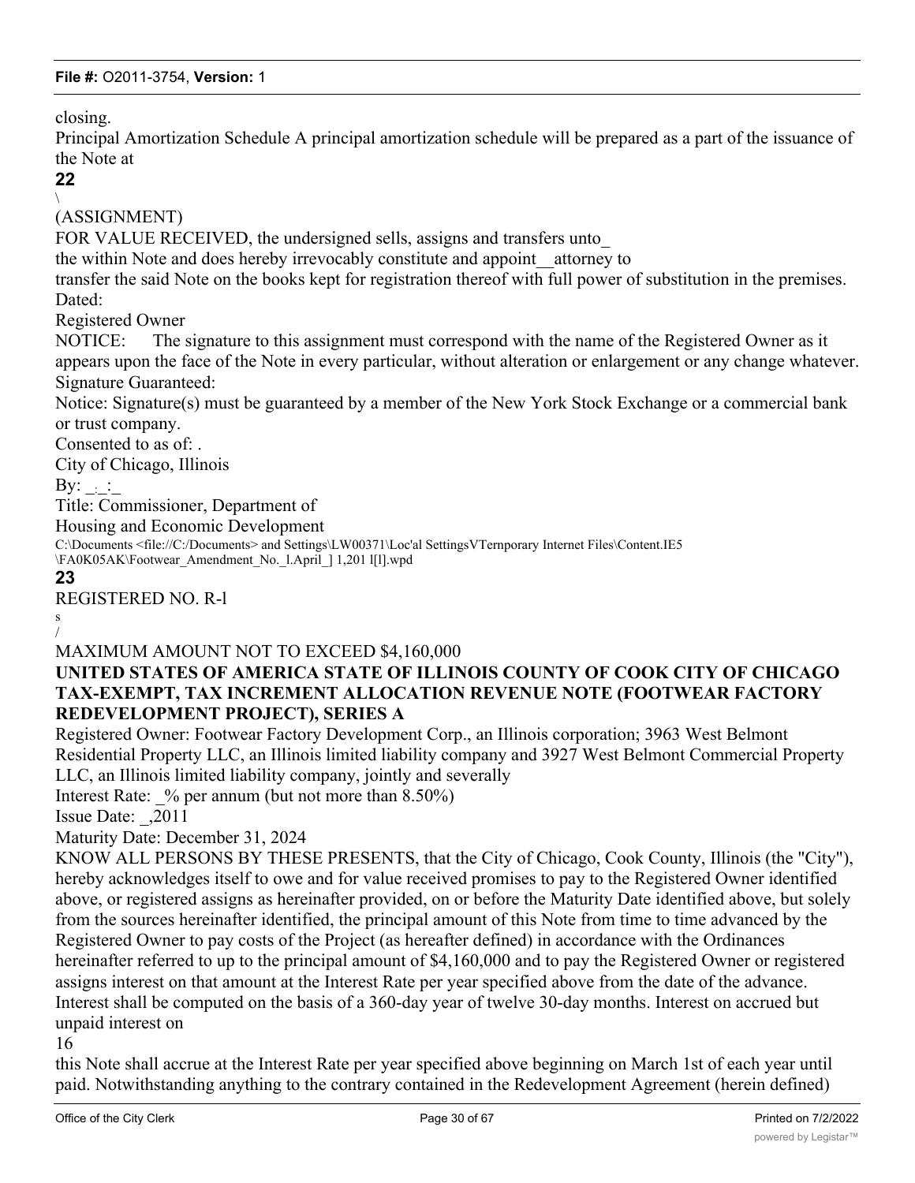closing.

Principal Amortization Schedule A principal amortization schedule will be prepared as a part of the issuance of the Note at

**22**

\

(ASSIGNMENT)

FOR VALUE RECEIVED, the undersigned sells, assigns and transfers unto_

the within Note and does hereby irrevocably constitute and appoint__attorney to

transfer the said Note on the books kept for registration thereof with full power of substitution in the premises.

Dated:

Registered Owner

NOTICE: The signature to this assignment must correspond with the name of the Registered Owner as it appears upon the face of the Note in every particular, without alteration or enlargement or any change whatever.

Signature Guaranteed:

Notice: Signature(s) must be guaranteed by a member of the New York Stock Exchange or a commercial bank or trust company.

Consented to as of: .

City of Chicago, Illinois

By: _:_:_

Title: Commissioner, Department of

Housing and Economic Development

C:\Documents <file://C:/Documents> and Settings\LW00371\Loc'al SettingsVTernporary Internet Files\Content.IE5 \FA0K05AK\Footwear_Amendment_No._l.April_] 1,201 l[l].wpd

**23**

REGISTERED NO. R-l

s

/

MAXIMUM AMOUNT NOT TO EXCEED $4,160,000

**UNITED STATES OF AMERICA STATE OF ILLINOIS COUNTY OF COOK CITY OF CHICAGO TAX-EXEMPT, TAX INCREMENT ALLOCATION REVENUE NOTE (FOOTWEAR FACTORY REDEVELOPMENT PROJECT), SERIES A**

Registered Owner: Footwear Factory Development Corp., an Illinois corporation; 3963 West Belmont Residential Property LLC, an Illinois limited liability company and 3927 West Belmont Commercial Property LLC, an Illinois limited liability company, jointly and severally

Interest Rate: _% per annum (but not more than 8.50%)

Issue Date: _,2011

Maturity Date: December 31, 2024

KNOW ALL PERSONS BY THESE PRESENTS, that the City of Chicago, Cook County, Illinois (the "City"), hereby acknowledges itself to owe and for value received promises to pay to the Registered Owner identified above, or registered assigns as hereinafter provided, on or before the Maturity Date identified above, but solely from the sources hereinafter identified, the principal amount of this Note from time to time advanced by the Registered Owner to pay costs of the Project (as hereafter defined) in accordance with the Ordinances hereinafter referred to up to the principal amount of $4,160,000 and to pay the Registered Owner or registered assigns interest on that amount at the Interest Rate per year specified above from the date of the advance. Interest shall be computed on the basis of a 360-day year of twelve 30-day months. Interest on accrued but unpaid interest on

16

this Note shall accrue at the Interest Rate per year specified above beginning on March 1st of each year until paid. Notwithstanding anything to the contrary contained in the Redevelopment Agreement (herein defined)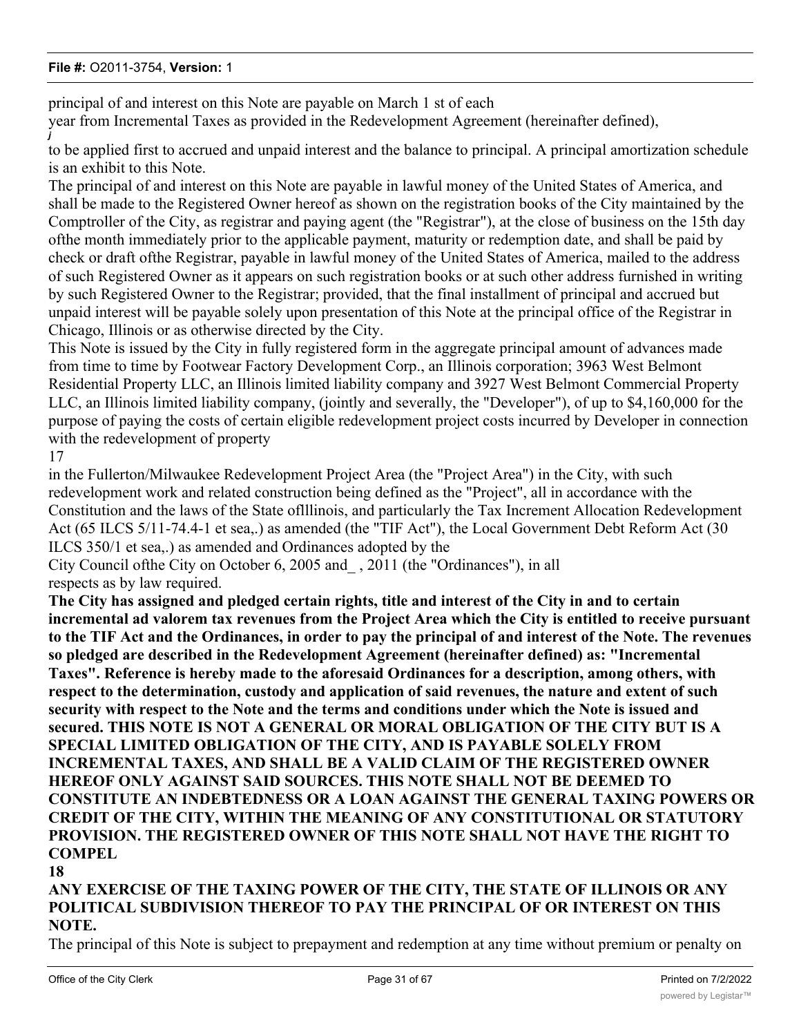principal of and interest on this Note are payable on March 1 st of each
year from Incremental Taxes as provided in the Redevelopment Agreement (hereinafter defined),
*j*
to be applied first to accrued and unpaid interest and the balance to principal. A principal amortization schedule is an exhibit to this Note.

The principal of and interest on this Note are payable in lawful money of the United States of America, and shall be made to the Registered Owner hereof as shown on the registration books of the City maintained by the Comptroller of the City, as registrar and paying agent (the "Registrar"), at the close of business on the 15th day ofthe month immediately prior to the applicable payment, maturity or redemption date, and shall be paid by check or draft ofthe Registrar, payable in lawful money of the United States of America, mailed to the address of such Registered Owner as it appears on such registration books or at such other address furnished in writing by such Registered Owner to the Registrar; provided, that the final installment of principal and accrued but unpaid interest will be payable solely upon presentation of this Note at the principal office of the Registrar in Chicago, Illinois or as otherwise directed by the City.

This Note is issued by the City in fully registered form in the aggregate principal amount of advances made from time to time by Footwear Factory Development Corp., an Illinois corporation; 3963 West Belmont Residential Property LLC, an Illinois limited liability company and 3927 West Belmont Commercial Property LLC, an Illinois limited liability company, (jointly and severally, the "Developer"), of up to $4,160,000 for the purpose of paying the costs of certain eligible redevelopment project costs incurred by Developer in connection with the redevelopment of property

17

in the Fullerton/Milwaukee Redevelopment Project Area (the "Project Area") in the City, with such redevelopment work and related construction being defined as the "Project", all in accordance with the Constitution and the laws of the State oflllinois, and particularly the Tax Increment Allocation Redevelopment Act (65 ILCS 5/11-74.4-1 et sea,.) as amended (the "TIF Act"), the Local Government Debt Reform Act (30 ILCS 350/1 et sea,.) as amended and Ordinances adopted by the
City Council ofthe City on October 6, 2005 and_ , 2011 (the "Ordinances"), in all respects as by law required.

**The City has assigned and pledged certain rights, title and interest of the City in and to certain incremental ad valorem tax revenues from the Project Area which the City is entitled to receive pursuant to the TIF Act and the Ordinances, in order to pay the principal of and interest of the Note. The revenues so pledged are described in the Redevelopment Agreement (hereinafter defined) as: "Incremental Taxes". Reference is hereby made to the aforesaid Ordinances for a description, among others, with respect to the determination, custody and application of said revenues, the nature and extent of such security with respect to the Note and the terms and conditions under which the Note is issued and secured. THIS NOTE IS NOT A GENERAL OR MORAL OBLIGATION OF THE CITY BUT IS A SPECIAL LIMITED OBLIGATION OF THE CITY, AND IS PAYABLE SOLELY FROM INCREMENTAL TAXES, AND SHALL BE A VALID CLAIM OF THE REGISTERED OWNER HEREOF ONLY AGAINST SAID SOURCES. THIS NOTE SHALL NOT BE DEEMED TO CONSTITUTE AN INDEBTEDNESS OR A LOAN AGAINST THE GENERAL TAXING POWERS OR CREDIT OF THE CITY, WITHIN THE MEANING OF ANY CONSTITUTIONAL OR STATUTORY PROVISION. THE REGISTERED OWNER OF THIS NOTE SHALL NOT HAVE THE RIGHT TO COMPEL**

**18**

**ANY EXERCISE OF THE TAXING POWER OF THE CITY, THE STATE OF ILLINOIS OR ANY POLITICAL SUBDIVISION THEREOF TO PAY THE PRINCIPAL OF OR INTEREST ON THIS NOTE.**

The principal of this Note is subject to prepayment and redemption at any time without premium or penalty on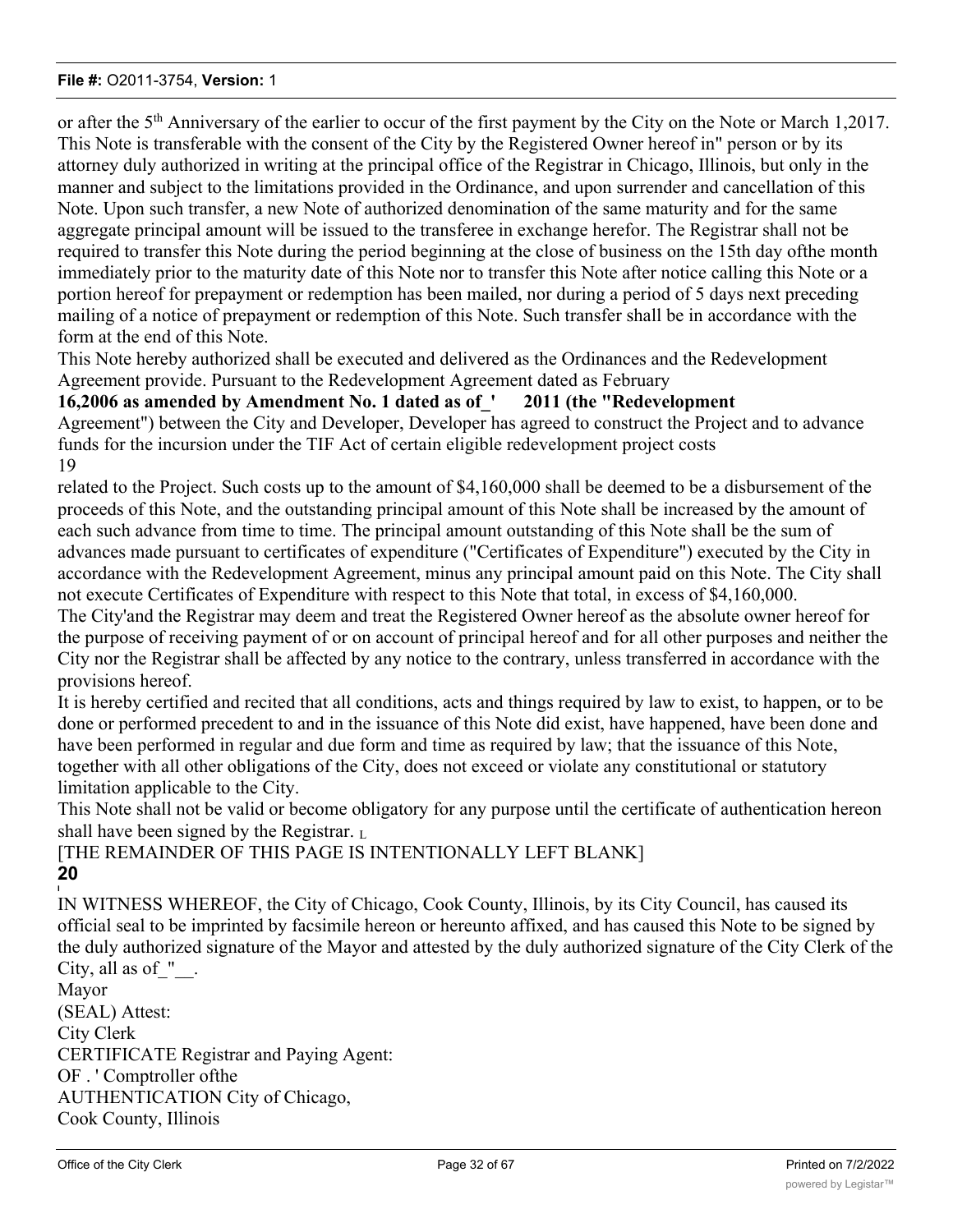or after the 5th Anniversary of the earlier to occur of the first payment by the City on the Note or March 1,2017. This Note is transferable with the consent of the City by the Registered Owner hereof in" person or by its attorney duly authorized in writing at the principal office of the Registrar in Chicago, Illinois, but only in the manner and subject to the limitations provided in the Ordinance, and upon surrender and cancellation of this Note. Upon such transfer, a new Note of authorized denomination of the same maturity and for the same aggregate principal amount will be issued to the transferee in exchange herefor. The Registrar shall not be required to transfer this Note during the period beginning at the close of business on the 15th day ofthe month immediately prior to the maturity date of this Note nor to transfer this Note after notice calling this Note or a portion hereof for prepayment or redemption has been mailed, nor during a period of 5 days next preceding mailing of a notice of prepayment or redemption of this Note. Such transfer shall be in accordance with the form at the end of this Note.

This Note hereby authorized shall be executed and delivered as the Ordinances and the Redevelopment Agreement provide. Pursuant to the Redevelopment Agreement dated as February **16,2006 as amended by Amendment No. 1 dated as of_' 2011 (the "Redevelopment** Agreement") between the City and Developer, Developer has agreed to construct the Project and to advance funds for the incursion under the TIF Act of certain eligible redevelopment project costs

19

related to the Project. Such costs up to the amount of $4,160,000 shall be deemed to be a disbursement of the proceeds of this Note, and the outstanding principal amount of this Note shall be increased by the amount of each such advance from time to time. The principal amount outstanding of this Note shall be the sum of advances made pursuant to certificates of expenditure ("Certificates of Expenditure") executed by the City in accordance with the Redevelopment Agreement, minus any principal amount paid on this Note. The City shall not execute Certificates of Expenditure with respect to this Note that total, in excess of $4,160,000.

The City'and the Registrar may deem and treat the Registered Owner hereof as the absolute owner hereof for the purpose of receiving payment of or on account of principal hereof and for all other purposes and neither the City nor the Registrar shall be affected by any notice to the contrary, unless transferred in accordance with the provisions hereof.

It is hereby certified and recited that all conditions, acts and things required by law to exist, to happen, or to be done or performed precedent to and in the issuance of this Note did exist, have happened, have been done and have been performed in regular and due form and time as required by law; that the issuance of this Note, together with all other obligations of the City, does not exceed or violate any constitutional or statutory limitation applicable to the City.

This Note shall not be valid or become obligatory for any purpose until the certificate of authentication hereon shall have been signed by the Registrar.

[THE REMAINDER OF THIS PAGE IS INTENTIONALLY LEFT BLANK]

**20**

IN WITNESS WHEREOF, the City of Chicago, Cook County, Illinois, by its City Council, has caused its official seal to be imprinted by facsimile hereon or hereunto affixed, and has caused this Note to be signed by the duly authorized signature of the Mayor and attested by the duly authorized signature of the City Clerk of the City, all as of_"__.

Mayor

(SEAL) Attest:

City Clerk

CERTIFICATE Registrar and Paying Agent:

OF . ' Comptroller ofthe

AUTHENTICATION City of Chicago,

Cook County, Illinois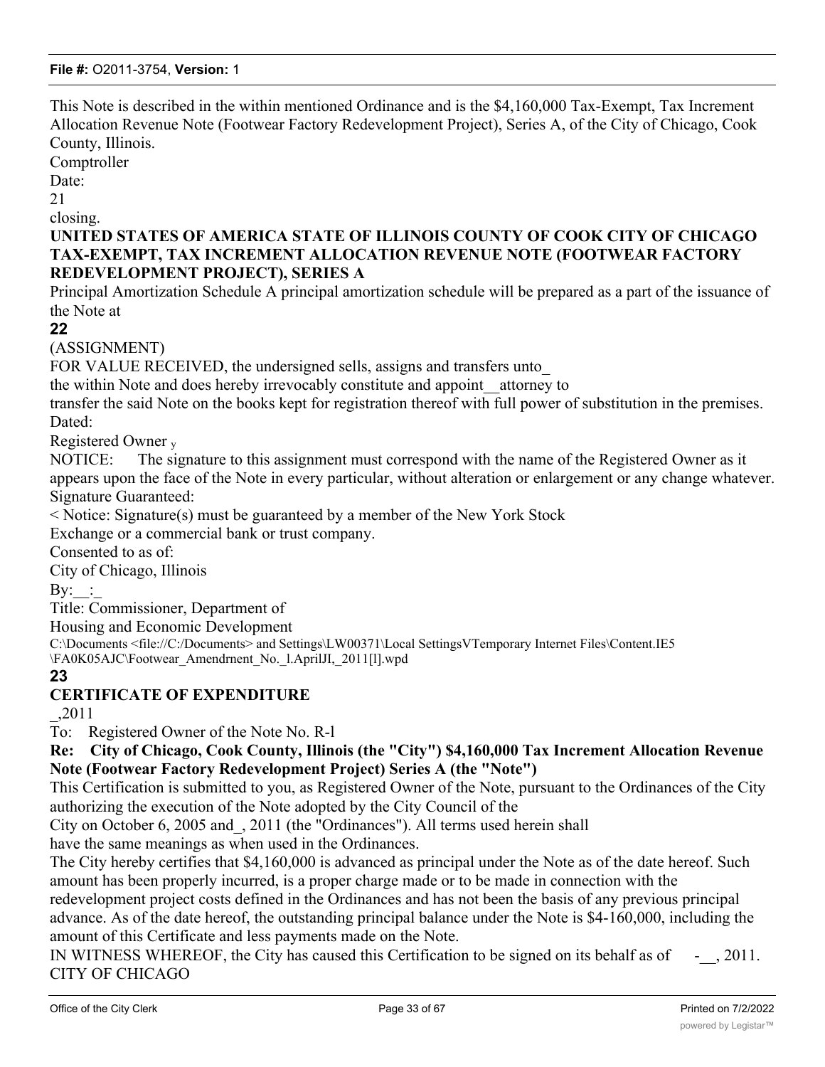This Note is described in the within mentioned Ordinance and is the $4,160,000 Tax-Exempt, Tax Increment Allocation Revenue Note (Footwear Factory Redevelopment Project), Series A, of the City of Chicago, Cook County, Illinois.

Comptroller

Date:

21

closing.

**UNITED STATES OF AMERICA STATE OF ILLINOIS COUNTY OF COOK CITY OF CHICAGO TAX-EXEMPT, TAX INCREMENT ALLOCATION REVENUE NOTE (FOOTWEAR FACTORY REDEVELOPMENT PROJECT), SERIES A**

Principal Amortization Schedule A principal amortization schedule will be prepared as a part of the issuance of the Note at

**22**

(ASSIGNMENT)

FOR VALUE RECEIVED, the undersigned sells, assigns and transfers unto_

the within Note and does hereby irrevocably constitute and appoint__attorney to

transfer the said Note on the books kept for registration thereof with full power of substitution in the premises.

Dated:

Registered Owner y

NOTICE: The signature to this assignment must correspond with the name of the Registered Owner as it appears upon the face of the Note in every particular, without alteration or enlargement or any change whatever.

Signature Guaranteed:

< Notice: Signature(s) must be guaranteed by a member of the New York Stock

Exchange or a commercial bank or trust company.

Consented to as of:

City of Chicago, Illinois

By:__:_

Title: Commissioner, Department of

Housing and Economic Development

C:\Documents <file://C:/Documents> and Settings\LW00371\Local SettingsVTemporary Internet Files\Content.IE5 \FA0K05AJC\Footwear_Amendrnent_No._l.AprilJI,_2011[l].wpd

**23**

## CERTIFICATE OF EXPENDITURE

_,2011

To: Registered Owner of the Note No. R-l

**Re: City of Chicago, Cook County, Illinois (the "City") $4,160,000 Tax Increment Allocation Revenue Note (Footwear Factory Redevelopment Project) Series A (the "Note")**

This Certification is submitted to you, as Registered Owner of the Note, pursuant to the Ordinances of the City authorizing the execution of the Note adopted by the City Council of the

City on October 6, 2005 and_, 2011 (the "Ordinances"). All terms used herein shall

have the same meanings as when used in the Ordinances.

The City hereby certifies that $4,160,000 is advanced as principal under the Note as of the date hereof. Such amount has been properly incurred, is a proper charge made or to be made in connection with the redevelopment project costs defined in the Ordinances and has not been the basis of any previous principal advance. As of the date hereof, the outstanding principal balance under the Note is $4-160,000, including the amount of this Certificate and less payments made on the Note.

IN WITNESS WHEREOF, the City has caused this Certification to be signed on its behalf as of -__, 2011.

CITY OF CHICAGO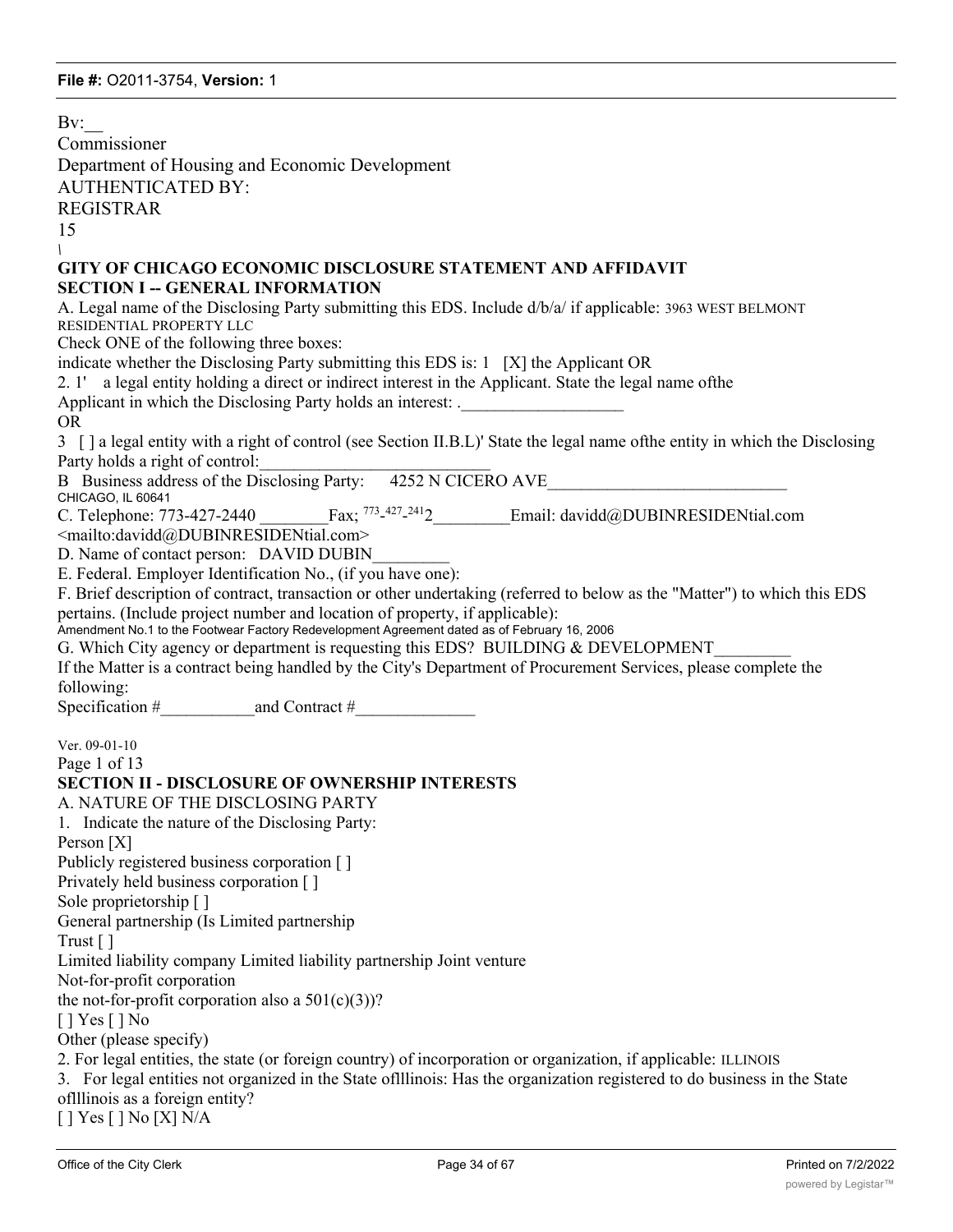Bv:__

Commissioner

Department of Housing and Economic Development

AUTHENTICATED BY:

REGISTRAR

15

\

**GITY OF CHICAGO ECONOMIC DISCLOSURE STATEMENT AND AFFIDAVIT**

**SECTION I -- GENERAL INFORMATION**

A. Legal name of the Disclosing Party submitting this EDS. Include d/b/a/ if applicable: 3963 WEST BELMONT RESIDENTIAL PROPERTY LLC

Check ONE of the following three boxes:

indicate whether the Disclosing Party submitting this EDS is: 1 [X] the Applicant OR

2. 1' a legal entity holding a direct or indirect interest in the Applicant. State the legal name ofthe Applicant in which the Disclosing Party holds an interest: .___________________

OR

3 [ ] a legal entity with a right of control (see Section II.B.L)' State the legal name ofthe entity in which the Disclosing Party holds a right of control:___________________________

B Business address of the Disclosing Party: 4252 N CICERO AVE____________________________ CHICAGO, IL 60641

C. Telephone: 773-427-2440 ________Fax; 773-427-2412_________Email: davidd@DUBINRESIDENtial.com <mailto:davidd@DUBINRESIDENtial.com>

D. Name of contact person: DAVID DUBIN_________

E. Federal. Employer Identification No., (if you have one):

F. Brief description of contract, transaction or other undertaking (referred to below as the "Matter") to which this EDS pertains. (Include project number and location of property, if applicable):

Amendment No.1 to the Footwear Factory Redevelopment Agreement dated as of February 16, 2006

G. Which City agency or department is requesting this EDS? BUILDING & DEVELOPMENT_________

If the Matter is a contract being handled by the City's Department of Procurement Services, please complete the following:

Specification #___________and Contract #______________

Ver. 09-01-10

Page 1 of 13

**SECTION II - DISCLOSURE OF OWNERSHIP INTERESTS**

A. NATURE OF THE DISCLOSING PARTY

1. Indicate the nature of the Disclosing Party:

Person [X]

Publicly registered business corporation [ ]

Privately held business corporation [ ]

Sole proprietorship [ ]

General partnership (Is Limited partnership

Trust [ ]

Limited liability company Limited liability partnership Joint venture

Not-for-profit corporation

the not-for-profit corporation also a 501(c)(3))?

[ ] Yes [ ] No

Other (please specify)

2. For legal entities, the state (or foreign country) of incorporation or organization, if applicable: ILLINOIS

3. For legal entities not organized in the State oflllinois: Has the organization registered to do business in the State oflllinois as a foreign entity?

[ ] Yes [ ] No [X] N/A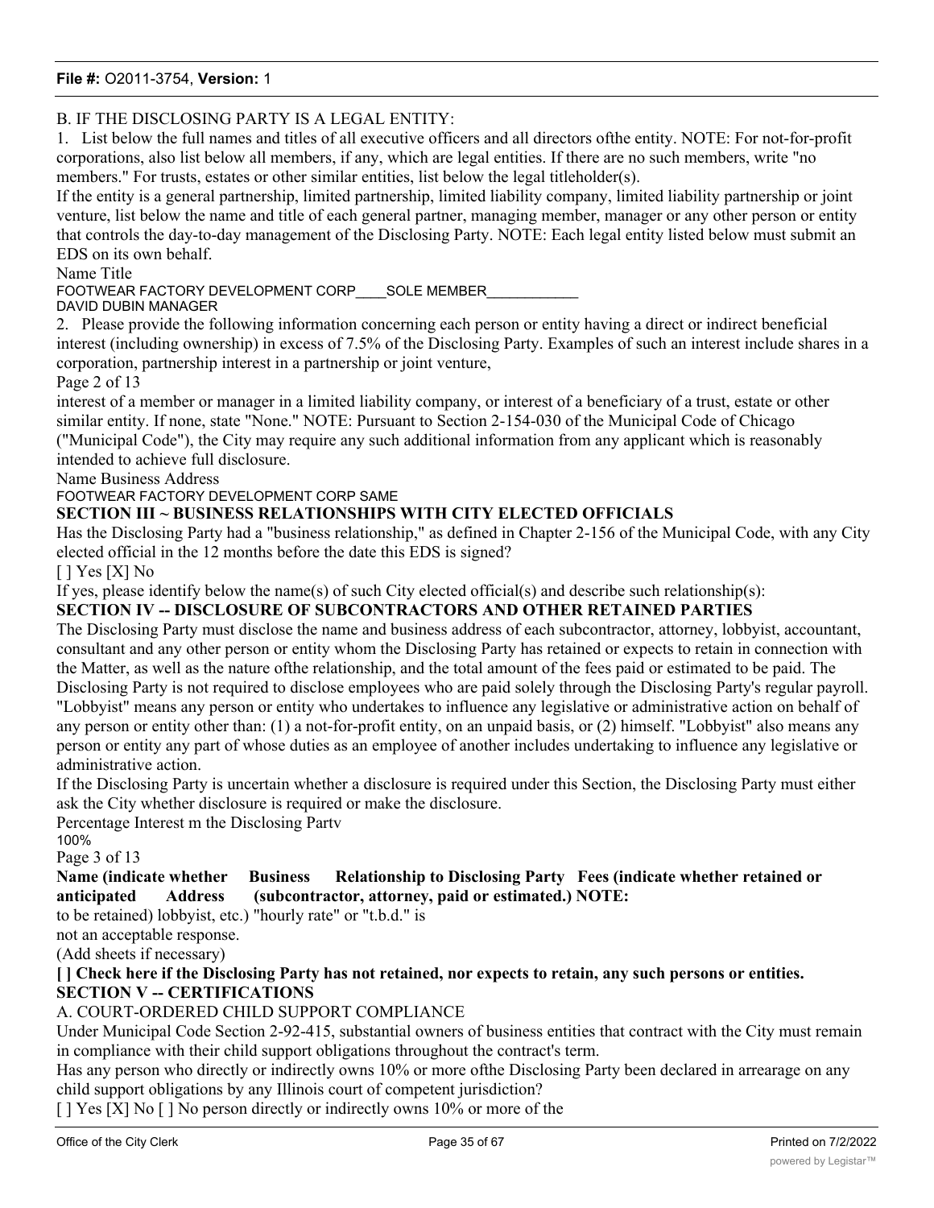B. IF THE DISCLOSING PARTY IS A LEGAL ENTITY:

1. List below the full names and titles of all executive officers and all directors ofthe entity. NOTE: For not-for-profit corporations, also list below all members, if any, which are legal entities. If there are no such members, write "no members." For trusts, estates or other similar entities, list below the legal titleholder(s).

If the entity is a general partnership, limited partnership, limited liability company, limited liability partnership or joint venture, list below the name and title of each general partner, managing member, manager or any other person or entity that controls the day-to-day management of the Disclosing Party. NOTE: Each legal entity listed below must submit an EDS on its own behalf.

| Name | Title |
|---|---|
| FOOTWEAR FACTORY DEVELOPMENT CORP | SOLE MEMBER |
| DAVID DUBIN | MANAGER |

2. Please provide the following information concerning each person or entity having a direct or indirect beneficial interest (including ownership) in excess of 7.5% of the Disclosing Party. Examples of such an interest include shares in a corporation, partnership interest in a partnership or joint venture,

interest of a member or manager in a limited liability company, or interest of a beneficiary of a trust, estate or other similar entity. If none, state "None." NOTE: Pursuant to Section 2-154-030 of the Municipal Code of Chicago ("Municipal Code"), the City may require any such additional information from any applicant which is reasonably intended to achieve full disclosure.

| Name | Business Address | Percentage Interest m the Disclosing Partv |
|---|---|---|
| FOOTWEAR FACTORY DEVELOPMENT CORP | SAME | 100% |

## SECTION III ~ BUSINESS RELATIONSHIPS WITH CITY ELECTED OFFICIALS

Has the Disclosing Party had a "business relationship," as defined in Chapter 2-156 of the Municipal Code, with any City elected official in the 12 months before the date this EDS is signed?

[ ] Yes [X] No

If yes, please identify below the name(s) of such City elected official(s) and describe such relationship(s):

## SECTION IV -- DISCLOSURE OF SUBCONTRACTORS AND OTHER RETAINED PARTIES

The Disclosing Party must disclose the name and business address of each subcontractor, attorney, lobbyist, accountant, consultant and any other person or entity whom the Disclosing Party has retained or expects to retain in connection with the Matter, as well as the nature ofthe relationship, and the total amount of the fees paid or estimated to be paid. The Disclosing Party is not required to disclose employees who are paid solely through the Disclosing Party's regular payroll.

"Lobbyist" means any person or entity who undertakes to influence any legislative or administrative action on behalf of any person or entity other than: (1) a not-for-profit entity, on an unpaid basis, or (2) himself. "Lobbyist" also means any person or entity any part of whose duties as an employee of another includes undertaking to influence any legislative or administrative action.

If the Disclosing Party is uncertain whether a disclosure is required under this Section, the Disclosing Party must either ask the City whether disclosure is required or make the disclosure.

| **Name (indicate whether retained or anticipated to be retained)** | **Business Address** | **Relationship to Disclosing Party (subcontractor, attorney, lobbyist, etc.)** | **Fees (indicate whether paid or estimated.) NOTE: "hourly rate" or "t.b.d." is not an acceptable response.** |
|---|---|---|---|

(Add sheets if necessary)

**[ ] Check here if the Disclosing Party has not retained, nor expects to retain, any such persons or entities.**

## SECTION V -- CERTIFICATIONS

A. COURT-ORDERED CHILD SUPPORT COMPLIANCE

Under Municipal Code Section 2-92-415, substantial owners of business entities that contract with the City must remain in compliance with their child support obligations throughout the contract's term.

Has any person who directly or indirectly owns 10% or more ofthe Disclosing Party been declared in arrearage on any child support obligations by any Illinois court of competent jurisdiction?

[ ] Yes [X] No [ ] No person directly or indirectly owns 10% or more of the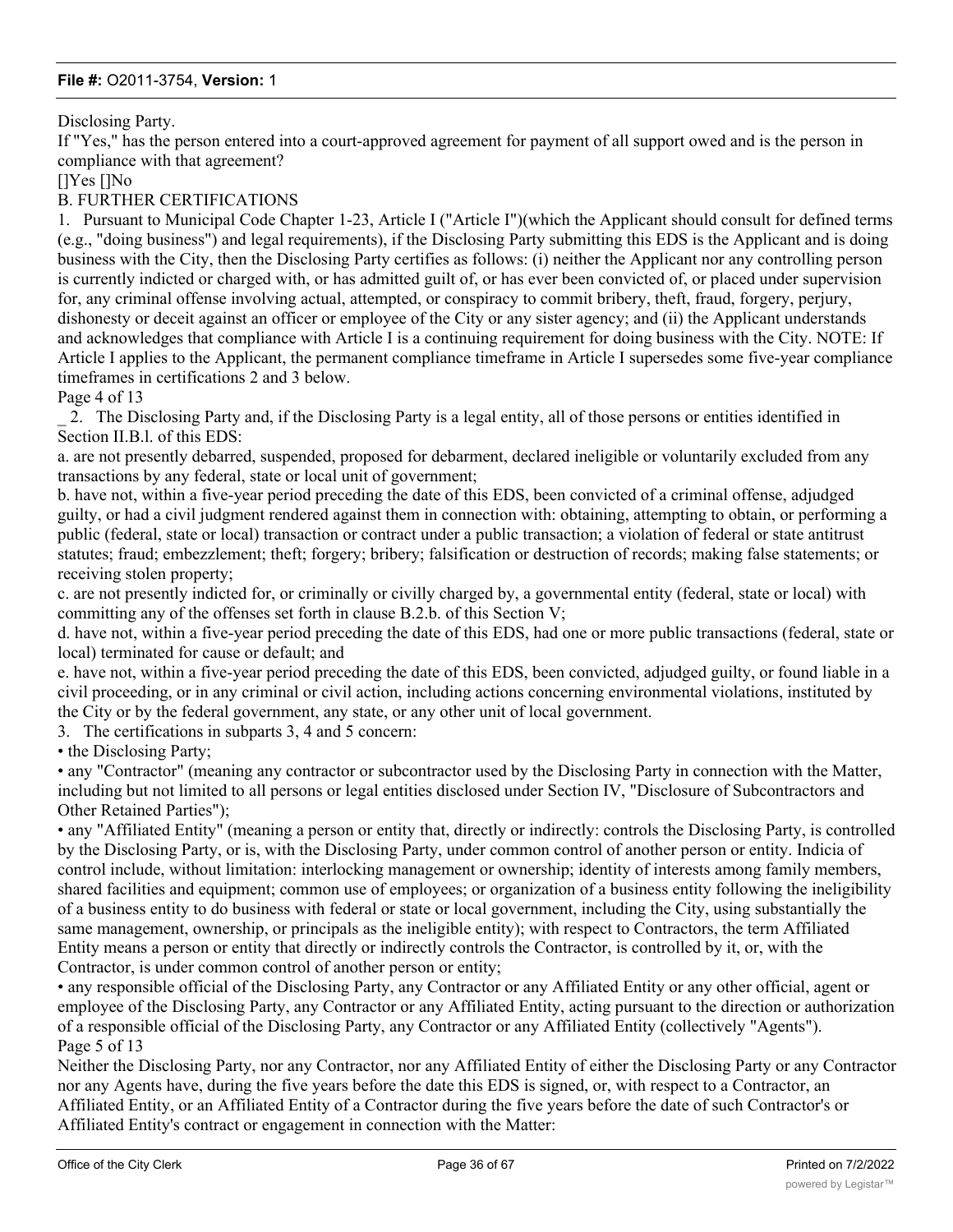Disclosing Party.

If "Yes," has the person entered into a court-approved agreement for payment of all support owed and is the person in compliance with that agreement?

[]Yes []No

B. FURTHER CERTIFICATIONS

1. Pursuant to Municipal Code Chapter 1-23, Article I ("Article I")(which the Applicant should consult for defined terms (e.g., "doing business") and legal requirements), if the Disclosing Party submitting this EDS is the Applicant and is doing business with the City, then the Disclosing Party certifies as follows: (i) neither the Applicant nor any controlling person is currently indicted or charged with, or has admitted guilt of, or has ever been convicted of, or placed under supervision for, any criminal offense involving actual, attempted, or conspiracy to commit bribery, theft, fraud, forgery, perjury, dishonesty or deceit against an officer or employee of the City or any sister agency; and (ii) the Applicant understands and acknowledges that compliance with Article I is a continuing requirement for doing business with the City. NOTE: If Article I applies to the Applicant, the permanent compliance timeframe in Article I supersedes some five-year compliance timeframes in certifications 2 and 3 below.

Page 4 of 13

_ 2. The Disclosing Party and, if the Disclosing Party is a legal entity, all of those persons or entities identified in Section II.B.l. of this EDS:

a. are not presently debarred, suspended, proposed for debarment, declared ineligible or voluntarily excluded from any transactions by any federal, state or local unit of government;

b. have not, within a five-year period preceding the date of this EDS, been convicted of a criminal offense, adjudged guilty, or had a civil judgment rendered against them in connection with: obtaining, attempting to obtain, or performing a public (federal, state or local) transaction or contract under a public transaction; a violation of federal or state antitrust statutes; fraud; embezzlement; theft; forgery; bribery; falsification or destruction of records; making false statements; or receiving stolen property;

c. are not presently indicted for, or criminally or civilly charged by, a governmental entity (federal, state or local) with committing any of the offenses set forth in clause B.2.b. of this Section V;

d. have not, within a five-year period preceding the date of this EDS, had one or more public transactions (federal, state or local) terminated for cause or default; and

e. have not, within a five-year period preceding the date of this EDS, been convicted, adjudged guilty, or found liable in a civil proceeding, or in any criminal or civil action, including actions concerning environmental violations, instituted by the City or by the federal government, any state, or any other unit of local government.

3. The certifications in subparts 3, 4 and 5 concern:

- the Disclosing Party;
- any "Contractor" (meaning any contractor or subcontractor used by the Disclosing Party in connection with the Matter, including but not limited to all persons or legal entities disclosed under Section IV, "Disclosure of Subcontractors and Other Retained Parties");
- any "Affiliated Entity" (meaning a person or entity that, directly or indirectly: controls the Disclosing Party, is controlled by the Disclosing Party, or is, with the Disclosing Party, under common control of another person or entity. Indicia of control include, without limitation: interlocking management or ownership; identity of interests among family members, shared facilities and equipment; common use of employees; or organization of a business entity following the ineligibility of a business entity to do business with federal or state or local government, including the City, using substantially the same management, ownership, or principals as the ineligible entity); with respect to Contractors, the term Affiliated Entity means a person or entity that directly or indirectly controls the Contractor, is controlled by it, or, with the Contractor, is under common control of another person or entity;
- any responsible official of the Disclosing Party, any Contractor or any Affiliated Entity or any other official, agent or employee of the Disclosing Party, any Contractor or any Affiliated Entity, acting pursuant to the direction or authorization of a responsible official of the Disclosing Party, any Contractor or any Affiliated Entity (collectively "Agents").

Page 5 of 13

Neither the Disclosing Party, nor any Contractor, nor any Affiliated Entity of either the Disclosing Party or any Contractor nor any Agents have, during the five years before the date this EDS is signed, or, with respect to a Contractor, an Affiliated Entity, or an Affiliated Entity of a Contractor during the five years before the date of such Contractor's or Affiliated Entity's contract or engagement in connection with the Matter: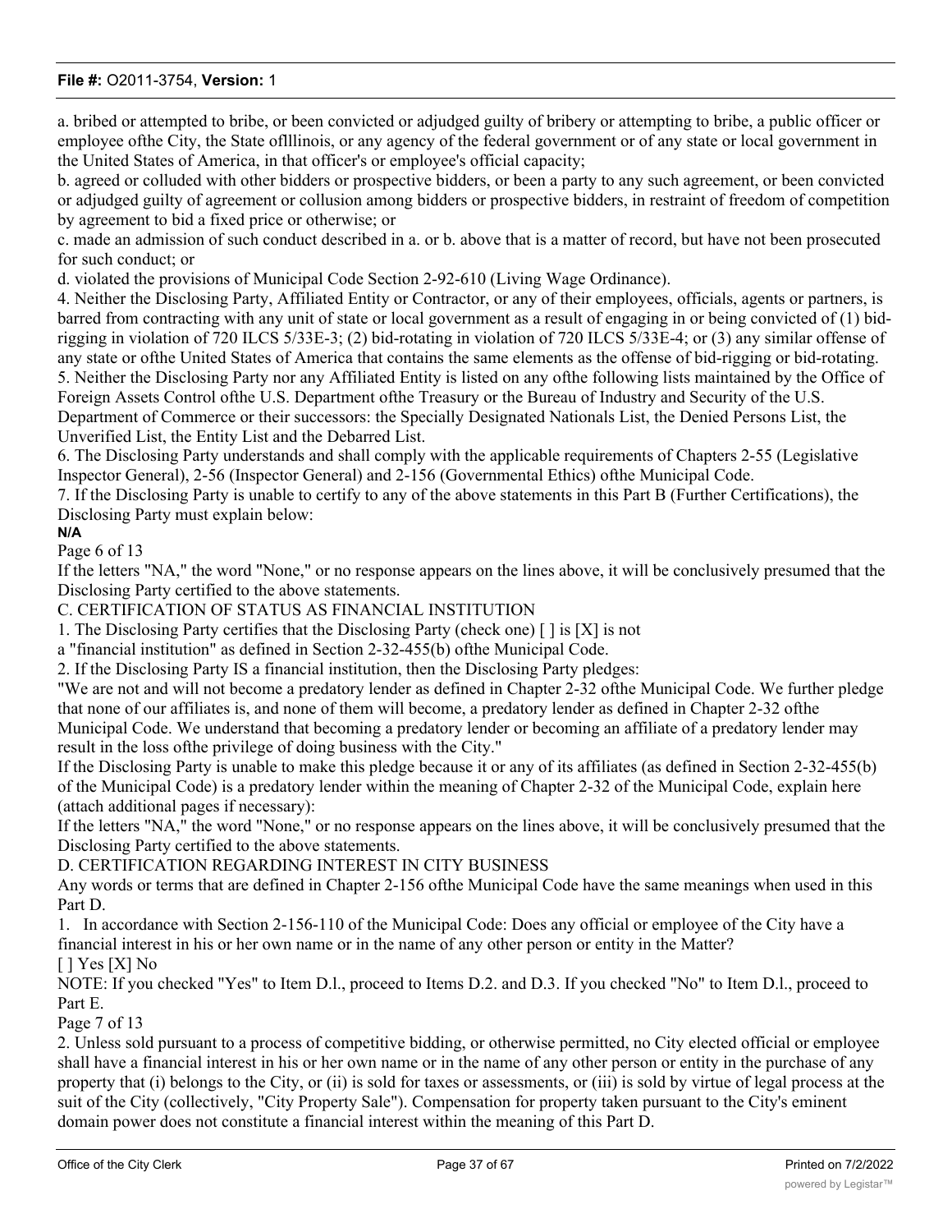a. bribed or attempted to bribe, or been convicted or adjudged guilty of bribery or attempting to bribe, a public officer or employee ofthe City, the State oflllinois, or any agency of the federal government or of any state or local government in the United States of America, in that officer's or employee's official capacity;

b. agreed or colluded with other bidders or prospective bidders, or been a party to any such agreement, or been convicted or adjudged guilty of agreement or collusion among bidders or prospective bidders, in restraint of freedom of competition by agreement to bid a fixed price or otherwise; or

c. made an admission of such conduct described in a. or b. above that is a matter of record, but have not been prosecuted for such conduct; or

d. violated the provisions of Municipal Code Section 2-92-610 (Living Wage Ordinance).

4. Neither the Disclosing Party, Affiliated Entity or Contractor, or any of their employees, officials, agents or partners, is barred from contracting with any unit of state or local government as a result of engaging in or being convicted of (1) bid-rigging in violation of 720 ILCS 5/33E-3; (2) bid-rotating in violation of 720 ILCS 5/33E-4; or (3) any similar offense of any state or ofthe United States of America that contains the same elements as the offense of bid-rigging or bid-rotating.

5. Neither the Disclosing Party nor any Affiliated Entity is listed on any ofthe following lists maintained by the Office of Foreign Assets Control ofthe U.S. Department ofthe Treasury or the Bureau of Industry and Security of the U.S. Department of Commerce or their successors: the Specially Designated Nationals List, the Denied Persons List, the Unverified List, the Entity List and the Debarred List.

6. The Disclosing Party understands and shall comply with the applicable requirements of Chapters 2-55 (Legislative Inspector General), 2-56 (Inspector General) and 2-156 (Governmental Ethics) ofthe Municipal Code.

7. If the Disclosing Party is unable to certify to any of the above statements in this Part B (Further Certifications), the Disclosing Party must explain below:

**N/A**

If the letters "NA," the word "None," or no response appears on the lines above, it will be conclusively presumed that the Disclosing Party certified to the above statements.

C. CERTIFICATION OF STATUS AS FINANCIAL INSTITUTION

1. The Disclosing Party certifies that the Disclosing Party (check one) [ ] is [X] is not

a "financial institution" as defined in Section 2-32-455(b) ofthe Municipal Code.

2. If the Disclosing Party IS a financial institution, then the Disclosing Party pledges:

"We are not and will not become a predatory lender as defined in Chapter 2-32 ofthe Municipal Code. We further pledge that none of our affiliates is, and none of them will become, a predatory lender as defined in Chapter 2-32 ofthe Municipal Code. We understand that becoming a predatory lender or becoming an affiliate of a predatory lender may result in the loss ofthe privilege of doing business with the City."

If the Disclosing Party is unable to make this pledge because it or any of its affiliates (as defined in Section 2-32-455(b) of the Municipal Code) is a predatory lender within the meaning of Chapter 2-32 of the Municipal Code, explain here (attach additional pages if necessary):

If the letters "NA," the word "None," or no response appears on the lines above, it will be conclusively presumed that the Disclosing Party certified to the above statements.

D. CERTIFICATION REGARDING INTEREST IN CITY BUSINESS

Any words or terms that are defined in Chapter 2-156 ofthe Municipal Code have the same meanings when used in this Part D.

1. In accordance with Section 2-156-110 of the Municipal Code: Does any official or employee of the City have a financial interest in his or her own name or in the name of any other person or entity in the Matter?

[ ] Yes [X] No

NOTE: If you checked "Yes" to Item D.l., proceed to Items D.2. and D.3. If you checked "No" to Item D.l., proceed to Part E.

2. Unless sold pursuant to a process of competitive bidding, or otherwise permitted, no City elected official or employee shall have a financial interest in his or her own name or in the name of any other person or entity in the purchase of any property that (i) belongs to the City, or (ii) is sold for taxes or assessments, or (iii) is sold by virtue of legal process at the suit of the City (collectively, "City Property Sale"). Compensation for property taken pursuant to the City's eminent domain power does not constitute a financial interest within the meaning of this Part D.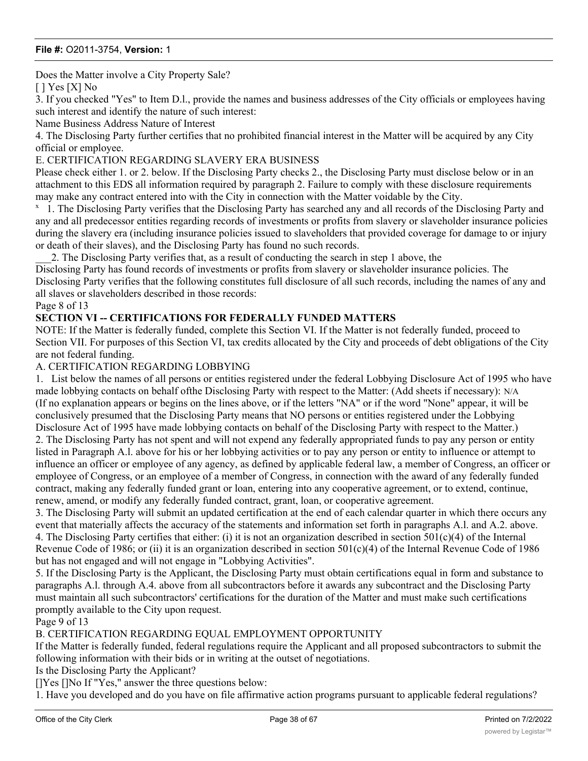Does the Matter involve a City Property Sale?

[ ] Yes [X] No

3. If you checked "Yes" to Item D.l., provide the names and business addresses of the City officials or employees having such interest and identify the nature of such interest:

Name Business Address Nature of Interest

4. The Disclosing Party further certifies that no prohibited financial interest in the Matter will be acquired by any City official or employee.

E. CERTIFICATION REGARDING SLAVERY ERA BUSINESS

Please check either 1. or 2. below. If the Disclosing Party checks 2., the Disclosing Party must disclose below or in an attachment to this EDS all information required by paragraph 2. Failure to comply with these disclosure requirements may make any contract entered into with the City in connection with the Matter voidable by the City.

x 1. The Disclosing Party verifies that the Disclosing Party has searched any and all records of the Disclosing Party and any and all predecessor entities regarding records of investments or profits from slavery or slaveholder insurance policies during the slavery era (including insurance policies issued to slaveholders that provided coverage for damage to or injury or death of their slaves), and the Disclosing Party has found no such records.

___2. The Disclosing Party verifies that, as a result of conducting the search in step 1 above, the Disclosing Party has found records of investments or profits from slavery or slaveholder insurance policies. The Disclosing Party verifies that the following constitutes full disclosure of all such records, including the names of any and all slaves or slaveholders described in those records:

Page 8 of 13

**SECTION VI -- CERTIFICATIONS FOR FEDERALLY FUNDED MATTERS**

NOTE: If the Matter is federally funded, complete this Section VI. If the Matter is not federally funded, proceed to Section VII. For purposes of this Section VI, tax credits allocated by the City and proceeds of debt obligations of the City are not federal funding.

A. CERTIFICATION REGARDING LOBBYING

1. List below the names of all persons or entities registered under the federal Lobbying Disclosure Act of 1995 who have made lobbying contacts on behalf ofthe Disclosing Party with respect to the Matter: (Add sheets if necessary): N/A

(If no explanation appears or begins on the lines above, or if the letters "NA" or if the word "None" appear, it will be conclusively presumed that the Disclosing Party means that NO persons or entities registered under the Lobbying Disclosure Act of 1995 have made lobbying contacts on behalf of the Disclosing Party with respect to the Matter.)

2. The Disclosing Party has not spent and will not expend any federally appropriated funds to pay any person or entity listed in Paragraph A.l. above for his or her lobbying activities or to pay any person or entity to influence or attempt to influence an officer or employee of any agency, as defined by applicable federal law, a member of Congress, an officer or employee of Congress, or an employee of a member of Congress, in connection with the award of any federally funded contract, making any federally funded grant or loan, entering into any cooperative agreement, or to extend, continue, renew, amend, or modify any federally funded contract, grant, loan, or cooperative agreement.

3. The Disclosing Party will submit an updated certification at the end of each calendar quarter in which there occurs any event that materially affects the accuracy of the statements and information set forth in paragraphs A.l. and A.2. above.

4. The Disclosing Party certifies that either: (i) it is not an organization described in section 501(c)(4) of the Internal Revenue Code of 1986; or (ii) it is an organization described in section 501(c)(4) of the Internal Revenue Code of 1986 but has not engaged and will not engage in "Lobbying Activities".

5. If the Disclosing Party is the Applicant, the Disclosing Party must obtain certifications equal in form and substance to paragraphs A.l. through A.4. above from all subcontractors before it awards any subcontract and the Disclosing Party must maintain all such subcontractors' certifications for the duration of the Matter and must make such certifications promptly available to the City upon request.

Page 9 of 13

B. CERTIFICATION REGARDING EQUAL EMPLOYMENT OPPORTUNITY

If the Matter is federally funded, federal regulations require the Applicant and all proposed subcontractors to submit the following information with their bids or in writing at the outset of negotiations.

Is the Disclosing Party the Applicant?

[]Yes []No If "Yes," answer the three questions below:

1. Have you developed and do you have on file affirmative action programs pursuant to applicable federal regulations?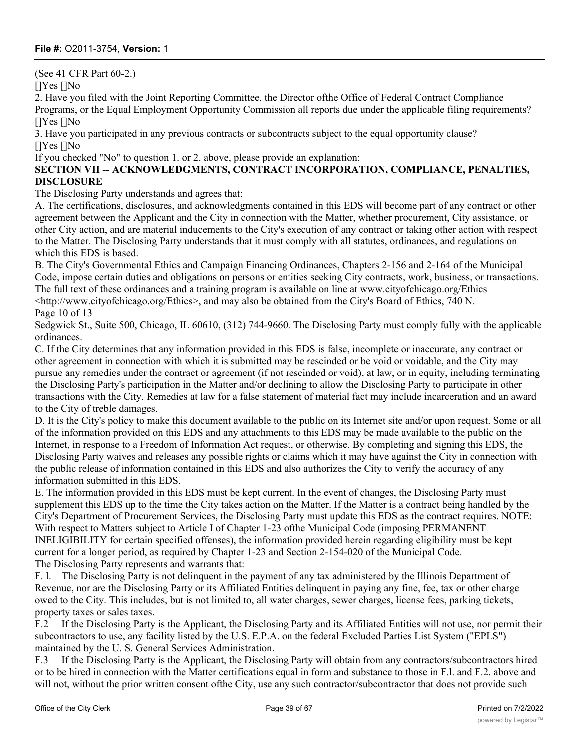(See 41 CFR Part 60-2.)

[]Yes []No

2. Have you filed with the Joint Reporting Committee, the Director ofthe Office of Federal Contract Compliance Programs, or the Equal Employment Opportunity Commission all reports due under the applicable filing requirements?

[]Yes []No

3. Have you participated in any previous contracts or subcontracts subject to the equal opportunity clause?

[]Yes []No

If you checked "No" to question 1. or 2. above, please provide an explanation:

**SECTION VII -- ACKNOWLEDGMENTS, CONTRACT INCORPORATION, COMPLIANCE, PENALTIES, DISCLOSURE**

The Disclosing Party understands and agrees that:

A. The certifications, disclosures, and acknowledgments contained in this EDS will become part of any contract or other agreement between the Applicant and the City in connection with the Matter, whether procurement, City assistance, or other City action, and are material inducements to the City's execution of any contract or taking other action with respect to the Matter. The Disclosing Party understands that it must comply with all statutes, ordinances, and regulations on which this EDS is based.

B. The City's Governmental Ethics and Campaign Financing Ordinances, Chapters 2-156 and 2-164 of the Municipal Code, impose certain duties and obligations on persons or entities seeking City contracts, work, business, or transactions. The full text of these ordinances and a training program is available on line at www.cityofchicago.org/Ethics <http://www.cityofchicago.org/Ethics>, and may also be obtained from the City's Board of Ethics, 740 N.

Page 10 of 13

Sedgwick St., Suite 500, Chicago, IL 60610, (312) 744-9660. The Disclosing Party must comply fully with the applicable ordinances.

C. If the City determines that any information provided in this EDS is false, incomplete or inaccurate, any contract or other agreement in connection with which it is submitted may be rescinded or be void or voidable, and the City may pursue any remedies under the contract or agreement (if not rescinded or void), at law, or in equity, including terminating the Disclosing Party's participation in the Matter and/or declining to allow the Disclosing Party to participate in other transactions with the City. Remedies at law for a false statement of material fact may include incarceration and an award to the City of treble damages.

D. It is the City's policy to make this document available to the public on its Internet site and/or upon request. Some or all of the information provided on this EDS and any attachments to this EDS may be made available to the public on the Internet, in response to a Freedom of Information Act request, or otherwise. By completing and signing this EDS, the Disclosing Party waives and releases any possible rights or claims which it may have against the City in connection with the public release of information contained in this EDS and also authorizes the City to verify the accuracy of any information submitted in this EDS.

E. The information provided in this EDS must be kept current. In the event of changes, the Disclosing Party must supplement this EDS up to the time the City takes action on the Matter. If the Matter is a contract being handled by the City's Department of Procurement Services, the Disclosing Party must update this EDS as the contract requires. NOTE: With respect to Matters subject to Article I of Chapter 1-23 ofthe Municipal Code (imposing PERMANENT INELIGIBILITY for certain specified offenses), the information provided herein regarding eligibility must be kept current for a longer period, as required by Chapter 1-23 and Section 2-154-020 of the Municipal Code.

The Disclosing Party represents and warrants that:

F. l. The Disclosing Party is not delinquent in the payment of any tax administered by the Illinois Department of Revenue, nor are the Disclosing Party or its Affiliated Entities delinquent in paying any fine, fee, tax or other charge owed to the City. This includes, but is not limited to, all water charges, sewer charges, license fees, parking tickets, property taxes or sales taxes.

F.2 If the Disclosing Party is the Applicant, the Disclosing Party and its Affiliated Entities will not use, nor permit their subcontractors to use, any facility listed by the U.S. E.P.A. on the federal Excluded Parties List System ("EPLS") maintained by the U. S. General Services Administration.

F.3 If the Disclosing Party is the Applicant, the Disclosing Party will obtain from any contractors/subcontractors hired or to be hired in connection with the Matter certifications equal in form and substance to those in F.l. and F.2. above and will not, without the prior written consent ofthe City, use any such contractor/subcontractor that does not provide such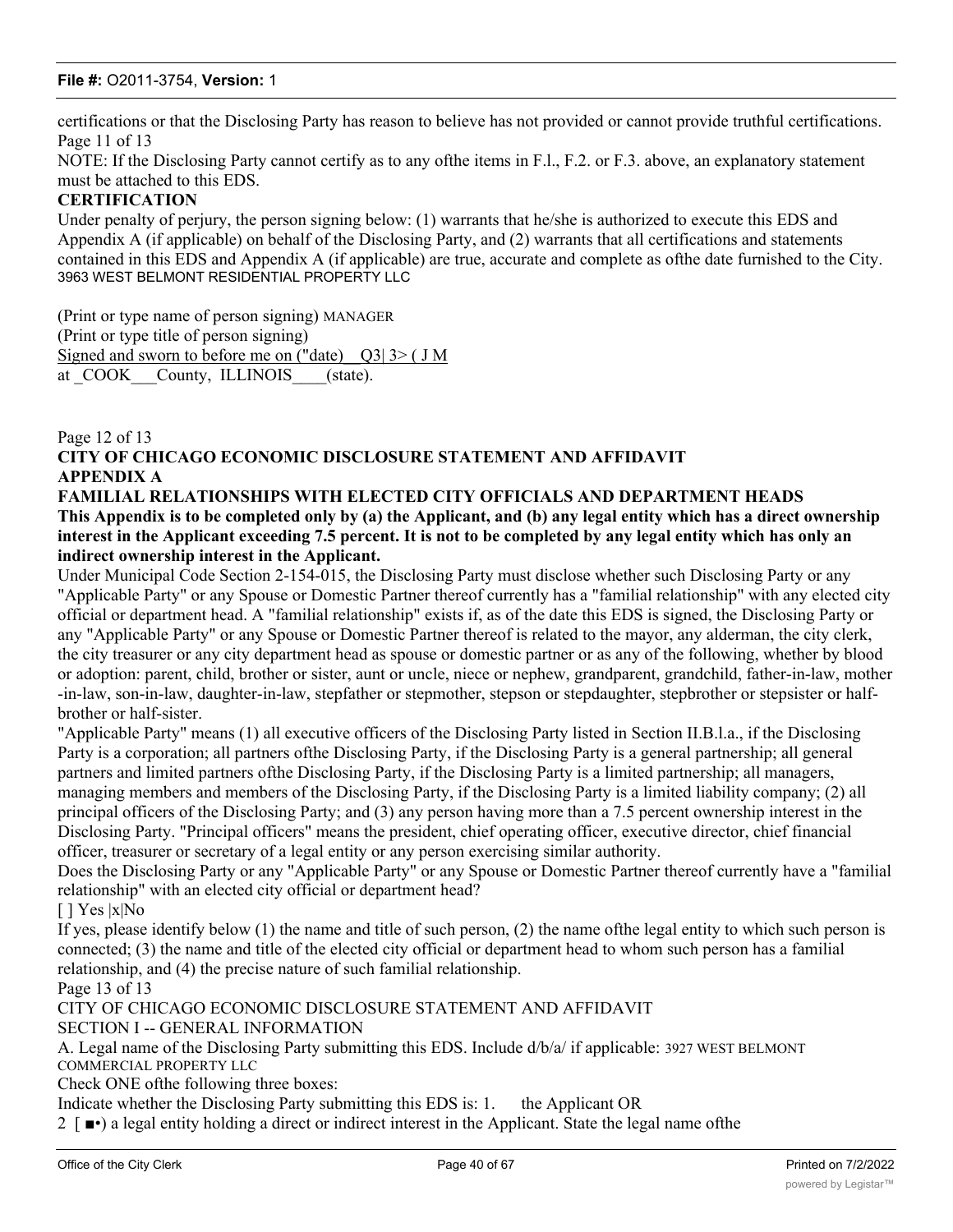certifications or that the Disclosing Party has reason to believe has not provided or cannot provide truthful certifications.

Page 11 of 13

NOTE: If the Disclosing Party cannot certify as to any ofthe items in F.l., F.2. or F.3. above, an explanatory statement must be attached to this EDS.

**CERTIFICATION**

Under penalty of perjury, the person signing below: (1) warrants that he/she is authorized to execute this EDS and Appendix A (if applicable) on behalf of the Disclosing Party, and (2) warrants that all certifications and statements contained in this EDS and Appendix A (if applicable) are true, accurate and complete as ofthe date furnished to the City.

3963 WEST BELMONT RESIDENTIAL PROPERTY LLC

(Print or type name of person signing) MANAGER

(Print or type title of person signing)

Signed and sworn to before me on ("date)__Q3| 3> ( J M

at _COOK___County, ILLINOIS____(state).

Page 12 of 13

**CITY OF CHICAGO ECONOMIC DISCLOSURE STATEMENT AND AFFIDAVIT**

**APPENDIX A**

**FAMILIAL RELATIONSHIPS WITH ELECTED CITY OFFICIALS AND DEPARTMENT HEADS**

**This Appendix is to be completed only by (a) the Applicant, and (b) any legal entity which has a direct ownership interest in the Applicant exceeding 7.5 percent. It is not to be completed by any legal entity which has only an indirect ownership interest in the Applicant.**

Under Municipal Code Section 2-154-015, the Disclosing Party must disclose whether such Disclosing Party or any "Applicable Party" or any Spouse or Domestic Partner thereof currently has a "familial relationship" with any elected city official or department head. A "familial relationship" exists if, as of the date this EDS is signed, the Disclosing Party or any "Applicable Party" or any Spouse or Domestic Partner thereof is related to the mayor, any alderman, the city clerk, the city treasurer or any city department head as spouse or domestic partner or as any of the following, whether by blood or adoption: parent, child, brother or sister, aunt or uncle, niece or nephew, grandparent, grandchild, father-in-law, mother -in-law, son-in-law, daughter-in-law, stepfather or stepmother, stepson or stepdaughter, stepbrother or stepsister or half-brother or half-sister.

"Applicable Party" means (1) all executive officers of the Disclosing Party listed in Section II.B.l.a., if the Disclosing Party is a corporation; all partners ofthe Disclosing Party, if the Disclosing Party is a general partnership; all general partners and limited partners ofthe Disclosing Party, if the Disclosing Party is a limited partnership; all managers, managing members and members of the Disclosing Party, if the Disclosing Party is a limited liability company; (2) all principal officers of the Disclosing Party; and (3) any person having more than a 7.5 percent ownership interest in the Disclosing Party. "Principal officers" means the president, chief operating officer, executive director, chief financial officer, treasurer or secretary of a legal entity or any person exercising similar authority.

Does the Disclosing Party or any "Applicable Party" or any Spouse or Domestic Partner thereof currently have a "familial relationship" with an elected city official or department head?

[ ] Yes |x|No

If yes, please identify below (1) the name and title of such person, (2) the name ofthe legal entity to which such person is connected; (3) the name and title of the elected city official or department head to whom such person has a familial relationship, and (4) the precise nature of such familial relationship.

Page 13 of 13

CITY OF CHICAGO ECONOMIC DISCLOSURE STATEMENT AND AFFIDAVIT

SECTION I -- GENERAL INFORMATION

A. Legal name of the Disclosing Party submitting this EDS. Include d/b/a/ if applicable: 3927 WEST BELMONT COMMERCIAL PROPERTY LLC

Check ONE ofthe following three boxes:

Indicate whether the Disclosing Party submitting this EDS is: 1. the Applicant OR

2 [ ■•) a legal entity holding a direct or indirect interest in the Applicant. State the legal name ofthe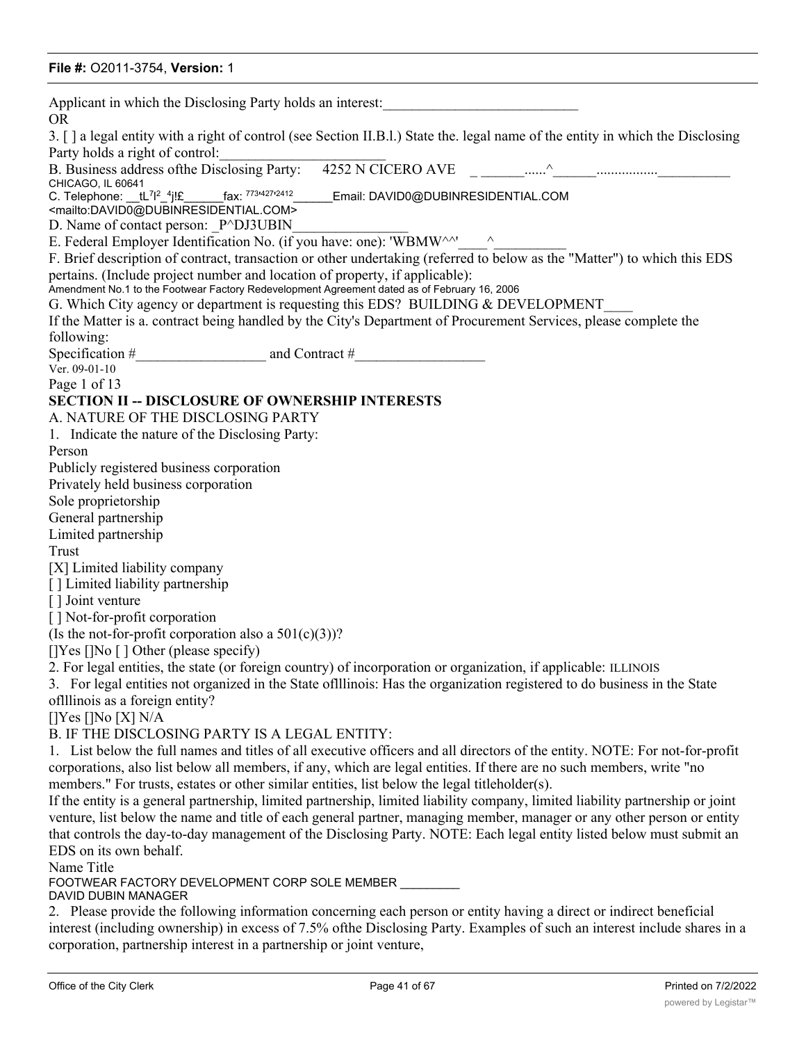Applicant in which the Disclosing Party holds an interest:___________________________
OR

3. [ ] a legal entity with a right of control (see Section II.B.l.) State the. legal name of the entity in which the Disclosing Party holds a right of control:_______________________

B. Business address ofthe Disclosing Party: 4252 N CICERO AVE _ ______......^______................__________
CHICAGO, IL 60641

C. Telephone: __tL7l2_4j!£______fax: 773427 2412______Email: DAVID0@DUBINRESIDENTIAL.COM <mailto:DAVID0@DUBINRESIDENTIAL.COM>

D. Name of contact person: _P^DJ3UBIN________________

E. Federal Employer Identification No. (if you have: one): 'WBMW^^'____^__________

F. Brief description of contract, transaction or other undertaking (referred to below as the "Matter") to which this EDS pertains. (Include project number and location of property, if applicable):
Amendment No.1 to the Footwear Factory Redevelopment Agreement dated as of February 16, 2006

G. Which City agency or department is requesting this EDS? BUILDING & DEVELOPMENT____

If the Matter is a. contract being handled by the City's Department of Procurement Services, please complete the following:

Specification #__________________ and Contract #__________________

Ver. 09-01-10

Page 1 of 13

**SECTION II -- DISCLOSURE OF OWNERSHIP INTERESTS**

A. NATURE OF THE DISCLOSING PARTY

1. Indicate the nature of the Disclosing Party:

Person
Publicly registered business corporation
Privately held business corporation
Sole proprietorship
General partnership
Limited partnership
Trust
[X] Limited liability company
[ ] Limited liability partnership
[ ] Joint venture
[ ] Not-for-profit corporation
(Is the not-for-profit corporation also a 501(c)(3))?
[]Yes []No [ ] Other (please specify)

2. For legal entities, the state (or foreign country) of incorporation or organization, if applicable: ILLINOIS

3. For legal entities not organized in the State oflllinois: Has the organization registered to do business in the State oflllinois as a foreign entity?
[]Yes []No [X] N/A

B. IF THE DISCLOSING PARTY IS A LEGAL ENTITY:

1. List below the full names and titles of all executive officers and all directors of the entity. NOTE: For not-for-profit corporations, also list below all members, if any, which are legal entities. If there are no such members, write "no members." For trusts, estates or other similar entities, list below the legal titleholder(s).

If the entity is a general partnership, limited partnership, limited liability company, limited liability partnership or joint venture, list below the name and title of each general partner, managing member, manager or any other person or entity that controls the day-to-day management of the Disclosing Party. NOTE: Each legal entity listed below must submit an EDS on its own behalf.

| Name | Title |
|---|---|
| FOOTWEAR FACTORY DEVELOPMENT CORP | SOLE MEMBER |
| DAVID DUBIN | MANAGER |

2. Please provide the following information concerning each person or entity having a direct or indirect beneficial interest (including ownership) in excess of 7.5% ofthe Disclosing Party. Examples of such an interest include shares in a corporation, partnership interest in a partnership or joint venture,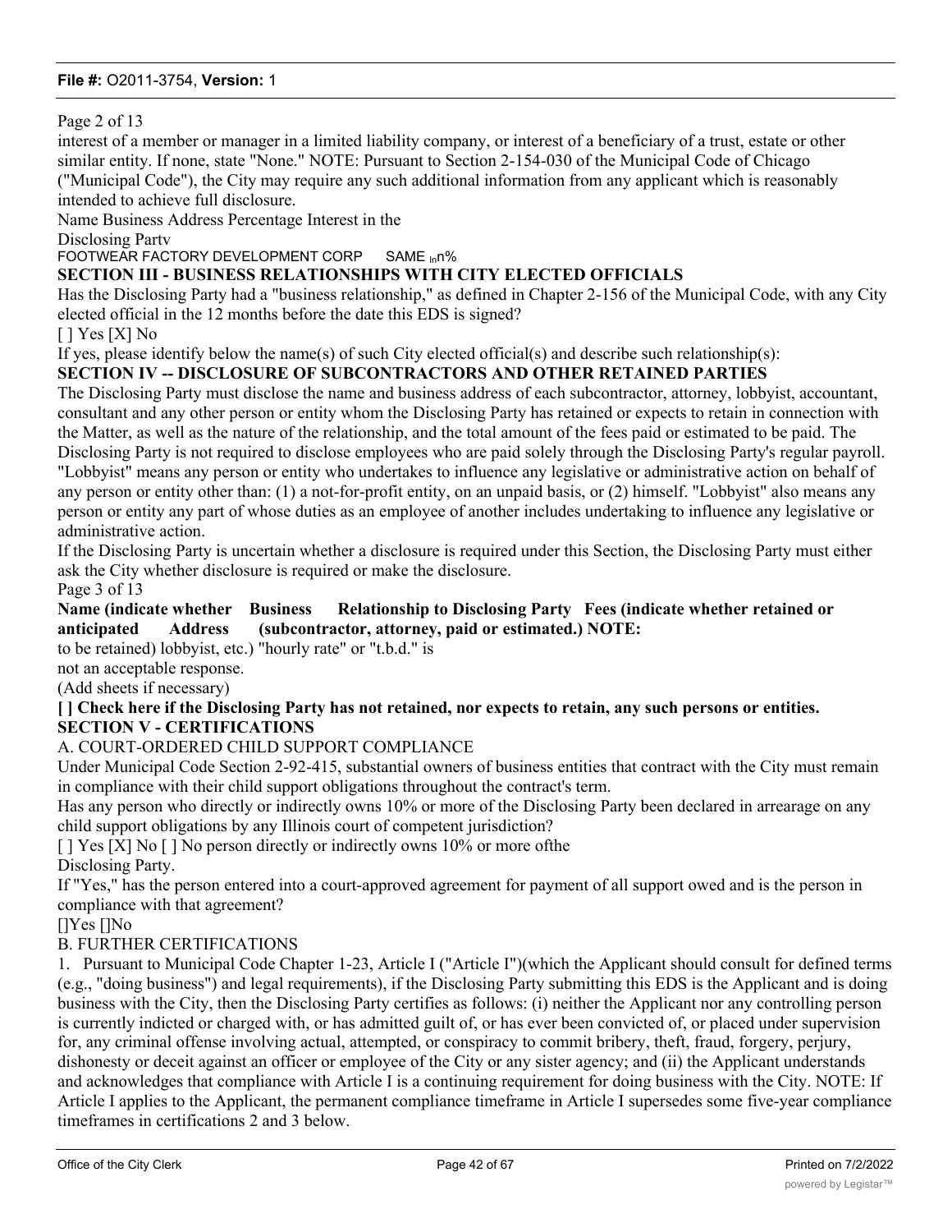Page 2 of 13

interest of a member or manager in a limited liability company, or interest of a beneficiary of a trust, estate or other similar entity. If none, state "None." NOTE: Pursuant to Section 2-154-030 of the Municipal Code of Chicago ("Municipal Code"), the City may require any such additional information from any applicant which is reasonably intended to achieve full disclosure.

Name Business Address Percentage Interest in the Disclosing Partv

FOOTWEAR FACTORY DEVELOPMENT CORP SAME Inn%

**SECTION III - BUSINESS RELATIONSHIPS WITH CITY ELECTED OFFICIALS**

Has the Disclosing Party had a "business relationship," as defined in Chapter 2-156 of the Municipal Code, with any City elected official in the 12 months before the date this EDS is signed?

[ ] Yes [X] No

If yes, please identify below the name(s) of such City elected official(s) and describe such relationship(s):

**SECTION IV -- DISCLOSURE OF SUBCONTRACTORS AND OTHER RETAINED PARTIES**

The Disclosing Party must disclose the name and business address of each subcontractor, attorney, lobbyist, accountant, consultant and any other person or entity whom the Disclosing Party has retained or expects to retain in connection with the Matter, as well as the nature of the relationship, and the total amount of the fees paid or estimated to be paid. The Disclosing Party is not required to disclose employees who are paid solely through the Disclosing Party's regular payroll. "Lobbyist" means any person or entity who undertakes to influence any legislative or administrative action on behalf of any person or entity other than: (1) a not-for-profit entity, on an unpaid basis, or (2) himself. "Lobbyist" also means any person or entity any part of whose duties as an employee of another includes undertaking to influence any legislative or administrative action.

If the Disclosing Party is uncertain whether a disclosure is required under this Section, the Disclosing Party must either ask the City whether disclosure is required or make the disclosure.

Page 3 of 13

| Name (indicate whether retained or anticipated to be retained) | Business Address | Relationship to Disclosing Party (subcontractor, attorney, lobbyist, etc.) | Fees (indicate whether paid or estimated.) NOTE: "hourly rate" or "t.b.d." is not an acceptable response. |
|---|---|---|---|

(Add sheets if necessary)

**[ ] Check here if the Disclosing Party has not retained, nor expects to retain, any such persons or entities.**

**SECTION V - CERTIFICATIONS**

A. COURT-ORDERED CHILD SUPPORT COMPLIANCE

Under Municipal Code Section 2-92-415, substantial owners of business entities that contract with the City must remain in compliance with their child support obligations throughout the contract's term.

Has any person who directly or indirectly owns 10% or more of the Disclosing Party been declared in arrearage on any child support obligations by any Illinois court of competent jurisdiction?

[ ] Yes [X] No [ ] No person directly or indirectly owns 10% or more ofthe Disclosing Party.

If "Yes," has the person entered into a court-approved agreement for payment of all support owed and is the person in compliance with that agreement?

[]Yes []No

B. FURTHER CERTIFICATIONS

1. Pursuant to Municipal Code Chapter 1-23, Article I ("Article I")(which the Applicant should consult for defined terms (e.g., "doing business") and legal requirements), if the Disclosing Party submitting this EDS is the Applicant and is doing business with the City, then the Disclosing Party certifies as follows: (i) neither the Applicant nor any controlling person is currently indicted or charged with, or has admitted guilt of, or has ever been convicted of, or placed under supervision for, any criminal offense involving actual, attempted, or conspiracy to commit bribery, theft, fraud, forgery, perjury, dishonesty or deceit against an officer or employee of the City or any sister agency; and (ii) the Applicant understands and acknowledges that compliance with Article I is a continuing requirement for doing business with the City. NOTE: If Article I applies to the Applicant, the permanent compliance timeframe in Article I supersedes some five-year compliance timeframes in certifications 2 and 3 below.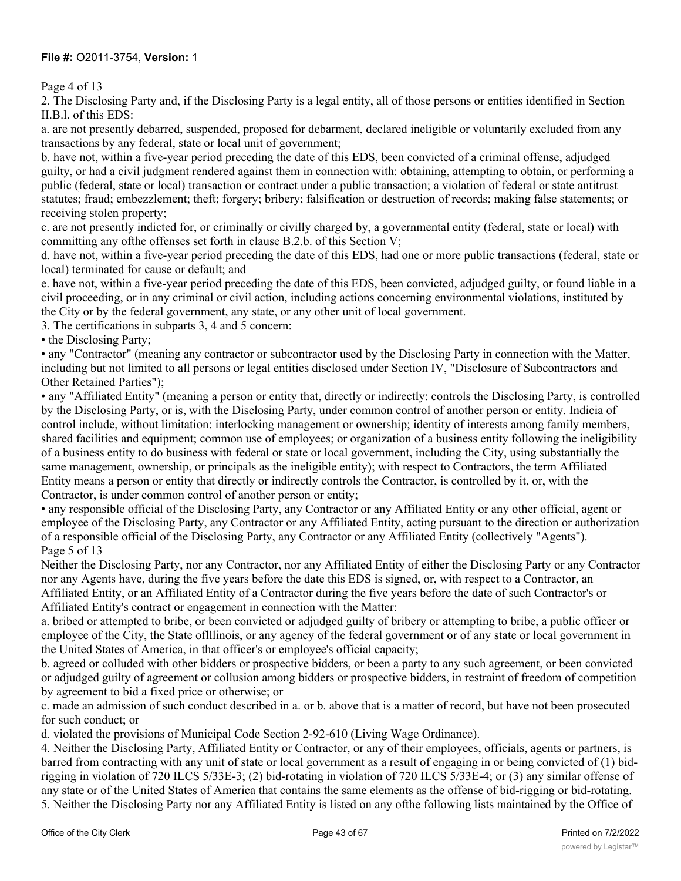Page 4 of 13

2. The Disclosing Party and, if the Disclosing Party is a legal entity, all of those persons or entities identified in Section II.B.l. of this EDS:

a. are not presently debarred, suspended, proposed for debarment, declared ineligible or voluntarily excluded from any transactions by any federal, state or local unit of government;

b. have not, within a five-year period preceding the date of this EDS, been convicted of a criminal offense, adjudged guilty, or had a civil judgment rendered against them in connection with: obtaining, attempting to obtain, or performing a public (federal, state or local) transaction or contract under a public transaction; a violation of federal or state antitrust statutes; fraud; embezzlement; theft; forgery; bribery; falsification or destruction of records; making false statements; or receiving stolen property;

c. are not presently indicted for, or criminally or civilly charged by, a governmental entity (federal, state or local) with committing any ofthe offenses set forth in clause B.2.b. of this Section V;

d. have not, within a five-year period preceding the date of this EDS, had one or more public transactions (federal, state or local) terminated for cause or default; and

e. have not, within a five-year period preceding the date of this EDS, been convicted, adjudged guilty, or found liable in a civil proceeding, or in any criminal or civil action, including actions concerning environmental violations, instituted by the City or by the federal government, any state, or any other unit of local government.

3. The certifications in subparts 3, 4 and 5 concern:

- the Disclosing Party;
- any "Contractor" (meaning any contractor or subcontractor used by the Disclosing Party in connection with the Matter, including but not limited to all persons or legal entities disclosed under Section IV, "Disclosure of Subcontractors and Other Retained Parties");
- any "Affiliated Entity" (meaning a person or entity that, directly or indirectly: controls the Disclosing Party, is controlled by the Disclosing Party, or is, with the Disclosing Party, under common control of another person or entity. Indicia of control include, without limitation: interlocking management or ownership; identity of interests among family members, shared facilities and equipment; common use of employees; or organization of a business entity following the ineligibility of a business entity to do business with federal or state or local government, including the City, using substantially the same management, ownership, or principals as the ineligible entity); with respect to Contractors, the term Affiliated Entity means a person or entity that directly or indirectly controls the Contractor, is controlled by it, or, with the Contractor, is under common control of another person or entity;
- any responsible official of the Disclosing Party, any Contractor or any Affiliated Entity or any other official, agent or employee of the Disclosing Party, any Contractor or any Affiliated Entity, acting pursuant to the direction or authorization of a responsible official of the Disclosing Party, any Contractor or any Affiliated Entity (collectively "Agents").

Page 5 of 13

Neither the Disclosing Party, nor any Contractor, nor any Affiliated Entity of either the Disclosing Party or any Contractor nor any Agents have, during the five years before the date this EDS is signed, or, with respect to a Contractor, an Affiliated Entity, or an Affiliated Entity of a Contractor during the five years before the date of such Contractor's or Affiliated Entity's contract or engagement in connection with the Matter:

a. bribed or attempted to bribe, or been convicted or adjudged guilty of bribery or attempting to bribe, a public officer or employee of the City, the State oflllinois, or any agency of the federal government or of any state or local government in the United States of America, in that officer's or employee's official capacity;

b. agreed or colluded with other bidders or prospective bidders, or been a party to any such agreement, or been convicted or adjudged guilty of agreement or collusion among bidders or prospective bidders, in restraint of freedom of competition by agreement to bid a fixed price or otherwise; or

c. made an admission of such conduct described in a. or b. above that is a matter of record, but have not been prosecuted for such conduct; or

d. violated the provisions of Municipal Code Section 2-92-610 (Living Wage Ordinance).

4. Neither the Disclosing Party, Affiliated Entity or Contractor, or any of their employees, officials, agents or partners, is barred from contracting with any unit of state or local government as a result of engaging in or being convicted of (1) bid-rigging in violation of 720 ILCS 5/33E-3; (2) bid-rotating in violation of 720 ILCS 5/33E-4; or (3) any similar offense of any state or of the United States of America that contains the same elements as the offense of bid-rigging or bid-rotating.

5. Neither the Disclosing Party nor any Affiliated Entity is listed on any ofthe following lists maintained by the Office of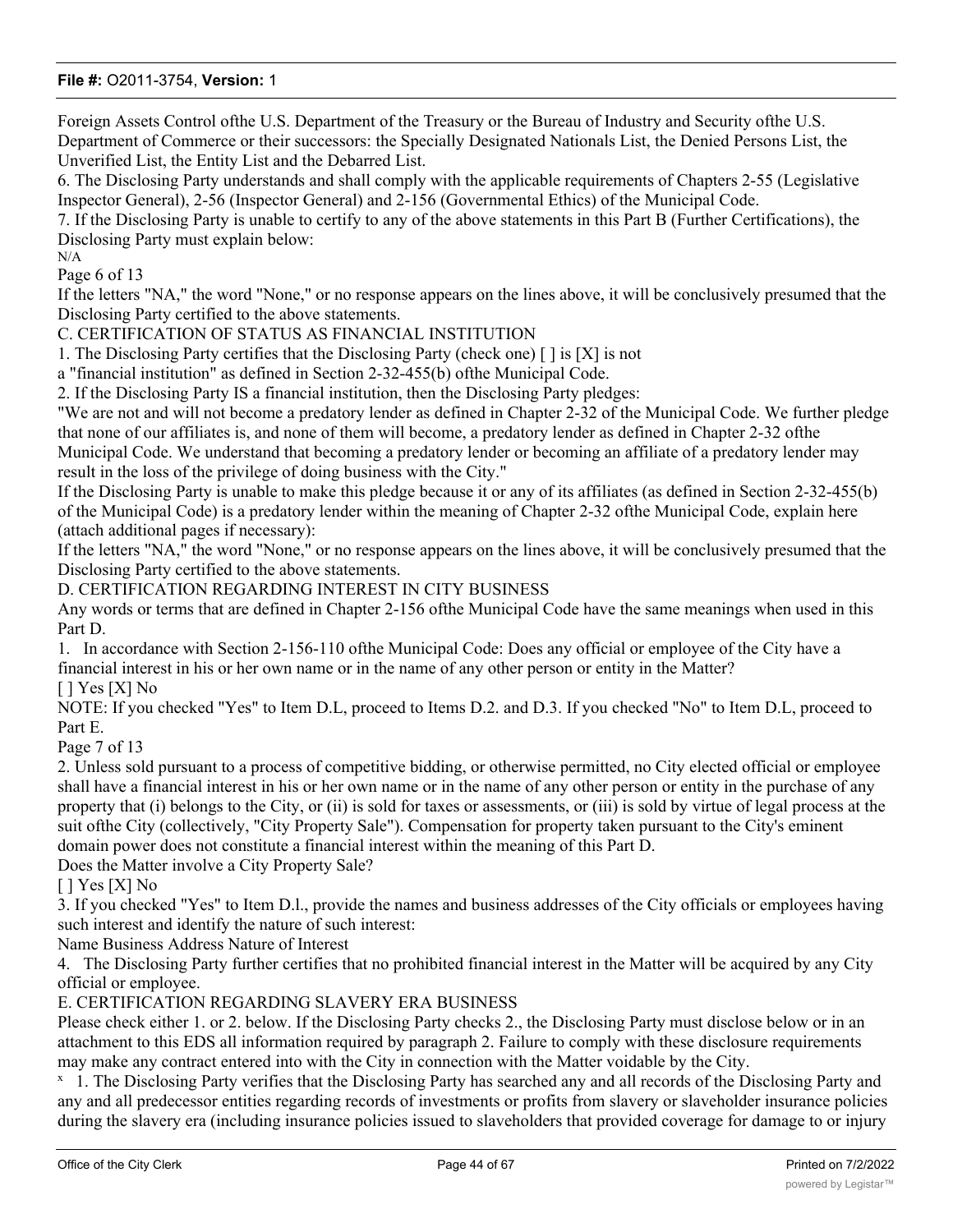Foreign Assets Control ofthe U.S. Department of the Treasury or the Bureau of Industry and Security ofthe U.S. Department of Commerce or their successors: the Specially Designated Nationals List, the Denied Persons List, the Unverified List, the Entity List and the Debarred List.

6. The Disclosing Party understands and shall comply with the applicable requirements of Chapters 2-55 (Legislative Inspector General), 2-56 (Inspector General) and 2-156 (Governmental Ethics) of the Municipal Code.

7. If the Disclosing Party is unable to certify to any of the above statements in this Part B (Further Certifications), the Disclosing Party must explain below:

N/A

Page 6 of 13

If the letters "NA," the word "None," or no response appears on the lines above, it will be conclusively presumed that the Disclosing Party certified to the above statements.

C. CERTIFICATION OF STATUS AS FINANCIAL INSTITUTION

1. The Disclosing Party certifies that the Disclosing Party (check one) [ ] is [X] is not

a "financial institution" as defined in Section 2-32-455(b) ofthe Municipal Code.

2. If the Disclosing Party IS a financial institution, then the Disclosing Party pledges:

"We are not and will not become a predatory lender as defined in Chapter 2-32 of the Municipal Code. We further pledge that none of our affiliates is, and none of them will become, a predatory lender as defined in Chapter 2-32 ofthe Municipal Code. We understand that becoming a predatory lender or becoming an affiliate of a predatory lender may result in the loss of the privilege of doing business with the City."

If the Disclosing Party is unable to make this pledge because it or any of its affiliates (as defined in Section 2-32-455(b) of the Municipal Code) is a predatory lender within the meaning of Chapter 2-32 ofthe Municipal Code, explain here (attach additional pages if necessary):

If the letters "NA," the word "None," or no response appears on the lines above, it will be conclusively presumed that the Disclosing Party certified to the above statements.

D. CERTIFICATION REGARDING INTEREST IN CITY BUSINESS

Any words or terms that are defined in Chapter 2-156 ofthe Municipal Code have the same meanings when used in this Part D.

1. In accordance with Section 2-156-110 ofthe Municipal Code: Does any official or employee of the City have a financial interest in his or her own name or in the name of any other person or entity in the Matter?

[ ] Yes [X] No

NOTE: If you checked "Yes" to Item D.L, proceed to Items D.2. and D.3. If you checked "No" to Item D.L, proceed to Part E.

Page 7 of 13

2. Unless sold pursuant to a process of competitive bidding, or otherwise permitted, no City elected official or employee shall have a financial interest in his or her own name or in the name of any other person or entity in the purchase of any property that (i) belongs to the City, or (ii) is sold for taxes or assessments, or (iii) is sold by virtue of legal process at the suit ofthe City (collectively, "City Property Sale"). Compensation for property taken pursuant to the City's eminent domain power does not constitute a financial interest within the meaning of this Part D.

Does the Matter involve a City Property Sale?

[ ] Yes [X] No

3. If you checked "Yes" to Item D.l., provide the names and business addresses of the City officials or employees having such interest and identify the nature of such interest:

Name Business Address Nature of Interest

4. The Disclosing Party further certifies that no prohibited financial interest in the Matter will be acquired by any City official or employee.

E. CERTIFICATION REGARDING SLAVERY ERA BUSINESS

Please check either 1. or 2. below. If the Disclosing Party checks 2., the Disclosing Party must disclose below or in an attachment to this EDS all information required by paragraph 2. Failure to comply with these disclosure requirements may make any contract entered into with the City in connection with the Matter voidable by the City.

x 1. The Disclosing Party verifies that the Disclosing Party has searched any and all records of the Disclosing Party and any and all predecessor entities regarding records of investments or profits from slavery or slaveholder insurance policies during the slavery era (including insurance policies issued to slaveholders that provided coverage for damage to or injury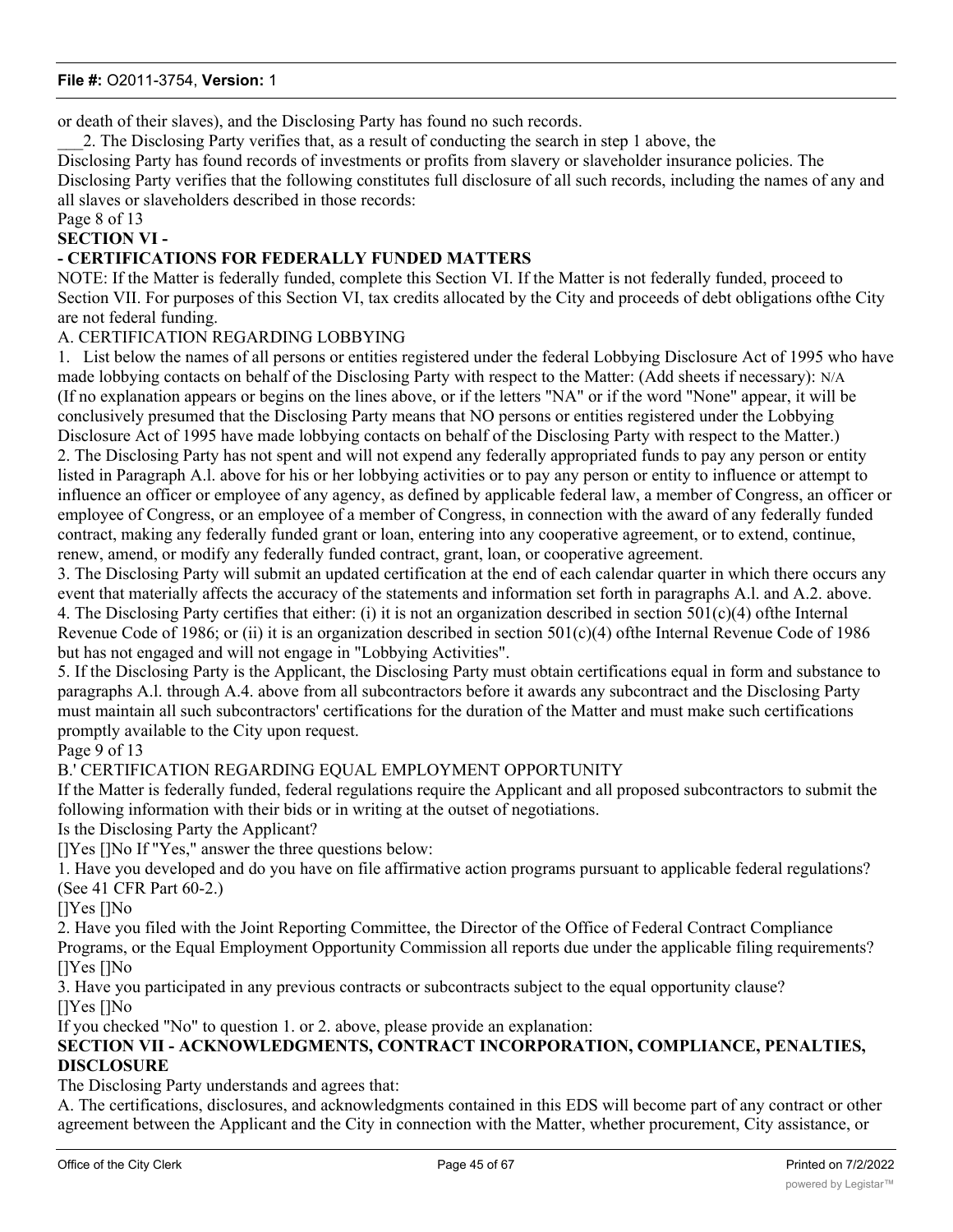or death of their slaves), and the Disclosing Party has found no such records.

___2. The Disclosing Party verifies that, as a result of conducting the search in step 1 above, the Disclosing Party has found records of investments or profits from slavery or slaveholder insurance policies. The Disclosing Party verifies that the following constitutes full disclosure of all such records, including the names of any and all slaves or slaveholders described in those records:

Page 8 of 13

**SECTION VI -**

**- CERTIFICATIONS FOR FEDERALLY FUNDED MATTERS**

NOTE: If the Matter is federally funded, complete this Section VI. If the Matter is not federally funded, proceed to Section VII. For purposes of this Section VI, tax credits allocated by the City and proceeds of debt obligations ofthe City are not federal funding.

A. CERTIFICATION REGARDING LOBBYING

1. List below the names of all persons or entities registered under the federal Lobbying Disclosure Act of 1995 who have made lobbying contacts on behalf of the Disclosing Party with respect to the Matter: (Add sheets if necessary): N/A

(If no explanation appears or begins on the lines above, or if the letters "NA" or if the word "None" appear, it will be conclusively presumed that the Disclosing Party means that NO persons or entities registered under the Lobbying Disclosure Act of 1995 have made lobbying contacts on behalf of the Disclosing Party with respect to the Matter.)

2. The Disclosing Party has not spent and will not expend any federally appropriated funds to pay any person or entity listed in Paragraph A.l. above for his or her lobbying activities or to pay any person or entity to influence or attempt to influence an officer or employee of any agency, as defined by applicable federal law, a member of Congress, an officer or employee of Congress, or an employee of a member of Congress, in connection with the award of any federally funded contract, making any federally funded grant or loan, entering into any cooperative agreement, or to extend, continue, renew, amend, or modify any federally funded contract, grant, loan, or cooperative agreement.

3. The Disclosing Party will submit an updated certification at the end of each calendar quarter in which there occurs any event that materially affects the accuracy of the statements and information set forth in paragraphs A.l. and A.2. above.

4. The Disclosing Party certifies that either: (i) it is not an organization described in section 501(c)(4) ofthe Internal Revenue Code of 1986; or (ii) it is an organization described in section 501(c)(4) ofthe Internal Revenue Code of 1986 but has not engaged and will not engage in "Lobbying Activities".

5. If the Disclosing Party is the Applicant, the Disclosing Party must obtain certifications equal in form and substance to paragraphs A.l. through A.4. above from all subcontractors before it awards any subcontract and the Disclosing Party must maintain all such subcontractors' certifications for the duration of the Matter and must make such certifications promptly available to the City upon request.

Page 9 of 13

B.' CERTIFICATION REGARDING EQUAL EMPLOYMENT OPPORTUNITY

If the Matter is federally funded, federal regulations require the Applicant and all proposed subcontractors to submit the following information with their bids or in writing at the outset of negotiations.

Is the Disclosing Party the Applicant?

[]Yes []No If "Yes," answer the three questions below:

1. Have you developed and do you have on file affirmative action programs pursuant to applicable federal regulations? (See 41 CFR Part 60-2.)

[]Yes []No

2. Have you filed with the Joint Reporting Committee, the Director of the Office of Federal Contract Compliance Programs, or the Equal Employment Opportunity Commission all reports due under the applicable filing requirements?

[]Yes []No

3. Have you participated in any previous contracts or subcontracts subject to the equal opportunity clause?

[]Yes []No

If you checked "No" to question 1. or 2. above, please provide an explanation:

**SECTION VII - ACKNOWLEDGMENTS, CONTRACT INCORPORATION, COMPLIANCE, PENALTIES, DISCLOSURE**

The Disclosing Party understands and agrees that:

A. The certifications, disclosures, and acknowledgments contained in this EDS will become part of any contract or other agreement between the Applicant and the City in connection with the Matter, whether procurement, City assistance, or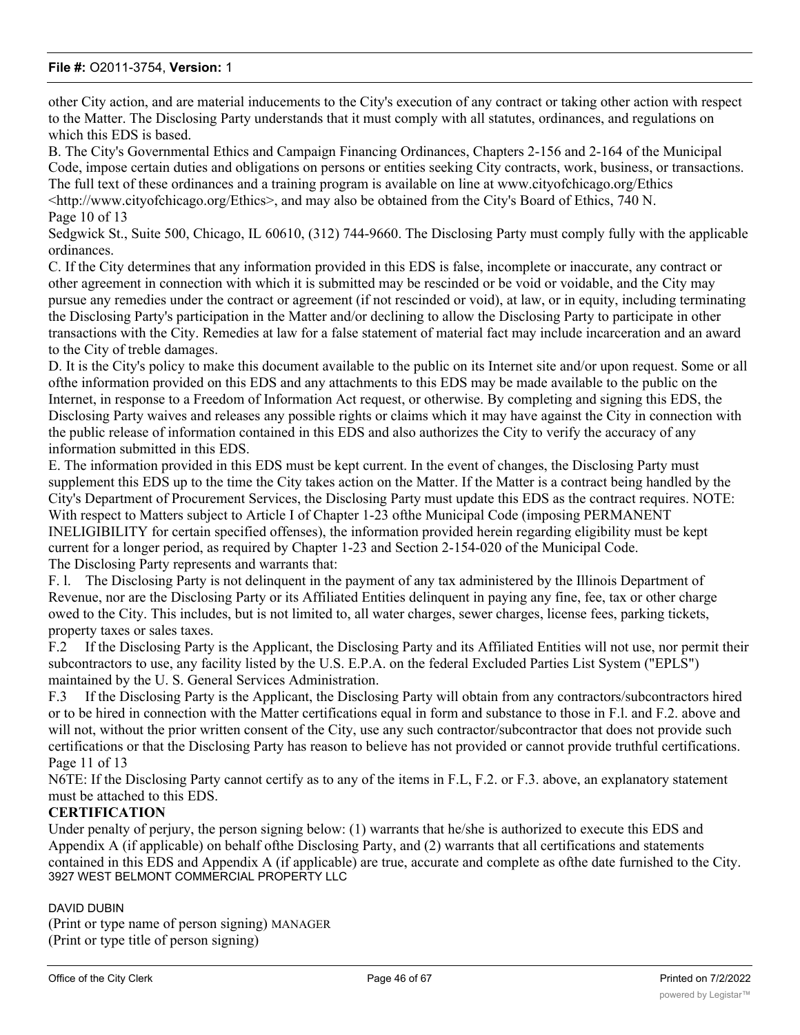other City action, and are material inducements to the City's execution of any contract or taking other action with respect to the Matter. The Disclosing Party understands that it must comply with all statutes, ordinances, and regulations on which this EDS is based.

B. The City's Governmental Ethics and Campaign Financing Ordinances, Chapters 2-156 and 2-164 of the Municipal Code, impose certain duties and obligations on persons or entities seeking City contracts, work, business, or transactions. The full text of these ordinances and a training program is available on line at www.cityofchicago.org/Ethics <http://www.cityofchicago.org/Ethics>, and may also be obtained from the City's Board of Ethics, 740 N.
Page 10 of 13
Sedgwick St., Suite 500, Chicago, IL 60610, (312) 744-9660. The Disclosing Party must comply fully with the applicable ordinances.

C. If the City determines that any information provided in this EDS is false, incomplete or inaccurate, any contract or other agreement in connection with which it is submitted may be rescinded or be void or voidable, and the City may pursue any remedies under the contract or agreement (if not rescinded or void), at law, or in equity, including terminating the Disclosing Party's participation in the Matter and/or declining to allow the Disclosing Party to participate in other transactions with the City. Remedies at law for a false statement of material fact may include incarceration and an award to the City of treble damages.

D. It is the City's policy to make this document available to the public on its Internet site and/or upon request. Some or all ofthe information provided on this EDS and any attachments to this EDS may be made available to the public on the Internet, in response to a Freedom of Information Act request, or otherwise. By completing and signing this EDS, the Disclosing Party waives and releases any possible rights or claims which it may have against the City in connection with the public release of information contained in this EDS and also authorizes the City to verify the accuracy of any information submitted in this EDS.

E. The information provided in this EDS must be kept current. In the event of changes, the Disclosing Party must supplement this EDS up to the time the City takes action on the Matter. If the Matter is a contract being handled by the City's Department of Procurement Services, the Disclosing Party must update this EDS as the contract requires. NOTE: With respect to Matters subject to Article I of Chapter 1-23 ofthe Municipal Code (imposing PERMANENT INELIGIBILITY for certain specified offenses), the information provided herein regarding eligibility must be kept current for a longer period, as required by Chapter 1-23 and Section 2-154-020 of the Municipal Code.

The Disclosing Party represents and warrants that:

F. l. The Disclosing Party is not delinquent in the payment of any tax administered by the Illinois Department of Revenue, nor are the Disclosing Party or its Affiliated Entities delinquent in paying any fine, fee, tax or other charge owed to the City. This includes, but is not limited to, all water charges, sewer charges, license fees, parking tickets, property taxes or sales taxes.

F.2 If the Disclosing Party is the Applicant, the Disclosing Party and its Affiliated Entities will not use, nor permit their subcontractors to use, any facility listed by the U.S. E.P.A. on the federal Excluded Parties List System ("EPLS") maintained by the U. S. General Services Administration.

F.3 If the Disclosing Party is the Applicant, the Disclosing Party will obtain from any contractors/subcontractors hired or to be hired in connection with the Matter certifications equal in form and substance to those in F.l. and F.2. above and will not, without the prior written consent of the City, use any such contractor/subcontractor that does not provide such certifications or that the Disclosing Party has reason to believe has not provided or cannot provide truthful certifications.
Page 11 of 13
N6TE: If the Disclosing Party cannot certify as to any of the items in F.L, F.2. or F.3. above, an explanatory statement must be attached to this EDS.

**CERTIFICATION**

Under penalty of perjury, the person signing below: (1) warrants that he/she is authorized to execute this EDS and Appendix A (if applicable) on behalf ofthe Disclosing Party, and (2) warrants that all certifications and statements contained in this EDS and Appendix A (if applicable) are true, accurate and complete as ofthe date furnished to the City.
3927 WEST BELMONT COMMERCIAL PROPERTY LLC

DAVID DUBIN
(Print or type name of person signing) MANAGER
(Print or type title of person signing)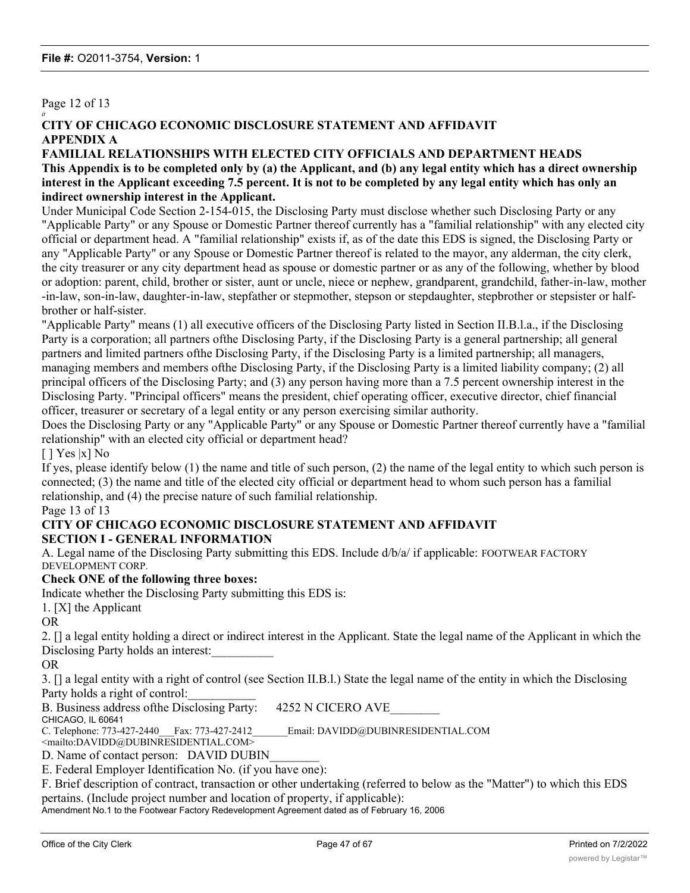Page 12 of 13

*it*

**CITY OF CHICAGO ECONOMIC DISCLOSURE STATEMENT AND AFFIDAVIT**
**APPENDIX A**

**FAMILIAL RELATIONSHIPS WITH ELECTED CITY OFFICIALS AND DEPARTMENT HEADS**

**This Appendix is to be completed only by (a) the Applicant, and (b) any legal entity which has a direct ownership interest in the Applicant exceeding 7.5 percent. It is not to be completed by any legal entity which has only an indirect ownership interest in the Applicant.**

Under Municipal Code Section 2-154-015, the Disclosing Party must disclose whether such Disclosing Party or any "Applicable Party" or any Spouse or Domestic Partner thereof currently has a "familial relationship" with any elected city official or department head. A "familial relationship" exists if, as of the date this EDS is signed, the Disclosing Party or any "Applicable Party" or any Spouse or Domestic Partner thereof is related to the mayor, any alderman, the city clerk, the city treasurer or any city department head as spouse or domestic partner or as any of the following, whether by blood or adoption: parent, child, brother or sister, aunt or uncle, niece or nephew, grandparent, grandchild, father-in-law, mother-in-law, son-in-law, daughter-in-law, stepfather or stepmother, stepson or stepdaughter, stepbrother or stepsister or half-brother or half-sister.

"Applicable Party" means (1) all executive officers of the Disclosing Party listed in Section II.B.l.a., if the Disclosing Party is a corporation; all partners ofthe Disclosing Party, if the Disclosing Party is a general partnership; all general partners and limited partners ofthe Disclosing Party, if the Disclosing Party is a limited partnership; all managers, managing members and members ofthe Disclosing Party, if the Disclosing Party is a limited liability company; (2) all principal officers of the Disclosing Party; and (3) any person having more than a 7.5 percent ownership interest in the Disclosing Party. "Principal officers" means the president, chief operating officer, executive director, chief financial officer, treasurer or secretary of a legal entity or any person exercising similar authority.

Does the Disclosing Party or any "Applicable Party" or any Spouse or Domestic Partner thereof currently have a "familial relationship" with an elected city official or department head?

[ ] Yes |x] No

If yes, please identify below (1) the name and title of such person, (2) the name of the legal entity to which such person is connected; (3) the name and title of the elected city official or department head to whom such person has a familial relationship, and (4) the precise nature of such familial relationship.

Page 13 of 13

**CITY OF CHICAGO ECONOMIC DISCLOSURE STATEMENT AND AFFIDAVIT**
**SECTION I - GENERAL INFORMATION**

A. Legal name of the Disclosing Party submitting this EDS. Include d/b/a/ if applicable: FOOTWEAR FACTORY DEVELOPMENT CORP.

**Check ONE of the following three boxes:**

Indicate whether the Disclosing Party submitting this EDS is:

1. [X] the Applicant

OR

2. [] a legal entity holding a direct or indirect interest in the Applicant. State the legal name of the Applicant in which the Disclosing Party holds an interest:__________

OR

3. [] a legal entity with a right of control (see Section II.B.l.) State the legal name of the entity in which the Disclosing Party holds a right of control:___________

B. Business address ofthe Disclosing Party: 4252 N CICERO AVE________
CHICAGO, IL 60641

C. Telephone: 773-427-2440___Fax: 773-427-2412_______Email: DAVIDD@DUBINRESIDENTIAL.COM <mailto:DAVIDD@DUBINRESIDENTIAL.COM>

D. Name of contact person: DAVID DUBIN________

E. Federal Employer Identification No. (if you have one):

F. Brief description of contract, transaction or other undertaking (referred to below as the "Matter") to which this EDS pertains. (Include project number and location of property, if applicable):

Amendment No.1 to the Footwear Factory Redevelopment Agreement dated as of February 16, 2006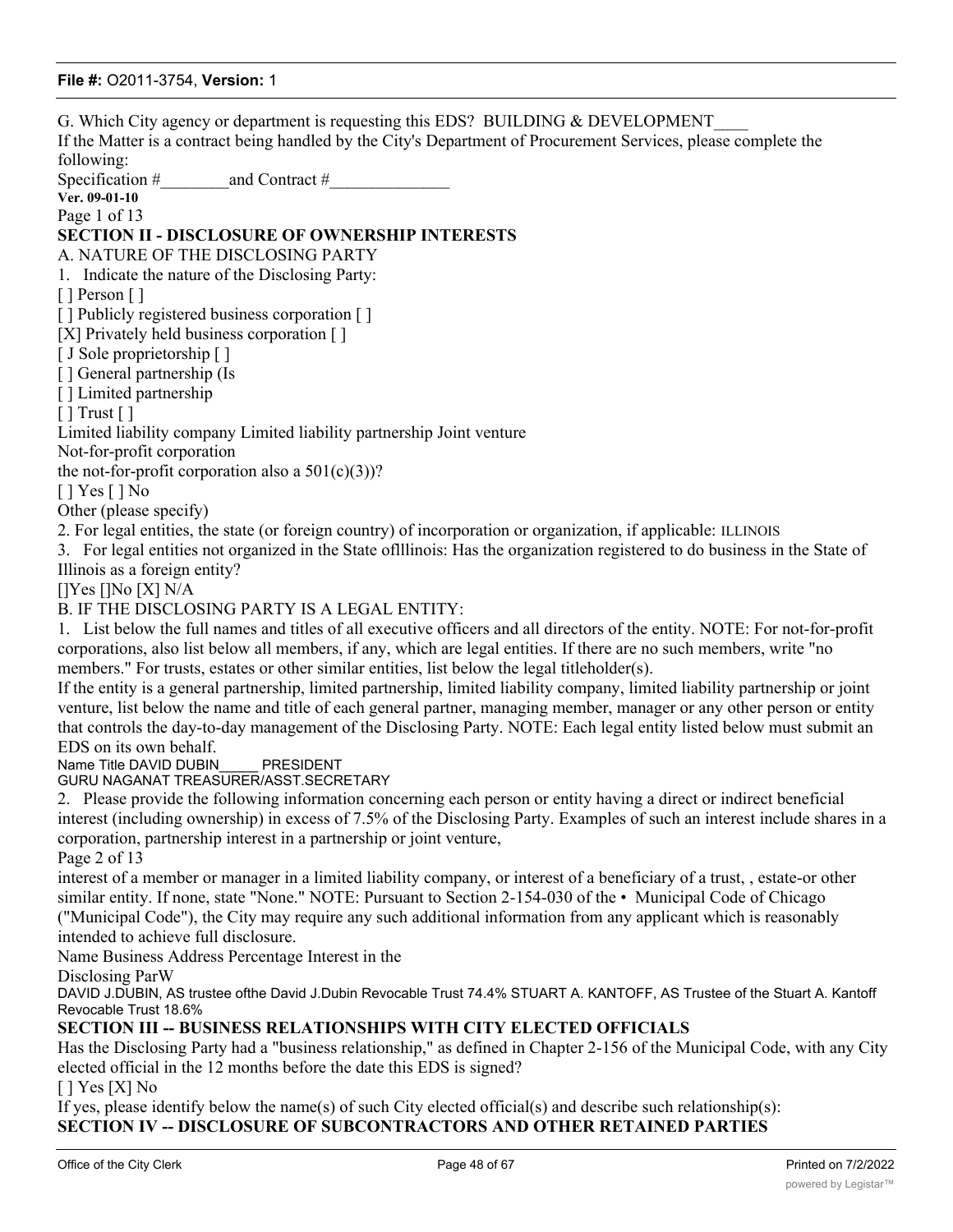G. Which City agency or department is requesting this EDS? BUILDING & DEVELOPMENT____

If the Matter is a contract being handled by the City's Department of Procurement Services, please complete the following:

Specification #________and Contract #______________

**Ver. 09-01-10**

Page 1 of 13

## SECTION II - DISCLOSURE OF OWNERSHIP INTERESTS

A. NATURE OF THE DISCLOSING PARTY

1. Indicate the nature of the Disclosing Party:

[ ] Person [ ]

[ ] Publicly registered business corporation [ ]

[X] Privately held business corporation [ ]

[ J Sole proprietorship [ ]

[ ] General partnership (Is

[ ] Limited partnership

[ ] Trust [ ]

Limited liability company Limited liability partnership Joint venture

Not-for-profit corporation

the not-for-profit corporation also a 501(c)(3))?

[ ] Yes [ ] No

Other (please specify)

2. For legal entities, the state (or foreign country) of incorporation or organization, if applicable: ILLINOIS

3. For legal entities not organized in the State oflllinois: Has the organization registered to do business in the State of Illinois as a foreign entity?

[]Yes []No [X] N/A

B. IF THE DISCLOSING PARTY IS A LEGAL ENTITY:

1. List below the full names and titles of all executive officers and all directors of the entity. NOTE: For not-for-profit corporations, also list below all members, if any, which are legal entities. If there are no such members, write "no members." For trusts, estates or other similar entities, list below the legal titleholder(s).

If the entity is a general partnership, limited partnership, limited liability company, limited liability partnership or joint venture, list below the name and title of each general partner, managing member, manager or any other person or entity that controls the day-to-day management of the Disclosing Party. NOTE: Each legal entity listed below must submit an EDS on its own behalf.

Name Title DAVID DUBIN_____ PRESIDENT

GURU NAGANAT TREASURER/ASST.SECRETARY

2. Please provide the following information concerning each person or entity having a direct or indirect beneficial interest (including ownership) in excess of 7.5% of the Disclosing Party. Examples of such an interest include shares in a corporation, partnership interest in a partnership or joint venture,

Page 2 of 13

interest of a member or manager in a limited liability company, or interest of a beneficiary of a trust, , estate-or other similar entity. If none, state "None." NOTE: Pursuant to Section 2-154-030 of the • Municipal Code of Chicago ("Municipal Code"), the City may require any such additional information from any applicant which is reasonably intended to achieve full disclosure.

Name Business Address Percentage Interest in the

Disclosing ParW

DAVID J.DUBIN, AS trustee ofthe David J.Dubin Revocable Trust 74.4% STUART A. KANTOFF, AS Trustee of the Stuart A. Kantoff Revocable Trust 18.6%

## SECTION III -- BUSINESS RELATIONSHIPS WITH CITY ELECTED OFFICIALS

Has the Disclosing Party had a "business relationship," as defined in Chapter 2-156 of the Municipal Code, with any City elected official in the 12 months before the date this EDS is signed?

[ ] Yes [X] No

If yes, please identify below the name(s) of such City elected official(s) and describe such relationship(s):

## SECTION IV -- DISCLOSURE OF SUBCONTRACTORS AND OTHER RETAINED PARTIES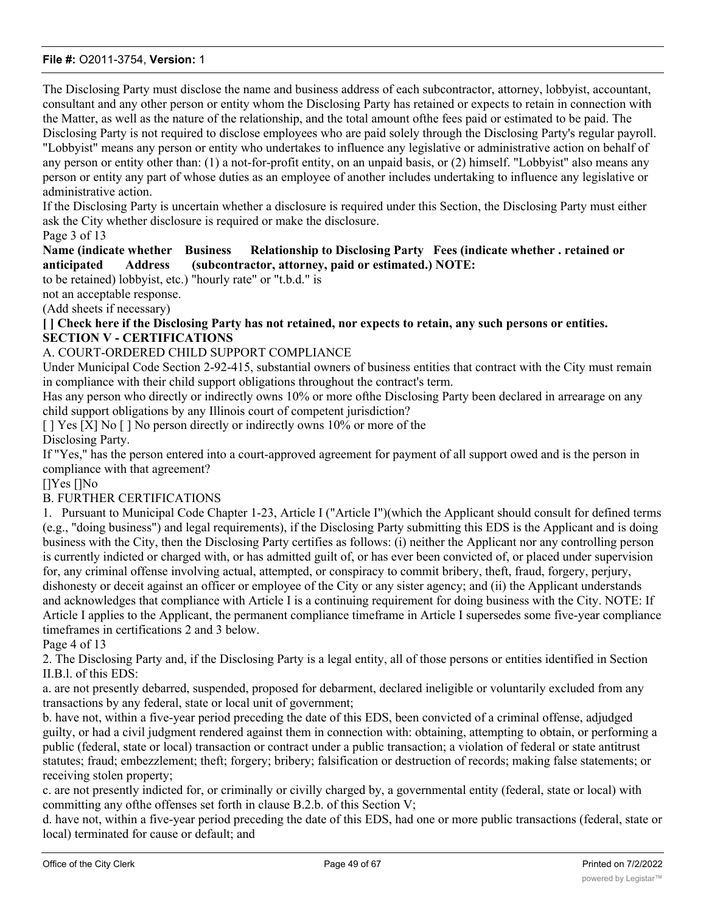The Disclosing Party must disclose the name and business address of each subcontractor, attorney, lobbyist, accountant, consultant and any other person or entity whom the Disclosing Party has retained or expects to retain in connection with the Matter, as well as the nature of the relationship, and the total amount ofthe fees paid or estimated to be paid. The Disclosing Party is not required to disclose employees who are paid solely through the Disclosing Party's regular payroll. "Lobbyist" means any person or entity who undertakes to influence any legislative or administrative action on behalf of any person or entity other than: (1) a not-for-profit entity, on an unpaid basis, or (2) himself. "Lobbyist" also means any person or entity any part of whose duties as an employee of another includes undertaking to influence any legislative or administrative action.

If the Disclosing Party is uncertain whether a disclosure is required under this Section, the Disclosing Party must either ask the City whether disclosure is required or make the disclosure.

Page 3 of 13

| Name (indicate whether retained or anticipated to be retained) | Business Address | Relationship to Disclosing Party (subcontractor, attorney, lobbyist, etc.) | Fees (indicate whether paid or estimated.) NOTE: "hourly rate" or "t.b.d." is not an acceptable response. |
|---|---|---|---|

(Add sheets if necessary)

**[ ] Check here if the Disclosing Party has not retained, nor expects to retain, any such persons or entities.**

## SECTION V - CERTIFICATIONS

A. COURT-ORDERED CHILD SUPPORT COMPLIANCE

Under Municipal Code Section 2-92-415, substantial owners of business entities that contract with the City must remain in compliance with their child support obligations throughout the contract's term.

Has any person who directly or indirectly owns 10% or more ofthe Disclosing Party been declared in arrearage on any child support obligations by any Illinois court of competent jurisdiction?

[ ] Yes [X] No [ ] No person directly or indirectly owns 10% or more of the Disclosing Party.

If "Yes," has the person entered into a court-approved agreement for payment of all support owed and is the person in compliance with that agreement?

[]Yes []No

B. FURTHER CERTIFICATIONS

1. Pursuant to Municipal Code Chapter 1-23, Article I ("Article I")(which the Applicant should consult for defined terms (e.g., "doing business") and legal requirements), if the Disclosing Party submitting this EDS is the Applicant and is doing business with the City, then the Disclosing Party certifies as follows: (i) neither the Applicant nor any controlling person is currently indicted or charged with, or has admitted guilt of, or has ever been convicted of, or placed under supervision for, any criminal offense involving actual, attempted, or conspiracy to commit bribery, theft, fraud, forgery, perjury, dishonesty or deceit against an officer or employee of the City or any sister agency; and (ii) the Applicant understands and acknowledges that compliance with Article I is a continuing requirement for doing business with the City. NOTE: If Article I applies to the Applicant, the permanent compliance timeframe in Article I supersedes some five-year compliance timeframes in certifications 2 and 3 below.

Page 4 of 13

2. The Disclosing Party and, if the Disclosing Party is a legal entity, all of those persons or entities identified in Section II.B.l. of this EDS:

a. are not presently debarred, suspended, proposed for debarment, declared ineligible or voluntarily excluded from any transactions by any federal, state or local unit of government;

b. have not, within a five-year period preceding the date of this EDS, been convicted of a criminal offense, adjudged guilty, or had a civil judgment rendered against them in connection with: obtaining, attempting to obtain, or performing a public (federal, state or local) transaction or contract under a public transaction; a violation of federal or state antitrust statutes; fraud; embezzlement; theft; forgery; bribery; falsification or destruction of records; making false statements; or receiving stolen property;

c. are not presently indicted for, or criminally or civilly charged by, a governmental entity (federal, state or local) with committing any ofthe offenses set forth in clause B.2.b. of this Section V;

d. have not, within a five-year period preceding the date of this EDS, had one or more public transactions (federal, state or local) terminated for cause or default; and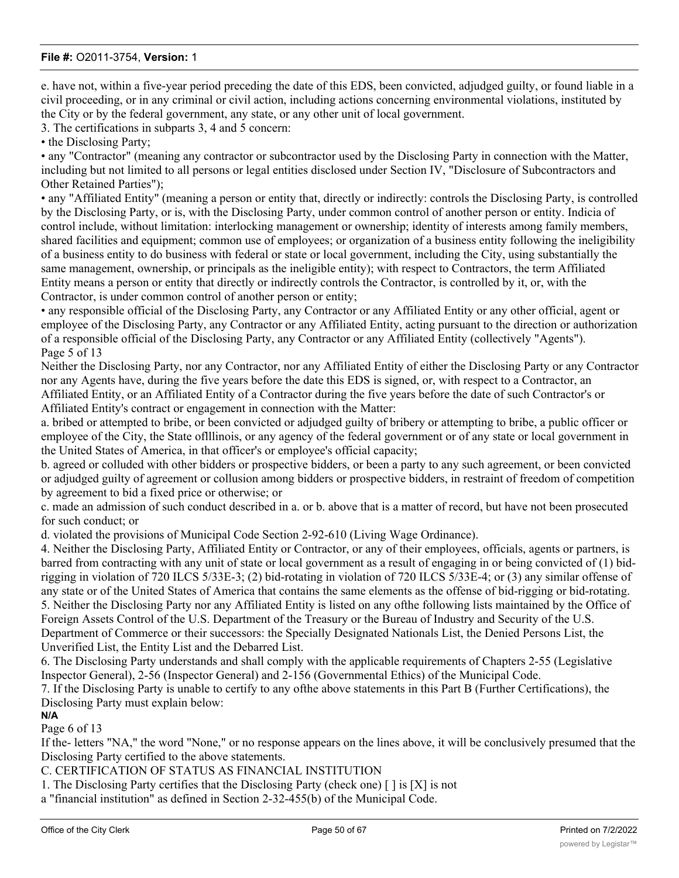e. have not, within a five-year period preceding the date of this EDS, been convicted, adjudged guilty, or found liable in a civil proceeding, or in any criminal or civil action, including actions concerning environmental violations, instituted by the City or by the federal government, any state, or any other unit of local government.

3. The certifications in subparts 3, 4 and 5 concern:

- the Disclosing Party;
- any "Contractor" (meaning any contractor or subcontractor used by the Disclosing Party in connection with the Matter, including but not limited to all persons or legal entities disclosed under Section IV, "Disclosure of Subcontractors and Other Retained Parties");
- any "Affiliated Entity" (meaning a person or entity that, directly or indirectly: controls the Disclosing Party, is controlled by the Disclosing Party, or is, with the Disclosing Party, under common control of another person or entity. Indicia of control include, without limitation: interlocking management or ownership; identity of interests among family members, shared facilities and equipment; common use of employees; or organization of a business entity following the ineligibility of a business entity to do business with federal or state or local government, including the City, using substantially the same management, ownership, or principals as the ineligible entity); with respect to Contractors, the term Affiliated Entity means a person or entity that directly or indirectly controls the Contractor, is controlled by it, or, with the Contractor, is under common control of another person or entity;
- any responsible official of the Disclosing Party, any Contractor or any Affiliated Entity or any other official, agent or employee of the Disclosing Party, any Contractor or any Affiliated Entity, acting pursuant to the direction or authorization of a responsible official of the Disclosing Party, any Contractor or any Affiliated Entity (collectively "Agents").

Page 5 of 13

Neither the Disclosing Party, nor any Contractor, nor any Affiliated Entity of either the Disclosing Party or any Contractor nor any Agents have, during the five years before the date this EDS is signed, or, with respect to a Contractor, an Affiliated Entity, or an Affiliated Entity of a Contractor during the five years before the date of such Contractor's or Affiliated Entity's contract or engagement in connection with the Matter:

a. bribed or attempted to bribe, or been convicted or adjudged guilty of bribery or attempting to bribe, a public officer or employee of the City, the State ofIllinois, or any agency of the federal government or of any state or local government in the United States of America, in that officer's or employee's official capacity;

b. agreed or colluded with other bidders or prospective bidders, or been a party to any such agreement, or been convicted or adjudged guilty of agreement or collusion among bidders or prospective bidders, in restraint of freedom of competition by agreement to bid a fixed price or otherwise; or

c. made an admission of such conduct described in a. or b. above that is a matter of record, but have not been prosecuted for such conduct; or

d. violated the provisions of Municipal Code Section 2-92-610 (Living Wage Ordinance).

4. Neither the Disclosing Party, Affiliated Entity or Contractor, or any of their employees, officials, agents or partners, is barred from contracting with any unit of state or local government as a result of engaging in or being convicted of (1) bid-rigging in violation of 720 ILCS 5/33E-3; (2) bid-rotating in violation of 720 ILCS 5/33E-4; or (3) any similar offense of any state or of the United States of America that contains the same elements as the offense of bid-rigging or bid-rotating.

5. Neither the Disclosing Party nor any Affiliated Entity is listed on any ofthe following lists maintained by the Office of Foreign Assets Control of the U.S. Department of the Treasury or the Bureau of Industry and Security of the U.S. Department of Commerce or their successors: the Specially Designated Nationals List, the Denied Persons List, the Unverified List, the Entity List and the Debarred List.

6. The Disclosing Party understands and shall comply with the applicable requirements of Chapters 2-55 (Legislative Inspector General), 2-56 (Inspector General) and 2-156 (Governmental Ethics) of the Municipal Code.

7. If the Disclosing Party is unable to certify to any ofthe above statements in this Part B (Further Certifications), the Disclosing Party must explain below:

**N/A**

Page 6 of 13

If the- letters "NA," the word "None," or no response appears on the lines above, it will be conclusively presumed that the Disclosing Party certified to the above statements.

C. CERTIFICATION OF STATUS AS FINANCIAL INSTITUTION

1. The Disclosing Party certifies that the Disclosing Party (check one) [ ] is [X] is not a "financial institution" as defined in Section 2-32-455(b) of the Municipal Code.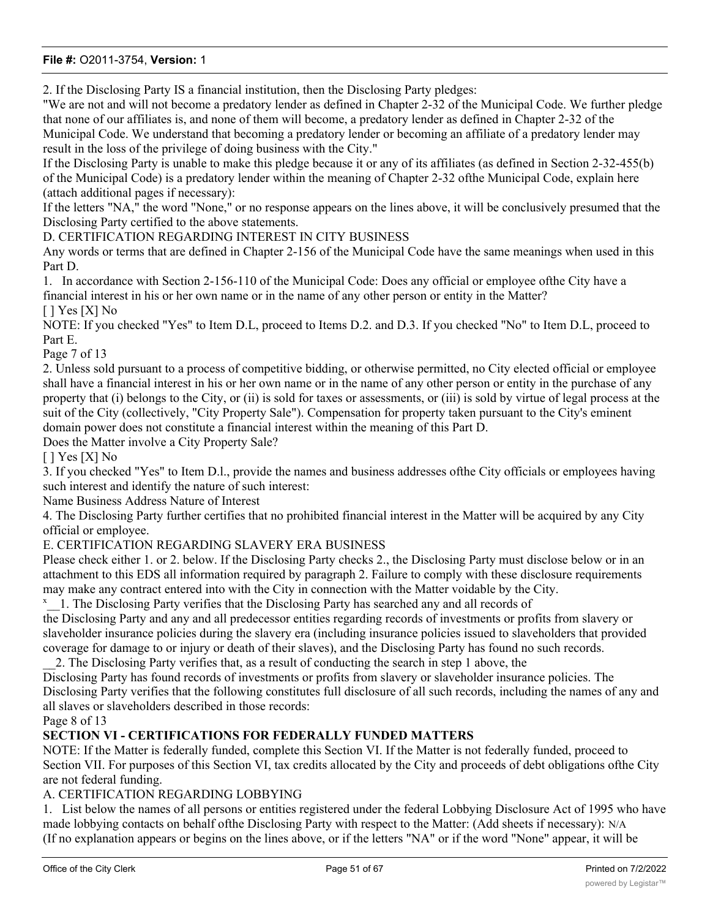2. If the Disclosing Party IS a financial institution, then the Disclosing Party pledges:

"We are not and will not become a predatory lender as defined in Chapter 2-32 of the Municipal Code. We further pledge that none of our affiliates is, and none of them will become, a predatory lender as defined in Chapter 2-32 of the Municipal Code. We understand that becoming a predatory lender or becoming an affiliate of a predatory lender may result in the loss of the privilege of doing business with the City."

If the Disclosing Party is unable to make this pledge because it or any of its affiliates (as defined in Section 2-32-455(b) of the Municipal Code) is a predatory lender within the meaning of Chapter 2-32 ofthe Municipal Code, explain here (attach additional pages if necessary):

If the letters "NA," the word "None," or no response appears on the lines above, it will be conclusively presumed that the Disclosing Party certified to the above statements.

D. CERTIFICATION REGARDING INTEREST IN CITY BUSINESS

Any words or terms that are defined in Chapter 2-156 of the Municipal Code have the same meanings when used in this Part D.

1. In accordance with Section 2-156-110 of the Municipal Code: Does any official or employee ofthe City have a financial interest in his or her own name or in the name of any other person or entity in the Matter?

[ ] Yes [X] No

NOTE: If you checked "Yes" to Item D.L, proceed to Items D.2. and D.3. If you checked "No" to Item D.L, proceed to Part E.

2. Unless sold pursuant to a process of competitive bidding, or otherwise permitted, no City elected official or employee shall have a financial interest in his or her own name or in the name of any other person or entity in the purchase of any property that (i) belongs to the City, or (ii) is sold for taxes or assessments, or (iii) is sold by virtue of legal process at the suit of the City (collectively, "City Property Sale"). Compensation for property taken pursuant to the City's eminent domain power does not constitute a financial interest within the meaning of this Part D.

Does the Matter involve a City Property Sale?

[ ] Yes [X] No

3. If you checked "Yes" to Item D.l., provide the names and business addresses ofthe City officials or employees having such interest and identify the nature of such interest:

Name Business Address Nature of Interest

4. The Disclosing Party further certifies that no prohibited financial interest in the Matter will be acquired by any City official or employee.

E. CERTIFICATION REGARDING SLAVERY ERA BUSINESS

Please check either 1. or 2. below. If the Disclosing Party checks 2., the Disclosing Party must disclose below or in an attachment to this EDS all information required by paragraph 2. Failure to comply with these disclosure requirements may make any contract entered into with the City in connection with the Matter voidable by the City.

x__1. The Disclosing Party verifies that the Disclosing Party has searched any and all records of the Disclosing Party and any and all predecessor entities regarding records of investments or profits from slavery or slaveholder insurance policies during the slavery era (including insurance policies issued to slaveholders that provided coverage for damage to or injury or death of their slaves), and the Disclosing Party has found no such records.

__2. The Disclosing Party verifies that, as a result of conducting the search in step 1 above, the Disclosing Party has found records of investments or profits from slavery or slaveholder insurance policies. The Disclosing Party verifies that the following constitutes full disclosure of all such records, including the names of any and all slaves or slaveholders described in those records:

## SECTION VI - CERTIFICATIONS FOR FEDERALLY FUNDED MATTERS

NOTE: If the Matter is federally funded, complete this Section VI. If the Matter is not federally funded, proceed to Section VII. For purposes of this Section VI, tax credits allocated by the City and proceeds of debt obligations ofthe City are not federal funding.

A. CERTIFICATION REGARDING LOBBYING

1. List below the names of all persons or entities registered under the federal Lobbying Disclosure Act of 1995 who have made lobbying contacts on behalf ofthe Disclosing Party with respect to the Matter: (Add sheets if necessary): N/A

(If no explanation appears or begins on the lines above, or if the letters "NA" or if the word "None" appear, it will be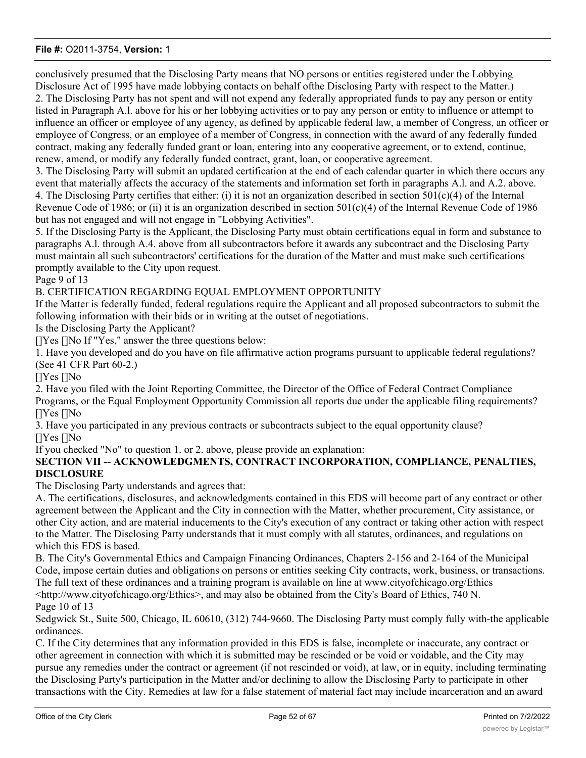conclusively presumed that the Disclosing Party means that NO persons or entities registered under the Lobbying Disclosure Act of 1995 have made lobbying contacts on behalf ofthe Disclosing Party with respect to the Matter.)

2. The Disclosing Party has not spent and will not expend any federally appropriated funds to pay any person or entity listed in Paragraph A.l. above for his or her lobbying activities or to pay any person or entity to influence or attempt to influence an officer or employee of any agency, as defined by applicable federal law, a member of Congress, an officer or employee of Congress, or an employee of a member of Congress, in connection with the award of any federally funded contract, making any federally funded grant or loan, entering into any cooperative agreement, or to extend, continue, renew, amend, or modify any federally funded contract, grant, loan, or cooperative agreement.

3. The Disclosing Party will submit an updated certification at the end of each calendar quarter in which there occurs any event that materially affects the accuracy of the statements and information set forth in paragraphs A.l. and A.2. above.

4. The Disclosing Party certifies that either: (i) it is not an organization described in section 501(c)(4) of the Internal Revenue Code of 1986; or (ii) it is an organization described in section 501(c)(4) of the Internal Revenue Code of 1986 but has not engaged and will not engage in "Lobbying Activities".

5. If the Disclosing Party is the Applicant, the Disclosing Party must obtain certifications equal in form and substance to paragraphs A.l. through A.4. above from all subcontractors before it awards any subcontract and the Disclosing Party must maintain all such subcontractors' certifications for the duration of the Matter and must make such certifications promptly available to the City upon request.

Page 9 of 13

B. CERTIFICATION REGARDING EQUAL EMPLOYMENT OPPORTUNITY

If the Matter is federally funded, federal regulations require the Applicant and all proposed subcontractors to submit the following information with their bids or in writing at the outset of negotiations.

Is the Disclosing Party the Applicant?

[]Yes []No If "Yes," answer the three questions below:

1. Have you developed and do you have on file affirmative action programs pursuant to applicable federal regulations? (See 41 CFR Part 60-2.)

[]Yes []No

2. Have you filed with the Joint Reporting Committee, the Director of the Office of Federal Contract Compliance Programs, or the Equal Employment Opportunity Commission all reports due under the applicable filing requirements?

[]Yes []No

3. Have you participated in any previous contracts or subcontracts subject to the equal opportunity clause?

[]Yes []No

If you checked "No" to question 1. or 2. above, please provide an explanation:

## SECTION VII -- ACKNOWLEDGMENTS, CONTRACT INCORPORATION, COMPLIANCE, PENALTIES, DISCLOSURE

The Disclosing Party understands and agrees that:

A. The certifications, disclosures, and acknowledgments contained in this EDS will become part of any contract or other agreement between the Applicant and the City in connection with the Matter, whether procurement, City assistance, or other City action, and are material inducements to the City's execution of any contract or taking other action with respect to the Matter. The Disclosing Party understands that it must comply with all statutes, ordinances, and regulations on which this EDS is based.

B. The City's Governmental Ethics and Campaign Financing Ordinances, Chapters 2-156 and 2-164 of the Municipal Code, impose certain duties and obligations on persons or entities seeking City contracts, work, business, or transactions. The full text of these ordinances and a training program is available on line at www.cityofchicago.org/Ethics <http://www.cityofchicago.org/Ethics>, and may also be obtained from the City's Board of Ethics, 740 N.

Page 10 of 13

Sedgwick St., Suite 500, Chicago, IL 60610, (312) 744-9660. The Disclosing Party must comply fully with-the applicable ordinances.

C. If the City determines that any information provided in this EDS is false, incomplete or inaccurate, any contract or other agreement in connection with which it is submitted may be rescinded or be void or voidable, and the City may pursue any remedies under the contract or agreement (if not rescinded or void), at law, or in equity, including terminating the Disclosing Party's participation in the Matter and/or declining to allow the Disclosing Party to participate in other transactions with the City. Remedies at law for a false statement of material fact may include incarceration and an award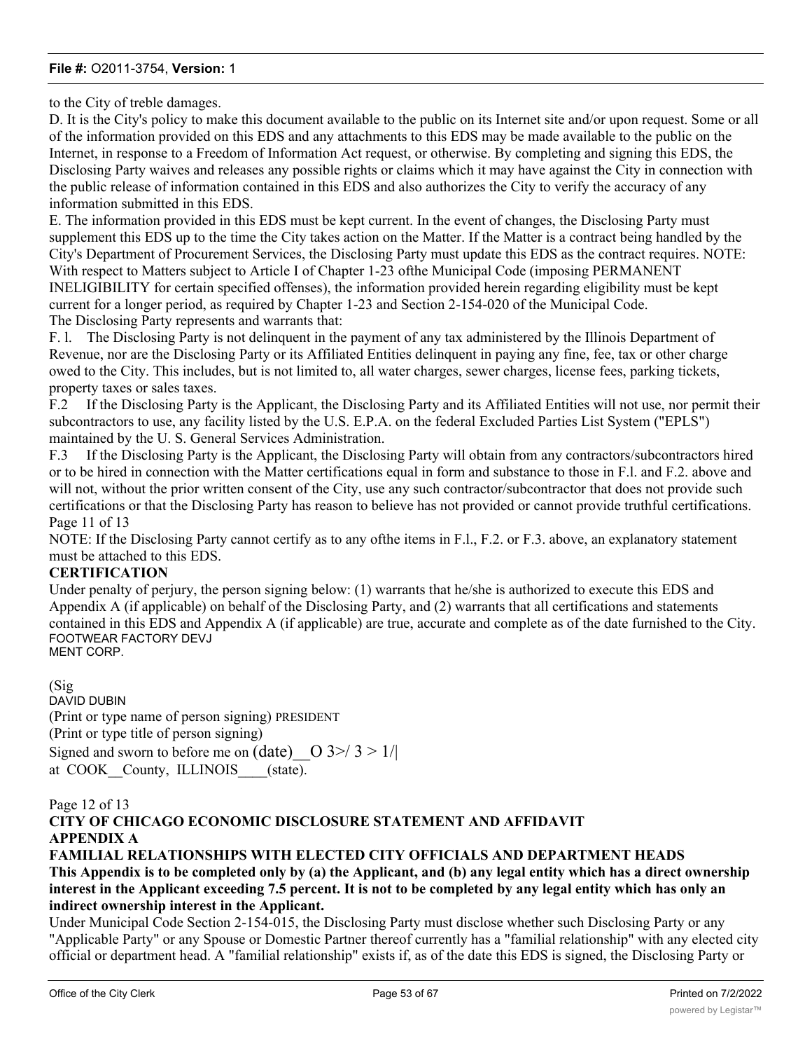to the City of treble damages.

D. It is the City's policy to make this document available to the public on its Internet site and/or upon request. Some or all of the information provided on this EDS and any attachments to this EDS may be made available to the public on the Internet, in response to a Freedom of Information Act request, or otherwise. By completing and signing this EDS, the Disclosing Party waives and releases any possible rights or claims which it may have against the City in connection with the public release of information contained in this EDS and also authorizes the City to verify the accuracy of any information submitted in this EDS.

E. The information provided in this EDS must be kept current. In the event of changes, the Disclosing Party must supplement this EDS up to the time the City takes action on the Matter. If the Matter is a contract being handled by the City's Department of Procurement Services, the Disclosing Party must update this EDS as the contract requires. NOTE: With respect to Matters subject to Article I of Chapter 1-23 ofthe Municipal Code (imposing PERMANENT INELIGIBILITY for certain specified offenses), the information provided herein regarding eligibility must be kept current for a longer period, as required by Chapter 1-23 and Section 2-154-020 of the Municipal Code.

The Disclosing Party represents and warrants that:

F. l. The Disclosing Party is not delinquent in the payment of any tax administered by the Illinois Department of Revenue, nor are the Disclosing Party or its Affiliated Entities delinquent in paying any fine, fee, tax or other charge owed to the City. This includes, but is not limited to, all water charges, sewer charges, license fees, parking tickets, property taxes or sales taxes.

F.2 If the Disclosing Party is the Applicant, the Disclosing Party and its Affiliated Entities will not use, nor permit their subcontractors to use, any facility listed by the U.S. E.P.A. on the federal Excluded Parties List System ("EPLS") maintained by the U. S. General Services Administration.

F.3 If the Disclosing Party is the Applicant, the Disclosing Party will obtain from any contractors/subcontractors hired or to be hired in connection with the Matter certifications equal in form and substance to those in F.l. and F.2. above and will not, without the prior written consent of the City, use any such contractor/subcontractor that does not provide such certifications or that the Disclosing Party has reason to believe has not provided or cannot provide truthful certifications.

Page 11 of 13

NOTE: If the Disclosing Party cannot certify as to any ofthe items in F.l., F.2. or F.3. above, an explanatory statement must be attached to this EDS.

**CERTIFICATION**

Under penalty of perjury, the person signing below: (1) warrants that he/she is authorized to execute this EDS and Appendix A (if applicable) on behalf of the Disclosing Party, and (2) warrants that all certifications and statements contained in this EDS and Appendix A (if applicable) are true, accurate and complete as of the date furnished to the City.

FOOTWEAR FACTORY DEVJ
MENT CORP.

(Sig

DAVID DUBIN

(Print or type name of person signing) PRESIDENT

(Print or type title of person signing)

Signed and sworn to before me on (date)__O 3>/ 3 > 1/|

at COOK__County, ILLINOIS____(state).

Page 12 of 13

**CITY OF CHICAGO ECONOMIC DISCLOSURE STATEMENT AND AFFIDAVIT**

**APPENDIX A**

**FAMILIAL RELATIONSHIPS WITH ELECTED CITY OFFICIALS AND DEPARTMENT HEADS**

**This Appendix is to be completed only by (a) the Applicant, and (b) any legal entity which has a direct ownership interest in the Applicant exceeding 7.5 percent. It is not to be completed by any legal entity which has only an indirect ownership interest in the Applicant.**

Under Municipal Code Section 2-154-015, the Disclosing Party must disclose whether such Disclosing Party or any "Applicable Party" or any Spouse or Domestic Partner thereof currently has a "familial relationship" with any elected city official or department head. A "familial relationship" exists if, as of the date this EDS is signed, the Disclosing Party or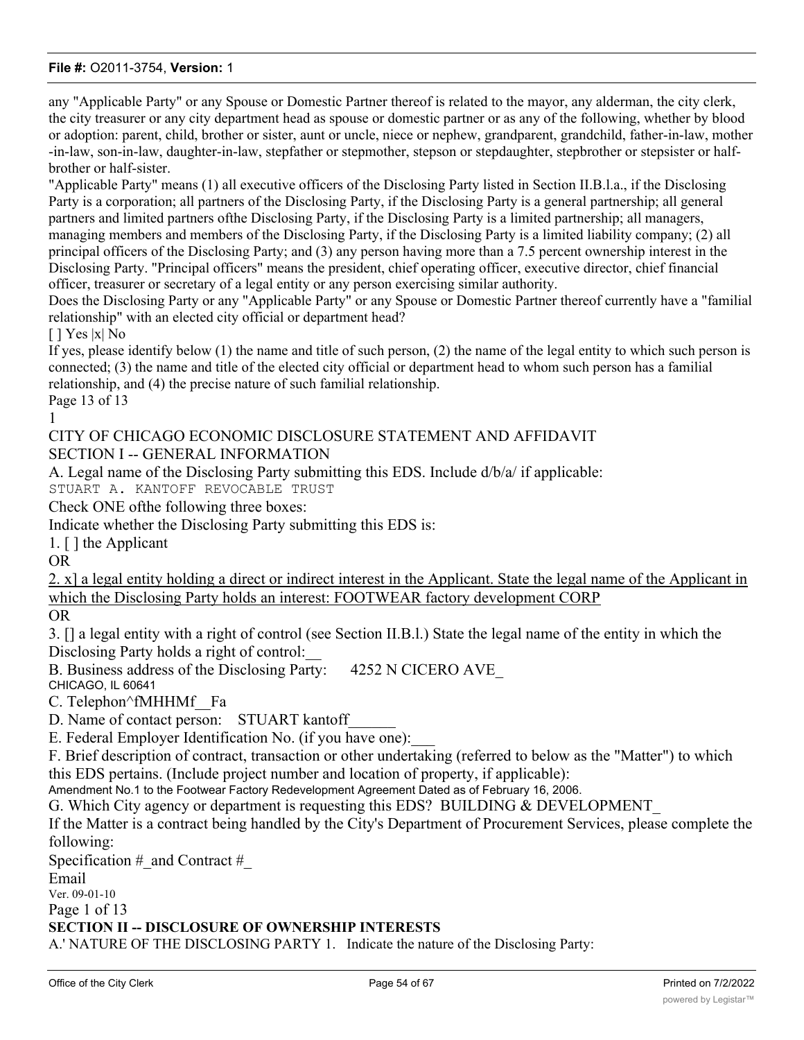any "Applicable Party" or any Spouse or Domestic Partner thereof is related to the mayor, any alderman, the city clerk, the city treasurer or any city department head as spouse or domestic partner or as any of the following, whether by blood or adoption: parent, child, brother or sister, aunt or uncle, niece or nephew, grandparent, grandchild, father-in-law, mother -in-law, son-in-law, daughter-in-law, stepfather or stepmother, stepson or stepdaughter, stepbrother or stepsister or half-brother or half-sister.

"Applicable Party" means (1) all executive officers of the Disclosing Party listed in Section II.B.l.a., if the Disclosing Party is a corporation; all partners of the Disclosing Party, if the Disclosing Party is a general partnership; all general partners and limited partners ofthe Disclosing Party, if the Disclosing Party is a limited partnership; all managers, managing members and members of the Disclosing Party, if the Disclosing Party is a limited liability company; (2) all principal officers of the Disclosing Party; and (3) any person having more than a 7.5 percent ownership interest in the Disclosing Party. "Principal officers" means the president, chief operating officer, executive director, chief financial officer, treasurer or secretary of a legal entity or any person exercising similar authority.

Does the Disclosing Party or any "Applicable Party" or any Spouse or Domestic Partner thereof currently have a "familial relationship" with an elected city official or department head?

[ ] Yes |x| No

If yes, please identify below (1) the name and title of such person, (2) the name of the legal entity to which such person is connected; (3) the name and title of the elected city official or department head to whom such person has a familial relationship, and (4) the precise nature of such familial relationship.

Page 13 of 13

1

CITY OF CHICAGO ECONOMIC DISCLOSURE STATEMENT AND AFFIDAVIT

SECTION I -- GENERAL INFORMATION

A. Legal name of the Disclosing Party submitting this EDS. Include d/b/a/ if applicable:
STUART A. KANTOFF REVOCABLE TRUST

Check ONE ofthe following three boxes:

Indicate whether the Disclosing Party submitting this EDS is:

1. [ ] the Applicant

OR

2. x] a legal entity holding a direct or indirect interest in the Applicant. State the legal name of the Applicant in which the Disclosing Party holds an interest: FOOTWEAR factory development CORP

OR

3. [] a legal entity with a right of control (see Section II.B.l.) State the legal name of the entity in which the Disclosing Party holds a right of control:__

B. Business address of the Disclosing Party: 4252 N CICERO AVE_
CHICAGO, IL 60641

C. Telephon^fMHHMf__Fa

D. Name of contact person: STUART kantoff______

E. Federal Employer Identification No. (if you have one):___

F. Brief description of contract, transaction or other undertaking (referred to below as the "Matter") to which this EDS pertains. (Include project number and location of property, if applicable):
Amendment No.1 to the Footwear Factory Redevelopment Agreement Dated as of February 16, 2006.

G. Which City agency or department is requesting this EDS? BUILDING & DEVELOPMENT_

If the Matter is a contract being handled by the City's Department of Procurement Services, please complete the following:

Specification #_and Contract #_

Email

Ver. 09-01-10

Page 1 of 13

**SECTION II -- DISCLOSURE OF OWNERSHIP INTERESTS**

A.' NATURE OF THE DISCLOSING PARTY 1. Indicate the nature of the Disclosing Party: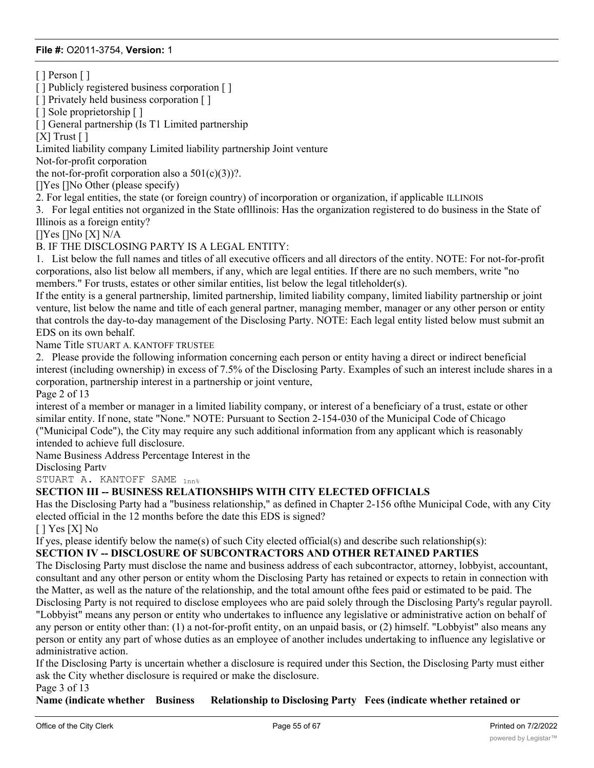[ ] Person [ ]

[ ] Publicly registered business corporation [ ]

[ ] Privately held business corporation [ ]

[ ] Sole proprietorship [ ]

[ ] General partnership (Is T1 Limited partnership

[X] Trust [ ]

Limited liability company Limited liability partnership Joint venture

Not-for-profit corporation

the not-for-profit corporation also a 501(c)(3))?.

[]Yes []No Other (please specify)

2. For legal entities, the state (or foreign country) of incorporation or organization, if applicable ILLINOIS

3. For legal entities not organized in the State oflllinois: Has the organization registered to do business in the State of Illinois as a foreign entity?

[]Yes []No [X] N/A

B. IF THE DISCLOSING PARTY IS A LEGAL ENTITY:

1. List below the full names and titles of all executive officers and all directors of the entity. NOTE: For not-for-profit corporations, also list below all members, if any, which are legal entities. If there are no such members, write "no members." For trusts, estates or other similar entities, list below the legal titleholder(s).

If the entity is a general partnership, limited partnership, limited liability company, limited liability partnership or joint venture, list below the name and title of each general partner, managing member, manager or any other person or entity that controls the day-to-day management of the Disclosing Party. NOTE: Each legal entity listed below must submit an EDS on its own behalf.

Name Title STUART A. KANTOFF TRUSTEE

2. Please provide the following information concerning each person or entity having a direct or indirect beneficial interest (including ownership) in excess of 7.5% of the Disclosing Party. Examples of such an interest include shares in a corporation, partnership interest in a partnership or joint venture,

Page 2 of 13

interest of a member or manager in a limited liability company, or interest of a beneficiary of a trust, estate or other similar entity. If none, state "None." NOTE: Pursuant to Section 2-154-030 of the Municipal Code of Chicago ("Municipal Code"), the City may require any such additional information from any applicant which is reasonably intended to achieve full disclosure.

Name Business Address Percentage Interest in the Disclosing Partv

STUART A. KANTOFF SAME 1nn%

**SECTION III -- BUSINESS RELATIONSHIPS WITH CITY ELECTED OFFICIALS**

Has the Disclosing Party had a "business relationship," as defined in Chapter 2-156 ofthe Municipal Code, with any City elected official in the 12 months before the date this EDS is signed?

[ ] Yes [X] No

If yes, please identify below the name(s) of such City elected official(s) and describe such relationship(s):

**SECTION IV -- DISCLOSURE OF SUBCONTRACTORS AND OTHER RETAINED PARTIES**

The Disclosing Party must disclose the name and business address of each subcontractor, attorney, lobbyist, accountant, consultant and any other person or entity whom the Disclosing Party has retained or expects to retain in connection with the Matter, as well as the nature of the relationship, and the total amount ofthe fees paid or estimated to be paid. The Disclosing Party is not required to disclose employees who are paid solely through the Disclosing Party's regular payroll.

"Lobbyist" means any person or entity who undertakes to influence any legislative or administrative action on behalf of any person or entity other than: (1) a not-for-profit entity, on an unpaid basis, or (2) himself. "Lobbyist" also means any person or entity any part of whose duties as an employee of another includes undertaking to influence any legislative or administrative action.

If the Disclosing Party is uncertain whether a disclosure is required under this Section, the Disclosing Party must either ask the City whether disclosure is required or make the disclosure.

Page 3 of 13

**Name (indicate whether Business Relationship to Disclosing Party Fees (indicate whether retained or**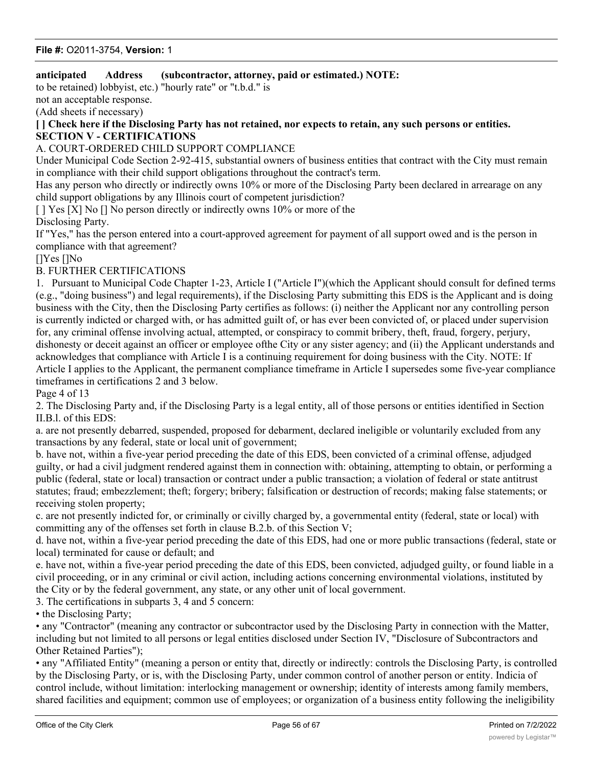**anticipated Address (subcontractor, attorney, paid or estimated.) NOTE:**

to be retained) lobbyist, etc.) "hourly rate" or "t.b.d." is

not an acceptable response.

(Add sheets if necessary)

**[ ] Check here if the Disclosing Party has not retained, nor expects to retain, any such persons or entities.**

**SECTION V - CERTIFICATIONS**

A. COURT-ORDERED CHILD SUPPORT COMPLIANCE

Under Municipal Code Section 2-92-415, substantial owners of business entities that contract with the City must remain in compliance with their child support obligations throughout the contract's term.

Has any person who directly or indirectly owns 10% or more of the Disclosing Party been declared in arrearage on any child support obligations by any Illinois court of competent jurisdiction?

[ ] Yes [X] No [] No person directly or indirectly owns 10% or more of the Disclosing Party.

If "Yes," has the person entered into a court-approved agreement for payment of all support owed and is the person in compliance with that agreement?

[]Yes []No

B. FURTHER CERTIFICATIONS

1. Pursuant to Municipal Code Chapter 1-23, Article I ("Article I")(which the Applicant should consult for defined terms (e.g., "doing business") and legal requirements), if the Disclosing Party submitting this EDS is the Applicant and is doing business with the City, then the Disclosing Party certifies as follows: (i) neither the Applicant nor any controlling person is currently indicted or charged with, or has admitted guilt of, or has ever been convicted of, or placed under supervision for, any criminal offense involving actual, attempted, or conspiracy to commit bribery, theft, fraud, forgery, perjury, dishonesty or deceit against an officer or employee ofthe City or any sister agency; and (ii) the Applicant understands and acknowledges that compliance with Article I is a continuing requirement for doing business with the City. NOTE: If Article I applies to the Applicant, the permanent compliance timeframe in Article I supersedes some five-year compliance timeframes in certifications 2 and 3 below.

Page 4 of 13

2. The Disclosing Party and, if the Disclosing Party is a legal entity, all of those persons or entities identified in Section II.B.l. of this EDS:

a. are not presently debarred, suspended, proposed for debarment, declared ineligible or voluntarily excluded from any transactions by any federal, state or local unit of government;

b. have not, within a five-year period preceding the date of this EDS, been convicted of a criminal offense, adjudged guilty, or had a civil judgment rendered against them in connection with: obtaining, attempting to obtain, or performing a public (federal, state or local) transaction or contract under a public transaction; a violation of federal or state antitrust statutes; fraud; embezzlement; theft; forgery; bribery; falsification or destruction of records; making false statements; or receiving stolen property;

c. are not presently indicted for, or criminally or civilly charged by, a governmental entity (federal, state or local) with committing any of the offenses set forth in clause B.2.b. of this Section V;

d. have not, within a five-year period preceding the date of this EDS, had one or more public transactions (federal, state or local) terminated for cause or default; and

e. have not, within a five-year period preceding the date of this EDS, been convicted, adjudged guilty, or found liable in a civil proceeding, or in any criminal or civil action, including actions concerning environmental violations, instituted by the City or by the federal government, any state, or any other unit of local government.

3. The certifications in subparts 3, 4 and 5 concern:

- the Disclosing Party;
- any "Contractor" (meaning any contractor or subcontractor used by the Disclosing Party in connection with the Matter, including but not limited to all persons or legal entities disclosed under Section IV, "Disclosure of Subcontractors and Other Retained Parties");
- any "Affiliated Entity" (meaning a person or entity that, directly or indirectly: controls the Disclosing Party, is controlled by the Disclosing Party, or is, with the Disclosing Party, under common control of another person or entity. Indicia of control include, without limitation: interlocking management or ownership; identity of interests among family members, shared facilities and equipment; common use of employees; or organization of a business entity following the ineligibility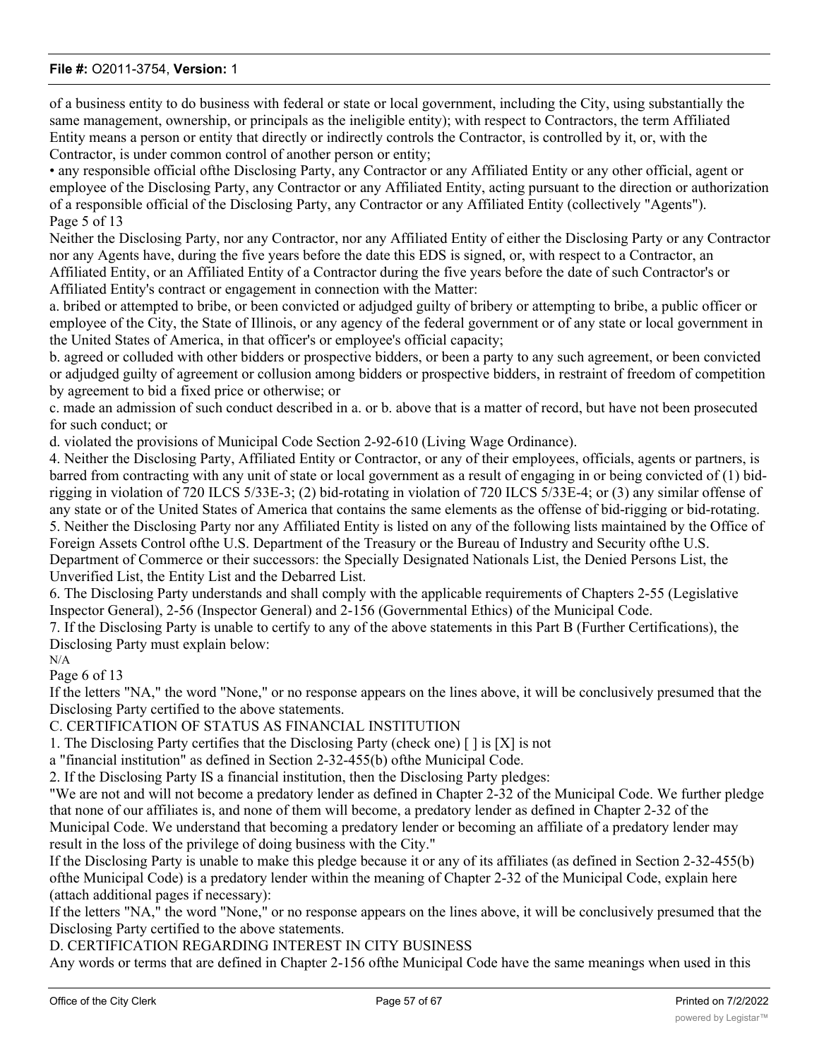of a business entity to do business with federal or state or local government, including the City, using substantially the same management, ownership, or principals as the ineligible entity); with respect to Contractors, the term Affiliated Entity means a person or entity that directly or indirectly controls the Contractor, is controlled by it, or, with the Contractor, is under common control of another person or entity;

• any responsible official ofthe Disclosing Party, any Contractor or any Affiliated Entity or any other official, agent or employee of the Disclosing Party, any Contractor or any Affiliated Entity, acting pursuant to the direction or authorization of a responsible official of the Disclosing Party, any Contractor or any Affiliated Entity (collectively "Agents").

Page 5 of 13

Neither the Disclosing Party, nor any Contractor, nor any Affiliated Entity of either the Disclosing Party or any Contractor nor any Agents have, during the five years before the date this EDS is signed, or, with respect to a Contractor, an Affiliated Entity, or an Affiliated Entity of a Contractor during the five years before the date of such Contractor's or Affiliated Entity's contract or engagement in connection with the Matter:

a. bribed or attempted to bribe, or been convicted or adjudged guilty of bribery or attempting to bribe, a public officer or employee of the City, the State of Illinois, or any agency of the federal government or of any state or local government in the United States of America, in that officer's or employee's official capacity;

b. agreed or colluded with other bidders or prospective bidders, or been a party to any such agreement, or been convicted or adjudged guilty of agreement or collusion among bidders or prospective bidders, in restraint of freedom of competition by agreement to bid a fixed price or otherwise; or

c. made an admission of such conduct described in a. or b. above that is a matter of record, but have not been prosecuted for such conduct; or

d. violated the provisions of Municipal Code Section 2-92-610 (Living Wage Ordinance).

4. Neither the Disclosing Party, Affiliated Entity or Contractor, or any of their employees, officials, agents or partners, is barred from contracting with any unit of state or local government as a result of engaging in or being convicted of (1) bid-rigging in violation of 720 ILCS 5/33E-3; (2) bid-rotating in violation of 720 ILCS 5/33E-4; or (3) any similar offense of any state or of the United States of America that contains the same elements as the offense of bid-rigging or bid-rotating.

5. Neither the Disclosing Party nor any Affiliated Entity is listed on any of the following lists maintained by the Office of Foreign Assets Control ofthe U.S. Department of the Treasury or the Bureau of Industry and Security ofthe U.S. Department of Commerce or their successors: the Specially Designated Nationals List, the Denied Persons List, the Unverified List, the Entity List and the Debarred List.

6. The Disclosing Party understands and shall comply with the applicable requirements of Chapters 2-55 (Legislative Inspector General), 2-56 (Inspector General) and 2-156 (Governmental Ethics) of the Municipal Code.

7. If the Disclosing Party is unable to certify to any of the above statements in this Part B (Further Certifications), the Disclosing Party must explain below:

N/A

Page 6 of 13

If the letters "NA," the word "None," or no response appears on the lines above, it will be conclusively presumed that the Disclosing Party certified to the above statements.

C. CERTIFICATION OF STATUS AS FINANCIAL INSTITUTION

1. The Disclosing Party certifies that the Disclosing Party (check one) [ ] is [X] is not

a "financial institution" as defined in Section 2-32-455(b) ofthe Municipal Code.

2. If the Disclosing Party IS a financial institution, then the Disclosing Party pledges:

"We are not and will not become a predatory lender as defined in Chapter 2-32 of the Municipal Code. We further pledge that none of our affiliates is, and none of them will become, a predatory lender as defined in Chapter 2-32 of the Municipal Code. We understand that becoming a predatory lender or becoming an affiliate of a predatory lender may result in the loss of the privilege of doing business with the City."

If the Disclosing Party is unable to make this pledge because it or any of its affiliates (as defined in Section 2-32-455(b) ofthe Municipal Code) is a predatory lender within the meaning of Chapter 2-32 of the Municipal Code, explain here (attach additional pages if necessary):

If the letters "NA," the word "None," or no response appears on the lines above, it will be conclusively presumed that the Disclosing Party certified to the above statements.

D. CERTIFICATION REGARDING INTEREST IN CITY BUSINESS

Any words or terms that are defined in Chapter 2-156 ofthe Municipal Code have the same meanings when used in this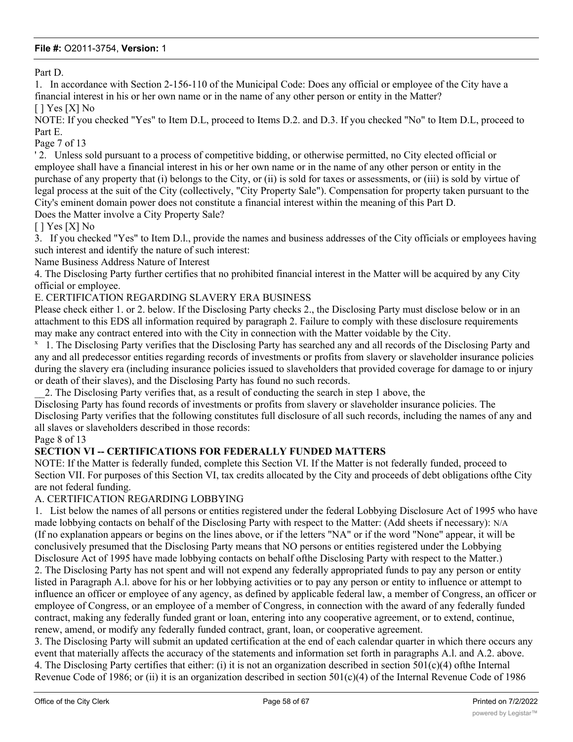Part D.

1. In accordance with Section 2-156-110 of the Municipal Code: Does any official or employee of the City have a financial interest in his or her own name or in the name of any other person or entity in the Matter?

[ ] Yes [X] No

NOTE: If you checked "Yes" to Item D.L, proceed to Items D.2. and D.3. If you checked "No" to Item D.L, proceed to Part E.

Page 7 of 13

' 2. Unless sold pursuant to a process of competitive bidding, or otherwise permitted, no City elected official or employee shall have a financial interest in his or her own name or in the name of any other person or entity in the purchase of any property that (i) belongs to the City, or (ii) is sold for taxes or assessments, or (iii) is sold by virtue of legal process at the suit of the City (collectively, "City Property Sale"). Compensation for property taken pursuant to the City's eminent domain power does not constitute a financial interest within the meaning of this Part D.

Does the Matter involve a City Property Sale?

[ ] Yes [X] No

3. If you checked "Yes" to Item D.l., provide the names and business addresses of the City officials or employees having such interest and identify the nature of such interest:

Name Business Address Nature of Interest

4. The Disclosing Party further certifies that no prohibited financial interest in the Matter will be acquired by any City official or employee.

E. CERTIFICATION REGARDING SLAVERY ERA BUSINESS

Please check either 1. or 2. below. If the Disclosing Party checks 2., the Disclosing Party must disclose below or in an attachment to this EDS all information required by paragraph 2. Failure to comply with these disclosure requirements may make any contract entered into with the City in connection with the Matter voidable by the City.

x 1. The Disclosing Party verifies that the Disclosing Party has searched any and all records of the Disclosing Party and any and all predecessor entities regarding records of investments or profits from slavery or slaveholder insurance policies during the slavery era (including insurance policies issued to slaveholders that provided coverage for damage to or injury or death of their slaves), and the Disclosing Party has found no such records.

__2. The Disclosing Party verifies that, as a result of conducting the search in step 1 above, the Disclosing Party has found records of investments or profits from slavery or slaveholder insurance policies. The Disclosing Party verifies that the following constitutes full disclosure of all such records, including the names of any and all slaves or slaveholders described in those records:

Page 8 of 13

## SECTION VI -- CERTIFICATIONS FOR FEDERALLY FUNDED MATTERS

NOTE: If the Matter is federally funded, complete this Section VI. If the Matter is not federally funded, proceed to Section VII. For purposes of this Section VI, tax credits allocated by the City and proceeds of debt obligations ofthe City are not federal funding.

A. CERTIFICATION REGARDING LOBBYING

1. List below the names of all persons or entities registered under the federal Lobbying Disclosure Act of 1995 who have made lobbying contacts on behalf of the Disclosing Party with respect to the Matter: (Add sheets if necessary): N/A

(If no explanation appears or begins on the lines above, or if the letters "NA" or if the word "None" appear, it will be conclusively presumed that the Disclosing Party means that NO persons or entities registered under the Lobbying Disclosure Act of 1995 have made lobbying contacts on behalf ofthe Disclosing Party with respect to the Matter.)

2. The Disclosing Party has not spent and will not expend any federally appropriated funds to pay any person or entity listed in Paragraph A.l. above for his or her lobbying activities or to pay any person or entity to influence or attempt to influence an officer or employee of any agency, as defined by applicable federal law, a member of Congress, an officer or employee of Congress, or an employee of a member of Congress, in connection with the award of any federally funded contract, making any federally funded grant or loan, entering into any cooperative agreement, or to extend, continue, renew, amend, or modify any federally funded contract, grant, loan, or cooperative agreement.

3. The Disclosing Party will submit an updated certification at the end of each calendar quarter in which there occurs any event that materially affects the accuracy of the statements and information set forth in paragraphs A.l. and A.2. above.

4. The Disclosing Party certifies that either: (i) it is not an organization described in section 501(c)(4) ofthe Internal Revenue Code of 1986; or (ii) it is an organization described in section 501(c)(4) of the Internal Revenue Code of 1986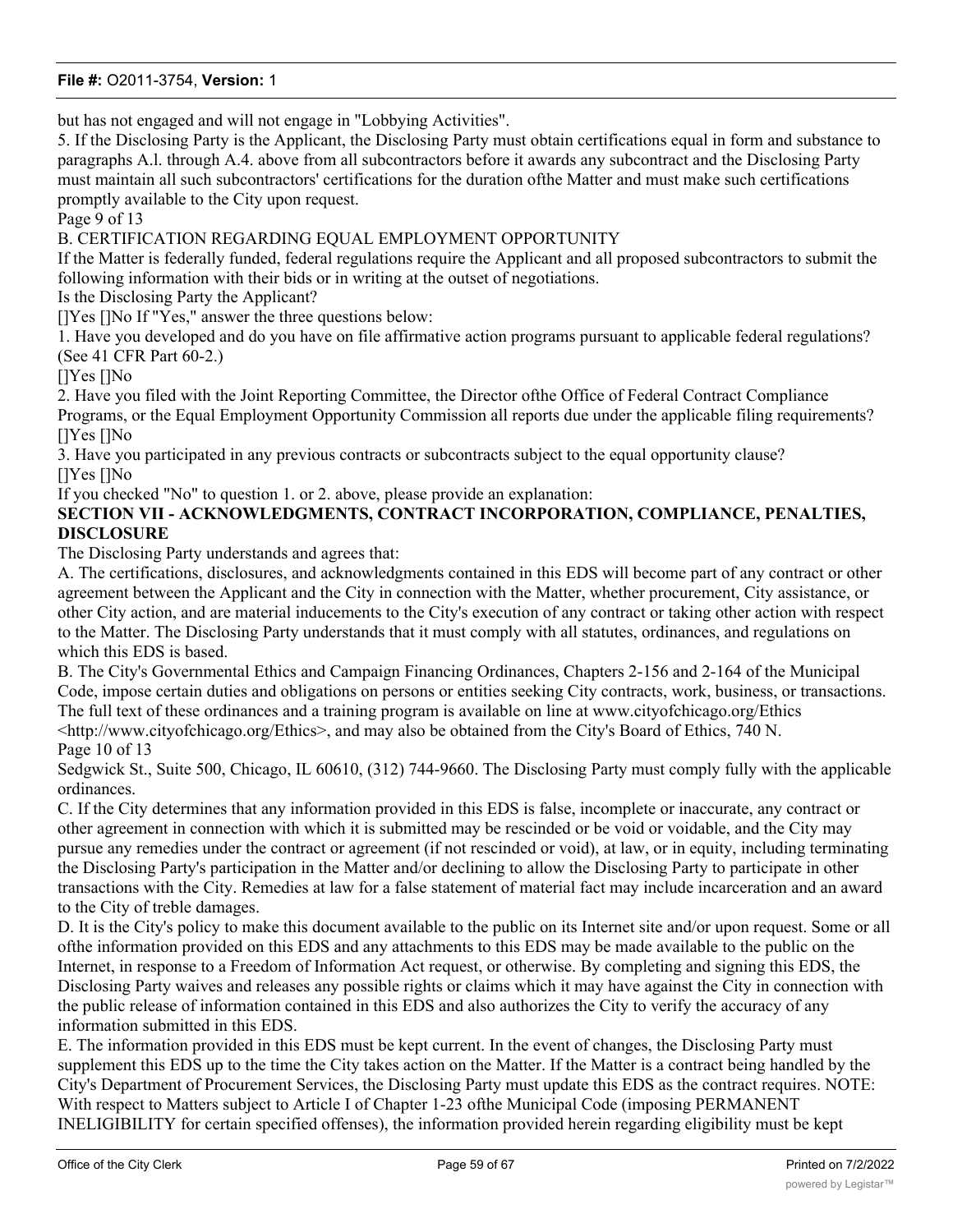but has not engaged and will not engage in "Lobbying Activities".

5. If the Disclosing Party is the Applicant, the Disclosing Party must obtain certifications equal in form and substance to paragraphs A.l. through A.4. above from all subcontractors before it awards any subcontract and the Disclosing Party must maintain all such subcontractors' certifications for the duration ofthe Matter and must make such certifications promptly available to the City upon request.

Page 9 of 13

B. CERTIFICATION REGARDING EQUAL EMPLOYMENT OPPORTUNITY

If the Matter is federally funded, federal regulations require the Applicant and all proposed subcontractors to submit the following information with their bids or in writing at the outset of negotiations.

Is the Disclosing Party the Applicant?

[]Yes []No If "Yes," answer the three questions below:

1. Have you developed and do you have on file affirmative action programs pursuant to applicable federal regulations? (See 41 CFR Part 60-2.)

[]Yes []No

2. Have you filed with the Joint Reporting Committee, the Director ofthe Office of Federal Contract Compliance Programs, or the Equal Employment Opportunity Commission all reports due under the applicable filing requirements?

[]Yes []No

3. Have you participated in any previous contracts or subcontracts subject to the equal opportunity clause?

[]Yes []No

If you checked "No" to question 1. or 2. above, please provide an explanation:

**SECTION VII - ACKNOWLEDGMENTS, CONTRACT INCORPORATION, COMPLIANCE, PENALTIES, DISCLOSURE**

The Disclosing Party understands and agrees that:

A. The certifications, disclosures, and acknowledgments contained in this EDS will become part of any contract or other agreement between the Applicant and the City in connection with the Matter, whether procurement, City assistance, or other City action, and are material inducements to the City's execution of any contract or taking other action with respect to the Matter. The Disclosing Party understands that it must comply with all statutes, ordinances, and regulations on which this EDS is based.

B. The City's Governmental Ethics and Campaign Financing Ordinances, Chapters 2-156 and 2-164 of the Municipal Code, impose certain duties and obligations on persons or entities seeking City contracts, work, business, or transactions. The full text of these ordinances and a training program is available on line at www.cityofchicago.org/Ethics <http://www.cityofchicago.org/Ethics>, and may also be obtained from the City's Board of Ethics, 740 N.

Page 10 of 13

Sedgwick St., Suite 500, Chicago, IL 60610, (312) 744-9660. The Disclosing Party must comply fully with the applicable ordinances.

C. If the City determines that any information provided in this EDS is false, incomplete or inaccurate, any contract or other agreement in connection with which it is submitted may be rescinded or be void or voidable, and the City may pursue any remedies under the contract or agreement (if not rescinded or void), at law, or in equity, including terminating the Disclosing Party's participation in the Matter and/or declining to allow the Disclosing Party to participate in other transactions with the City. Remedies at law for a false statement of material fact may include incarceration and an award to the City of treble damages.

D. It is the City's policy to make this document available to the public on its Internet site and/or upon request. Some or all ofthe information provided on this EDS and any attachments to this EDS may be made available to the public on the Internet, in response to a Freedom of Information Act request, or otherwise. By completing and signing this EDS, the Disclosing Party waives and releases any possible rights or claims which it may have against the City in connection with the public release of information contained in this EDS and also authorizes the City to verify the accuracy of any information submitted in this EDS.

E. The information provided in this EDS must be kept current. In the event of changes, the Disclosing Party must supplement this EDS up to the time the City takes action on the Matter. If the Matter is a contract being handled by the City's Department of Procurement Services, the Disclosing Party must update this EDS as the contract requires. NOTE: With respect to Matters subject to Article I of Chapter 1-23 ofthe Municipal Code (imposing PERMANENT INELIGIBILITY for certain specified offenses), the information provided herein regarding eligibility must be kept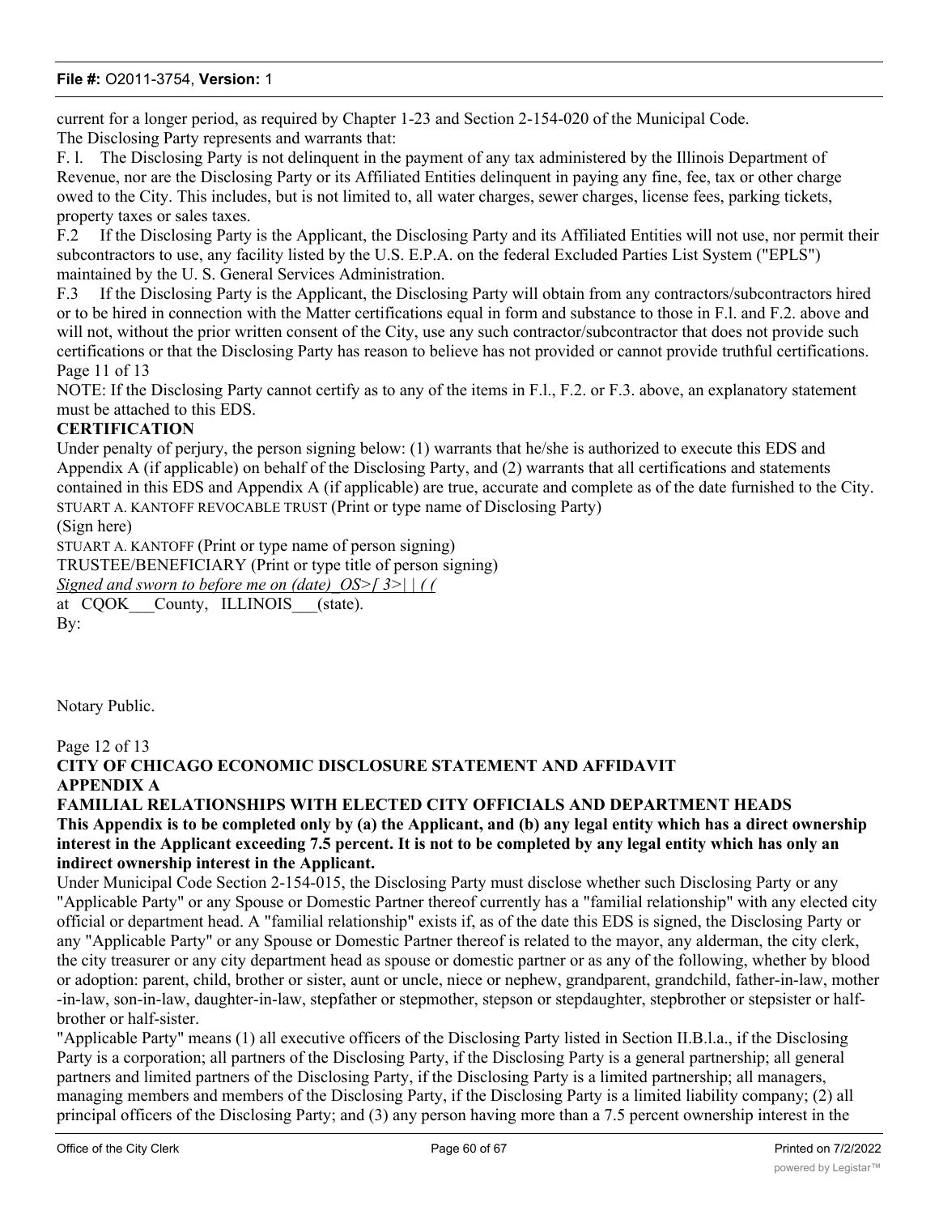current for a longer period, as required by Chapter 1-23 and Section 2-154-020 of the Municipal Code.
The Disclosing Party represents and warrants that:

F. l. The Disclosing Party is not delinquent in the payment of any tax administered by the Illinois Department of Revenue, nor are the Disclosing Party or its Affiliated Entities delinquent in paying any fine, fee, tax or other charge owed to the City. This includes, but is not limited to, all water charges, sewer charges, license fees, parking tickets, property taxes or sales taxes.

F.2 If the Disclosing Party is the Applicant, the Disclosing Party and its Affiliated Entities will not use, nor permit their subcontractors to use, any facility listed by the U.S. E.P.A. on the federal Excluded Parties List System ("EPLS") maintained by the U. S. General Services Administration.

F.3 If the Disclosing Party is the Applicant, the Disclosing Party will obtain from any contractors/subcontractors hired or to be hired in connection with the Matter certifications equal in form and substance to those in F.l. and F.2. above and will not, without the prior written consent of the City, use any such contractor/subcontractor that does not provide such certifications or that the Disclosing Party has reason to believe has not provided or cannot provide truthful certifications.

Page 11 of 13

NOTE: If the Disclosing Party cannot certify as to any of the items in F.l., F.2. or F.3. above, an explanatory statement must be attached to this EDS.

**CERTIFICATION**

Under penalty of perjury, the person signing below: (1) warrants that he/she is authorized to execute this EDS and Appendix A (if applicable) on behalf of the Disclosing Party, and (2) warrants that all certifications and statements contained in this EDS and Appendix A (if applicable) are true, accurate and complete as of the date furnished to the City.

STUART A. KANTOFF REVOCABLE TRUST (Print or type name of Disclosing Party)

(Sign here)

STUART A. KANTOFF (Print or type name of person signing)

TRUSTEE/BENEFICIARY (Print or type title of person signing)

*Signed and sworn to before me on (date)_OS>[ 3>| | ( (*

at CQOK___County, ILLINOIS___(state).

By:

Notary Public.

Page 12 of 13

**CITY OF CHICAGO ECONOMIC DISCLOSURE STATEMENT AND AFFIDAVIT**
**APPENDIX A**
**FAMILIAL RELATIONSHIPS WITH ELECTED CITY OFFICIALS AND DEPARTMENT HEADS**

**This Appendix is to be completed only by (a) the Applicant, and (b) any legal entity which has a direct ownership interest in the Applicant exceeding 7.5 percent. It is not to be completed by any legal entity which has only an indirect ownership interest in the Applicant.**

Under Municipal Code Section 2-154-015, the Disclosing Party must disclose whether such Disclosing Party or any "Applicable Party" or any Spouse or Domestic Partner thereof currently has a "familial relationship" with any elected city official or department head. A "familial relationship" exists if, as of the date this EDS is signed, the Disclosing Party or any "Applicable Party" or any Spouse or Domestic Partner thereof is related to the mayor, any alderman, the city clerk, the city treasurer or any city department head as spouse or domestic partner or as any of the following, whether by blood or adoption: parent, child, brother or sister, aunt or uncle, niece or nephew, grandparent, grandchild, father-in-law, mother -in-law, son-in-law, daughter-in-law, stepfather or stepmother, stepson or stepdaughter, stepbrother or stepsister or half-brother or half-sister.

"Applicable Party" means (1) all executive officers of the Disclosing Party listed in Section II.B.l.a., if the Disclosing Party is a corporation; all partners of the Disclosing Party, if the Disclosing Party is a general partnership; all general partners and limited partners of the Disclosing Party, if the Disclosing Party is a limited partnership; all managers, managing members and members of the Disclosing Party, if the Disclosing Party is a limited liability company; (2) all principal officers of the Disclosing Party; and (3) any person having more than a 7.5 percent ownership interest in the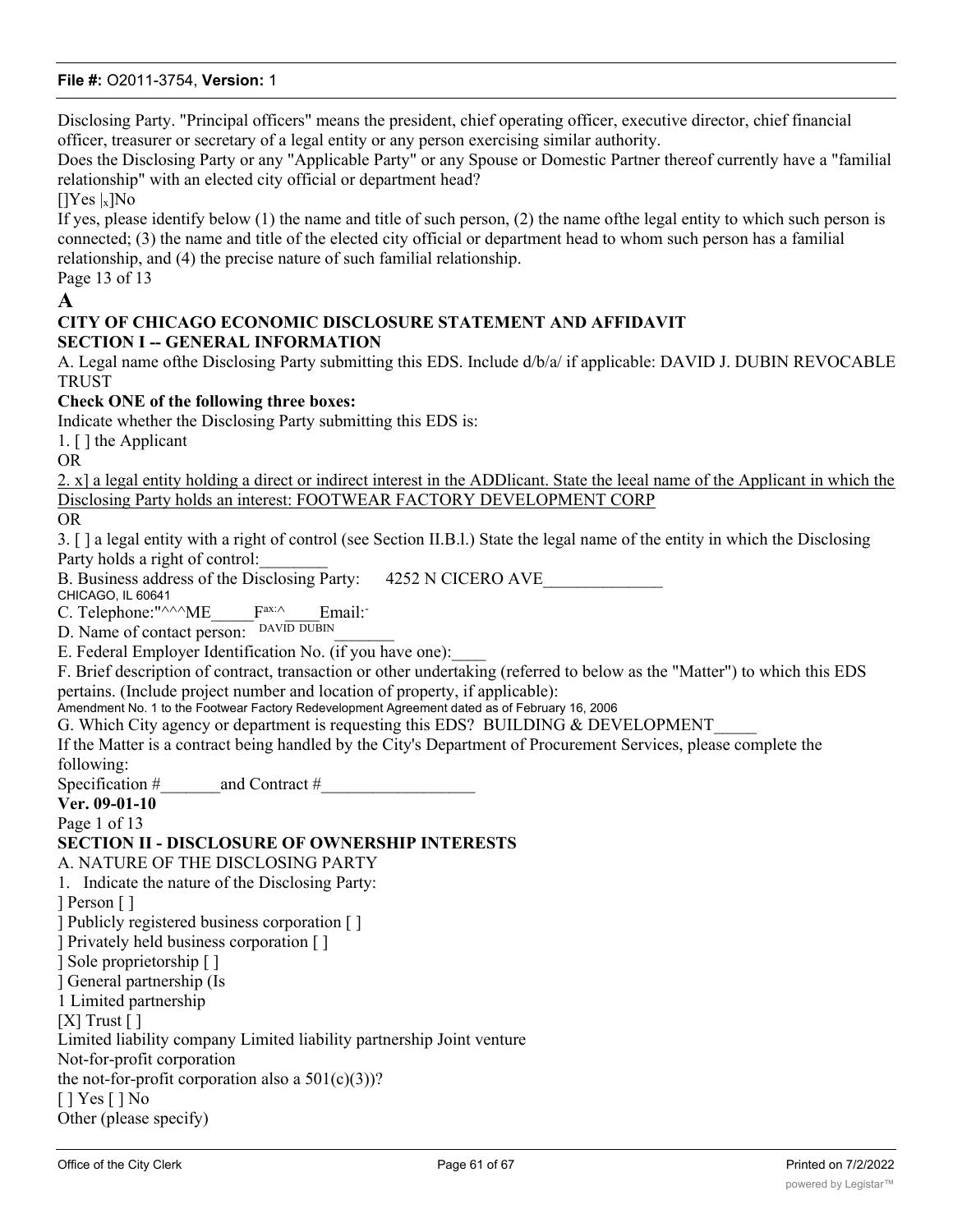Disclosing Party. "Principal officers" means the president, chief operating officer, executive director, chief financial officer, treasurer or secretary of a legal entity or any person exercising similar authority.

Does the Disclosing Party or any "Applicable Party" or any Spouse or Domestic Partner thereof currently have a "familial relationship" with an elected city official or department head?

[]Yes |x]No

If yes, please identify below (1) the name and title of such person, (2) the name ofthe legal entity to which such person is connected; (3) the name and title of the elected city official or department head to whom such person has a familial relationship, and (4) the precise nature of such familial relationship.

Page 13 of 13

**A**

**CITY OF CHICAGO ECONOMIC DISCLOSURE STATEMENT AND AFFIDAVIT**

**SECTION I -- GENERAL INFORMATION**

A. Legal name ofthe Disclosing Party submitting this EDS. Include d/b/a/ if applicable: DAVID J. DUBIN REVOCABLE TRUST

**Check ONE of the following three boxes:**

Indicate whether the Disclosing Party submitting this EDS is:

1. [ ] the Applicant

OR

2. x] a legal entity holding a direct or indirect interest in the ADDlicant. State the leeal name of the Applicant in which the Disclosing Party holds an interest: FOOTWEAR FACTORY DEVELOPMENT CORP

OR

3. [ ] a legal entity with a right of control (see Section II.B.l.) State the legal name of the entity in which the Disclosing Party holds a right of control:________

B. Business address of the Disclosing Party: 4252 N CICERO AVE______________
CHICAGO, IL 60641

C. Telephone:"^^^ME_____Fax:^____Email:-

D. Name of contact person: DAVID DUBIN_______

E. Federal Employer Identification No. (if you have one):____

F. Brief description of contract, transaction or other undertaking (referred to below as the "Matter") to which this EDS pertains. (Include project number and location of property, if applicable):
Amendment No. 1 to the Footwear Factory Redevelopment Agreement dated as of February 16, 2006

G. Which City agency or department is requesting this EDS? BUILDING & DEVELOPMENT_____

If the Matter is a contract being handled by the City's Department of Procurement Services, please complete the following:

Specification #_______and Contract #__________________

**Ver. 09-01-10**

Page 1 of 13

**SECTION II - DISCLOSURE OF OWNERSHIP INTERESTS**

A. NATURE OF THE DISCLOSING PARTY

1. Indicate the nature of the Disclosing Party:

] Person [ ]
] Publicly registered business corporation [ ]
] Privately held business corporation [ ]
] Sole proprietorship [ ]
] General partnership (Is
1 Limited partnership
[X] Trust [ ]
Limited liability company Limited liability partnership Joint venture
Not-for-profit corporation
the not-for-profit corporation also a 501(c)(3))?
[ ] Yes [ ] No
Other (please specify)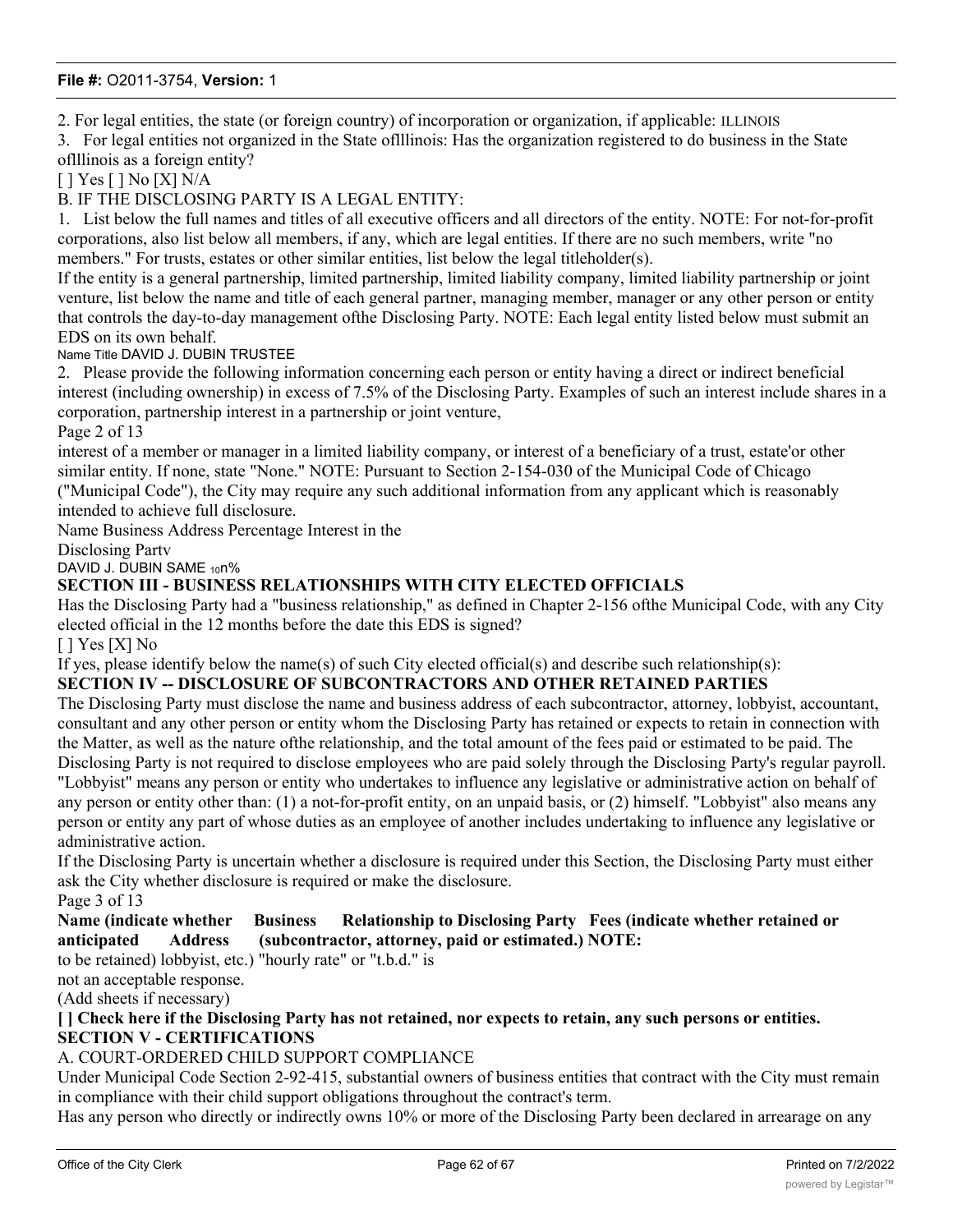2. For legal entities, the state (or foreign country) of incorporation or organization, if applicable: ILLINOIS

3. For legal entities not organized in the State oflllinois: Has the organization registered to do business in the State oflllinois as a foreign entity?

[ ] Yes [ ] No [X] N/A

B. IF THE DISCLOSING PARTY IS A LEGAL ENTITY:

1. List below the full names and titles of all executive officers and all directors of the entity. NOTE: For not-for-profit corporations, also list below all members, if any, which are legal entities. If there are no such members, write "no members." For trusts, estates or other similar entities, list below the legal titleholder(s).

If the entity is a general partnership, limited partnership, limited liability company, limited liability partnership or joint venture, list below the name and title of each general partner, managing member, manager or any other person or entity that controls the day-to-day management ofthe Disclosing Party. NOTE: Each legal entity listed below must submit an EDS on its own behalf.

Name Title DAVID J. DUBIN TRUSTEE

2. Please provide the following information concerning each person or entity having a direct or indirect beneficial interest (including ownership) in excess of 7.5% of the Disclosing Party. Examples of such an interest include shares in a corporation, partnership interest in a partnership or joint venture,

Page 2 of 13

interest of a member or manager in a limited liability company, or interest of a beneficiary of a trust, estate'or other similar entity. If none, state "None." NOTE: Pursuant to Section 2-154-030 of the Municipal Code of Chicago ("Municipal Code"), the City may require any such additional information from any applicant which is reasonably intended to achieve full disclosure.

Name Business Address Percentage Interest in the Disclosing Partv

DAVID J. DUBIN SAME 10n%

**SECTION III - BUSINESS RELATIONSHIPS WITH CITY ELECTED OFFICIALS**

Has the Disclosing Party had a "business relationship," as defined in Chapter 2-156 ofthe Municipal Code, with any City elected official in the 12 months before the date this EDS is signed?

[ ] Yes [X] No

If yes, please identify below the name(s) of such City elected official(s) and describe such relationship(s):

**SECTION IV -- DISCLOSURE OF SUBCONTRACTORS AND OTHER RETAINED PARTIES**

The Disclosing Party must disclose the name and business address of each subcontractor, attorney, lobbyist, accountant, consultant and any other person or entity whom the Disclosing Party has retained or expects to retain in connection with the Matter, as well as the nature ofthe relationship, and the total amount of the fees paid or estimated to be paid. The Disclosing Party is not required to disclose employees who are paid solely through the Disclosing Party's regular payroll.

"Lobbyist" means any person or entity who undertakes to influence any legislative or administrative action on behalf of any person or entity other than: (1) a not-for-profit entity, on an unpaid basis, or (2) himself. "Lobbyist" also means any person or entity any part of whose duties as an employee of another includes undertaking to influence any legislative or administrative action.

If the Disclosing Party is uncertain whether a disclosure is required under this Section, the Disclosing Party must either ask the City whether disclosure is required or make the disclosure.

Page 3 of 13

**Name (indicate whether retained or anticipated to be retained)** | **Business Address** | **Relationship to Disclosing Party (subcontractor, attorney, lobbyist, etc.)** | **Fees (indicate whether paid or estimated.) NOTE:** "hourly rate" or "t.b.d." is not an acceptable response.

(Add sheets if necessary)

**[ ] Check here if the Disclosing Party has not retained, nor expects to retain, any such persons or entities.**

**SECTION V - CERTIFICATIONS**

A. COURT-ORDERED CHILD SUPPORT COMPLIANCE

Under Municipal Code Section 2-92-415, substantial owners of business entities that contract with the City must remain in compliance with their child support obligations throughout the contract's term.

Has any person who directly or indirectly owns 10% or more of the Disclosing Party been declared in arrearage on any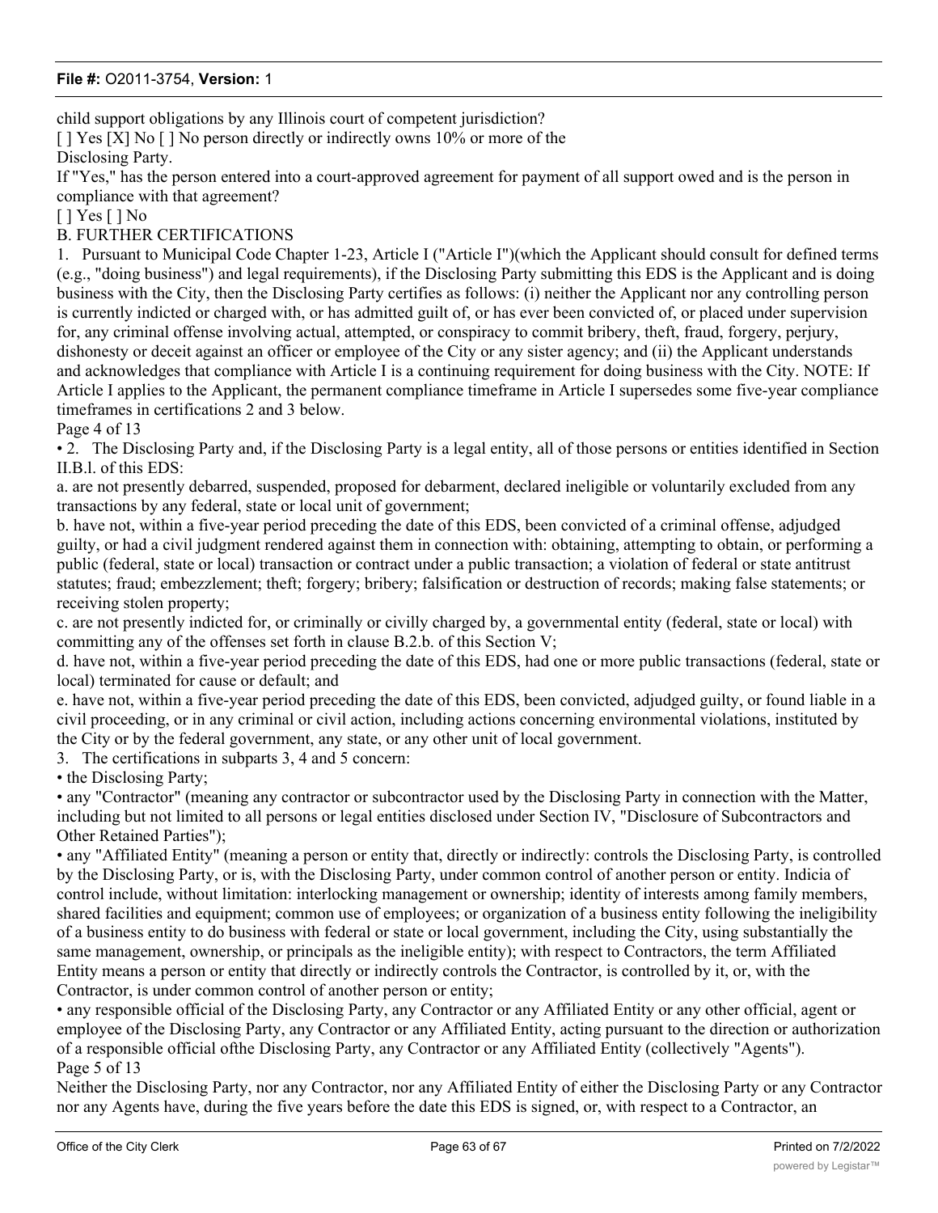child support obligations by any Illinois court of competent jurisdiction?

[ ] Yes [X] No [ ] No person directly or indirectly owns 10% or more of the Disclosing Party.

If "Yes," has the person entered into a court-approved agreement for payment of all support owed and is the person in compliance with that agreement?

[ ] Yes [ ] No

B. FURTHER CERTIFICATIONS

1. Pursuant to Municipal Code Chapter 1-23, Article I ("Article I")(which the Applicant should consult for defined terms (e.g., "doing business") and legal requirements), if the Disclosing Party submitting this EDS is the Applicant and is doing business with the City, then the Disclosing Party certifies as follows: (i) neither the Applicant nor any controlling person is currently indicted or charged with, or has admitted guilt of, or has ever been convicted of, or placed under supervision for, any criminal offense involving actual, attempted, or conspiracy to commit bribery, theft, fraud, forgery, perjury, dishonesty or deceit against an officer or employee of the City or any sister agency; and (ii) the Applicant understands and acknowledges that compliance with Article I is a continuing requirement for doing business with the City. NOTE: If Article I applies to the Applicant, the permanent compliance timeframe in Article I supersedes some five-year compliance timeframes in certifications 2 and 3 below.

Page 4 of 13

• 2. The Disclosing Party and, if the Disclosing Party is a legal entity, all of those persons or entities identified in Section II.B.l. of this EDS:

a. are not presently debarred, suspended, proposed for debarment, declared ineligible or voluntarily excluded from any transactions by any federal, state or local unit of government;

b. have not, within a five-year period preceding the date of this EDS, been convicted of a criminal offense, adjudged guilty, or had a civil judgment rendered against them in connection with: obtaining, attempting to obtain, or performing a public (federal, state or local) transaction or contract under a public transaction; a violation of federal or state antitrust statutes; fraud; embezzlement; theft; forgery; bribery; falsification or destruction of records; making false statements; or receiving stolen property;

c. are not presently indicted for, or criminally or civilly charged by, a governmental entity (federal, state or local) with committing any of the offenses set forth in clause B.2.b. of this Section V;

d. have not, within a five-year period preceding the date of this EDS, had one or more public transactions (federal, state or local) terminated for cause or default; and

e. have not, within a five-year period preceding the date of this EDS, been convicted, adjudged guilty, or found liable in a civil proceeding, or in any criminal or civil action, including actions concerning environmental violations, instituted by the City or by the federal government, any state, or any other unit of local government.

3. The certifications in subparts 3, 4 and 5 concern:

• the Disclosing Party;

• any "Contractor" (meaning any contractor or subcontractor used by the Disclosing Party in connection with the Matter, including but not limited to all persons or legal entities disclosed under Section IV, "Disclosure of Subcontractors and Other Retained Parties");

• any "Affiliated Entity" (meaning a person or entity that, directly or indirectly: controls the Disclosing Party, is controlled by the Disclosing Party, or is, with the Disclosing Party, under common control of another person or entity. Indicia of control include, without limitation: interlocking management or ownership; identity of interests among family members, shared facilities and equipment; common use of employees; or organization of a business entity following the ineligibility of a business entity to do business with federal or state or local government, including the City, using substantially the same management, ownership, or principals as the ineligible entity); with respect to Contractors, the term Affiliated Entity means a person or entity that directly or indirectly controls the Contractor, is controlled by it, or, with the Contractor, is under common control of another person or entity;

• any responsible official of the Disclosing Party, any Contractor or any Affiliated Entity or any other official, agent or employee of the Disclosing Party, any Contractor or any Affiliated Entity, acting pursuant to the direction or authorization of a responsible official ofthe Disclosing Party, any Contractor or any Affiliated Entity (collectively "Agents").

Page 5 of 13

Neither the Disclosing Party, nor any Contractor, nor any Affiliated Entity of either the Disclosing Party or any Contractor nor any Agents have, during the five years before the date this EDS is signed, or, with respect to a Contractor, an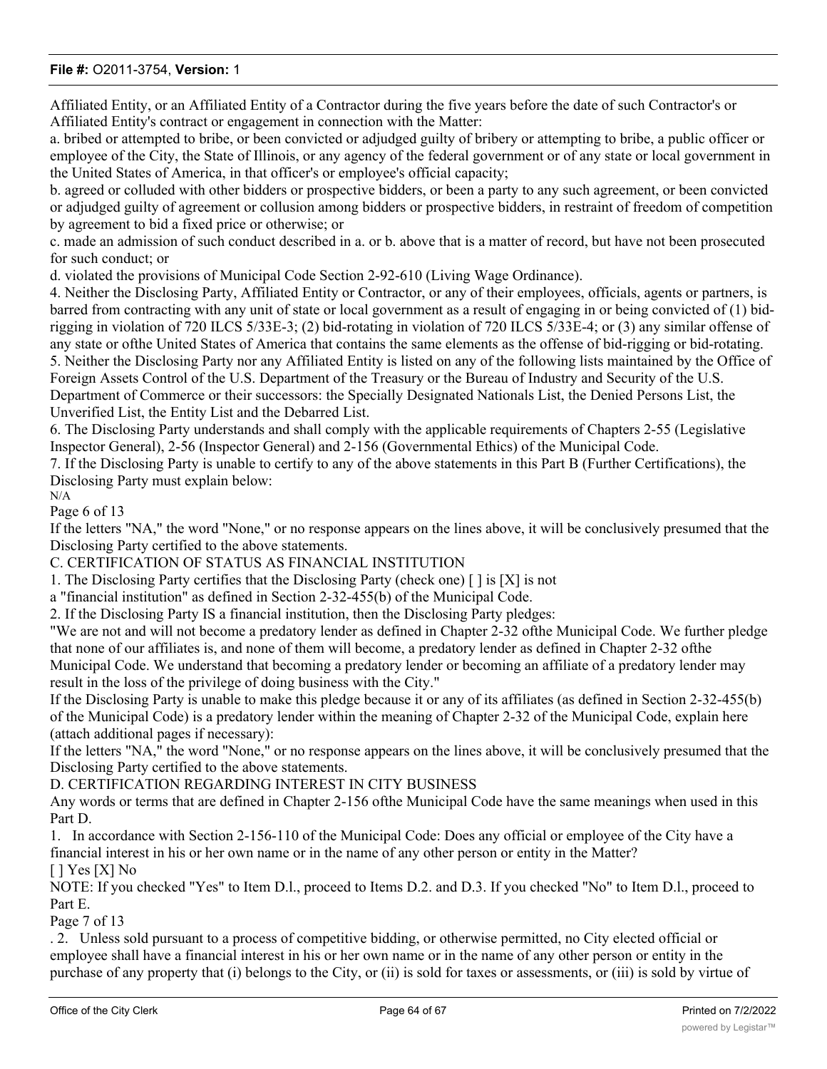Affiliated Entity, or an Affiliated Entity of a Contractor during the five years before the date of such Contractor's or Affiliated Entity's contract or engagement in connection with the Matter:

a. bribed or attempted to bribe, or been convicted or adjudged guilty of bribery or attempting to bribe, a public officer or employee of the City, the State of Illinois, or any agency of the federal government or of any state or local government in the United States of America, in that officer's or employee's official capacity;

b. agreed or colluded with other bidders or prospective bidders, or been a party to any such agreement, or been convicted or adjudged guilty of agreement or collusion among bidders or prospective bidders, in restraint of freedom of competition by agreement to bid a fixed price or otherwise; or

c. made an admission of such conduct described in a. or b. above that is a matter of record, but have not been prosecuted for such conduct; or

d. violated the provisions of Municipal Code Section 2-92-610 (Living Wage Ordinance).

4. Neither the Disclosing Party, Affiliated Entity or Contractor, or any of their employees, officials, agents or partners, is barred from contracting with any unit of state or local government as a result of engaging in or being convicted of (1) bid-rigging in violation of 720 ILCS 5/33E-3; (2) bid-rotating in violation of 720 ILCS 5/33E-4; or (3) any similar offense of any state or ofthe United States of America that contains the same elements as the offense of bid-rigging or bid-rotating.

5. Neither the Disclosing Party nor any Affiliated Entity is listed on any of the following lists maintained by the Office of Foreign Assets Control of the U.S. Department of the Treasury or the Bureau of Industry and Security of the U.S. Department of Commerce or their successors: the Specially Designated Nationals List, the Denied Persons List, the Unverified List, the Entity List and the Debarred List.

6. The Disclosing Party understands and shall comply with the applicable requirements of Chapters 2-55 (Legislative Inspector General), 2-56 (Inspector General) and 2-156 (Governmental Ethics) of the Municipal Code.

7. If the Disclosing Party is unable to certify to any of the above statements in this Part B (Further Certifications), the Disclosing Party must explain below:

N/A

Page 6 of 13

If the letters "NA," the word "None," or no response appears on the lines above, it will be conclusively presumed that the Disclosing Party certified to the above statements.

## C. CERTIFICATION OF STATUS AS FINANCIAL INSTITUTION

1. The Disclosing Party certifies that the Disclosing Party (check one) [ ] is [X] is not a "financial institution" as defined in Section 2-32-455(b) of the Municipal Code.

2. If the Disclosing Party IS a financial institution, then the Disclosing Party pledges:

"We are not and will not become a predatory lender as defined in Chapter 2-32 ofthe Municipal Code. We further pledge that none of our affiliates is, and none of them will become, a predatory lender as defined in Chapter 2-32 ofthe Municipal Code. We understand that becoming a predatory lender or becoming an affiliate of a predatory lender may result in the loss of the privilege of doing business with the City."

If the Disclosing Party is unable to make this pledge because it or any of its affiliates (as defined in Section 2-32-455(b) of the Municipal Code) is a predatory lender within the meaning of Chapter 2-32 of the Municipal Code, explain here (attach additional pages if necessary):

If the letters "NA," the word "None," or no response appears on the lines above, it will be conclusively presumed that the Disclosing Party certified to the above statements.

## D. CERTIFICATION REGARDING INTEREST IN CITY BUSINESS

Any words or terms that are defined in Chapter 2-156 ofthe Municipal Code have the same meanings when used in this Part D.

1. In accordance with Section 2-156-110 of the Municipal Code: Does any official or employee of the City have a financial interest in his or her own name or in the name of any other person or entity in the Matter?

[ ] Yes [X] No

NOTE: If you checked "Yes" to Item D.l., proceed to Items D.2. and D.3. If you checked "No" to Item D.l., proceed to Part E.

Page 7 of 13

. 2. Unless sold pursuant to a process of competitive bidding, or otherwise permitted, no City elected official or employee shall have a financial interest in his or her own name or in the name of any other person or entity in the purchase of any property that (i) belongs to the City, or (ii) is sold for taxes or assessments, or (iii) is sold by virtue of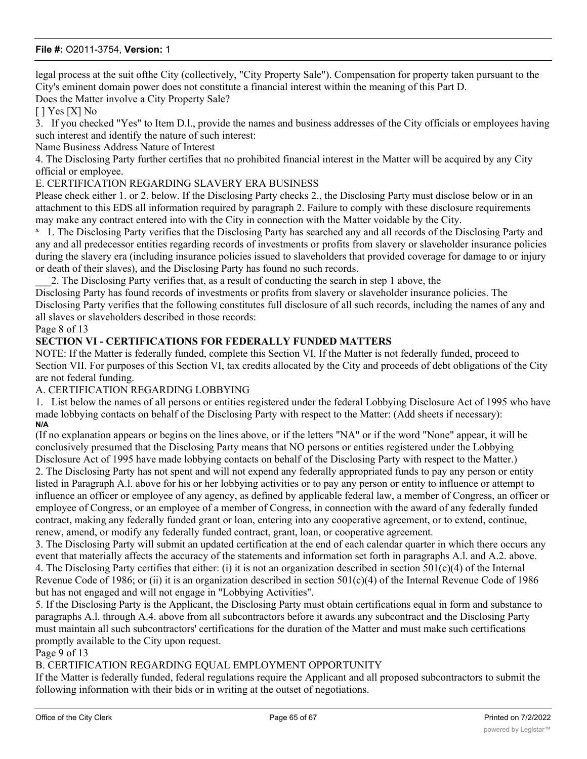legal process at the suit ofthe City (collectively, "City Property Sale"). Compensation for property taken pursuant to the City's eminent domain power does not constitute a financial interest within the meaning of this Part D.

Does the Matter involve a City Property Sale?

[ ] Yes [X] No

3. If you checked "Yes" to Item D.l., provide the names and business addresses of the City officials or employees having such interest and identify the nature of such interest:

Name Business Address Nature of Interest

4. The Disclosing Party further certifies that no prohibited financial interest in the Matter will be acquired by any City official or employee.

E. CERTIFICATION REGARDING SLAVERY ERA BUSINESS

Please check either 1. or 2. below. If the Disclosing Party checks 2., the Disclosing Party must disclose below or in an attachment to this EDS all information required by paragraph 2. Failure to comply with these disclosure requirements may make any contract entered into with the City in connection with the Matter voidable by the City.

x 1. The Disclosing Party verifies that the Disclosing Party has searched any and all records of the Disclosing Party and any and all predecessor entities regarding records of investments or profits from slavery or slaveholder insurance policies during the slavery era (including insurance policies issued to slaveholders that provided coverage for damage to or injury or death of their slaves), and the Disclosing Party has found no such records.

___2. The Disclosing Party verifies that, as a result of conducting the search in step 1 above, the Disclosing Party has found records of investments or profits from slavery or slaveholder insurance policies. The Disclosing Party verifies that the following constitutes full disclosure of all such records, including the names of any and all slaves or slaveholders described in those records:

Page 8 of 13

**SECTION VI - CERTIFICATIONS FOR FEDERALLY FUNDED MATTERS**

NOTE: If the Matter is federally funded, complete this Section VI. If the Matter is not federally funded, proceed to Section VII. For purposes of this Section VI, tax credits allocated by the City and proceeds of debt obligations of the City are not federal funding.

A. CERTIFICATION REGARDING LOBBYING

1. List below the names of all persons or entities registered under the federal Lobbying Disclosure Act of 1995 who have made lobbying contacts on behalf of the Disclosing Party with respect to the Matter: (Add sheets if necessary):

**N/A**

(If no explanation appears or begins on the lines above, or if the letters "NA" or if the word "None" appear, it will be conclusively presumed that the Disclosing Party means that NO persons or entities registered under the Lobbying Disclosure Act of 1995 have made lobbying contacts on behalf of the Disclosing Party with respect to the Matter.)

2. The Disclosing Party has not spent and will not expend any federally appropriated funds to pay any person or entity listed in Paragraph A.l. above for his or her lobbying activities or to pay any person or entity to influence or attempt to influence an officer or employee of any agency, as defined by applicable federal law, a member of Congress, an officer or employee of Congress, or an employee of a member of Congress, in connection with the award of any federally funded contract, making any federally funded grant or loan, entering into any cooperative agreement, or to extend, continue, renew, amend, or modify any federally funded contract, grant, loan, or cooperative agreement.

3. The Disclosing Party will submit an updated certification at the end of each calendar quarter in which there occurs any event that materially affects the accuracy of the statements and information set forth in paragraphs A.l. and A.2. above.

4. The Disclosing Party certifies that either: (i) it is not an organization described in section 501(c)(4) of the Internal Revenue Code of 1986; or (ii) it is an organization described in section 501(c)(4) of the Internal Revenue Code of 1986 but has not engaged and will not engage in "Lobbying Activities".

5. If the Disclosing Party is the Applicant, the Disclosing Party must obtain certifications equal in form and substance to paragraphs A.l. through A.4. above from all subcontractors before it awards any subcontract and the Disclosing Party must maintain all such subcontractors' certifications for the duration of the Matter and must make such certifications promptly available to the City upon request.

Page 9 of 13

B. CERTIFICATION REGARDING EQUAL EMPLOYMENT OPPORTUNITY

If the Matter is federally funded, federal regulations require the Applicant and all proposed subcontractors to submit the following information with their bids or in writing at the outset of negotiations.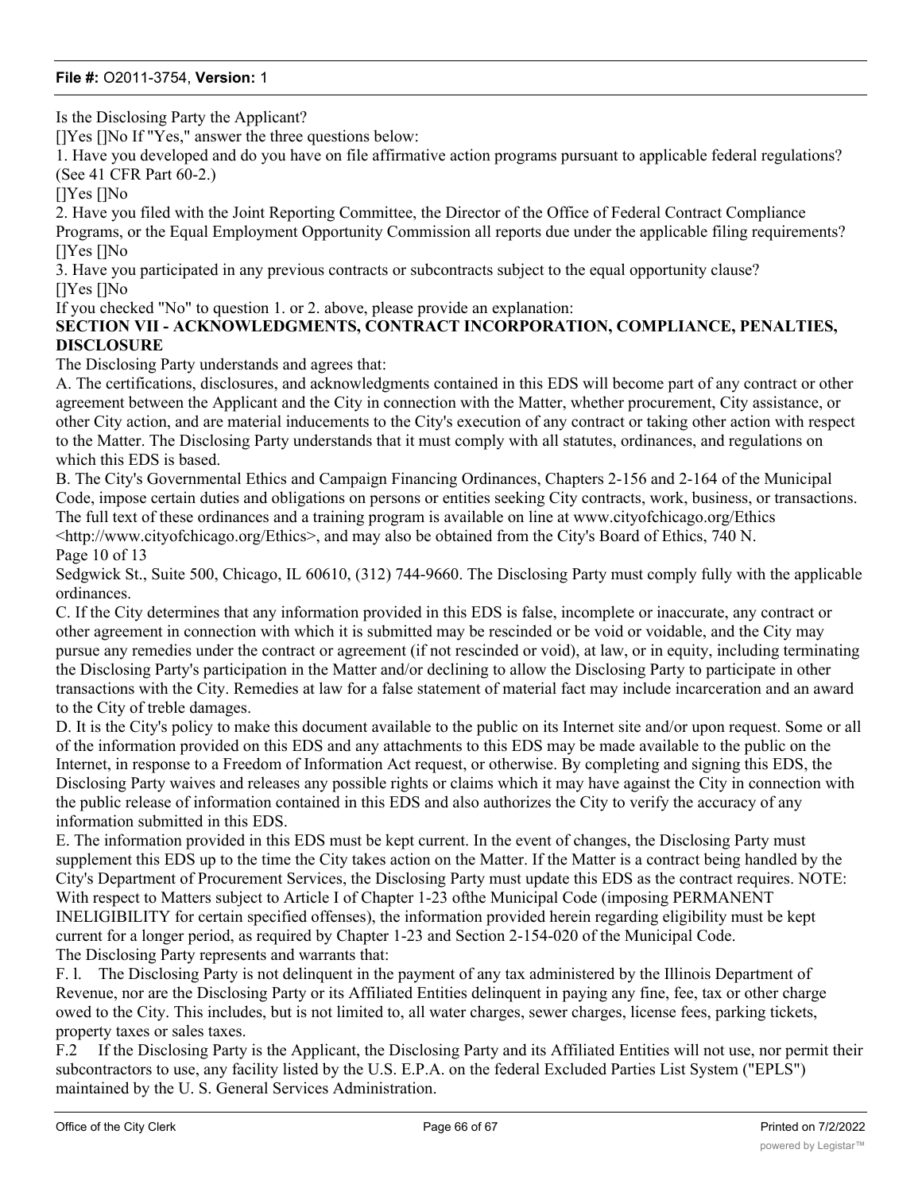Is the Disclosing Party the Applicant?

[]Yes []No If "Yes," answer the three questions below:

1. Have you developed and do you have on file affirmative action programs pursuant to applicable federal regulations? (See 41 CFR Part 60-2.)

[]Yes []No

2. Have you filed with the Joint Reporting Committee, the Director of the Office of Federal Contract Compliance Programs, or the Equal Employment Opportunity Commission all reports due under the applicable filing requirements?

[]Yes []No

3. Have you participated in any previous contracts or subcontracts subject to the equal opportunity clause?

[]Yes []No

If you checked "No" to question 1. or 2. above, please provide an explanation:

## SECTION VII - ACKNOWLEDGMENTS, CONTRACT INCORPORATION, COMPLIANCE, PENALTIES, DISCLOSURE

The Disclosing Party understands and agrees that:

A. The certifications, disclosures, and acknowledgments contained in this EDS will become part of any contract or other agreement between the Applicant and the City in connection with the Matter, whether procurement, City assistance, or other City action, and are material inducements to the City's execution of any contract or taking other action with respect to the Matter. The Disclosing Party understands that it must comply with all statutes, ordinances, and regulations on which this EDS is based.

B. The City's Governmental Ethics and Campaign Financing Ordinances, Chapters 2-156 and 2-164 of the Municipal Code, impose certain duties and obligations on persons or entities seeking City contracts, work, business, or transactions. The full text of these ordinances and a training program is available on line at www.cityofchicago.org/Ethics <http://www.cityofchicago.org/Ethics>, and may also be obtained from the City's Board of Ethics, 740 N.

Page 10 of 13

Sedgwick St., Suite 500, Chicago, IL 60610, (312) 744-9660. The Disclosing Party must comply fully with the applicable ordinances.

C. If the City determines that any information provided in this EDS is false, incomplete or inaccurate, any contract or other agreement in connection with which it is submitted may be rescinded or be void or voidable, and the City may pursue any remedies under the contract or agreement (if not rescinded or void), at law, or in equity, including terminating the Disclosing Party's participation in the Matter and/or declining to allow the Disclosing Party to participate in other transactions with the City. Remedies at law for a false statement of material fact may include incarceration and an award to the City of treble damages.

D. It is the City's policy to make this document available to the public on its Internet site and/or upon request. Some or all of the information provided on this EDS and any attachments to this EDS may be made available to the public on the Internet, in response to a Freedom of Information Act request, or otherwise. By completing and signing this EDS, the Disclosing Party waives and releases any possible rights or claims which it may have against the City in connection with the public release of information contained in this EDS and also authorizes the City to verify the accuracy of any information submitted in this EDS.

E. The information provided in this EDS must be kept current. In the event of changes, the Disclosing Party must supplement this EDS up to the time the City takes action on the Matter. If the Matter is a contract being handled by the City's Department of Procurement Services, the Disclosing Party must update this EDS as the contract requires. NOTE: With respect to Matters subject to Article I of Chapter 1-23 ofthe Municipal Code (imposing PERMANENT INELIGIBILITY for certain specified offenses), the information provided herein regarding eligibility must be kept current for a longer period, as required by Chapter 1-23 and Section 2-154-020 of the Municipal Code.

The Disclosing Party represents and warrants that:

F. l. The Disclosing Party is not delinquent in the payment of any tax administered by the Illinois Department of Revenue, nor are the Disclosing Party or its Affiliated Entities delinquent in paying any fine, fee, tax or other charge owed to the City. This includes, but is not limited to, all water charges, sewer charges, license fees, parking tickets, property taxes or sales taxes.

F.2 If the Disclosing Party is the Applicant, the Disclosing Party and its Affiliated Entities will not use, nor permit their subcontractors to use, any facility listed by the U.S. E.P.A. on the federal Excluded Parties List System ("EPLS") maintained by the U. S. General Services Administration.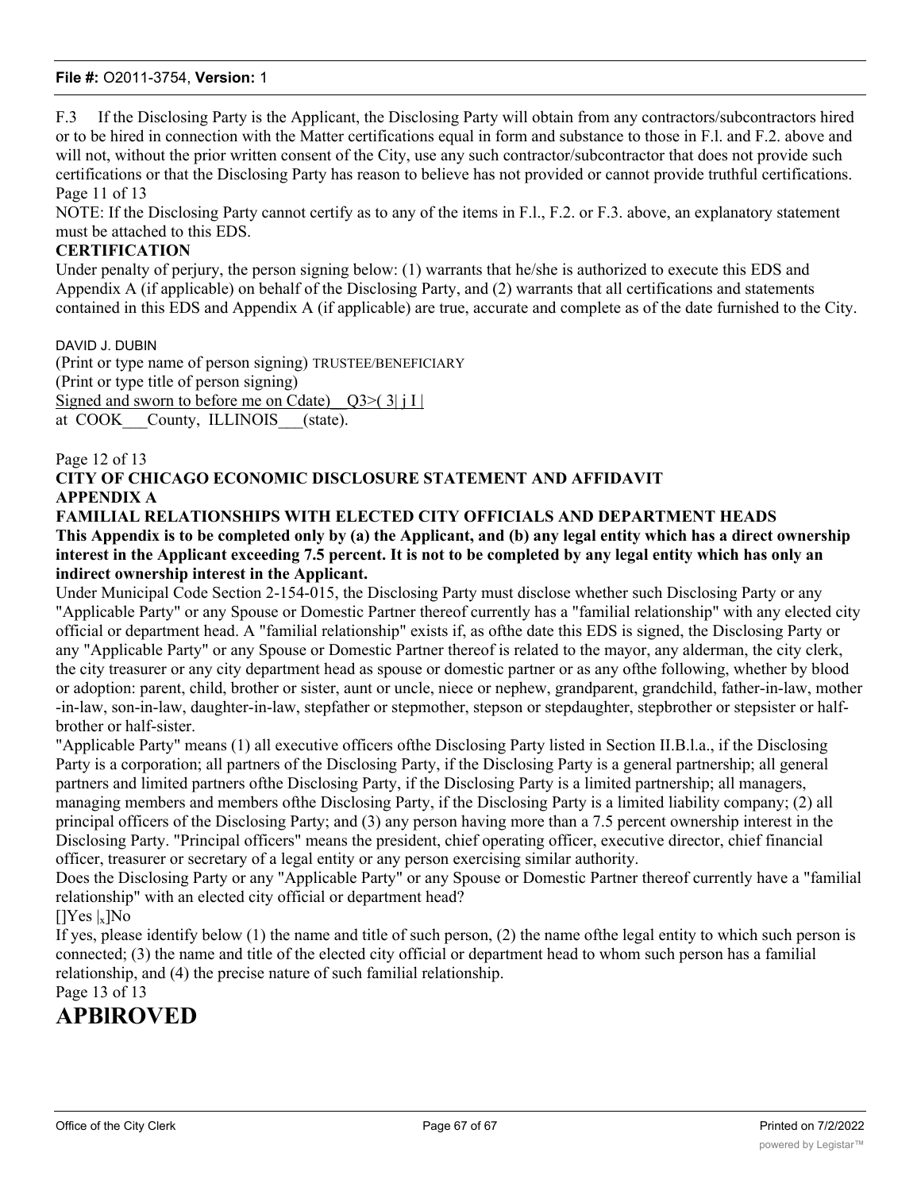F.3 If the Disclosing Party is the Applicant, the Disclosing Party will obtain from any contractors/subcontractors hired or to be hired in connection with the Matter certifications equal in form and substance to those in F.l. and F.2. above and will not, without the prior written consent of the City, use any such contractor/subcontractor that does not provide such certifications or that the Disclosing Party has reason to believe has not provided or cannot provide truthful certifications.

Page 11 of 13

NOTE: If the Disclosing Party cannot certify as to any of the items in F.l., F.2. or F.3. above, an explanatory statement must be attached to this EDS.

**CERTIFICATION**

Under penalty of perjury, the person signing below: (1) warrants that he/she is authorized to execute this EDS and Appendix A (if applicable) on behalf of the Disclosing Party, and (2) warrants that all certifications and statements contained in this EDS and Appendix A (if applicable) are true, accurate and complete as of the date furnished to the City.

DAVID J. DUBIN

(Print or type name of person signing) TRUSTEE/BENEFICIARY

(Print or type title of person signing)

Signed and sworn to before me on Cdate) Q3>( 3| j I |

at COOK___County, ILLINOIS___(state).

Page 12 of 13

**CITY OF CHICAGO ECONOMIC DISCLOSURE STATEMENT AND AFFIDAVIT**
**APPENDIX A**

**FAMILIAL RELATIONSHIPS WITH ELECTED CITY OFFICIALS AND DEPARTMENT HEADS**

**This Appendix is to be completed only by (a) the Applicant, and (b) any legal entity which has a direct ownership interest in the Applicant exceeding 7.5 percent. It is not to be completed by any legal entity which has only an indirect ownership interest in the Applicant.**

Under Municipal Code Section 2-154-015, the Disclosing Party must disclose whether such Disclosing Party or any "Applicable Party" or any Spouse or Domestic Partner thereof currently has a "familial relationship" with any elected city official or department head. A "familial relationship" exists if, as ofthe date this EDS is signed, the Disclosing Party or any "Applicable Party" or any Spouse or Domestic Partner thereof is related to the mayor, any alderman, the city clerk, the city treasurer or any city department head as spouse or domestic partner or as any ofthe following, whether by blood or adoption: parent, child, brother or sister, aunt or uncle, niece or nephew, grandparent, grandchild, father-in-law, mother -in-law, son-in-law, daughter-in-law, stepfather or stepmother, stepson or stepdaughter, stepbrother or stepsister or half-brother or half-sister.

"Applicable Party" means (1) all executive officers ofthe Disclosing Party listed in Section II.B.l.a., if the Disclosing Party is a corporation; all partners of the Disclosing Party, if the Disclosing Party is a general partnership; all general partners and limited partners ofthe Disclosing Party, if the Disclosing Party is a limited partnership; all managers, managing members and members ofthe Disclosing Party, if the Disclosing Party is a limited liability company; (2) all principal officers of the Disclosing Party; and (3) any person having more than a 7.5 percent ownership interest in the Disclosing Party. "Principal officers" means the president, chief operating officer, executive director, chief financial officer, treasurer or secretary of a legal entity or any person exercising similar authority.

Does the Disclosing Party or any "Applicable Party" or any Spouse or Domestic Partner thereof currently have a "familial relationship" with an elected city official or department head?

[]Yes |x]No

If yes, please identify below (1) the name and title of such person, (2) the name ofthe legal entity to which such person is connected; (3) the name and title of the elected city official or department head to whom such person has a familial relationship, and (4) the precise nature of such familial relationship.

Page 13 of 13

# APBlROVED